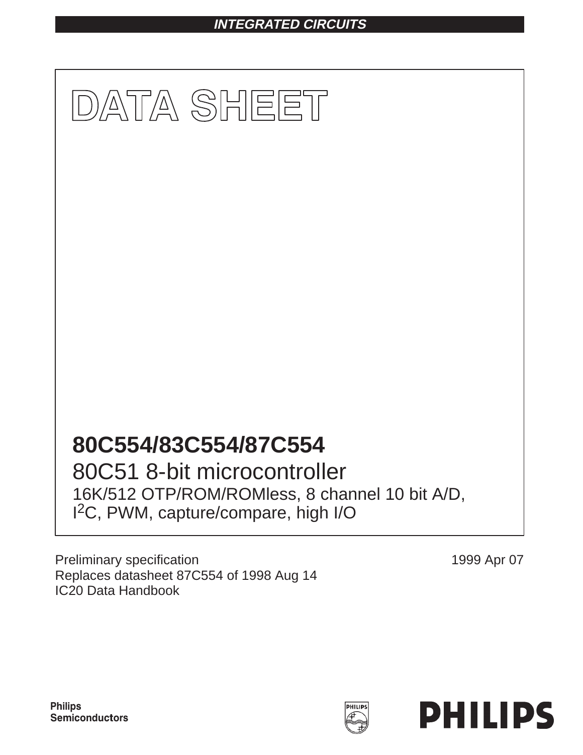**INTEGRATED CIRCUITS**

# DATA SHEET

## 80C554/83C554/87C554

### 80C51 8-bit microcontroller

16K/512 OTP/ROM/ROMless, 8 channel 10 bit A/D, I$^2$C, PWM, capture/compare, high I/O

Preliminary specification
Replaces datasheet 87C554 of 1998 Aug 14
IC20 Data Handbook

1999 Apr 07

**Philips Semiconductors**

**PHILIPS**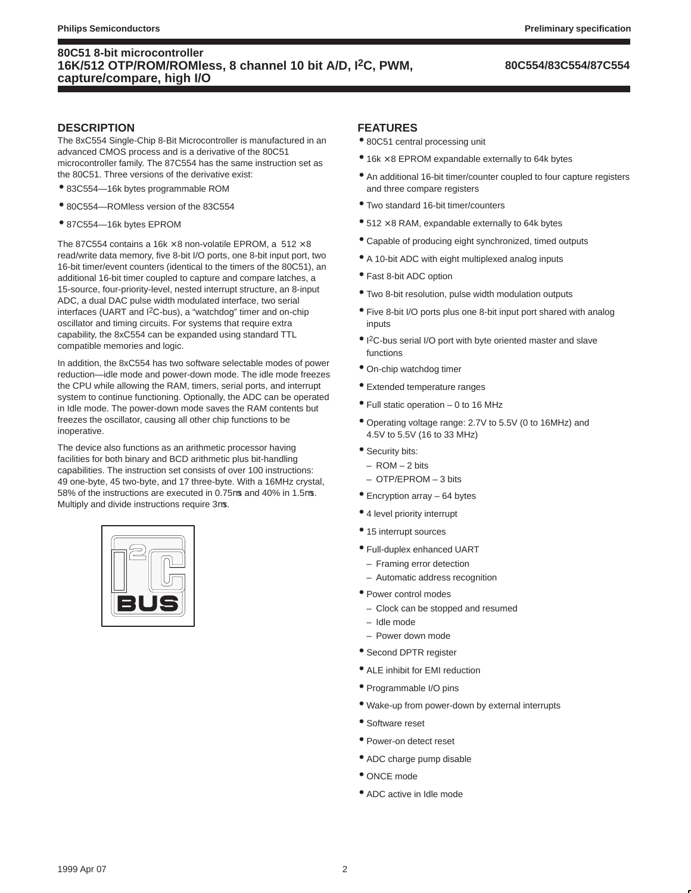## DESCRIPTION

The 8xC554 Single-Chip 8-Bit Microcontroller is manufactured in an advanced CMOS process and is a derivative of the 80C51 microcontroller family. The 87C554 has the same instruction set as the 80C51. Three versions of the derivative exist:

- 83C554—16k bytes programmable ROM
- 80C554—ROMless version of the 83C554
- 87C554—16k bytes EPROM

The 87C554 contains a 16k × 8 non-volatile EPROM, a 512 × 8 read/write data memory, five 8-bit I/O ports, one 8-bit input port, two 16-bit timer/event counters (identical to the timers of the 80C51), an additional 16-bit timer coupled to capture and compare latches, a 15-source, four-priority-level, nested interrupt structure, an 8-input ADC, a dual DAC pulse width modulated interface, two serial interfaces (UART and I²C-bus), a "watchdog" timer and on-chip oscillator and timing circuits. For systems that require extra capability, the 8xC554 can be expanded using standard TTL compatible memories and logic.

In addition, the 8xC554 has two software selectable modes of power reduction—idle mode and power-down mode. The idle mode freezes the CPU while allowing the RAM, timers, serial ports, and interrupt system to continue functioning. Optionally, the ADC can be operated in Idle mode. The power-down mode saves the RAM contents but freezes the oscillator, causing all other chip functions to be inoperative.

The device also functions as an arithmetic processor having facilities for both binary and BCD arithmetic plus bit-handling capabilities. The instruction set consists of over 100 instructions: 49 one-byte, 45 two-byte, and 17 three-byte. With a 16MHz crystal, 58% of the instructions are executed in 0.75μs and 40% in 1.5μs. Multiply and divide instructions require 3μs.

## FEATURES

- 80C51 central processing unit
- 16k × 8 EPROM expandable externally to 64k bytes
- An additional 16-bit timer/counter coupled to four capture registers and three compare registers
- Two standard 16-bit timer/counters
- 512 × 8 RAM, expandable externally to 64k bytes
- Capable of producing eight synchronized, timed outputs
- A 10-bit ADC with eight multiplexed analog inputs
- Fast 8-bit ADC option
- Two 8-bit resolution, pulse width modulation outputs
- Five 8-bit I/O ports plus one 8-bit input port shared with analog inputs
- I²C-bus serial I/O port with byte oriented master and slave functions
- On-chip watchdog timer
- Extended temperature ranges
- Full static operation – 0 to 16 MHz
- Operating voltage range: 2.7V to 5.5V (0 to 16MHz) and 4.5V to 5.5V (16 to 33 MHz)
- Security bits:
  - ROM – 2 bits
  - OTP/EPROM – 3 bits
- Encryption array – 64 bytes
- 4 level priority interrupt
- 15 interrupt sources
- Full-duplex enhanced UART
  - Framing error detection
  - Automatic address recognition
- Power control modes
  - Clock can be stopped and resumed
  - Idle mode
  - Power down mode
- Second DPTR register
- ALE inhibit for EMI reduction
- Programmable I/O pins
- Wake-up from power-down by external interrupts
- Software reset
- Power-on detect reset
- ADC charge pump disable
- ONCE mode
- ADC active in Idle mode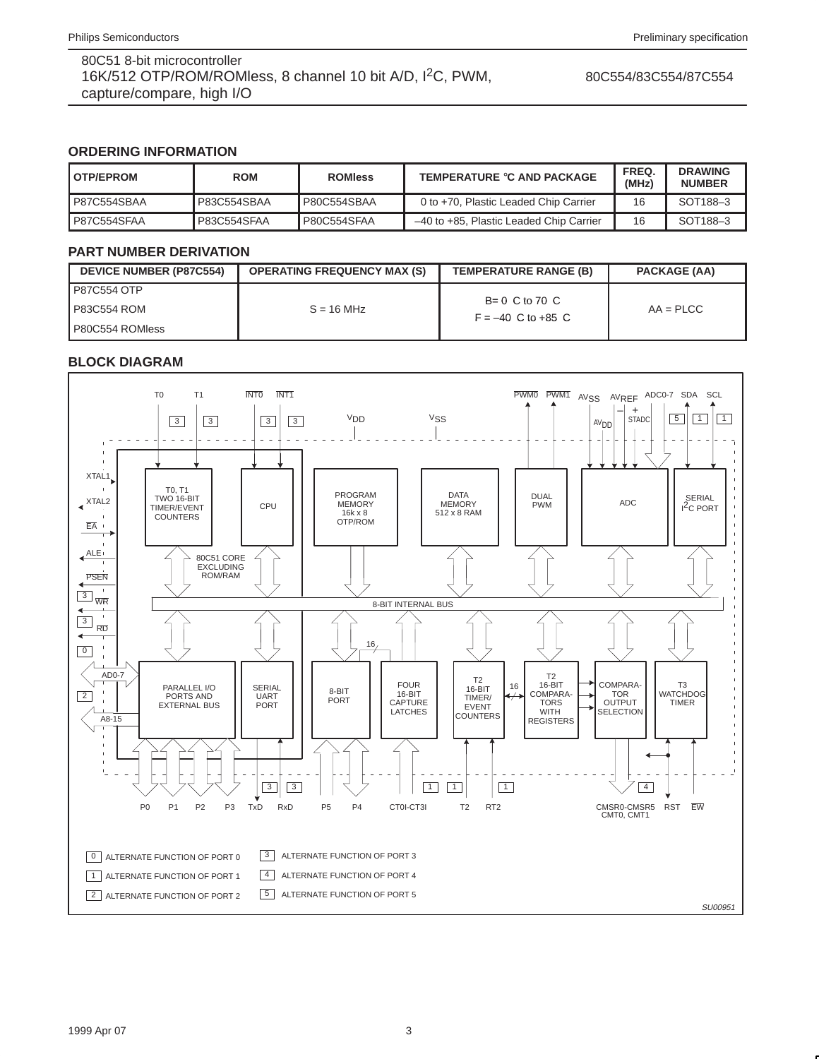## ORDERING INFORMATION

| OTP/EPROM | ROM | ROMless | TEMPERATURE °C AND PACKAGE | FREQ. (MHz) | DRAWING NUMBER |
|---|---|---|---|---|---|
| P87C554SBAA | P83C554SBAA | P80C554SBAA | 0 to +70, Plastic Leaded Chip Carrier | 16 | SOT188–3 |
| P87C554SFAA | P83C554SFAA | P80C554SFAA | –40 to +85, Plastic Leaded Chip Carrier | 16 | SOT188–3 |

## PART NUMBER DERIVATION

| DEVICE NUMBER (P87C554) | OPERATING FREQUENCY MAX (S) | TEMPERATURE RANGE (B) | PACKAGE (AA) |
|---|---|---|---|
| P87C554 OTP<br>P83C554 ROM<br>P80C554 ROMless | S = 16 MHz | B= 0 C to 70 C<br>F = –40 C to +85 C | AA = PLCC |

## BLOCK DIAGRAM

0 ALTERNATE FUNCTION OF PORT 0
1 ALTERNATE FUNCTION OF PORT 1
2 ALTERNATE FUNCTION OF PORT 2
3 ALTERNATE FUNCTION OF PORT 3
4 ALTERNATE FUNCTION OF PORT 4
5 ALTERNATE FUNCTION OF PORT 5

SU00951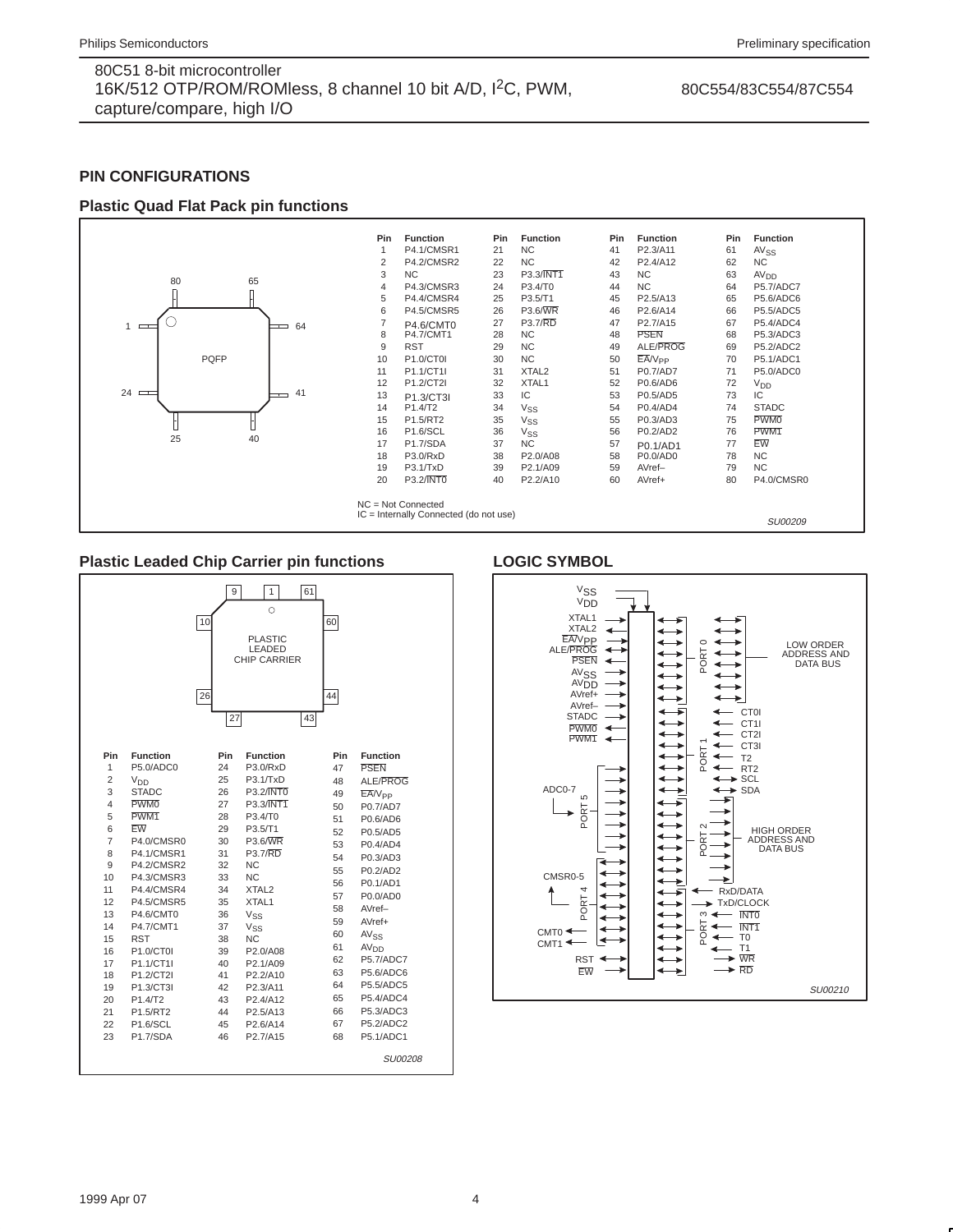## PIN CONFIGURATIONS

### Plastic Quad Flat Pack pin functions

| Pin | Function | Pin | Function | Pin | Function | Pin | Function |
|---|---|---|---|---|---|---|---|
| 1 | P4.1/CMSR1 | 21 | NC | 41 | P2.3/A11 | 61 | $AV_{SS}$ |
| 2 | P4.2/CMSR2 | 22 | NC | 42 | P2.4/A12 | 62 | NC |
| 3 | NC | 23 | P3.3/$\overline{INT1}$ | 43 | NC | 63 | $AV_{DD}$ |
| 4 | P4.3/CMSR3 | 24 | P3.4/T0 | 44 | NC | 64 | P5.7/ADC7 |
| 5 | P4.4/CMSR4 | 25 | P3.5/T1 | 45 | P2.5/A13 | 65 | P5.6/ADC6 |
| 6 | P4.5/CMSR5 | 26 | P3.6/$\overline{WR}$ | 46 | P2.6/A14 | 66 | P5.5/ADC5 |
| 7 | P4.6/CMT0 | 27 | P3.7/$\overline{RD}$ | 47 | P2.7/A15 | 67 | P5.4/ADC4 |
| 8 | P4.7/CMT1 | 28 | NC | 48 | $\overline{PSEN}$ | 68 | P5.3/ADC3 |
| 9 | RST | 29 | NC | 49 | ALE/$\overline{PROG}$ | 69 | P5.2/ADC2 |
| 10 | P1.0/CT0I | 30 | NC | 50 | $\overline{EA}/V_{PP}$ | 70 | P5.1/ADC1 |
| 11 | P1.1/CT1I | 31 | XTAL2 | 51 | P0.7/AD7 | 71 | P5.0/ADC0 |
| 12 | P1.2/CT2I | 32 | XTAL1 | 52 | P0.6/AD6 | 72 | $V_{DD}$ |
| 13 | P1.3/CT3I | 33 | IC | 53 | P0.5/AD5 | 73 | IC |
| 14 | P1.4/T2 | 34 | $V_{SS}$ | 54 | P0.4/AD4 | 74 | STADC |
| 15 | P1.5/RT2 | 35 | $V_{SS}$ | 55 | P0.3/AD3 | 75 | $\overline{PWM0}$ |
| 16 | P1.6/SCL | 36 | $V_{SS}$ | 56 | P0.2/AD2 | 76 | $\overline{PWM1}$ |
| 17 | P1.7/SDA | 37 | NC | 57 | P0.1/AD1 | 77 | $\overline{EW}$ |
| 18 | P3.0/RxD | 38 | P2.0/A08 | 58 | P0.0/AD0 | 78 | NC |
| 19 | P3.1/TxD | 39 | P2.1/A09 | 59 | AVref– | 79 | NC |
| 20 | P3.2/$\overline{INT0}$ | 40 | P2.2/A10 | 60 | AVref+ | 80 | P4.0/CMSR0 |

NC = Not Connected
IC = Internally Connected (do not use)

SU00209

### Plastic Leaded Chip Carrier pin functions

| Pin | Function | Pin | Function | Pin | Function |
|---|---|---|---|---|---|
| 1 | P5.0/ADC0 | 24 | P3.0/RxD | 47 | $\overline{PSEN}$ |
| 2 | $V_{DD}$ | 25 | P3.1/TxD | 48 | ALE/$\overline{PROG}$ |
| 3 | STADC | 26 | P3.2/$\overline{INT0}$ | 49 | $\overline{EA}/V_{PP}$ |
| 4 | $\overline{PWM0}$ | 27 | P3.3/$\overline{INT1}$ | 50 | P0.7/AD7 |
| 5 | $\overline{PWM1}$ | 28 | P3.4/T0 | 51 | P0.6/AD6 |
| 6 | $\overline{EW}$ | 29 | P3.5/T1 | 52 | P0.5/AD5 |
| 7 | P4.0/CMSR0 | 30 | P3.6/$\overline{WR}$ | 53 | P0.4/AD4 |
| 8 | P4.1/CMSR1 | 31 | P3.7/$\overline{RD}$ | 54 | P0.3/AD3 |
| 9 | P4.2/CMSR2 | 32 | NC | 55 | P0.2/AD2 |
| 10 | P4.3/CMSR3 | 33 | NC | 56 | P0.1/AD1 |
| 11 | P4.4/CMSR4 | 34 | XTAL2 | 57 | P0.0/AD0 |
| 12 | P4.5/CMSR5 | 35 | XTAL1 | 58 | AVref– |
| 13 | P4.6/CMT0 | 36 | $V_{SS}$ | 59 | AVref+ |
| 14 | P4.7/CMT1 | 37 | $V_{SS}$ | 60 | $AV_{SS}$ |
| 15 | RST | 38 | NC | 61 | $AV_{DD}$ |
| 16 | P1.0/CT0I | 39 | P2.0/A08 | 62 | P5.7/ADC7 |
| 17 | P1.1/CT1I | 40 | P2.1/A09 | 63 | P5.6/ADC6 |
| 18 | P1.2/CT2I | 41 | P2.2/A10 | 64 | P5.5/ADC5 |
| 19 | P1.3/CT3I | 42 | P2.3/A11 | 65 | P5.4/ADC4 |
| 20 | P1.4/T2 | 43 | P2.4/A12 | 66 | P5.3/ADC3 |
| 21 | P1.5/RT2 | 44 | P2.5/A13 | 67 | P5.2/ADC2 |
| 22 | P1.6/SCL | 45 | P2.6/A14 | 68 | P5.1/ADC1 |
| 23 | P1.7/SDA | 46 | P2.7/A15 | | |

SU00208

### LOGIC SYMBOL

SU00210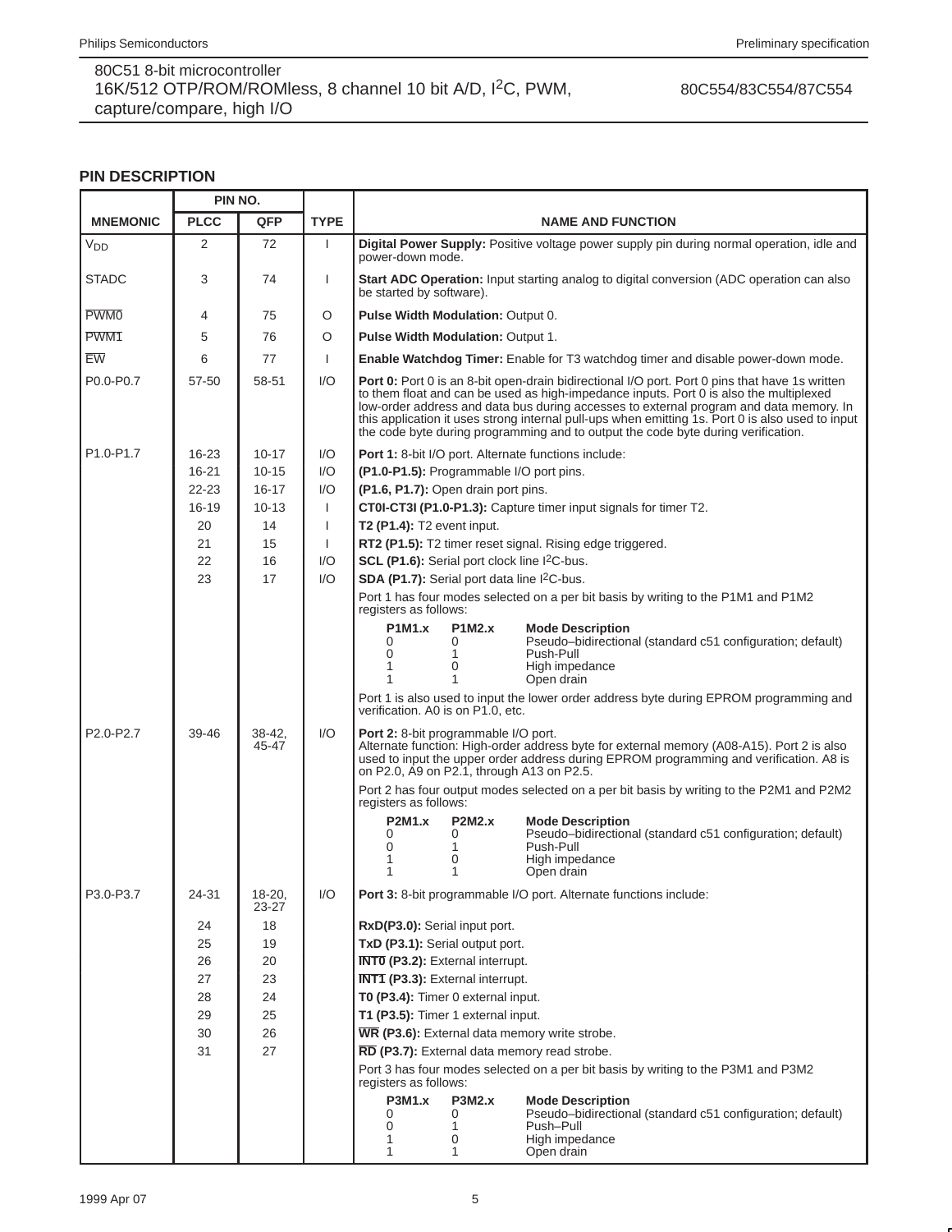## PIN DESCRIPTION

| MNEMONIC | PIN NO. PLCC | PIN NO. QFP | TYPE | NAME AND FUNCTION |
|---|---|---|---|---|
| $V_{DD}$ | 2 | 72 | I | **Digital Power Supply:** Positive voltage power supply pin during normal operation, idle and power-down mode. |
| STADC | 3 | 74 | I | **Start ADC Operation:** Input starting analog to digital conversion (ADC operation can also be started by software). |
| $\overline{PWM0}$ | 4 | 75 | O | **Pulse Width Modulation:** Output 0. |
| $\overline{PWM1}$ | 5 | 76 | O | **Pulse Width Modulation:** Output 1. |
| $\overline{EW}$ | 6 | 77 | I | **Enable Watchdog Timer:** Enable for T3 watchdog timer and disable power-down mode. |
| P0.0-P0.7 | 57-50 | 58-51 | I/O | **Port 0:** Port 0 is an 8-bit open-drain bidirectional I/O port. Port 0 pins that have 1s written to them float and can be used as high-impedance inputs. Port 0 is also the multiplexed low-order address and data bus during accesses to external program and data memory. In this application it uses strong internal pull-ups when emitting 1s. Port 0 is also used to input the code byte during programming and to output the code byte during verification. |
| P1.0-P1.7 | 16-23 | 10-17 | I/O | **Port 1:** 8-bit I/O port. Alternate functions include: |
| | 16-21 | 10-15 | I/O | **(P1.0-P1.5):** Programmable I/O port pins. |
| | 22-23 | 16-17 | I/O | **(P1.6, P1.7):** Open drain port pins. |
| | 16-19 | 10-13 | I | **CT0I-CT3I (P1.0-P1.3):** Capture timer input signals for timer T2. |
| | 20 | 14 | I | **T2 (P1.4):** T2 event input. |
| | 21 | 15 | I | **RT2 (P1.5):** T2 timer reset signal. Rising edge triggered. |
| | 22 | 16 | I/O | **SCL (P1.6):** Serial port clock line $I^2C$-bus. |
| | 23 | 17 | I/O | **SDA (P1.7):** Serial port data line $I^2C$-bus. |
| | | | | Port 1 has four modes selected on a per bit basis by writing to the P1M1 and P1M2 registers as follows:<br>**P1M1.x / P1M2.x / Mode Description**<br>0 / 0 / Pseudo–bidirectional (standard c51 configuration; default)<br>0 / 1 / Push-Pull<br>1 / 0 / High impedance<br>1 / 1 / Open drain |
| | | | | Port 1 is also used to input the lower order address byte during EPROM programming and verification. A0 is on P1.0, etc. |
| P2.0-P2.7 | 39-46 | 38-42, 45-47 | I/O | **Port 2:** 8-bit programmable I/O port.<br>Alternate function: High-order address byte for external memory (A08-A15). Port 2 is also used to input the upper order address during EPROM programming and verification. A8 is on P2.0, A9 on P2.1, through A13 on P2.5. |
| | | | | Port 2 has four output modes selected on a per bit basis by writing to the P2M1 and P2M2 registers as follows:<br>**P2M1.x / P2M2.x / Mode Description**<br>0 / 0 / Pseudo–bidirectional (standard c51 configuration; default)<br>0 / 1 / Push-Pull<br>1 / 0 / High impedance<br>1 / 1 / Open drain |
| P3.0-P3.7 | 24-31 | 18-20, 23-27 | I/O | **Port 3:** 8-bit programmable I/O port. Alternate functions include: |
| | 24 | 18 | | **RxD(P3.0):** Serial input port. |
| | 25 | 19 | | **TxD (P3.1):** Serial output port. |
| | 26 | 20 | | **$\overline{INT0}$ (P3.2):** External interrupt. |
| | 27 | 23 | | **$\overline{INT1}$ (P3.3):** External interrupt. |
| | 28 | 24 | | **T0 (P3.4):** Timer 0 external input. |
| | 29 | 25 | | **T1 (P3.5):** Timer 1 external input. |
| | 30 | 26 | | **$\overline{WR}$ (P3.6):** External data memory write strobe. |
| | 31 | 27 | | **$\overline{RD}$ (P3.7):** External data memory read strobe. |
| | | | | Port 3 has four modes selected on a per bit basis by writing to the P3M1 and P3M2 registers as follows:<br>**P3M1.x / P3M2.x / Mode Description**<br>0 / 0 / Pseudo–bidirectional (standard c51 configuration; default)<br>0 / 1 / Push–Pull<br>1 / 0 / High impedance<br>1 / 1 / Open drain |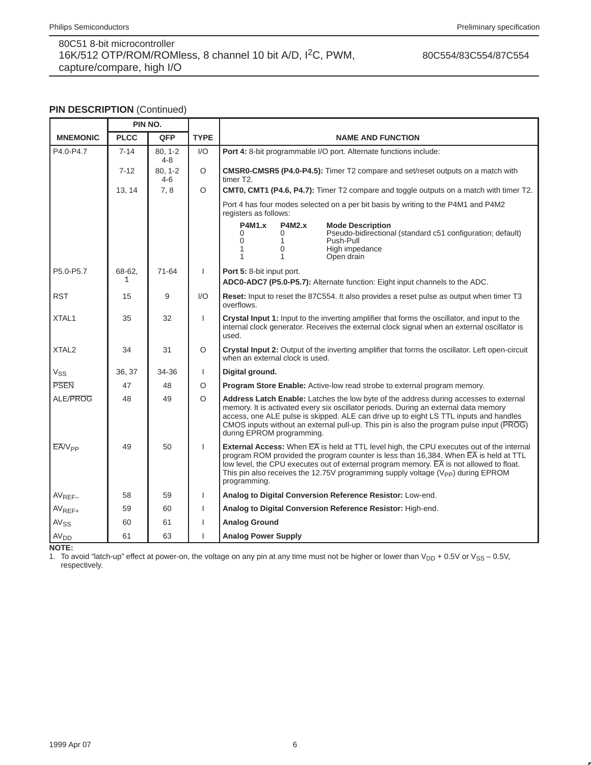## PIN DESCRIPTION (Continued)

| MNEMONIC | PIN NO. PLCC | PIN NO. QFP | TYPE | NAME AND FUNCTION |
|---|---|---|---|---|
| P4.0-P4.7 | 7-14 | 80, 1-2 4-8 | I/O | **Port 4:** 8-bit programmable I/O port. Alternate functions include: |
| | 7-12 | 80, 1-2 4-6 | O | **CMSR0-CMSR5 (P4.0-P4.5):** Timer T2 compare and set/reset outputs on a match with timer T2. |
| | 13, 14 | 7, 8 | O | **CMT0, CMT1 (P4.6, P4.7):** Timer T2 compare and toggle outputs on a match with timer T2. |
| | | | | Port 4 has four modes selected on a per bit basis by writing to the P4M1 and P4M2 registers as follows:<br>**P4M1.x** / **P4M2.x** / **Mode Description**<br>0 / 0 / Pseudo-bidirectional (standard c51 configuration; default)<br>0 / 1 / Push-Pull<br>1 / 0 / High impedance<br>1 / 1 / Open drain |
| P5.0-P5.7 | 68-62, 1 | 71-64 | I | **Port 5:** 8-bit input port.<br>**ADC0-ADC7 (P5.0-P5.7):** Alternate function: Eight input channels to the ADC. |
| RST | 15 | 9 | I/O | **Reset:** Input to reset the 87C554. It also provides a reset pulse as output when timer T3 overflows. |
| XTAL1 | 35 | 32 | I | **Crystal Input 1:** Input to the inverting amplifier that forms the oscillator, and input to the internal clock generator. Receives the external clock signal when an external oscillator is used. |
| XTAL2 | 34 | 31 | O | **Crystal Input 2:** Output of the inverting amplifier that forms the oscillator. Left open-circuit when an external clock is used. |
| $V_{SS}$ | 36, 37 | 34-36 | I | **Digital ground.** |
| $\overline{PSEN}$ | 47 | 48 | O | **Program Store Enable:** Active-low read strobe to external program memory. |
| ALE/$\overline{PROG}$ | 48 | 49 | O | **Address Latch Enable:** Latches the low byte of the address during accesses to external memory. It is activated every six oscillator periods. During an external data memory access, one ALE pulse is skipped. ALE can drive up to eight LS TTL inputs and handles CMOS inputs without an external pull-up. This pin is also the program pulse input ($\overline{PROG}$) during EPROM programming. |
| $\overline{EA}/V_{PP}$ | 49 | 50 | I | **External Access:** When $\overline{EA}$ is held at TTL level high, the CPU executes out of the internal program ROM provided the program counter is less than 16,384. When $\overline{EA}$ is held at TTL low level, the CPU executes out of external program memory. $\overline{EA}$ is not allowed to float. This pin also receives the 12.75V programming supply voltage ($V_{PP}$) during EPROM programming. |
| $AV_{REF-}$ | 58 | 59 | I | **Analog to Digital Conversion Reference Resistor:** Low-end. |
| $AV_{REF+}$ | 59 | 60 | I | **Analog to Digital Conversion Reference Resistor:** High-end. |
| $AV_{SS}$ | 60 | 61 | I | **Analog Ground** |
| $AV_{DD}$ | 61 | 63 | I | **Analog Power Supply** |

**NOTE:**
1. To avoid "latch-up" effect at power-on, the voltage on any pin at any time must not be higher or lower than $V_{DD}$ + 0.5V or $V_{SS}$ – 0.5V, respectively.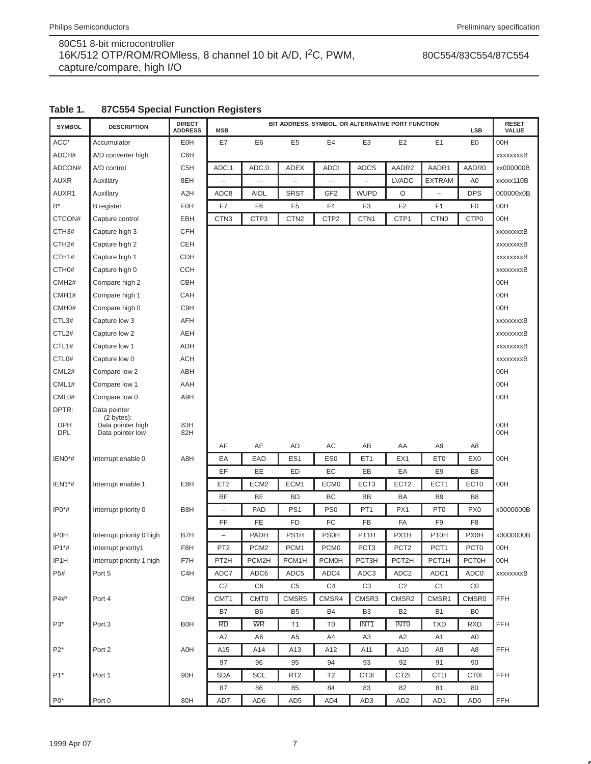80C51 8-bit microcontroller
16K/512 OTP/ROM/ROMless, 8 channel 10 bit A/D, I2C, PWM, capture/compare, high I/O

80C554/83C554/87C554

**Table 1. 87C554 Special Function Registers**

| SYMBOL | DESCRIPTION | DIRECT ADDRESS | MSB | | BIT ADDRESS, SYMBOL, OR ALTERNATIVE PORT FUNCTION | | | | | LSB | RESET VALUE |
|---|---|---|---|---|---|---|---|---|---|---|---|
| ACC* | Accumulator | E0H | E7 | E6 | E5 | E4 | E3 | E2 | E1 | E0 | 00H |
| ADCH# | A/D converter high | C6H | | | | | | | | | xxxxxxxxB |
| ADCON# | A/D control | C5H | ADC.1 | ADC.0 | ADEX | ADCI | ADCS | AADR2 | AADR1 | AADR0 | xx000000B |
| AUXR | Auxillary | 8EH | – | – | – | – | – | LVADC | EXTRAM | A0 | xxxxx110B |
| AUXR1 | Auxillary | A2H | ADC8 | AIDL | SRST | GF2 | WUPD | O | – | DPS | 000000x0B |
| B* | B register | F0H | F7 | F6 | F5 | F4 | F3 | F2 | F1 | F0 | 00H |
| CTCON# | Capture control | EBH | CTN3 | CTP3 | CTN2 | CTP2 | CTN1 | CTP1 | CTN0 | CTP0 | 00H |
| CTH3# | Capture high 3 | CFH | | | | | | | | | xxxxxxxxB |
| CTH2# | Capture high 2 | CEH | | | | | | | | | xxxxxxxxB |
| CTH1# | Capture high 1 | CDH | | | | | | | | | xxxxxxxxB |
| CTH0# | Capture high 0 | CCH | | | | | | | | | xxxxxxxxB |
| CMH2# | Compare high 2 | CBH | | | | | | | | | 00H |
| CMH1# | Compare high 1 | CAH | | | | | | | | | 00H |
| CMH0# | Compare high 0 | C9H | | | | | | | | | 00H |
| CTL3# | Capture low 3 | AFH | | | | | | | | | xxxxxxxxB |
| CTL2# | Capture low 2 | AEH | | | | | | | | | xxxxxxxxB |
| CTL1# | Capture low 1 | ADH | | | | | | | | | xxxxxxxxB |
| CTL0# | Capture low 0 | ACH | | | | | | | | | xxxxxxxxB |
| CML2# | Compare low 2 | ABH | | | | | | | | | 00H |
| CML1# | Compare low 1 | AAH | | | | | | | | | 00H |
| CML0# | Compare low 0 | A9H | | | | | | | | | 00H |
| DPTR: | Data pointer (2 bytes): | | | | | | | | | | |
| DPH | Data pointer high | 83H | | | | | | | | | 00H |
| DPL | Data pointer low | 82H | | | | | | | | | 00H |
| | | | AF | AE | AD | AC | AB | AA | A9 | A8 | |
| IEN0*# | Interrupt enable 0 | A8H | EA | EAD | ES1 | ES0 | ET1 | EX1 | ET0 | EX0 | 00H |
| | | | EF | EE | ED | EC | EB | EA | E9 | E8 | |
| IEN1*# | Interrupt enable 1 | E8H | ET2 | ECM2 | ECM1 | ECM0 | ECT3 | ECT2 | ECT1 | ECT0 | 00H |
| | | | BF | BE | BD | BC | BB | BA | B9 | B8 | |
| IP0*# | Interrupt priority 0 | B8H | – | PAD | PS1 | PS0 | PT1 | PX1 | PT0 | PX0 | x0000000B |
| | | | FF | FE | FD | FC | FB | FA | F9 | F8 | |
| IP0H | Interrupt priority 0 high | B7H | – | PADH | PS1H | PS0H | PT1H | PX1H | PT0H | PX0H | x0000000B |
| IP1*# | Interrupt priority1 | F8H | PT2 | PCM2 | PCM1 | PCM0 | PCT3 | PCT2 | PCT1 | PCT0 | 00H |
| IP1H | Interrupt priority 1 high | F7H | PT2H | PCM2H | PCM1H | PCM0H | PCT3H | PCT2H | PCT1H | PCT0H | 00H |
| P5# | Port 5 | C4H | ADC7 | ADC6 | ADC5 | ADC4 | ADC3 | ADC2 | ADC1 | ADC0 | xxxxxxxxB |
| | | | C7 | C6 | C5 | C4 | C3 | C2 | C1 | C0 | |
| P4#* | Port 4 | C0H | CMT1 | CMT0 | CMSR5 | CMSR4 | CMSR3 | CMSR2 | CMSR1 | CMSR0 | FFH |
| | | | B7 | B6 | B5 | B4 | B3 | B2 | B1 | B0 | |
| P3* | Port 3 | B0H | RD | WR | T1 | T0 | INT1 | INT0 | TXD | RXD | FFH |
| | | | A7 | A6 | A5 | A4 | A3 | A2 | A1 | A0 | |
| P2* | Port 2 | A0H | A15 | A14 | A13 | A12 | A11 | A10 | A9 | A8 | FFH |
| | | | 97 | 96 | 95 | 94 | 93 | 92 | 91 | 90 | |
| P1* | Port 1 | 90H | SDA | SCL | RT2 | T2 | CT3I | CT2I | CT1I | CT0I | FFH |
| | | | 87 | 86 | 85 | 84 | 83 | 82 | 81 | 80 | |
| P0* | Port 0 | 80H | AD7 | AD6 | AD5 | AD4 | AD3 | AD2 | AD1 | AD0 | FFH |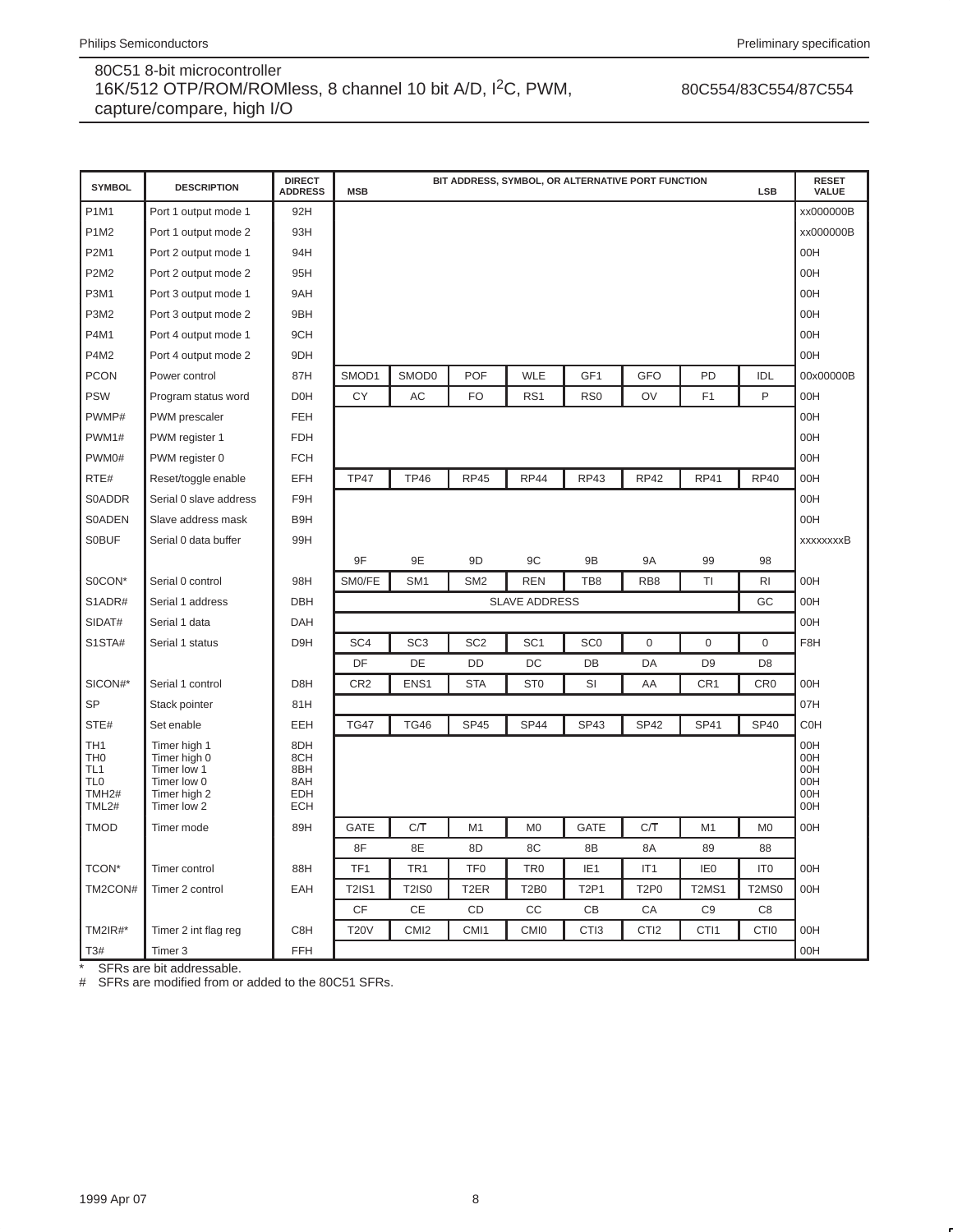| SYMBOL | DESCRIPTION | DIRECT ADDRESS | MSB | | | | | | | LSB | RESET VALUE |
|---|---|---|---|---|---|---|---|---|---|---|---|
| | | | BIT ADDRESS, SYMBOL, OR ALTERNATIVE PORT FUNCTION | | | | | | | | |
| P1M1 | Port 1 output mode 1 | 92H | | | | | | | | | xx000000B |
| P1M2 | Port 1 output mode 2 | 93H | | | | | | | | | xx000000B |
| P2M1 | Port 2 output mode 1 | 94H | | | | | | | | | 00H |
| P2M2 | Port 2 output mode 2 | 95H | | | | | | | | | 00H |
| P3M1 | Port 3 output mode 1 | 9AH | | | | | | | | | 00H |
| P3M2 | Port 3 output mode 2 | 9BH | | | | | | | | | 00H |
| P4M1 | Port 4 output mode 1 | 9CH | | | | | | | | | 00H |
| P4M2 | Port 4 output mode 2 | 9DH | | | | | | | | | 00H |
| PCON | Power control | 87H | SMOD1 | SMOD0 | POF | WLE | GF1 | GFO | PD | IDL | 00x00000B |
| PSW | Program status word | D0H | CY | AC | FO | RS1 | RS0 | OV | F1 | P | 00H |
| PWMP# | PWM prescaler | FEH | | | | | | | | | 00H |
| PWM1# | PWM register 1 | FDH | | | | | | | | | 00H |
| PWM0# | PWM register 0 | FCH | | | | | | | | | 00H |
| RTE# | Reset/toggle enable | EFH | TP47 | TP46 | RP45 | RP44 | RP43 | RP42 | RP41 | RP40 | 00H |
| S0ADDR | Serial 0 slave address | F9H | | | | | | | | | 00H |
| S0ADEN | Slave address mask | B9H | | | | | | | | | 00H |
| S0BUF | Serial 0 data buffer | 99H | | | | | | | | | xxxxxxxxB |
| | | | 9F | 9E | 9D | 9C | 9B | 9A | 99 | 98 | |
| S0CON* | Serial 0 control | 98H | SM0/FE | SM1 | SM2 | REN | TB8 | RB8 | TI | RI | 00H |
| S1ADR# | Serial 1 address | DBH | SLAVE ADDRESS | | | | | | | GC | 00H |
| SIDAT# | Serial 1 data | DAH | | | | | | | | | 00H |
| S1STA# | Serial 1 status | D9H | SC4 | SC3 | SC2 | SC1 | SC0 | 0 | 0 | 0 | F8H |
| | | | DF | DE | DD | DC | DB | DA | D9 | D8 | |
| SICON#* | Serial 1 control | D8H | CR2 | ENS1 | STA | ST0 | SI | AA | CR1 | CR0 | 00H |
| SP | Stack pointer | 81H | | | | | | | | | 07H |
| STE# | Set enable | EEH | TG47 | TG46 | SP45 | SP44 | SP43 | SP42 | SP41 | SP40 | C0H |
| TH1<br>TH0<br>TL1<br>TL0<br>TMH2#<br>TML2# | Timer high 1<br>Timer high 0<br>Timer low 1<br>Timer low 0<br>Timer high 2<br>Timer low 2 | 8DH<br>8CH<br>8BH<br>8AH<br>EDH<br>ECH | | | | | | | | | 00H<br>00H<br>00H<br>00H<br>00H<br>00H |
| TMOD | Timer mode | 89H | GATE | C/T | M1 | M0 | GATE | C/T | M1 | M0 | 00H |
| | | | 8F | 8E | 8D | 8C | 8B | 8A | 89 | 88 | |
| TCON* | Timer control | 88H | TF1 | TR1 | TF0 | TR0 | IE1 | IT1 | IE0 | IT0 | 00H |
| TM2CON# | Timer 2 control | EAH | T2IS1 | T2IS0 | T2ER | T2B0 | T2P1 | T2P0 | T2MS1 | T2MS0 | 00H |
| | | | CF | CE | CD | CC | CB | CA | C9 | C8 | |
| TM2IR#* | Timer 2 int flag reg | C8H | T20V | CMI2 | CMI1 | CMI0 | CTI3 | CTI2 | CTI1 | CTI0 | 00H |
| T3# | Timer 3 | FFH | | | | | | | | | 00H |

\* SFRs are bit addressable.
\# SFRs are modified from or added to the 80C51 SFRs.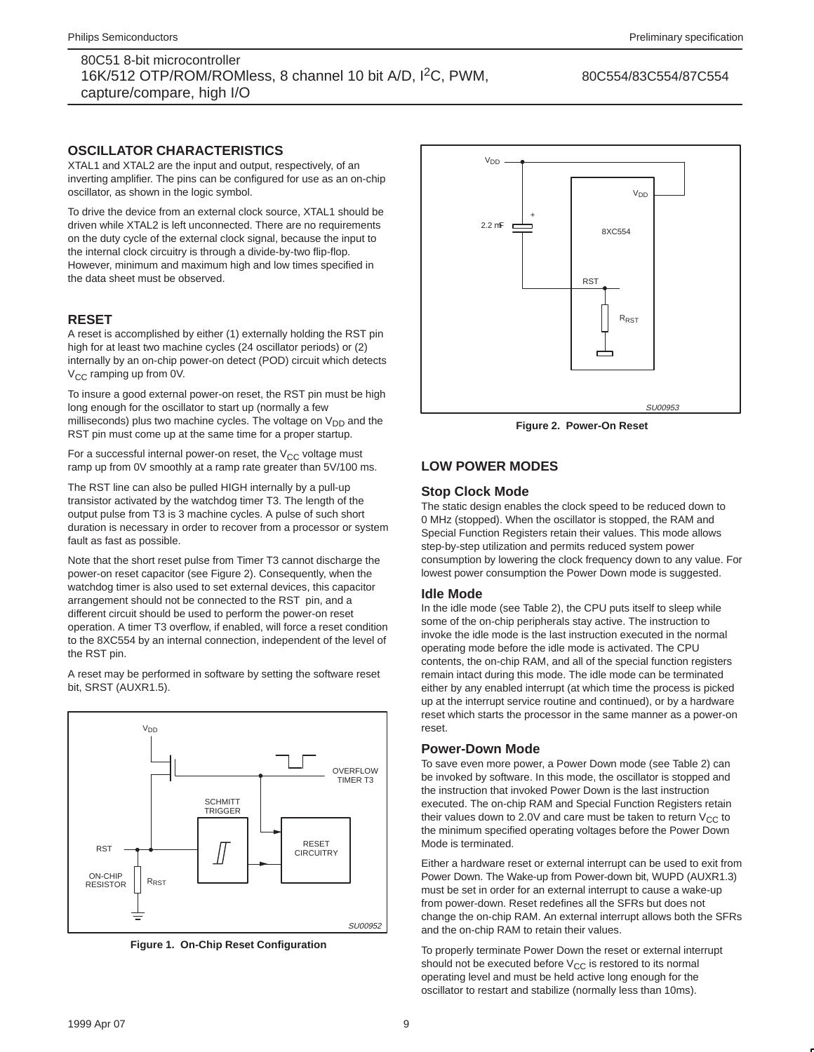## OSCILLATOR CHARACTERISTICS

XTAL1 and XTAL2 are the input and output, respectively, of an inverting amplifier. The pins can be configured for use as an on-chip oscillator, as shown in the logic symbol.

To drive the device from an external clock source, XTAL1 should be driven while XTAL2 is left unconnected. There are no requirements on the duty cycle of the external clock signal, because the input to the internal clock circuitry is through a divide-by-two flip-flop. However, minimum and maximum high and low times specified in the data sheet must be observed.

## RESET

A reset is accomplished by either (1) externally holding the RST pin high for at least two machine cycles (24 oscillator periods) or (2) internally by an on-chip power-on detect (POD) circuit which detects $V_{CC}$ ramping up from 0V.

To insure a good external power-on reset, the RST pin must be high long enough for the oscillator to start up (normally a few milliseconds) plus two machine cycles. The voltage on $V_{DD}$ and the RST pin must come up at the same time for a proper startup.

For a successful internal power-on reset, the $V_{CC}$ voltage must ramp up from 0V smoothly at a ramp rate greater than 5V/100 ms.

The RST line can also be pulled HIGH internally by a pull-up transistor activated by the watchdog timer T3. The length of the output pulse from T3 is 3 machine cycles. A pulse of such short duration is necessary in order to recover from a processor or system fault as fast as possible.

Note that the short reset pulse from Timer T3 cannot discharge the power-on reset capacitor (see Figure 2). Consequently, when the watchdog timer is also used to set external devices, this capacitor arrangement should not be connected to the RST pin, and a different circuit should be used to perform the power-on reset operation. A timer T3 overflow, if enabled, will force a reset condition to the 8XC554 by an internal connection, independent of the level of the RST pin.

A reset may be performed in software by setting the software reset bit, SRST (AUXR1.5).

Figure 1. On-Chip Reset Configuration

Figure 2. Power-On Reset

## LOW POWER MODES

### Stop Clock Mode

The static design enables the clock speed to be reduced down to 0 MHz (stopped). When the oscillator is stopped, the RAM and Special Function Registers retain their values. This mode allows step-by-step utilization and permits reduced system power consumption by lowering the clock frequency down to any value. For lowest power consumption the Power Down mode is suggested.

### Idle Mode

In the idle mode (see Table 2), the CPU puts itself to sleep while some of the on-chip peripherals stay active. The instruction to invoke the idle mode is the last instruction executed in the normal operating mode before the idle mode is activated. The CPU contents, the on-chip RAM, and all of the special function registers remain intact during this mode. The idle mode can be terminated either by any enabled interrupt (at which time the process is picked up at the interrupt service routine and continued), or by a hardware reset which starts the processor in the same manner as a power-on reset.

### Power-Down Mode

To save even more power, a Power Down mode (see Table 2) can be invoked by software. In this mode, the oscillator is stopped and the instruction that invoked Power Down is the last instruction executed. The on-chip RAM and Special Function Registers retain their values down to 2.0V and care must be taken to return $V_{CC}$ to the minimum specified operating voltages before the Power Down Mode is terminated.

Either a hardware reset or external interrupt can be used to exit from Power Down. The Wake-up from Power-down bit, WUPD (AUXR1.3) must be set in order for an external interrupt to cause a wake-up from power-down. Reset redefines all the SFRs but does not change the on-chip RAM. An external interrupt allows both the SFRs and the on-chip RAM to retain their values.

To properly terminate Power Down the reset or external interrupt should not be executed before $V_{CC}$ is restored to its normal operating level and must be held active long enough for the oscillator to restart and stabilize (normally less than 10ms).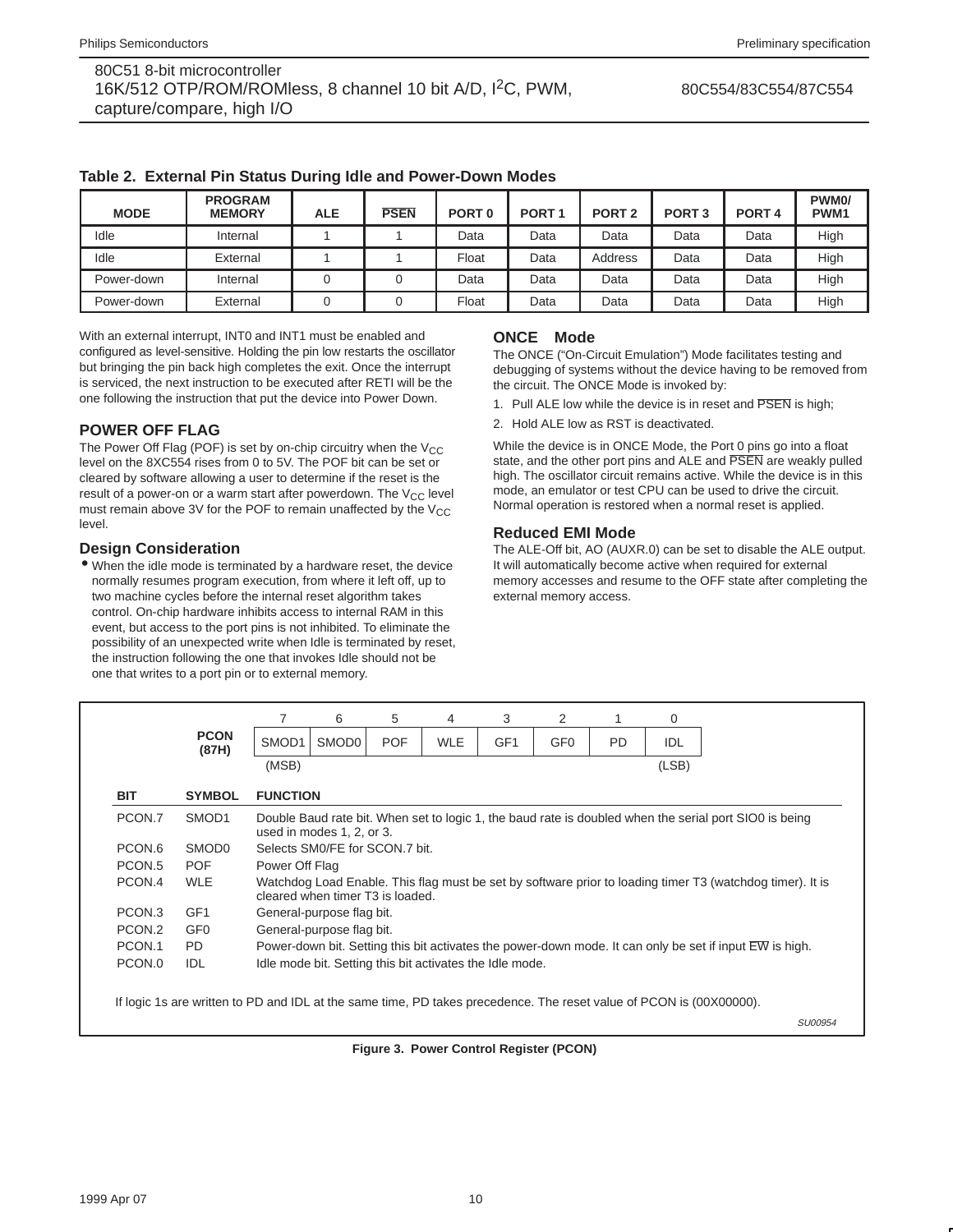**Table 2. External Pin Status During Idle and Power-Down Modes**

| MODE | PROGRAM MEMORY | ALE | PSEN | PORT 0 | PORT 1 | PORT 2 | PORT 3 | PORT 4 | PWM0/ PWM1 |
|---|---|---|---|---|---|---|---|---|---|
| Idle | Internal | 1 | 1 | Data | Data | Data | Data | Data | High |
| Idle | External | 1 | 1 | Float | Data | Address | Data | Data | High |
| Power-down | Internal | 0 | 0 | Data | Data | Data | Data | Data | High |
| Power-down | External | 0 | 0 | Float | Data | Data | Data | Data | High |

With an external interrupt, INT0 and INT1 must be enabled and configured as level-sensitive. Holding the pin low restarts the oscillator but bringing the pin back high completes the exit. Once the interrupt is serviced, the next instruction to be executed after RETI will be the one following the instruction that put the device into Power Down.

## POWER OFF FLAG

The Power Off Flag (POF) is set by on-chip circuitry when the $V_{CC}$ level on the 8XC554 rises from 0 to 5V. The POF bit can be set or cleared by software allowing a user to determine if the reset is the result of a power-on or a warm start after powerdown. The $V_{CC}$ level must remain above 3V for the POF to remain unaffected by the $V_{CC}$ level.

## Design Consideration

- When the idle mode is terminated by a hardware reset, the device normally resumes program execution, from where it left off, up to two machine cycles before the internal reset algorithm takes control. On-chip hardware inhibits access to internal RAM in this event, but access to the port pins is not inhibited. To eliminate the possibility of an unexpected write when Idle is terminated by reset, the instruction following the one that invokes Idle should not be one that writes to a port pin or to external memory.

## ONCE Mode

The ONCE ("On-Circuit Emulation") Mode facilitates testing and debugging of systems without the device having to be removed from the circuit. The ONCE Mode is invoked by:

1. Pull ALE low while the device is in reset and PSEN is high;
2. Hold ALE low as RST is deactivated.

While the device is in ONCE Mode, the Port 0 pins go into a float state, and the other port pins and ALE and PSEN are weakly pulled high. The oscillator circuit remains active. While the device is in this mode, an emulator or test CPU can be used to drive the circuit. Normal operation is restored when a normal reset is applied.

## Reduced EMI Mode

The ALE-Off bit, AO (AUXR.0) can be set to disable the ALE output. It will automatically become active when required for external memory accesses and resume to the OFF state after completing the external memory access.

**PCON (87H)**

| 7 | 6 | 5 | 4 | 3 | 2 | 1 | 0 |
|---|---|---|---|---|---|---|---|
| SMOD1 | SMOD0 | POF | WLE | GF1 | GF0 | PD | IDL |
| (MSB) | | | | | | | (LSB) |

| BIT | SYMBOL | FUNCTION |
|---|---|---|
| PCON.7 | SMOD1 | Double Baud rate bit. When set to logic 1, the baud rate is doubled when the serial port SIO0 is being used in modes 1, 2, or 3. |
| PCON.6 | SMOD0 | Selects SM0/FE for SCON.7 bit. |
| PCON.5 | POF | Power Off Flag |
| PCON.4 | WLE | Watchdog Load Enable. This flag must be set by software prior to loading timer T3 (watchdog timer). It is cleared when timer T3 is loaded. |
| PCON.3 | GF1 | General-purpose flag bit. |
| PCON.2 | GF0 | General-purpose flag bit. |
| PCON.1 | PD | Power-down bit. Setting this bit activates the power-down mode. It can only be set if input EW is high. |
| PCON.0 | IDL | Idle mode bit. Setting this bit activates the Idle mode. |

If logic 1s are written to PD and IDL at the same time, PD takes precedence. The reset value of PCON is (00X00000).

SU00954

**Figure 3. Power Control Register (PCON)**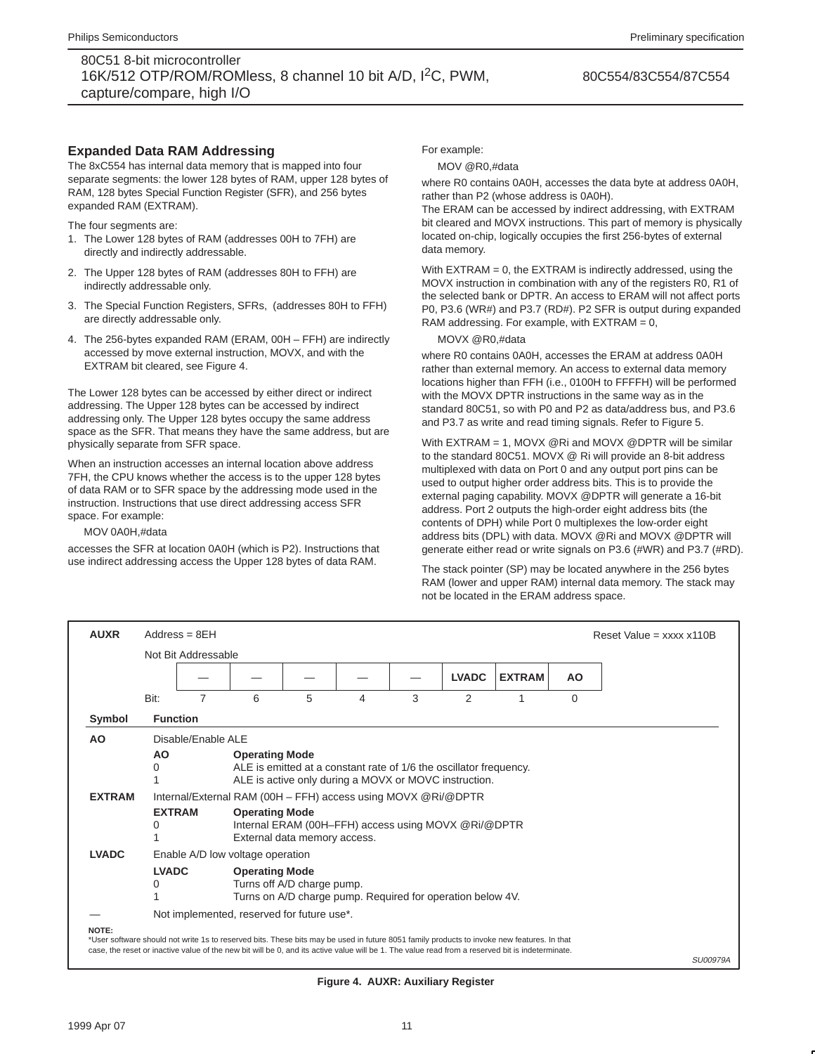## Expanded Data RAM Addressing

The 8xC554 has internal data memory that is mapped into four separate segments: the lower 128 bytes of RAM, upper 128 bytes of RAM, 128 bytes Special Function Register (SFR), and 256 bytes expanded RAM (EXTRAM).

The four segments are:

1. The Lower 128 bytes of RAM (addresses 00H to 7FH) are directly and indirectly addressable.
2. The Upper 128 bytes of RAM (addresses 80H to FFH) are indirectly addressable only.
3. The Special Function Registers, SFRs, (addresses 80H to FFH) are directly addressable only.
4. The 256-bytes expanded RAM (ERAM, 00H – FFH) are indirectly accessed by move external instruction, MOVX, and with the EXTRAM bit cleared, see Figure 4.

The Lower 128 bytes can be accessed by either direct or indirect addressing. The Upper 128 bytes can be accessed by indirect addressing only. The Upper 128 bytes occupy the same address space as the SFR. That means they have the same address, but are physically separate from SFR space.

When an instruction accesses an internal location above address 7FH, the CPU knows whether the access is to the upper 128 bytes of data RAM or to SFR space by the addressing mode used in the instruction. Instructions that use direct addressing access SFR space. For example:

MOV 0A0H,#data

accesses the SFR at location 0A0H (which is P2). Instructions that use indirect addressing access the Upper 128 bytes of data RAM.

For example:

MOV @R0,#data

where R0 contains 0A0H, accesses the data byte at address 0A0H, rather than P2 (whose address is 0A0H).

The ERAM can be accessed by indirect addressing, with EXTRAM bit cleared and MOVX instructions. This part of memory is physically located on-chip, logically occupies the first 256-bytes of external data memory.

With EXTRAM = 0, the EXTRAM is indirectly addressed, using the MOVX instruction in combination with any of the registers R0, R1 of the selected bank or DPTR. An access to ERAM will not affect ports P0, P3.6 (WR#) and P3.7 (RD#). P2 SFR is output during expanded RAM addressing. For example, with EXTRAM = 0,

MOVX @R0,#data

where R0 contains 0A0H, accesses the ERAM at address 0A0H rather than external memory. An access to external data memory locations higher than FFH (i.e., 0100H to FFFFH) will be performed with the MOVX DPTR instructions in the same way as in the standard 80C51, so with P0 and P2 as data/address bus, and P3.6 and P3.7 as write and read timing signals. Refer to Figure 5.

With EXTRAM = 1, MOVX @Ri and MOVX @DPTR will be similar to the standard 80C51. MOVX @ Ri will provide an 8-bit address multiplexed with data on Port 0 and any output port pins can be used to output higher order address bits. This is to provide the external paging capability. MOVX @DPTR will generate a 16-bit address. Port 2 outputs the high-order eight address bits (the contents of DPH) while Port 0 multiplexes the low-order eight address bits (DPL) with data. MOVX @Ri and MOVX @DPTR will generate either read or write signals on P3.6 (#WR) and P3.7 (#RD).

The stack pointer (SP) may be located anywhere in the 256 bytes RAM (lower and upper RAM) internal data memory. The stack may not be located in the ERAM address space.

**AUXR** Address = 8EH — Reset Value = xxxx x110B

Not Bit Addressable

| Bit: | 7 | 6 | 5 | 4 | 3 | 2 | 1 | 0 |
|---|---|---|---|---|---|---|---|---|
| | — | — | — | — | — | LVADC | EXTRAM | AO |

| Symbol | Function |
|---|---|
| **AO** | Disable/Enable ALE<br>**AO** / **Operating Mode**<br>0 — ALE is emitted at a constant rate of 1/6 the oscillator frequency.<br>1 — ALE is active only during a MOVX or MOVC instruction. |
| **EXTRAM** | Internal/External RAM (00H – FFH) access using MOVX @Ri/@DPTR<br>**EXTRAM** / **Operating Mode**<br>0 — Internal ERAM (00H–FFH) access using MOVX @Ri/@DPTR<br>1 — External data memory access. |
| **LVADC** | Enable A/D low voltage operation<br>**LVADC** / **Operating Mode**<br>0 — Turns off A/D charge pump.<br>1 — Turns on A/D charge pump. Required for operation below 4V. |
| — | Not implemented, reserved for future use*. |

NOTE:
*User software should not write 1s to reserved bits. These bits may be used in future 8051 family products to invoke new features. In that case, the reset or inactive value of the new bit will be 0, and its active value will be 1. The value read from a reserved bit is indeterminate.

SU00979A

**Figure 4. AUXR: Auxiliary Register**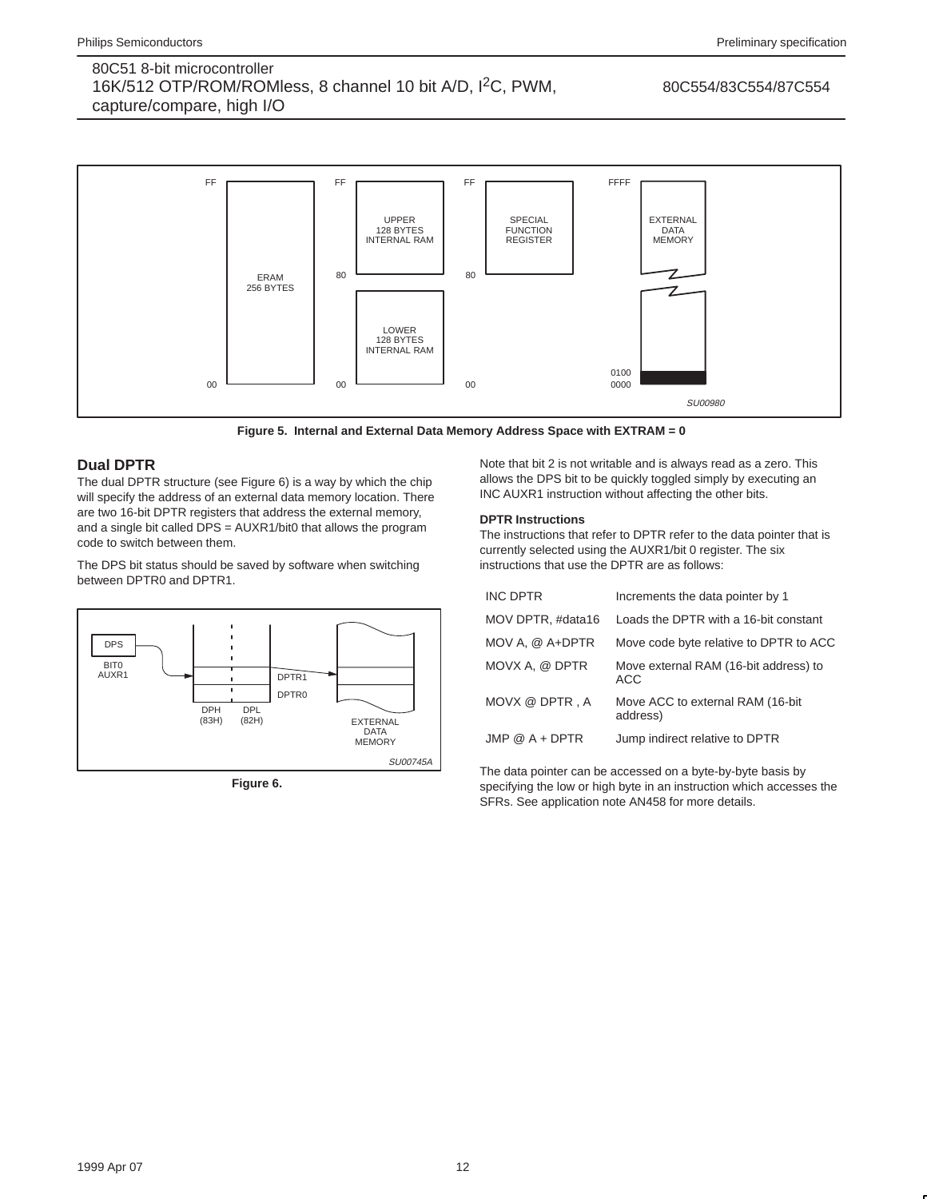Figure 5. Internal and External Data Memory Address Space with EXTRAM = 0

## Dual DPTR

The dual DPTR structure (see Figure 6) is a way by which the chip will specify the address of an external data memory location. There are two 16-bit DPTR registers that address the external memory, and a single bit called DPS = AUXR1/bit0 that allows the program code to switch between them.

The DPS bit status should be saved by software when switching between DPTR0 and DPTR1.

Figure 6.

Note that bit 2 is not writable and is always read as a zero. This allows the DPS bit to be quickly toggled simply by executing an INC AUXR1 instruction without affecting the other bits.

### DPTR Instructions

The instructions that refer to DPTR refer to the data pointer that is currently selected using the AUXR1/bit 0 register. The six instructions that use the DPTR are as follows:

| | |
|---|---|
| INC DPTR | Increments the data pointer by 1 |
| MOV DPTR, #data16 | Loads the DPTR with a 16-bit constant |
| MOV A, @ A+DPTR | Move code byte relative to DPTR to ACC |
| MOVX A, @ DPTR | Move external RAM (16-bit address) to ACC |
| MOVX @ DPTR , A | Move ACC to external RAM (16-bit address) |
| JMP @ A + DPTR | Jump indirect relative to DPTR |

The data pointer can be accessed on a byte-by-byte basis by specifying the low or high byte in an instruction which accesses the SFRs. See application note AN458 for more details.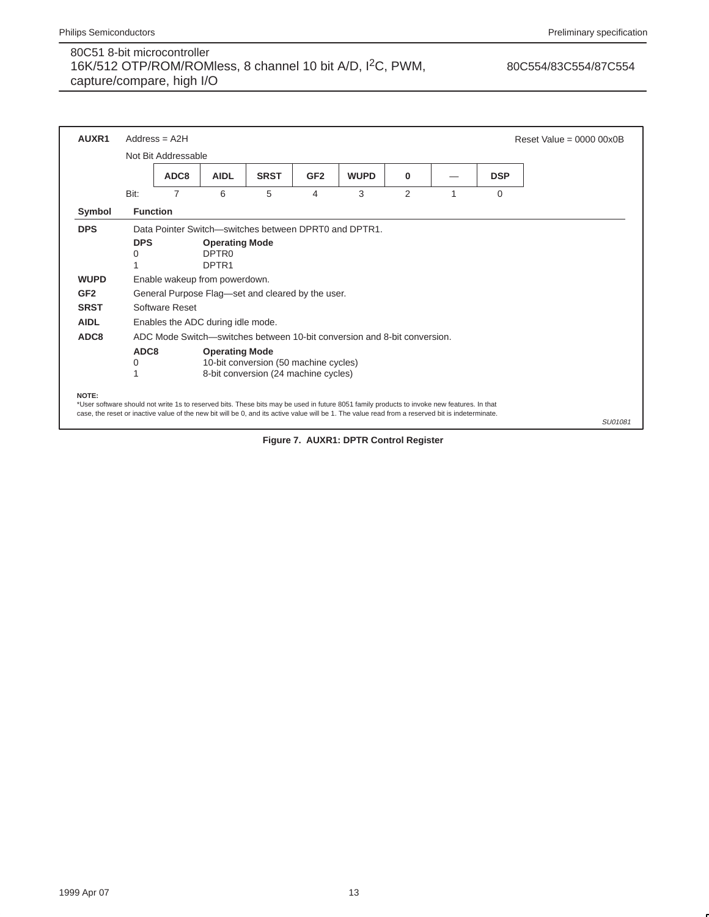**AUXR1** Address = A2H Reset Value = 0000 00x0B

Not Bit Addressable

| | ADC8 | AIDL | SRST | GF2 | WUPD | 0 | — | DSP |
|---|---|---|---|---|---|---|---|---|
| Bit: | 7 | 6 | 5 | 4 | 3 | 2 | 1 | 0 |

| Symbol | Function |
|---|---|
| **DPS** | Data Pointer Switch—switches between DPRT0 and DPTR1. |
| **WUPD** | Enable wakeup from powerdown. |
| **GF2** | General Purpose Flag—set and cleared by the user. |
| **SRST** | Software Reset |
| **AIDL** | Enables the ADC during idle mode. |
| **ADC8** | ADC Mode Switch—switches between 10-bit conversion and 8-bit conversion. |

DPS:

| DPS | Operating Mode |
|---|---|
| 0 | DPTR0 |
| 1 | DPTR1 |

ADC8:

| ADC8 | Operating Mode |
|---|---|
| 0 | 10-bit conversion (50 machine cycles) |
| 1 | 8-bit conversion (24 machine cycles) |

**NOTE:**
*User software should not write 1s to reserved bits. These bits may be used in future 8051 family products to invoke new features. In that case, the reset or inactive value of the new bit will be 0, and its active value will be 1. The value read from a reserved bit is indeterminate.

SU01081

**Figure 7. AUXR1: DPTR Control Register**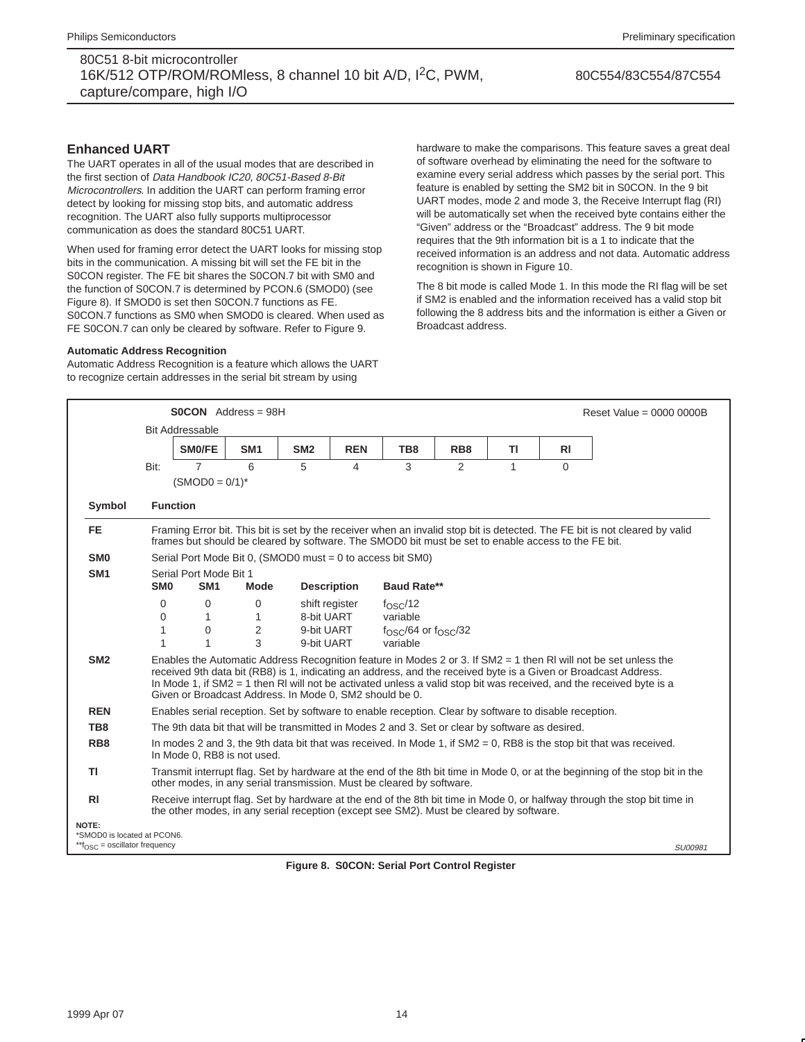## Enhanced UART

The UART operates in all of the usual modes that are described in the first section of *Data Handbook IC20, 80C51-Based 8-Bit Microcontrollers*. In addition the UART can perform framing error detect by looking for missing stop bits, and automatic address recognition. The UART also fully supports multiprocessor communication as does the standard 80C51 UART.

When used for framing error detect the UART looks for missing stop bits in the communication. A missing bit will set the FE bit in the S0CON register. The FE bit shares the S0CON.7 bit with SM0 and the function of S0CON.7 is determined by PCON.6 (SMOD0) (see Figure 8). If SMOD0 is set then S0CON.7 functions as FE. S0CON.7 functions as SM0 when SMOD0 is cleared. When used as FE S0CON.7 can only be cleared by software. Refer to Figure 9.

### Automatic Address Recognition

Automatic Address Recognition is a feature which allows the UART to recognize certain addresses in the serial bit stream by using hardware to make the comparisons. This feature saves a great deal of software overhead by eliminating the need for the software to examine every serial address which passes by the serial port. This feature is enabled by setting the SM2 bit in S0CON. In the 9 bit UART modes, mode 2 and mode 3, the Receive Interrupt flag (RI) will be automatically set when the received byte contains either the "Given" address or the "Broadcast" address. The 9 bit mode requires that the 9th information bit is a 1 to indicate that the received information is an address and not data. Automatic address recognition is shown in Figure 10.

The 8 bit mode is called Mode 1. In this mode the RI flag will be set if SM2 is enabled and the information received has a valid stop bit following the 8 address bits and the information is either a Given or Broadcast address.

**S0CON** Address = 98H — Reset Value = 0000 0000B

Bit Addressable

| Bit: | 7 | 6 | 5 | 4 | 3 | 2 | 1 | 0 |
|---|---|---|---|---|---|---|---|---|
| | SM0/FE | SM1 | SM2 | REN | TB8 | RB8 | TI | RI |

(SMOD0 = 0/1)*

| Symbol | Function |
|---|---|
| FE | Framing Error bit. This bit is set by the receiver when an invalid stop bit is detected. The FE bit is not cleared by valid frames but should be cleared by software. The SMOD0 bit must be set to enable access to the FE bit. |
| SM0 | Serial Port Mode Bit 0, (SMOD0 must = 0 to access bit SM0) |
| SM1 | Serial Port Mode Bit 1 (see mode table below) |
| SM2 | Enables the Automatic Address Recognition feature in Modes 2 or 3. If SM2 = 1 then RI will not be set unless the received 9th data bit (RB8) is 1, indicating an address, and the received byte is a Given or Broadcast Address. In Mode 1, if SM2 = 1 then RI will not be activated unless a valid stop bit was received, and the received byte is a Given or Broadcast Address. In Mode 0, SM2 should be 0. |
| REN | Enables serial reception. Set by software to enable reception. Clear by software to disable reception. |
| TB8 | The 9th data bit that will be transmitted in Modes 2 and 3. Set or clear by software as desired. |
| RB8 | In modes 2 and 3, the 9th data bit that was received. In Mode 1, if SM2 = 0, RB8 is the stop bit that was received. In Mode 0, RB8 is not used. |
| TI | Transmit interrupt flag. Set by hardware at the end of the 8th bit time in Mode 0, or at the beginning of the stop bit in the other modes, in any serial transmission. Must be cleared by software. |
| RI | Receive interrupt flag. Set by hardware at the end of the 8th bit time in Mode 0, or halfway through the stop bit time in the other modes, in any serial reception (except see SM2). Must be cleared by software. |

| SM0 | SM1 | Mode | Description | Baud Rate** |
|---|---|---|---|---|
| 0 | 0 | 0 | shift register | $f_{OSC}/12$ |
| 0 | 1 | 1 | 8-bit UART | variable |
| 1 | 0 | 2 | 9-bit UART | $f_{OSC}/64$ or $f_{OSC}/32$ |
| 1 | 1 | 3 | 9-bit UART | variable |

NOTE:
*SMOD0 is located at PCON6.
**$f_{OSC}$ = oscillator frequency

SU00981

**Figure 8. S0CON: Serial Port Control Register**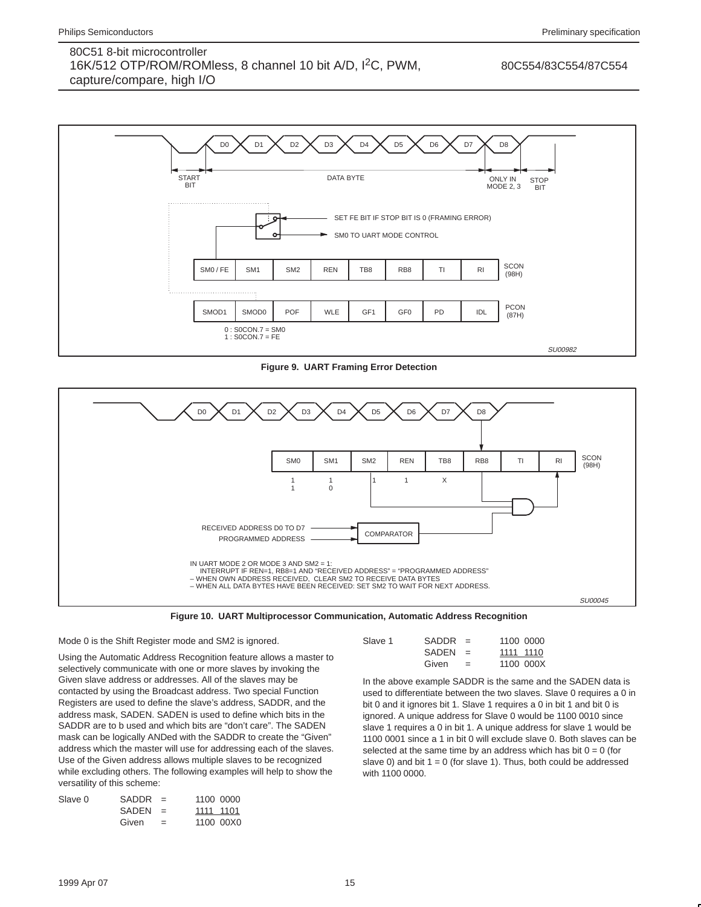Figure 9. UART Framing Error Detection

Figure 10. UART Multiprocessor Communication, Automatic Address Recognition

Mode 0 is the Shift Register mode and SM2 is ignored.

Using the Automatic Address Recognition feature allows a master to selectively communicate with one or more slaves by invoking the Given slave address or addresses. All of the slaves may be contacted by using the Broadcast address. Two special Function Registers are used to define the slave's address, SADDR, and the address mask, SADEN. SADEN is used to define which bits in the SADDR are to b used and which bits are "don't care". The SADEN mask can be logically ANDed with the SADDR to create the "Given" address which the master will use for addressing each of the slaves. Use of the Given address allows multiple slaves to be recognized while excluding others. The following examples will help to show the versatility of this scheme:

```
Slave 0     SADDR  =   1100 0000
            SADEN  =   1111 1101
            Given  =   1100 00X0
```

```
Slave 1     SADDR  =   1100 0000
            SADEN  =   1111 1110
            Given  =   1100 000X
```

In the above example SADDR is the same and the SADEN data is used to differentiate between the two slaves. Slave 0 requires a 0 in bit 0 and it ignores bit 1. Slave 1 requires a 0 in bit 1 and bit 0 is ignored. A unique address for Slave 0 would be 1100 0010 since slave 1 requires a 0 in bit 1. A unique address for slave 1 would be 1100 0001 since a 1 in bit 0 will exclude slave 0. Both slaves can be selected at the same time by an address which has bit 0 = 0 (for slave 0) and bit 1 = 0 (for slave 1). Thus, both could be addressed with 1100 0000.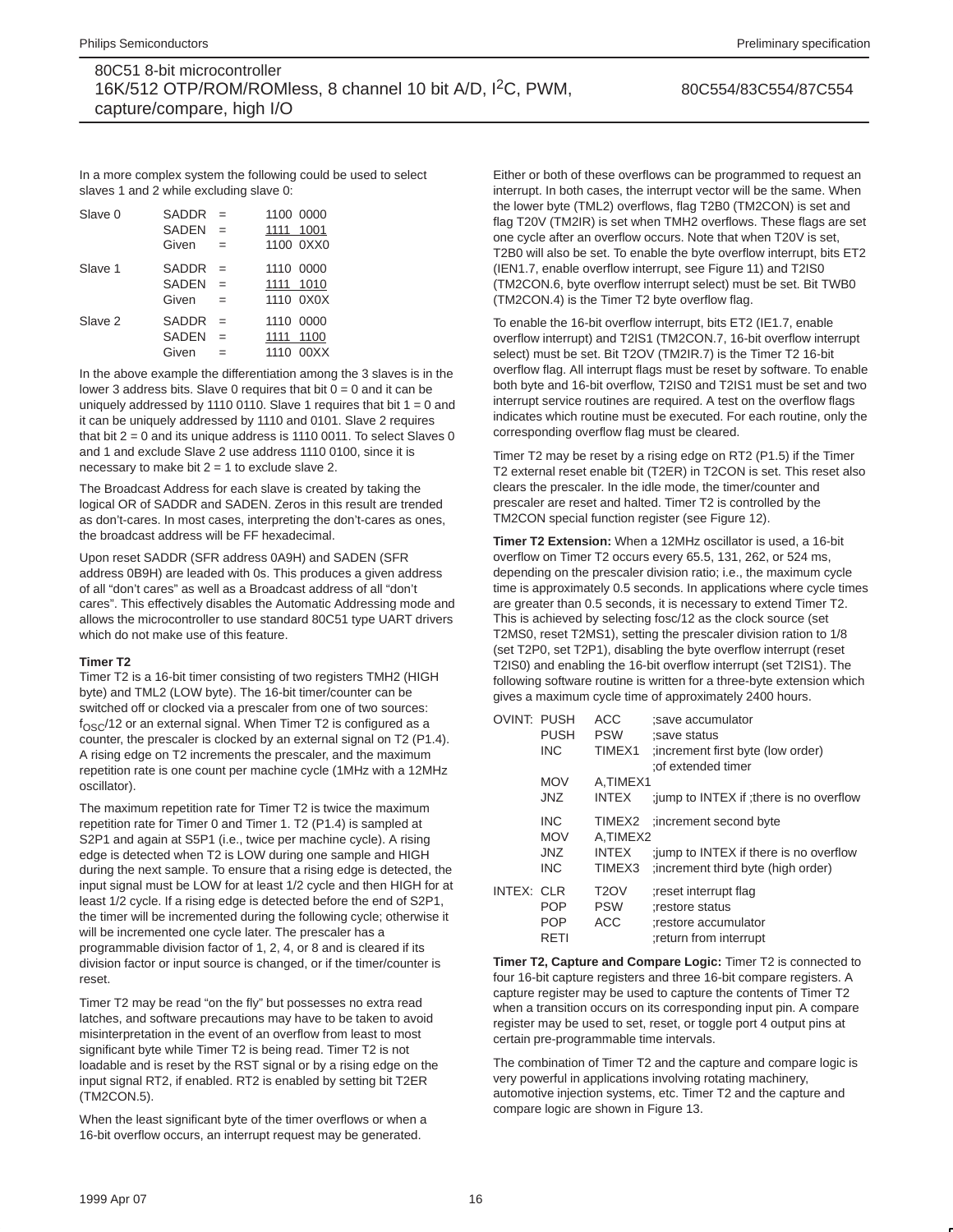In a more complex system the following could be used to select slaves 1 and 2 while excluding slave 0:

```
Slave 0    SADDR  =   1100 0000
           SADEN  =   1111 1001
           Given  =   1100 0XX0

Slave 1    SADDR  =   1110 0000
           SADEN  =   1111 1010
           Given  =   1110 0X0X

Slave 2    SADDR  =   1110 0000
           SADEN  =   1111 1100
           Given  =   1110 00XX
```

In the above example the differentiation among the 3 slaves is in the lower 3 address bits. Slave 0 requires that bit 0 = 0 and it can be uniquely addressed by 1110 0110. Slave 1 requires that bit 1 = 0 and it can be uniquely addressed by 1110 and 0101. Slave 2 requires that bit 2 = 0 and its unique address is 1110 0011. To select Slaves 0 and 1 and exclude Slave 2 use address 1110 0100, since it is necessary to make bit 2 = 1 to exclude slave 2.

The Broadcast Address for each slave is created by taking the logical OR of SADDR and SADEN. Zeros in this result are trended as don't-cares. In most cases, interpreting the don't-cares as ones, the broadcast address will be FF hexadecimal.

Upon reset SADDR (SFR address 0A9H) and SADEN (SFR address 0B9H) are leaded with 0s. This produces a given address of all "don't cares" as well as a Broadcast address of all "don't cares". This effectively disables the Automatic Addressing mode and allows the microcontroller to use standard 80C51 type UART drivers which do not make use of this feature.

**Timer T2**

Timer T2 is a 16-bit timer consisting of two registers TMH2 (HIGH byte) and TML2 (LOW byte). The 16-bit timer/counter can be switched off or clocked via a prescaler from one of two sources: $f_{OSC}/12$ or an external signal. When Timer T2 is configured as a counter, the prescaler is clocked by an external signal on T2 (P1.4). A rising edge on T2 increments the prescaler, and the maximum repetition rate is one count per machine cycle (1MHz with a 12MHz oscillator).

The maximum repetition rate for Timer T2 is twice the maximum repetition rate for Timer 0 and Timer 1. T2 (P1.4) is sampled at S2P1 and again at S5P1 (i.e., twice per machine cycle). A rising edge is detected when T2 is LOW during one sample and HIGH during the next sample. To ensure that a rising edge is detected, the input signal must be LOW for at least 1/2 cycle and then HIGH for at least 1/2 cycle. If a rising edge is detected before the end of S2P1, the timer will be incremented during the following cycle; otherwise it will be incremented one cycle later. The prescaler has a programmable division factor of 1, 2, 4, or 8 and is cleared if its division factor or input source is changed, or if the timer/counter is reset.

Timer T2 may be read "on the fly" but possesses no extra read latches, and software precautions may have to be taken to avoid misinterpretation in the event of an overflow from least to most significant byte while Timer T2 is being read. Timer T2 is not loadable and is reset by the RST signal or by a rising edge on the input signal RT2, if enabled. RT2 is enabled by setting bit T2ER (TM2CON.5).

When the least significant byte of the timer overflows or when a 16-bit overflow occurs, an interrupt request may be generated. Either or both of these overflows can be programmed to request an interrupt. In both cases, the interrupt vector will be the same. When the lower byte (TML2) overflows, flag T2B0 (TM2CON) is set and flag T20V (TM2IR) is set when TMH2 overflows. These flags are set one cycle after an overflow occurs. Note that when T20V is set, T2B0 will also be set. To enable the byte overflow interrupt, bits ET2 (IEN1.7, enable overflow interrupt, see Figure 11) and T2IS0 (TM2CON.6, byte overflow interrupt select) must be set. Bit TWB0 (TM2CON.4) is the Timer T2 byte overflow flag.

To enable the 16-bit overflow interrupt, bits ET2 (IE1.7, enable overflow interrupt) and T2IS1 (TM2CON.7, 16-bit overflow interrupt select) must be set. Bit T2OV (TM2IR.7) is the Timer T2 16-bit overflow flag. All interrupt flags must be reset by software. To enable both byte and 16-bit overflow, T2IS0 and T2IS1 must be set and two interrupt service routines are required. A test on the overflow flags indicates which routine must be executed. For each routine, only the corresponding overflow flag must be cleared.

Timer T2 may be reset by a rising edge on RT2 (P1.5) if the Timer T2 external reset enable bit (T2ER) in T2CON is set. This reset also clears the prescaler. In the idle mode, the timer/counter and prescaler are reset and halted. Timer T2 is controlled by the TM2CON special function register (see Figure 12).

**Timer T2 Extension:** When a 12MHz oscillator is used, a 16-bit overflow on Timer T2 occurs every 65.5, 131, 262, or 524 ms, depending on the prescaler division ratio; i.e., the maximum cycle time is approximately 0.5 seconds. In applications where cycle times are greater than 0.5 seconds, it is necessary to extend Timer T2. This is achieved by selecting fosc/12 as the clock source (set T2MS0, reset T2MS1), setting the prescaler division ration to 1/8 (set T2P0, set T2P1), disabling the byte overflow interrupt (reset T2IS0) and enabling the 16-bit overflow interrupt (set T2IS1). The following software routine is written for a three-byte extension which gives a maximum cycle time of approximately 2400 hours.

```
OVINT: PUSH   ACC       ;save accumulator
       PUSH   PSW       ;save status
       INC    TIMEX1    ;increment first byte (low order)
                        ;of extended timer
       MOV    A,TIMEX1
       JNZ    INTEX     ;jump to INTEX if ;there is no overflow

       INC    TIMEX2    ;increment second byte
       MOV    A,TIMEX2
       JNZ    INTEX     ;jump to INTEX if there is no overflow
       INC    TIMEX3    ;increment third byte (high order)

INTEX: CLR    T2OV      ;reset interrupt flag
       POP    PSW       ;restore status
       POP    ACC       ;restore accumulator
       RETI             ;return from interrupt
```

**Timer T2, Capture and Compare Logic:** Timer T2 is connected to four 16-bit capture registers and three 16-bit compare registers. A capture register may be used to capture the contents of Timer T2 when a transition occurs on its corresponding input pin. A compare register may be used to set, reset, or toggle port 4 output pins at certain pre-programmable time intervals.

The combination of Timer T2 and the capture and compare logic is very powerful in applications involving rotating machinery, automotive injection systems, etc. Timer T2 and the capture and compare logic are shown in Figure 13.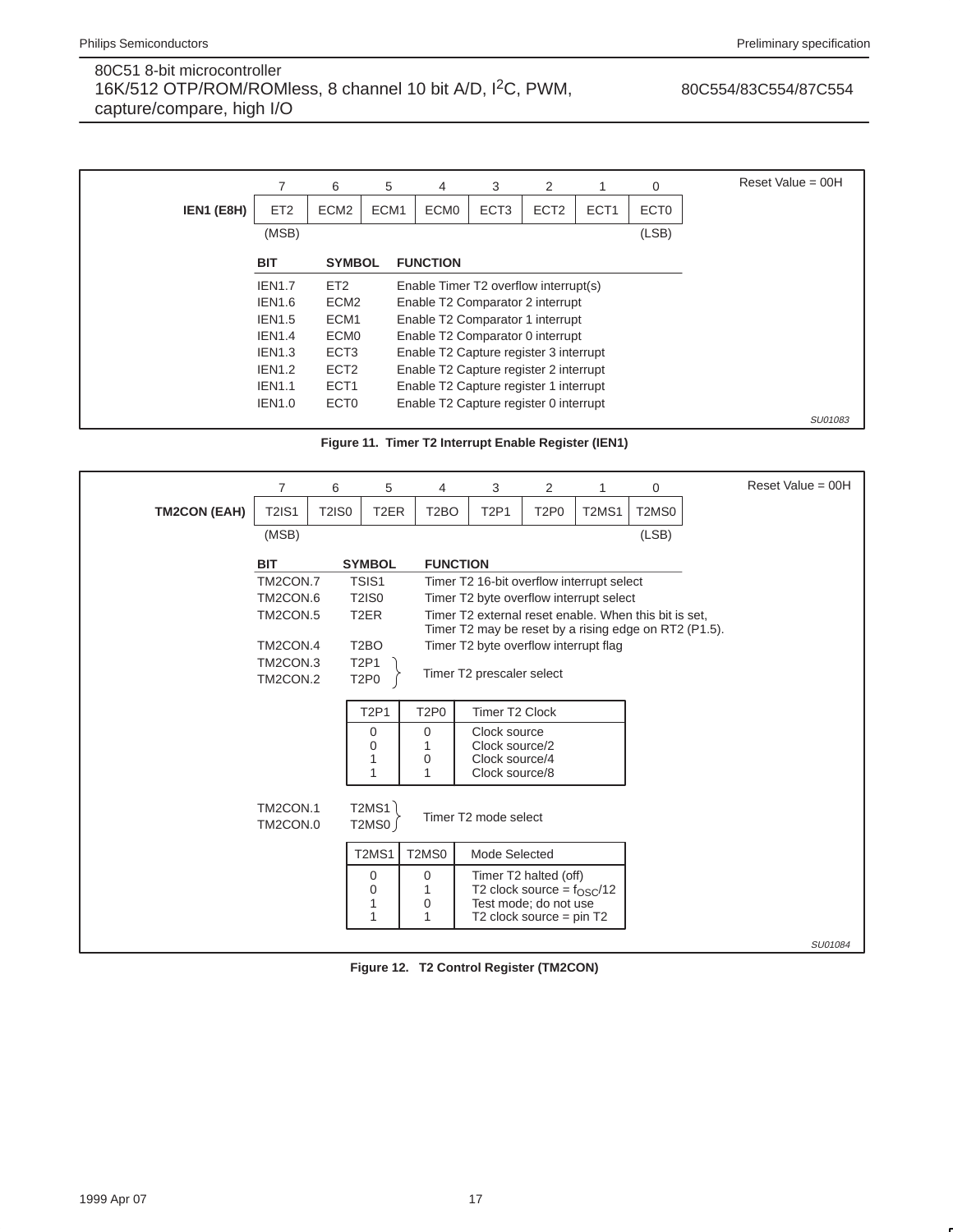**IEN1 (E8H)** — Reset Value = 00H

| | 7 | 6 | 5 | 4 | 3 | 2 | 1 | 0 |
|---|---|---|---|---|---|---|---|---|
| IEN1 (E8H) | ET2 | ECM2 | ECM1 | ECM0 | ECT3 | ECT2 | ECT1 | ECT0 |
| | (MSB) | | | | | | | (LSB) |

| BIT | SYMBOL | FUNCTION |
|---|---|---|
| IEN1.7 | ET2 | Enable Timer T2 overflow interrupt(s) |
| IEN1.6 | ECM2 | Enable T2 Comparator 2 interrupt |
| IEN1.5 | ECM1 | Enable T2 Comparator 1 interrupt |
| IEN1.4 | ECM0 | Enable T2 Comparator 0 interrupt |
| IEN1.3 | ECT3 | Enable T2 Capture register 3 interrupt |
| IEN1.2 | ECT2 | Enable T2 Capture register 2 interrupt |
| IEN1.1 | ECT1 | Enable T2 Capture register 1 interrupt |
| IEN1.0 | ECT0 | Enable T2 Capture register 0 interrupt |

SU01083

**Figure 11. Timer T2 Interrupt Enable Register (IEN1)**

**TM2CON (EAH)** — Reset Value = 00H

| | 7 | 6 | 5 | 4 | 3 | 2 | 1 | 0 |
|---|---|---|---|---|---|---|---|---|
| TM2CON (EAH) | T2IS1 | T2IS0 | T2ER | T2BO | T2P1 | T2P0 | T2MS1 | T2MS0 |
| | (MSB) | | | | | | | (LSB) |

| BIT | SYMBOL | FUNCTION |
|---|---|---|
| TM2CON.7 | TSIS1 | Timer T2 16-bit overflow interrupt select |
| TM2CON.6 | T2IS0 | Timer T2 byte overflow interrupt select |
| TM2CON.5 | T2ER | Timer T2 external reset enable. When this bit is set, Timer T2 may be reset by a rising edge on RT2 (P1.5). |
| TM2CON.4 | T2BO | Timer T2 byte overflow interrupt flag |
| TM2CON.3 | T2P1 | Timer T2 prescaler select |
| TM2CON.2 | T2P0 | Timer T2 prescaler select |

| T2P1 | T2P0 | Timer T2 Clock |
|---|---|---|
| 0 | 0 | Clock source |
| 0 | 1 | Clock source/2 |
| 1 | 0 | Clock source/4 |
| 1 | 1 | Clock source/8 |

| BIT | SYMBOL | FUNCTION |
|---|---|---|
| TM2CON.1 | T2MS1 | Timer T2 mode select |
| TM2CON.0 | T2MS0 | Timer T2 mode select |

| T2MS1 | T2MS0 | Mode Selected |
|---|---|---|
| 0 | 0 | Timer T2 halted (off) |
| 0 | 1 | T2 clock source = $f_{OSC}/12$ |
| 1 | 0 | Test mode; do not use |
| 1 | 1 | T2 clock source = pin T2 |

SU01084

**Figure 12. T2 Control Register (TM2CON)**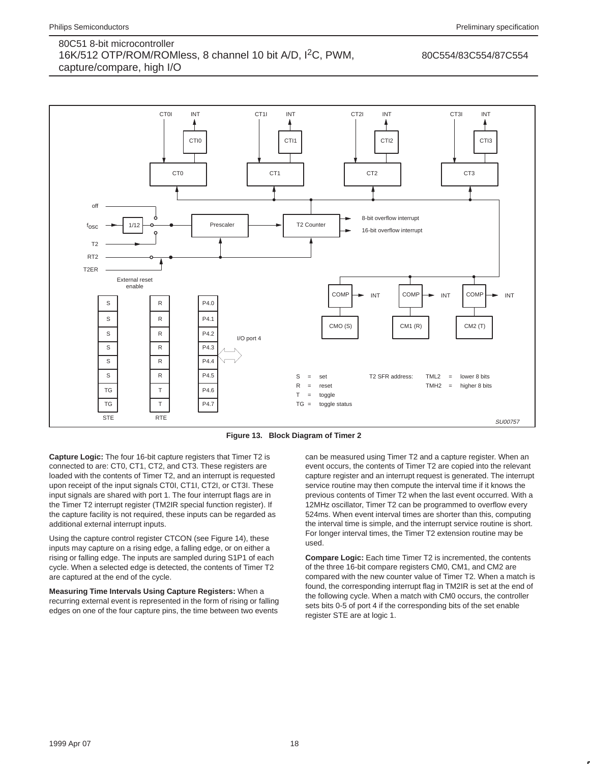Figure 13. Block Diagram of Timer 2

**Capture Logic:** The four 16-bit capture registers that Timer T2 is connected to are: CT0, CT1, CT2, and CT3. These registers are loaded with the contents of Timer T2, and an interrupt is requested upon receipt of the input signals CT0I, CT1I, CT2I, or CT3I. These input signals are shared with port 1. The four interrupt flags are in the Timer T2 interrupt register (TM2IR special function register). If the capture facility is not required, these inputs can be regarded as additional external interrupt inputs.

Using the capture control register CTCON (see Figure 14), these inputs may capture on a rising edge, a falling edge, or on either a rising or falling edge. The inputs are sampled during S1P1 of each cycle. When a selected edge is detected, the contents of Timer T2 are captured at the end of the cycle.

**Measuring Time Intervals Using Capture Registers:** When a recurring external event is represented in the form of rising or falling edges on one of the four capture pins, the time between two events can be measured using Timer T2 and a capture register. When an event occurs, the contents of Timer T2 are copied into the relevant capture register and an interrupt request is generated. The interrupt service routine may then compute the interval time if it knows the previous contents of Timer T2 when the last event occurred. With a 12MHz oscillator, Timer T2 can be programmed to overflow every 524ms. When event interval times are shorter than this, computing the interval time is simple, and the interrupt service routine is short. For longer interval times, the Timer T2 extension routine may be used.

**Compare Logic:** Each time Timer T2 is incremented, the contents of the three 16-bit compare registers CM0, CM1, and CM2 are compared with the new counter value of Timer T2. When a match is found, the corresponding interrupt flag in TM2IR is set at the end of the following cycle. When a match with CM0 occurs, the controller sets bits 0-5 of port 4 if the corresponding bits of the set enable register STE are at logic 1.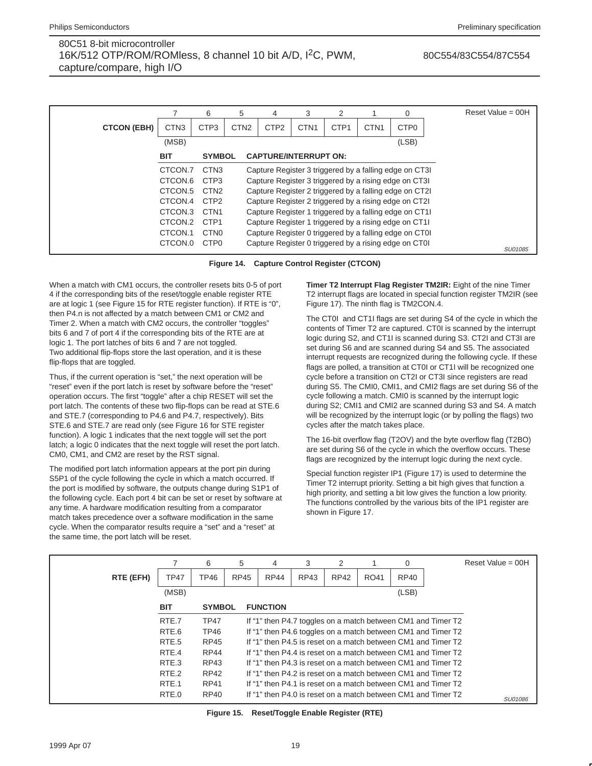| | 7 | 6 | 5 | 4 | 3 | 2 | 1 | 0 |
|---|---|---|---|---|---|---|---|---|
| **CTCON (EBH)** | CTN3 | CTP3 | CTN2 | CTP2 | CTN1 | CTP1 | CTN1 | CTP0 |
| | (MSB) | | | | | | | (LSB) |

Reset Value = 00H

| BIT | SYMBOL | CAPTURE/INTERRUPT ON: |
|---|---|---|
| CTCON.7 | CTN3 | Capture Register 3 triggered by a falling edge on CT3I |
| CTCON.6 | CTP3 | Capture Register 3 triggered by a rising edge on CT3I |
| CTCON.5 | CTN2 | Capture Register 2 triggered by a falling edge on CT2I |
| CTCON.4 | CTP2 | Capture Register 2 triggered by a rising edge on CT2I |
| CTCON.3 | CTN1 | Capture Register 1 triggered by a falling edge on CT1I |
| CTCON.2 | CTP1 | Capture Register 1 triggered by a rising edge on CT1I |
| CTCON.1 | CTN0 | Capture Register 0 triggered by a falling edge on CT0I |
| CTCON.0 | CTP0 | Capture Register 0 triggered by a rising edge on CT0I |

SU01085

**Figure 14. Capture Control Register (CTCON)**

When a match with CM1 occurs, the controller resets bits 0-5 of port 4 if the corresponding bits of the reset/toggle enable register RTE are at logic 1 (see Figure 15 for RTE register function). If RTE is "0", then P4.n is not affected by a match between CM1 or CM2 and Timer 2. When a match with CM2 occurs, the controller "toggles" bits 6 and 7 of port 4 if the corresponding bits of the RTE are at logic 1. The port latches of bits 6 and 7 are not toggled. Two additional flip-flops store the last operation, and it is these flip-flops that are toggled.

Thus, if the current operation is "set," the next operation will be "reset" even if the port latch is reset by software before the "reset" operation occurs. The first "toggle" after a chip RESET will set the port latch. The contents of these two flip-flops can be read at STE.6 and STE.7 (corresponding to P4.6 and P4.7, respectively). Bits STE.6 and STE.7 are read only (see Figure 16 for STE register function). A logic 1 indicates that the next toggle will set the port latch; a logic 0 indicates that the next toggle will reset the port latch. CM0, CM1, and CM2 are reset by the RST signal.

The modified port latch information appears at the port pin during S5P1 of the cycle following the cycle in which a match occurred. If the port is modified by software, the outputs change during S1P1 of the following cycle. Each port 4 bit can be set or reset by software at any time. A hardware modification resulting from a comparator match takes precedence over a software modification in the same cycle. When the comparator results require a "set" and a "reset" at the same time, the port latch will be reset.

**Timer T2 Interrupt Flag Register TM2IR:** Eight of the nine Timer T2 interrupt flags are located in special function register TM2IR (see Figure 17). The ninth flag is TM2CON.4.

The CT0I and CT1I flags are set during S4 of the cycle in which the contents of Timer T2 are captured. CT0I is scanned by the interrupt logic during S2, and CT1I is scanned during S3. CT2I and CT3I are set during S6 and are scanned during S4 and S5. The associated interrupt requests are recognized during the following cycle. If these flags are polled, a transition at CT0I or CT1I will be recognized one cycle before a transition on CT2I or CT3I since registers are read during S5. The CMI0, CMI1, and CMI2 flags are set during S6 of the cycle following a match. CMI0 is scanned by the interrupt logic during S2; CMI1 and CMI2 are scanned during S3 and S4. A match will be recognized by the interrupt logic (or by polling the flags) two cycles after the match takes place.

The 16-bit overflow flag (T2OV) and the byte overflow flag (T2BO) are set during S6 of the cycle in which the overflow occurs. These flags are recognized by the interrupt logic during the next cycle.

Special function register IP1 (Figure 17) is used to determine the Timer T2 interrupt priority. Setting a bit high gives that function a high priority, and setting a bit low gives the function a low priority. The functions controlled by the various bits of the IP1 register are shown in Figure 17.

| | 7 | 6 | 5 | 4 | 3 | 2 | 1 | 0 |
|---|---|---|---|---|---|---|---|---|
| **RTE (EFH)** | TP47 | TP46 | RP45 | RP44 | RP43 | RP42 | RO41 | RP40 |
| | (MSB) | | | | | | | (LSB) |

Reset Value = 00H

| BIT | SYMBOL | FUNCTION |
|---|---|---|
| RTE.7 | TP47 | If "1" then P4.7 toggles on a match between CM1 and Timer T2 |
| RTE.6 | TP46 | If "1" then P4.6 toggles on a match between CM1 and Timer T2 |
| RTE.5 | RP45 | If "1" then P4.5 is reset on a match between CM1 and Timer T2 |
| RTE.4 | RP44 | If "1" then P4.4 is reset on a match between CM1 and Timer T2 |
| RTE.3 | RP43 | If "1" then P4.3 is reset on a match between CM1 and Timer T2 |
| RTE.2 | RP42 | If "1" then P4.2 is reset on a match between CM1 and Timer T2 |
| RTE.1 | RP41 | If "1" then P4.1 is reset on a match between CM1 and Timer T2 |
| RTE.0 | RP40 | If "1" then P4.0 is reset on a match between CM1 and Timer T2 |

SU01086

**Figure 15. Reset/Toggle Enable Register (RTE)**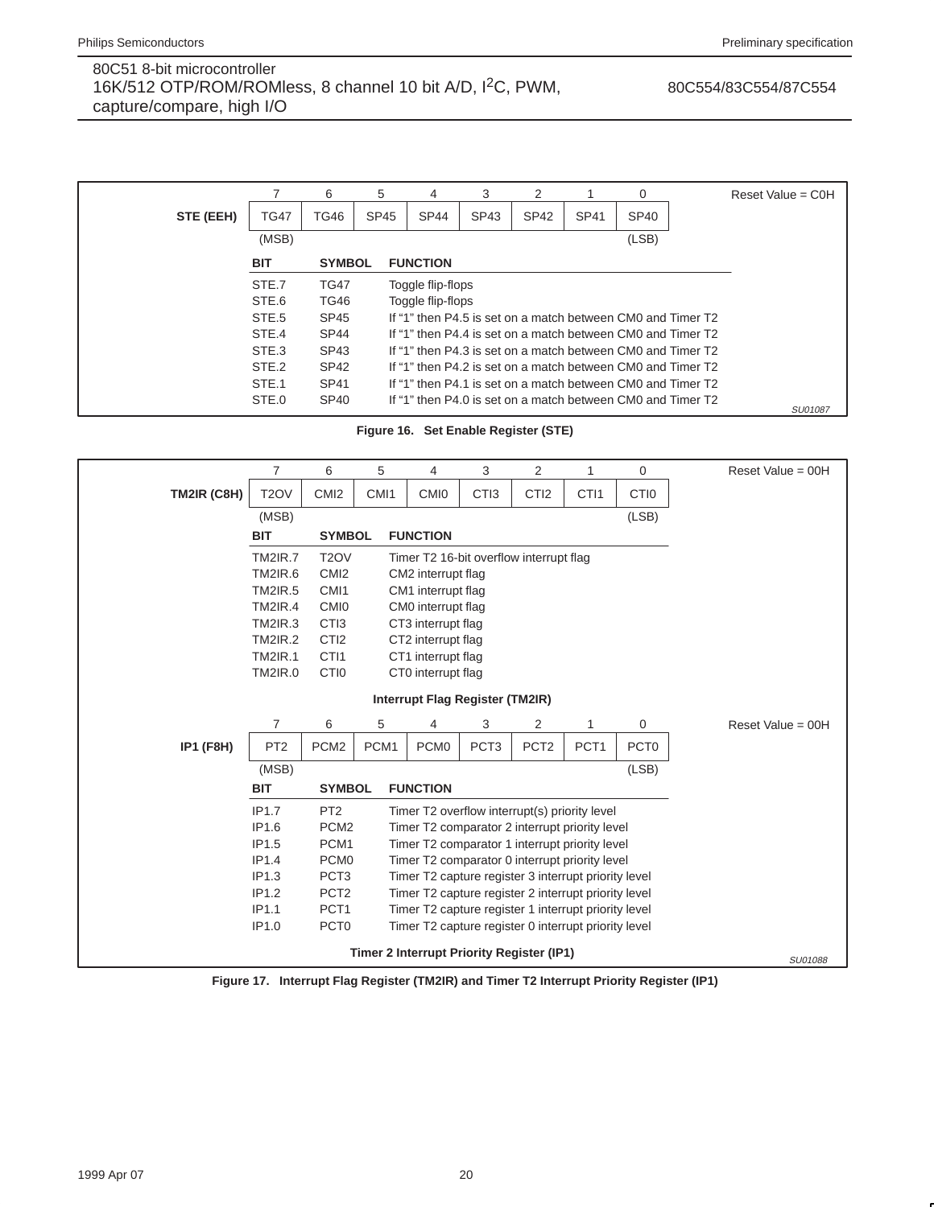**STE (EEH)** — Reset Value = C0H

| | 7 (MSB) | 6 | 5 | 4 | 3 | 2 | 1 | 0 (LSB) |
|---|---|---|---|---|---|---|---|---|
| STE (EEH) | TG47 | TG46 | SP45 | SP44 | SP43 | SP42 | SP41 | SP40 |

| BIT | SYMBOL | FUNCTION |
|---|---|---|
| STE.7 | TG47 | Toggle flip-flops |
| STE.6 | TG46 | Toggle flip-flops |
| STE.5 | SP45 | If “1” then P4.5 is set on a match between CM0 and Timer T2 |
| STE.4 | SP44 | If “1” then P4.4 is set on a match between CM0 and Timer T2 |
| STE.3 | SP43 | If “1” then P4.3 is set on a match between CM0 and Timer T2 |
| STE.2 | SP42 | If “1” then P4.2 is set on a match between CM0 and Timer T2 |
| STE.1 | SP41 | If “1” then P4.1 is set on a match between CM0 and Timer T2 |
| STE.0 | SP40 | If “1” then P4.0 is set on a match between CM0 and Timer T2 |

SU01087

**Figure 16. Set Enable Register (STE)**

**TM2IR (C8H)** — Reset Value = 00H

| | 7 (MSB) | 6 | 5 | 4 | 3 | 2 | 1 | 0 (LSB) |
|---|---|---|---|---|---|---|---|---|
| TM2IR (C8H) | T2OV | CMI2 | CMI1 | CMI0 | CTI3 | CTI2 | CTI1 | CTI0 |

| BIT | SYMBOL | FUNCTION |
|---|---|---|
| TM2IR.7 | T2OV | Timer T2 16-bit overflow interrupt flag |
| TM2IR.6 | CMI2 | CM2 interrupt flag |
| TM2IR.5 | CMI1 | CM1 interrupt flag |
| TM2IR.4 | CMI0 | CM0 interrupt flag |
| TM2IR.3 | CTI3 | CT3 interrupt flag |
| TM2IR.2 | CTI2 | CT2 interrupt flag |
| TM2IR.1 | CTI1 | CT1 interrupt flag |
| TM2IR.0 | CTI0 | CT0 interrupt flag |

**Interrupt Flag Register (TM2IR)**

**IP1 (F8H)** — Reset Value = 00H

| | 7 (MSB) | 6 | 5 | 4 | 3 | 2 | 1 | 0 (LSB) |
|---|---|---|---|---|---|---|---|---|
| IP1 (F8H) | PT2 | PCM2 | PCM1 | PCM0 | PCT3 | PCT2 | PCT1 | PCT0 |

| BIT | SYMBOL | FUNCTION |
|---|---|---|
| IP1.7 | PT2 | Timer T2 overflow interrupt(s) priority level |
| IP1.6 | PCM2 | Timer T2 comparator 2 interrupt priority level |
| IP1.5 | PCM1 | Timer T2 comparator 1 interrupt priority level |
| IP1.4 | PCM0 | Timer T2 comparator 0 interrupt priority level |
| IP1.3 | PCT3 | Timer T2 capture register 3 interrupt priority level |
| IP1.2 | PCT2 | Timer T2 capture register 2 interrupt priority level |
| IP1.1 | PCT1 | Timer T2 capture register 1 interrupt priority level |
| IP1.0 | PCT0 | Timer T2 capture register 0 interrupt priority level |

**Timer 2 Interrupt Priority Register (IP1)**

SU01088

**Figure 17. Interrupt Flag Register (TM2IR) and Timer T2 Interrupt Priority Register (IP1)**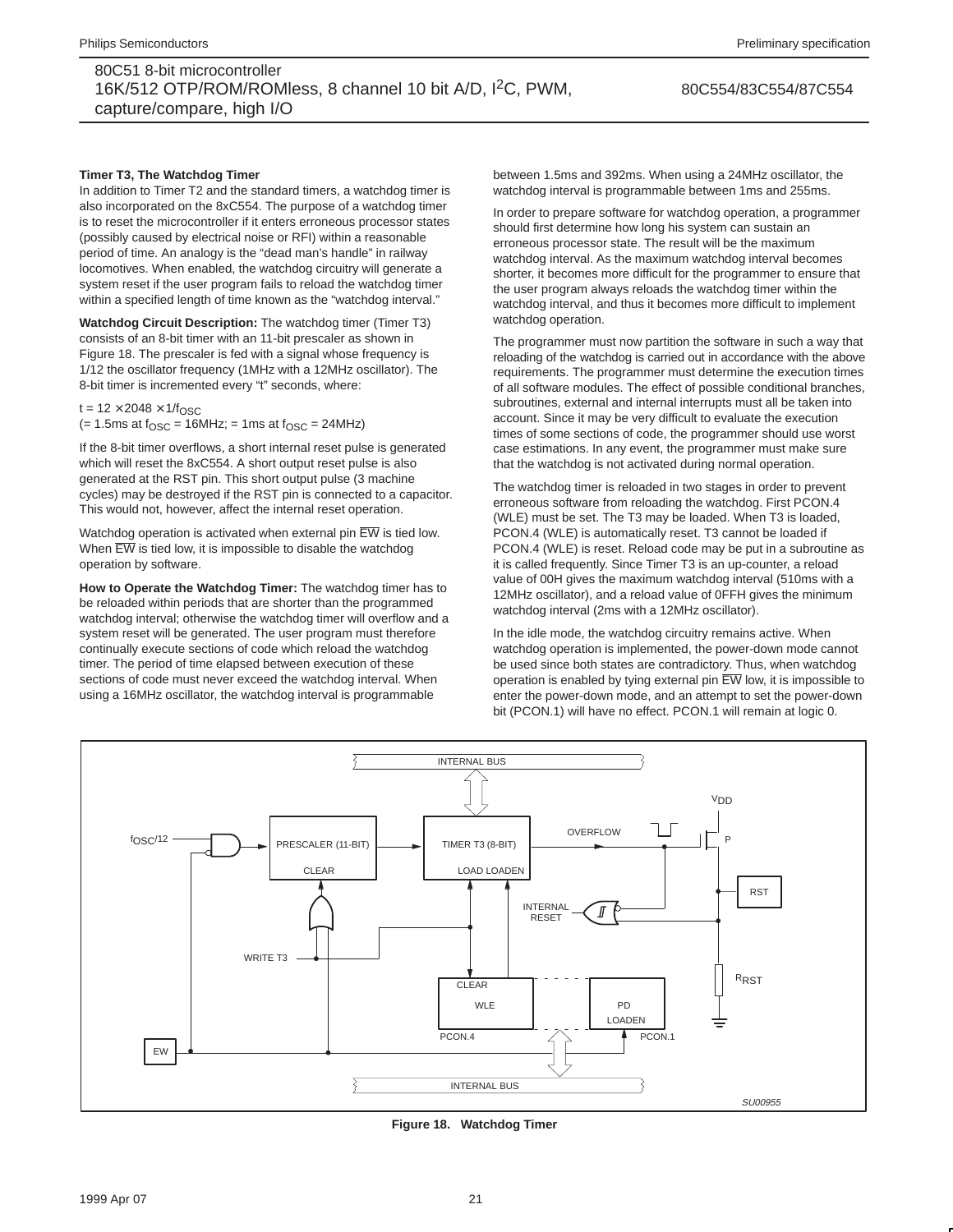### Timer T3, The Watchdog Timer

In addition to Timer T2 and the standard timers, a watchdog timer is also incorporated on the 8xC554. The purpose of a watchdog timer is to reset the microcontroller if it enters erroneous processor states (possibly caused by electrical noise or RFI) within a reasonable period of time. An analogy is the “dead man’s handle” in railway locomotives. When enabled, the watchdog circuitry will generate a system reset if the user program fails to reload the watchdog timer within a specified length of time known as the “watchdog interval.”

**Watchdog Circuit Description:** The watchdog timer (Timer T3) consists of an 8-bit timer with an 11-bit prescaler as shown in Figure 18. The prescaler is fed with a signal whose frequency is 1/12 the oscillator frequency (1MHz with a 12MHz oscillator). The 8-bit timer is incremented every “t” seconds, where:

$t = 12 \times 2048 \times 1/f_{OSC}$
(= 1.5ms at $f_{OSC}$ = 16MHz; = 1ms at $f_{OSC}$ = 24MHz)

If the 8-bit timer overflows, a short internal reset pulse is generated which will reset the 8xC554. A short output reset pulse is also generated at the RST pin. This short output pulse (3 machine cycles) may be destroyed if the RST pin is connected to a capacitor. This would not, however, affect the internal reset operation.

Watchdog operation is activated when external pin $\overline{EW}$ is tied low. When $\overline{EW}$ is tied low, it is impossible to disable the watchdog operation by software.

**How to Operate the Watchdog Timer:** The watchdog timer has to be reloaded within periods that are shorter than the programmed watchdog interval; otherwise the watchdog timer will overflow and a system reset will be generated. The user program must therefore continually execute sections of code which reload the watchdog timer. The period of time elapsed between execution of these sections of code must never exceed the watchdog interval. When using a 16MHz oscillator, the watchdog interval is programmable between 1.5ms and 392ms. When using a 24MHz oscillator, the watchdog interval is programmable between 1ms and 255ms.

In order to prepare software for watchdog operation, a programmer should first determine how long his system can sustain an erroneous processor state. The result will be the maximum watchdog interval. As the maximum watchdog interval becomes shorter, it becomes more difficult for the programmer to ensure that the user program always reloads the watchdog timer within the watchdog interval, and thus it becomes more difficult to implement watchdog operation.

The programmer must now partition the software in such a way that reloading of the watchdog is carried out in accordance with the above requirements. The programmer must determine the execution times of all software modules. The effect of possible conditional branches, subroutines, external and internal interrupts must all be taken into account. Since it may be very difficult to evaluate the execution times of some sections of code, the programmer should use worst case estimations. In any event, the programmer must make sure that the watchdog is not activated during normal operation.

The watchdog timer is reloaded in two stages in order to prevent erroneous software from reloading the watchdog. First PCON.4 (WLE) must be set. The T3 may be loaded. When T3 is loaded, PCON.4 (WLE) is automatically reset. T3 cannot be loaded if PCON.4 (WLE) is reset. Reload code may be put in a subroutine as it is called frequently. Since Timer T3 is an up-counter, a reload value of 00H gives the maximum watchdog interval (510ms with a 12MHz oscillator), and a reload value of 0FFH gives the minimum watchdog interval (2ms with a 12MHz oscillator).

In the idle mode, the watchdog circuitry remains active. When watchdog operation is implemented, the power-down mode cannot be used since both states are contradictory. Thus, when watchdog operation is enabled by tying external pin $\overline{EW}$ low, it is impossible to enter the power-down mode, and an attempt to set the power-down bit (PCON.1) will have no effect. PCON.1 will remain at logic 0.

**Figure 18. Watchdog Timer**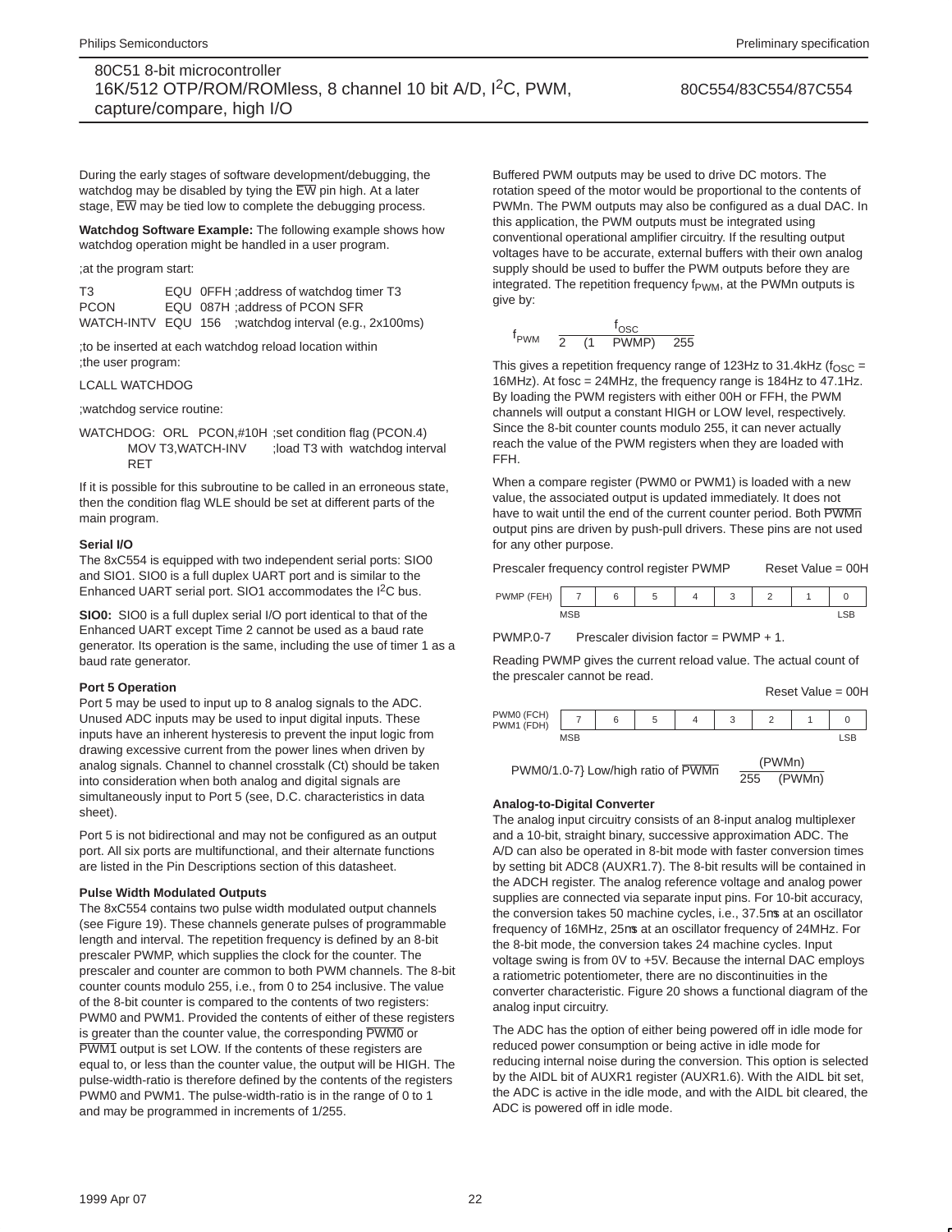During the early stages of software development/debugging, the watchdog may be disabled by tying the $\overline{EW}$ pin high. At a later stage, $\overline{EW}$ may be tied low to complete the debugging process.

**Watchdog Software Example:** The following example shows how watchdog operation might be handled in a user program.

;at the program start:

```
T3          EQU  0FFH ;address of watchdog timer T3
PCON        EQU  087H ;address of PCON SFR
WATCH-INTV  EQU  156   ;watchdog interval (e.g., 2x100ms)
```

;to be inserted at each watchdog reload location within
;the user program:

```
LCALL WATCHDOG
```

;watchdog service routine:

```
WATCHDOG:  ORL   PCON,#10H  ;set condition flag (PCON.4)
           MOV T3,WATCH-INV  ;load T3 with  watchdog interval
           RET
```

If it is possible for this subroutine to be called in an erroneous state, then the condition flag WLE should be set at different parts of the main program.

#### Serial I/O

The 8xC554 is equipped with two independent serial ports: SIO0 and SIO1. SIO0 is a full duplex UART port and is similar to the Enhanced UART serial port. SIO1 accommodates the $I^2C$ bus.

**SIO0:** SIO0 is a full duplex serial I/O port identical to that of the Enhanced UART except Time 2 cannot be used as a baud rate generator. Its operation is the same, including the use of timer 1 as a baud rate generator.

#### Port 5 Operation

Port 5 may be used to input up to 8 analog signals to the ADC. Unused ADC inputs may be used to input digital inputs. These inputs have an inherent hysteresis to prevent the input logic from drawing excessive current from the power lines when driven by analog signals. Channel to channel crosstalk (Ct) should be taken into consideration when both analog and digital signals are simultaneously input to Port 5 (see, D.C. characteristics in data sheet).

Port 5 is not bidirectional and may not be configured as an output port. All six ports are multifunctional, and their alternate functions are listed in the Pin Descriptions section of this datasheet.

#### Pulse Width Modulated Outputs

The 8xC554 contains two pulse width modulated output channels (see Figure 19). These channels generate pulses of programmable length and interval. The repetition frequency is defined by an 8-bit prescaler PWMP, which supplies the clock for the counter. The prescaler and counter are common to both PWM channels. The 8-bit counter counts modulo 255, i.e., from 0 to 254 inclusive. The value of the 8-bit counter is compared to the contents of two registers: PWM0 and PWM1. Provided the contents of either of these registers is greater than the counter value, the corresponding $\overline{PWM0}$ or $\overline{PWM1}$ output is set LOW. If the contents of these registers are equal to, or less than the counter value, the output will be HIGH. The pulse-width-ratio is therefore defined by the contents of the registers PWM0 and PWM1. The pulse-width-ratio is in the range of 0 to 1 and may be programmed in increments of 1/255.

Buffered PWM outputs may be used to drive DC motors. The rotation speed of the motor would be proportional to the contents of PWMn. The PWM outputs may also be configured as a dual DAC. In this application, the PWM outputs must be integrated using conventional operational amplifier circuitry. If the resulting output voltages have to be accurate, external buffers with their own analog supply should be used to buffer the PWM outputs before they are integrated. The repetition frequency $f_{PWM}$, at the PWMn outputs is give by:

$$f_{PWM} = \frac{f_{OSC}}{2 \times (1 + PWMP) \times 255}$$

This gives a repetition frequency range of 123Hz to 31.4kHz ($f_{OSC}$ = 16MHz). At fosc = 24MHz, the frequency range is 184Hz to 47.1Hz. By loading the PWM registers with either 00H or FFH, the PWM channels will output a constant HIGH or LOW level, respectively. Since the 8-bit counter counts modulo 255, it can never actually reach the value of the PWM registers when they are loaded with FFH.

When a compare register (PWM0 or PWM1) is loaded with a new value, the associated output is updated immediately. It does not have to wait until the end of the current counter period. Both $\overline{PWMn}$ output pins are driven by push-pull drivers. These pins are not used for any other purpose.

Prescaler frequency control register PWMP  Reset Value = 00H

| PWMP (FEH) | 7 | 6 | 5 | 4 | 3 | 2 | 1 | 0 |
|---|---|---|---|---|---|---|---|---|
| | MSB | | | | | | | LSB |

PWMP.0-7  Prescaler division factor = PWMP + 1.

Reading PWMP gives the current reload value. The actual count of the prescaler cannot be read.

Reset Value = 00H

| PWM0 (FCH) PWM1 (FDH) | 7 | 6 | 5 | 4 | 3 | 2 | 1 | 0 |
|---|---|---|---|---|---|---|---|---|
| | MSB | | | | | | | LSB |

PWM0/1.0-7} Low/high ratio of $\overline{PWMn}$ $= \frac{(PWMn)}{255 - (PWMn)}$

#### Analog-to-Digital Converter

The analog input circuitry consists of an 8-input analog multiplexer and a 10-bit, straight binary, successive approximation ADC. The A/D can also be operated in 8-bit mode with faster conversion times by setting bit ADC8 (AUXR1.7). The 8-bit results will be contained in the ADCH register. The analog reference voltage and analog power supplies are connected via separate input pins. For 10-bit accuracy, the conversion takes 50 machine cycles, i.e., 37.5µs at an oscillator frequency of 16MHz, 25µs at an oscillator frequency of 24MHz. For the 8-bit mode, the conversion takes 24 machine cycles. Input voltage swing is from 0V to +5V. Because the internal DAC employs a ratiometric potentiometer, there are no discontinuities in the converter characteristic. Figure 20 shows a functional diagram of the analog input circuitry.

The ADC has the option of either being powered off in idle mode for reduced power consumption or being active in idle mode for reducing internal noise during the conversion. This option is selected by the AIDL bit of AUXR1 register (AUXR1.6). With the AIDL bit set, the ADC is active in the idle mode, and with the AIDL bit cleared, the ADC is powered off in idle mode.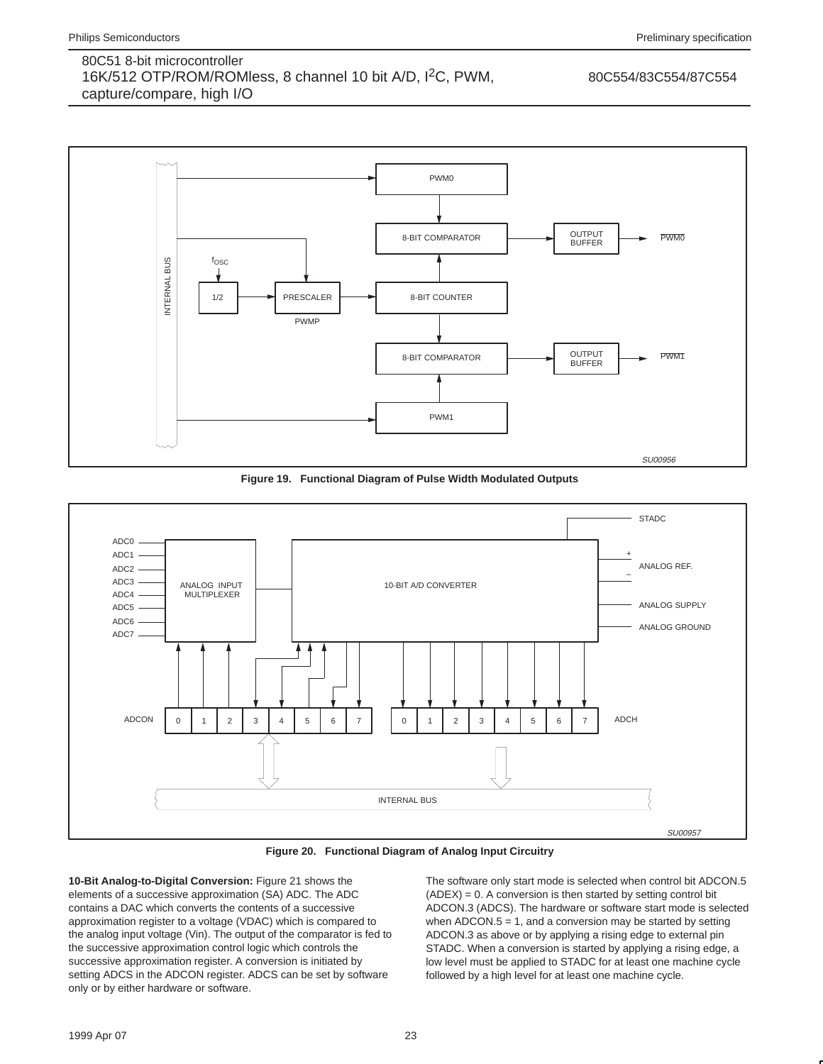Figure 19.   Functional Diagram of Pulse Width Modulated Outputs

Figure 20.   Functional Diagram of Analog Input Circuitry

**10-Bit Analog-to-Digital Conversion:** Figure 21 shows the elements of a successive approximation (SA) ADC. The ADC contains a DAC which converts the contents of a successive approximation register to a voltage (VDAC) which is compared to the analog input voltage (Vin). The output of the comparator is fed to the successive approximation control logic which controls the successive approximation register. A conversion is initiated by setting ADCS in the ADCON register. ADCS can be set by software only or by either hardware or software.

The software only start mode is selected when control bit ADCON.5 (ADEX) = 0. A conversion is then started by setting control bit ADCON.3 (ADCS). The hardware or software start mode is selected when ADCON.5 = 1, and a conversion may be started by setting ADCON.3 as above or by applying a rising edge to external pin STADC. When a conversion is started by applying a rising edge, a low level must be applied to STADC for at least one machine cycle followed by a high level for at least one machine cycle.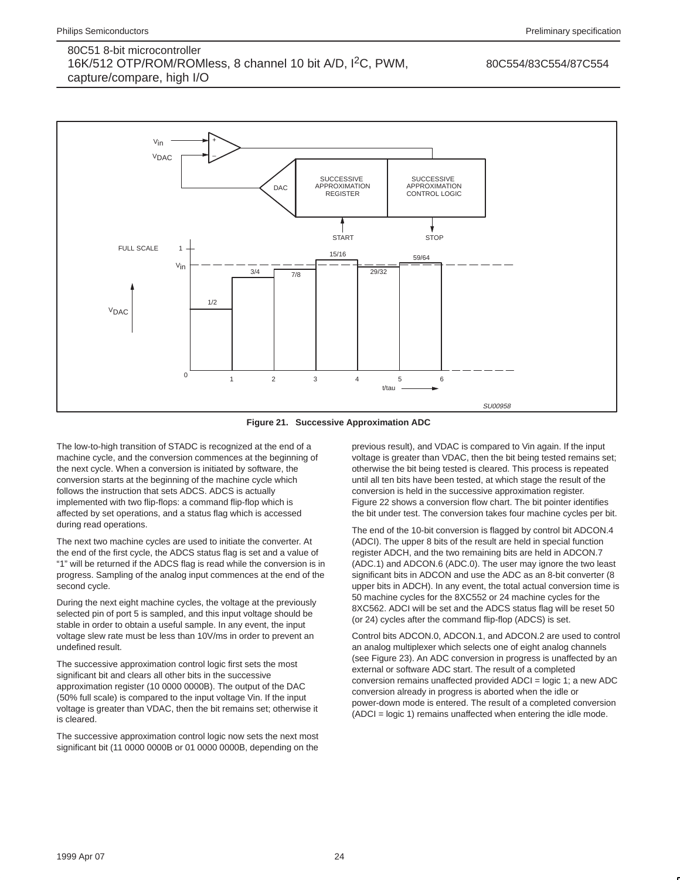Figure 21. Successive Approximation ADC

The low-to-high transition of STADC is recognized at the end of a machine cycle, and the conversion commences at the beginning of the next cycle. When a conversion is initiated by software, the conversion starts at the beginning of the machine cycle which follows the instruction that sets ADCS. ADCS is actually implemented with two flip-flops: a command flip-flop which is affected by set operations, and a status flag which is accessed during read operations.

The next two machine cycles are used to initiate the converter. At the end of the first cycle, the ADCS status flag is set and a value of "1" will be returned if the ADCS flag is read while the conversion is in progress. Sampling of the analog input commences at the end of the second cycle.

During the next eight machine cycles, the voltage at the previously selected pin of port 5 is sampled, and this input voltage should be stable in order to obtain a useful sample. In any event, the input voltage slew rate must be less than 10V/ms in order to prevent an undefined result.

The successive approximation control logic first sets the most significant bit and clears all other bits in the successive approximation register (10 0000 0000B). The output of the DAC (50% full scale) is compared to the input voltage Vin. If the input voltage is greater than VDAC, then the bit remains set; otherwise it is cleared.

The successive approximation control logic now sets the next most significant bit (11 0000 0000B or 01 0000 0000B, depending on the previous result), and VDAC is compared to Vin again. If the input voltage is greater than VDAC, then the bit being tested remains set; otherwise the bit being tested is cleared. This process is repeated until all ten bits have been tested, at which stage the result of the conversion is held in the successive approximation register. Figure 22 shows a conversion flow chart. The bit pointer identifies the bit under test. The conversion takes four machine cycles per bit.

The end of the 10-bit conversion is flagged by control bit ADCON.4 (ADCI). The upper 8 bits of the result are held in special function register ADCH, and the two remaining bits are held in ADCON.7 (ADC.1) and ADCON.6 (ADC.0). The user may ignore the two least significant bits in ADCON and use the ADC as an 8-bit converter (8 upper bits in ADCH). In any event, the total actual conversion time is 50 machine cycles for the 8XC552 or 24 machine cycles for the 8XC562. ADCI will be set and the ADCS status flag will be reset 50 (or 24) cycles after the command flip-flop (ADCS) is set.

Control bits ADCON.0, ADCON.1, and ADCON.2 are used to control an analog multiplexer which selects one of eight analog channels (see Figure 23). An ADC conversion in progress is unaffected by an external or software ADC start. The result of a completed conversion remains unaffected provided ADCI = logic 1; a new ADC conversion already in progress is aborted when the idle or power-down mode is entered. The result of a completed conversion (ADCI = logic 1) remains unaffected when entering the idle mode.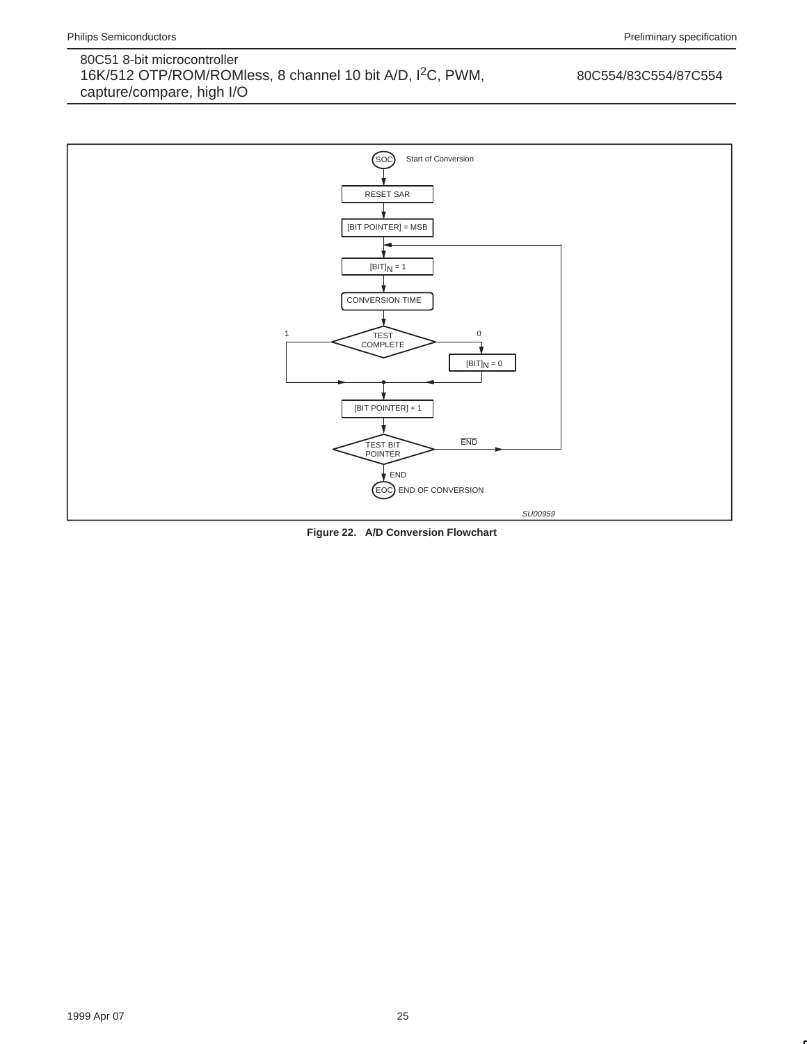SOC Start of Conversion

RESET SAR

[BIT POINTER] = MSB

$[BIT]_N = 1$

CONVERSION TIME

TEST COMPLETE — 1 / 0

$[BIT]_N = 0$

[BIT POINTER] + 1

TEST BIT POINTER — $\overline{END}$ / END

EOC END OF CONVERSION

SU00959

**Figure 22. A/D Conversion Flowchart**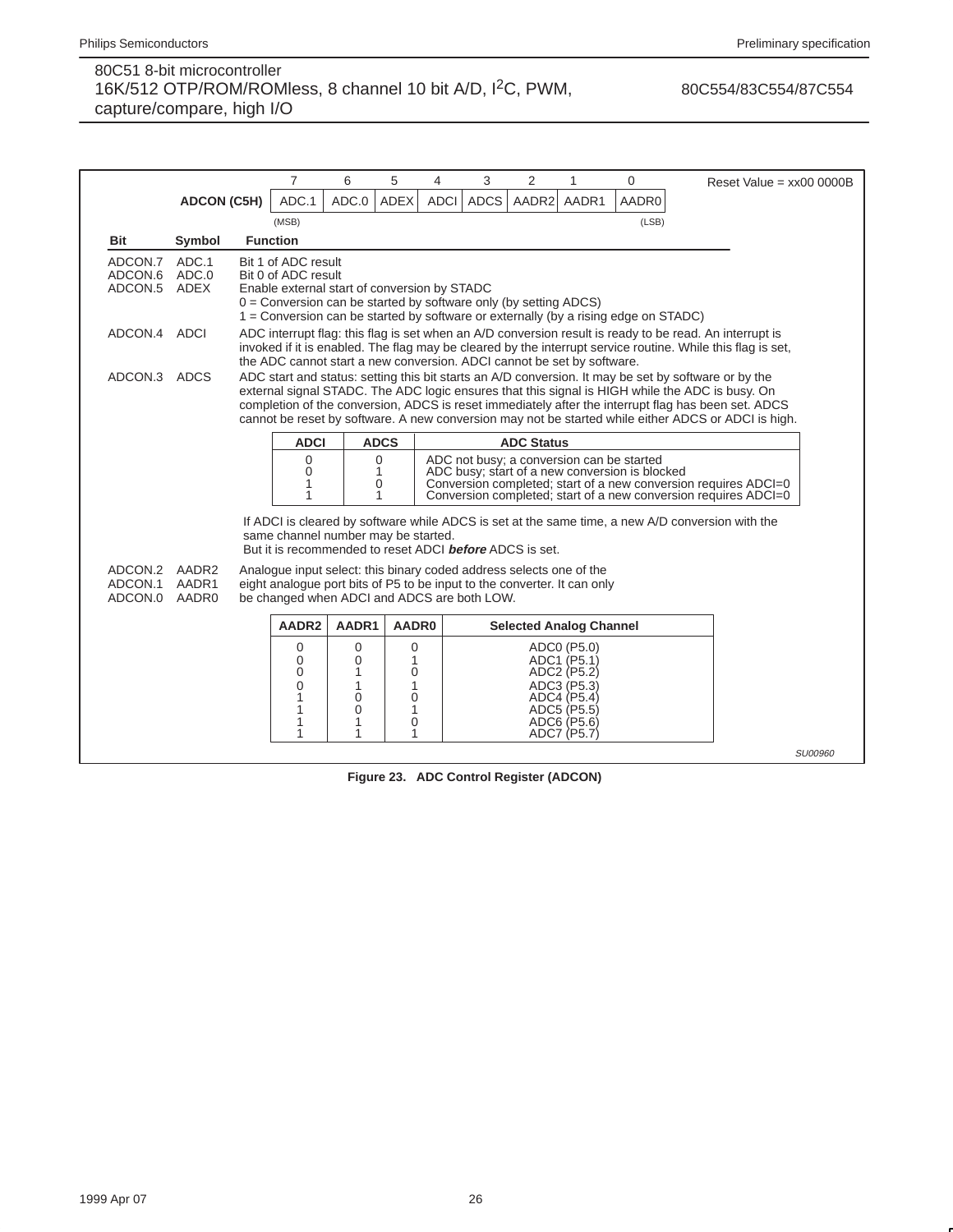| | 7 | 6 | 5 | 4 | 3 | 2 | 1 | 0 |
|---|---|---|---|---|---|---|---|---|
| **ADCON (C5H)** | ADC.1 | ADC.0 | ADEX | ADCI | ADCS | AADR2 | AADR1 | AADR0 |
| | (MSB) | | | | | | | (LSB) |

Reset Value = xx00 0000B

| Bit | Symbol | Function |
|---|---|---|
| ADCON.7 | ADC.1 | Bit 1 of ADC result |
| ADCON.6 | ADC.0 | Bit 0 of ADC result |
| ADCON.5 | ADEX | Enable external start of conversion by STADC<br>0 = Conversion can be started by software only (by setting ADCS)<br>1 = Conversion can be started by software or externally (by a rising edge on STADC) |
| ADCON.4 | ADCI | ADC interrupt flag: this flag is set when an A/D conversion result is ready to be read. An interrupt is invoked if it is enabled. The flag may be cleared by the interrupt service routine. While this flag is set, the ADC cannot start a new conversion. ADCI cannot be set by software. |
| ADCON.3 | ADCS | ADC start and status: setting this bit starts an A/D conversion. It may be set by software or by the external signal STADC. The ADC logic ensures that this signal is HIGH while the ADC is busy. On completion of the conversion, ADCS is reset immediately after the interrupt flag has been set. ADCS cannot be reset by software. A new conversion may not be started while either ADCS or ADCI is high. |

| ADCI | ADCS | ADC Status |
|---|---|---|
| 0 | 0 | ADC not busy; a conversion can be started |
| 0 | 1 | ADC busy; start of a new conversion is blocked |
| 1 | 0 | Conversion completed; start of a new conversion requires ADCI=0 |
| 1 | 1 | Conversion completed; start of a new conversion requires ADCI=0 |

If ADCI is cleared by software while ADCS is set at the same time, a new A/D conversion with the same channel number may be started.
But it is recommended to reset ADCI ***before*** ADCS is set.

| Bit | Symbol | Function |
|---|---|---|
| ADCON.2<br>ADCON.1<br>ADCON.0 | AADR2<br>AADR1<br>AADR0 | Analogue input select: this binary coded address selects one of the eight analogue port bits of P5 to be input to the converter. It can only be changed when ADCI and ADCS are both LOW. |

| AADR2 | AADR1 | AADR0 | Selected Analog Channel |
|---|---|---|---|
| 0 | 0 | 0 | ADC0 (P5.0) |
| 0 | 0 | 1 | ADC1 (P5.1) |
| 0 | 1 | 0 | ADC2 (P5.2) |
| 0 | 1 | 1 | ADC3 (P5.3) |
| 1 | 0 | 0 | ADC4 (P5.4) |
| 1 | 0 | 1 | ADC5 (P5.5) |
| 1 | 1 | 0 | ADC6 (P5.6) |
| 1 | 1 | 1 | ADC7 (P5.7) |

SU00960

**Figure 23. ADC Control Register (ADCON)**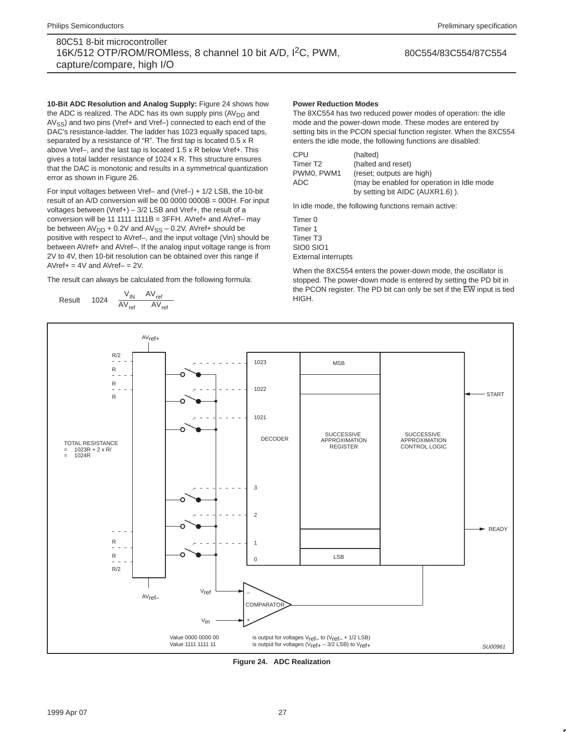**10-Bit ADC Resolution and Analog Supply:** Figure 24 shows how the ADC is realized. The ADC has its own supply pins ($AV_{DD}$ and $AV_{SS}$) and two pins (Vref+ and Vref–) connected to each end of the DAC's resistance-ladder. The ladder has 1023 equally spaced taps, separated by a resistance of "R". The first tap is located 0.5 x R above Vref–, and the last tap is located 1.5 x R below Vref+. This gives a total ladder resistance of 1024 x R. This structure ensures that the DAC is monotonic and results in a symmetrical quantization error as shown in Figure 26.

For input voltages between Vref– and (Vref–) + 1/2 LSB, the 10-bit result of an A/D conversion will be 00 0000 0000B = 000H. For input voltages between (Vref+) – 3/2 LSB and Vref+, the result of a conversion will be 11 1111 1111B = 3FFH. AVref+ and AVref– may be between $AV_{DD}$ + 0.2V and $AV_{SS}$ – 0.2V. AVref+ should be positive with respect to AVref–, and the input voltage (Vin) should be between AVref+ and AVref–. If the analog input voltage range is from 2V to 4V, then 10-bit resolution can be obtained over this range if AVref+ = 4V and AVref– = 2V.

The result can always be calculated from the following formula:

$$\text{Result} \quad 1024 \quad \frac{V_{IN} \quad AV_{ref}}{AV_{ref} \quad AV_{ref}}$$

**Power Reduction Modes**

The 8XC554 has two reduced power modes of operation: the idle mode and the power-down mode. These modes are entered by setting bits in the PCON special function register. When the 8XC554 enters the idle mode, the following functions are disabled:

| | |
|---|---|
| CPU | (halted) |
| Timer T2 | (halted and reset) |
| PWM0, PWM1 | (reset; outputs are high) |
| ADC | (may be enabled for operation in Idle mode by setting bit AIDC (AUXR1.6) ). |

In idle mode, the following functions remain active:

Timer 0
Timer 1
Timer T3
SIO0 SIO1
External interrupts

When the 8XC554 enters the power-down mode, the oscillator is stopped. The power-down mode is entered by setting the PD bit in the PCON register. The PD bit can only be set if the $\overline{EW}$ input is tied HIGH.

Figure 24. ADC Realization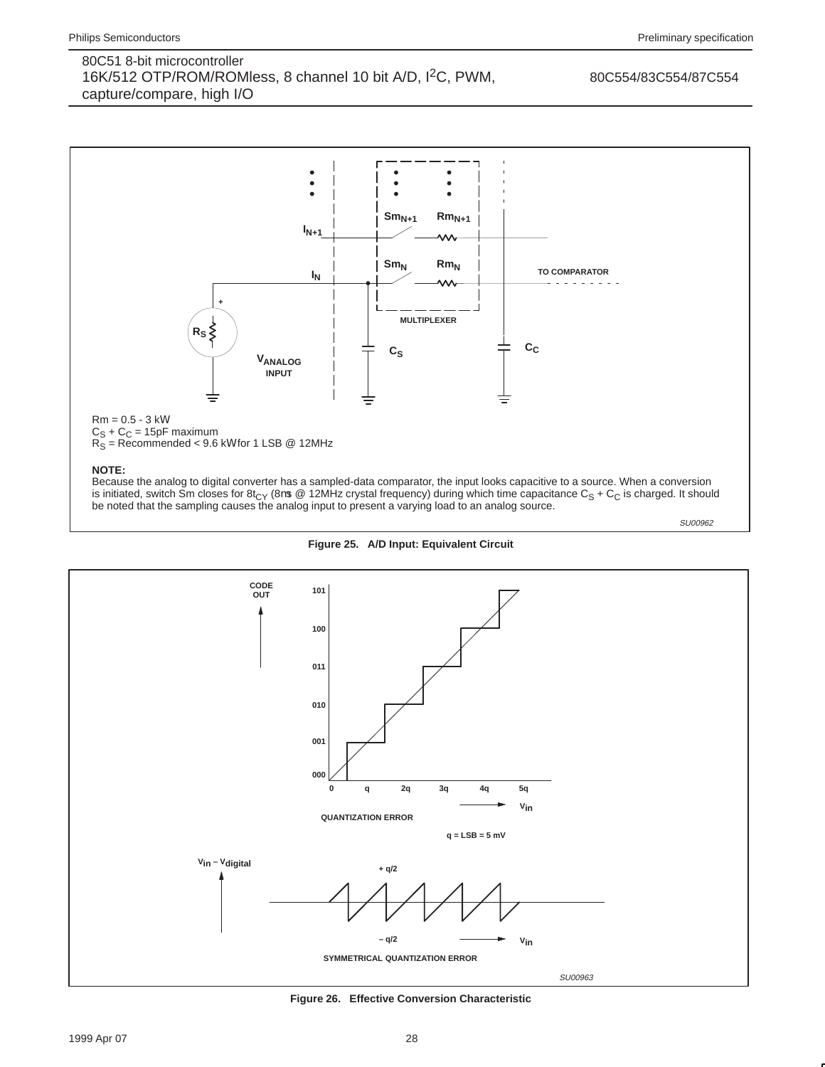Rm = 0.5 - 3 kW
$C_S$ + $C_C$ = 15pF maximum
$R_S$ = Recommended < 9.6 kW for 1 LSB @ 12MHz

**NOTE:**
Because the analog to digital converter has a sampled-data comparator, the input looks capacitive to a source. When a conversion is initiated, switch Sm closes for $8t_{CY}$ (8ms @ 12MHz crystal frequency) during which time capacitance $C_S$ + $C_C$ is charged. It should be noted that the sampling causes the analog input to present a varying load to an analog source.

SU00962

**Figure 25. A/D Input: Equivalent Circuit**

QUANTIZATION ERROR

q = LSB = 5 mV

SYMMETRICAL QUANTIZATION ERROR

SU00963

**Figure 26. Effective Conversion Characteristic**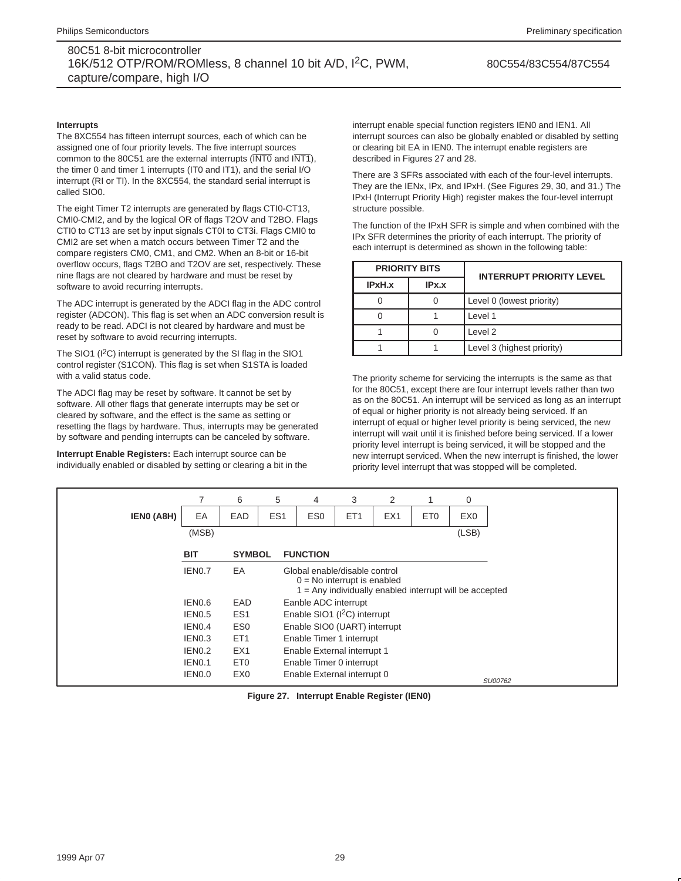### Interrupts

The 8XC554 has fifteen interrupt sources, each of which can be assigned one of four priority levels. The five interrupt sources common to the 80C51 are the external interrupts ($\overline{INT0}$ and $\overline{INT1}$), the timer 0 and timer 1 interrupts (IT0 and IT1), and the serial I/O interrupt (RI or TI). In the 8XC554, the standard serial interrupt is called SIO0.

The eight Timer T2 interrupts are generated by flags CTI0-CTI3, CMI0-CMI2, and by the logical OR of flags T2OV and T2BO. Flags CTI0 to CT13 are set by input signals CT0I to CT3i. Flags CMI0 to CMI2 are set when a match occurs between Timer T2 and the compare registers CM0, CM1, and CM2. When an 8-bit or 16-bit overflow occurs, flags T2BO and T2OV are set, respectively. These nine flags are not cleared by hardware and must be reset by software to avoid recurring interrupts.

The ADC interrupt is generated by the ADCI flag in the ADC control register (ADCON). This flag is set when an ADC conversion result is ready to be read. ADCI is not cleared by hardware and must be reset by software to avoid recurring interrupts.

The SIO1 ($I^2C$) interrupt is generated by the SI flag in the SIO1 control register (S1CON). This flag is set when S1STA is loaded with a valid status code.

The ADCI flag may be reset by software. It cannot be set by software. All other flags that generate interrupts may be set or cleared by software, and the effect is the same as setting or resetting the flags by hardware. Thus, interrupts may be generated by software and pending interrupts can be canceled by software.

**Interrupt Enable Registers:** Each interrupt source can be individually enabled or disabled by setting or clearing a bit in the interrupt enable special function registers IEN0 and IEN1. All interrupt sources can also be globally enabled or disabled by setting or clearing bit EA in IEN0. The interrupt enable registers are described in Figures 27 and 28.

There are 3 SFRs associated with each of the four-level interrupts. They are the IENx, IPx, and IPxH. (See Figures 29, 30, and 31.) The IPxH (Interrupt Priority High) register makes the four-level interrupt structure possible.

The function of the IPxH SFR is simple and when combined with the IPx SFR determines the priority of each interrupt. The priority of each interrupt is determined as shown in the following table:

| PRIORITY BITS | | INTERRUPT PRIORITY LEVEL |
|---|---|---|
| IPxH.x | IPx.x | |
| 0 | 0 | Level 0 (lowest priority) |
| 0 | 1 | Level 1 |
| 1 | 0 | Level 2 |
| 1 | 1 | Level 3 (highest priority) |

The priority scheme for servicing the interrupts is the same as that for the 80C51, except there are four interrupt levels rather than two as on the 80C51. An interrupt will be serviced as long as an interrupt of equal or higher priority is not already being serviced. If an interrupt of equal or higher level priority is being serviced, the new interrupt will wait until it is finished before being serviced. If a lower priority level interrupt is being serviced, it will be stopped and the new interrupt serviced. When the new interrupt is finished, the lower priority level interrupt that was stopped will be completed.

| | 7 | 6 | 5 | 4 | 3 | 2 | 1 | 0 |
|---|---|---|---|---|---|---|---|---|
| **IEN0 (A8H)** | EA | EAD | ES1 | ES0 | ET1 | EX1 | ET0 | EX0 |
| | (MSB) | | | | | | | (LSB) |

| BIT | SYMBOL | FUNCTION |
|---|---|---|
| IEN0.7 | EA | Global enable/disable control<br>0 = No interrupt is enabled<br>1 = Any individually enabled interrupt will be accepted |
| IEN0.6 | EAD | Eanble ADC interrupt |
| IEN0.5 | ES1 | Enable SIO1 ($I^2C$) interrupt |
| IEN0.4 | ES0 | Enable SIO0 (UART) interrupt |
| IEN0.3 | ET1 | Enable Timer 1 interrupt |
| IEN0.2 | EX1 | Enable External interrupt 1 |
| IEN0.1 | ET0 | Enable Timer 0 interrupt |
| IEN0.0 | EX0 | Enable External interrupt 0 |

SU00762

**Figure 27. Interrupt Enable Register (IEN0)**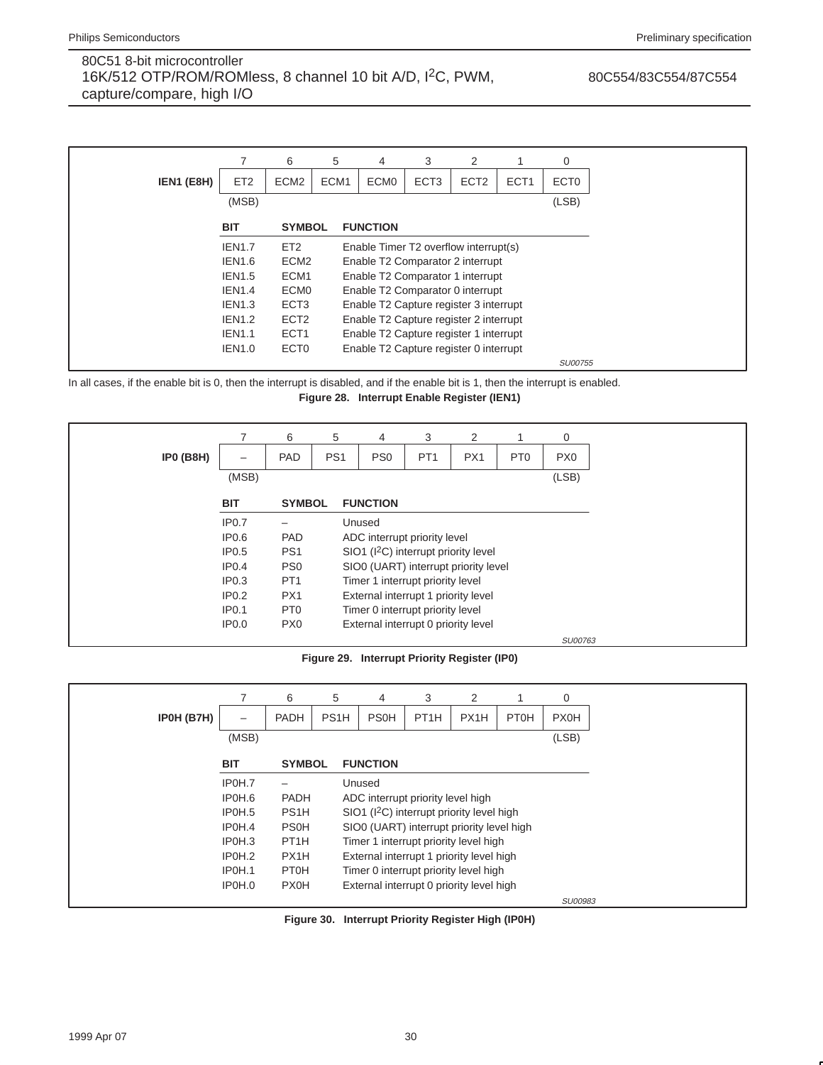**IEN1 (E8H)**

| 7 | 6 | 5 | 4 | 3 | 2 | 1 | 0 |
|---|---|---|---|---|---|---|---|
| ET2 | ECM2 | ECM1 | ECM0 | ECT3 | ECT2 | ECT1 | ECT0 |
| (MSB) | | | | | | | (LSB) |

| BIT | SYMBOL | FUNCTION |
|---|---|---|
| IEN1.7 | ET2 | Enable Timer T2 overflow interrupt(s) |
| IEN1.6 | ECM2 | Enable T2 Comparator 2 interrupt |
| IEN1.5 | ECM1 | Enable T2 Comparator 1 interrupt |
| IEN1.4 | ECM0 | Enable T2 Comparator 0 interrupt |
| IEN1.3 | ECT3 | Enable T2 Capture register 3 interrupt |
| IEN1.2 | ECT2 | Enable T2 Capture register 2 interrupt |
| IEN1.1 | ECT1 | Enable T2 Capture register 1 interrupt |
| IEN1.0 | ECT0 | Enable T2 Capture register 0 interrupt |

SU00755

In all cases, if the enable bit is 0, then the interrupt is disabled, and if the enable bit is 1, then the interrupt is enabled.

**Figure 28. Interrupt Enable Register (IEN1)**

**IP0 (B8H)**

| 7 | 6 | 5 | 4 | 3 | 2 | 1 | 0 |
|---|---|---|---|---|---|---|---|
| – | PAD | PS1 | PS0 | PT1 | PX1 | PT0 | PX0 |
| (MSB) | | | | | | | (LSB) |

| BIT | SYMBOL | FUNCTION |
|---|---|---|
| IP0.7 | – | Unused |
| IP0.6 | PAD | ADC interrupt priority level |
| IP0.5 | PS1 | SIO1 ($I^2C$) interrupt priority level |
| IP0.4 | PS0 | SIO0 (UART) interrupt priority level |
| IP0.3 | PT1 | Timer 1 interrupt priority level |
| IP0.2 | PX1 | External interrupt 1 priority level |
| IP0.1 | PT0 | Timer 0 interrupt priority level |
| IP0.0 | PX0 | External interrupt 0 priority level |

SU00763

**Figure 29. Interrupt Priority Register (IP0)**

**IP0H (B7H)**

| 7 | 6 | 5 | 4 | 3 | 2 | 1 | 0 |
|---|---|---|---|---|---|---|---|
| – | PADH | PS1H | PS0H | PT1H | PX1H | PT0H | PX0H |
| (MSB) | | | | | | | (LSB) |

| BIT | SYMBOL | FUNCTION |
|---|---|---|
| IP0H.7 | – | Unused |
| IP0H.6 | PADH | ADC interrupt priority level high |
| IP0H.5 | PS1H | SIO1 ($I^2C$) interrupt priority level high |
| IP0H.4 | PS0H | SIO0 (UART) interrupt priority level high |
| IP0H.3 | PT1H | Timer 1 interrupt priority level high |
| IP0H.2 | PX1H | External interrupt 1 priority level high |
| IP0H.1 | PT0H | Timer 0 interrupt priority level high |
| IP0H.0 | PX0H | External interrupt 0 priority level high |

SU00983

**Figure 30. Interrupt Priority Register High (IP0H)**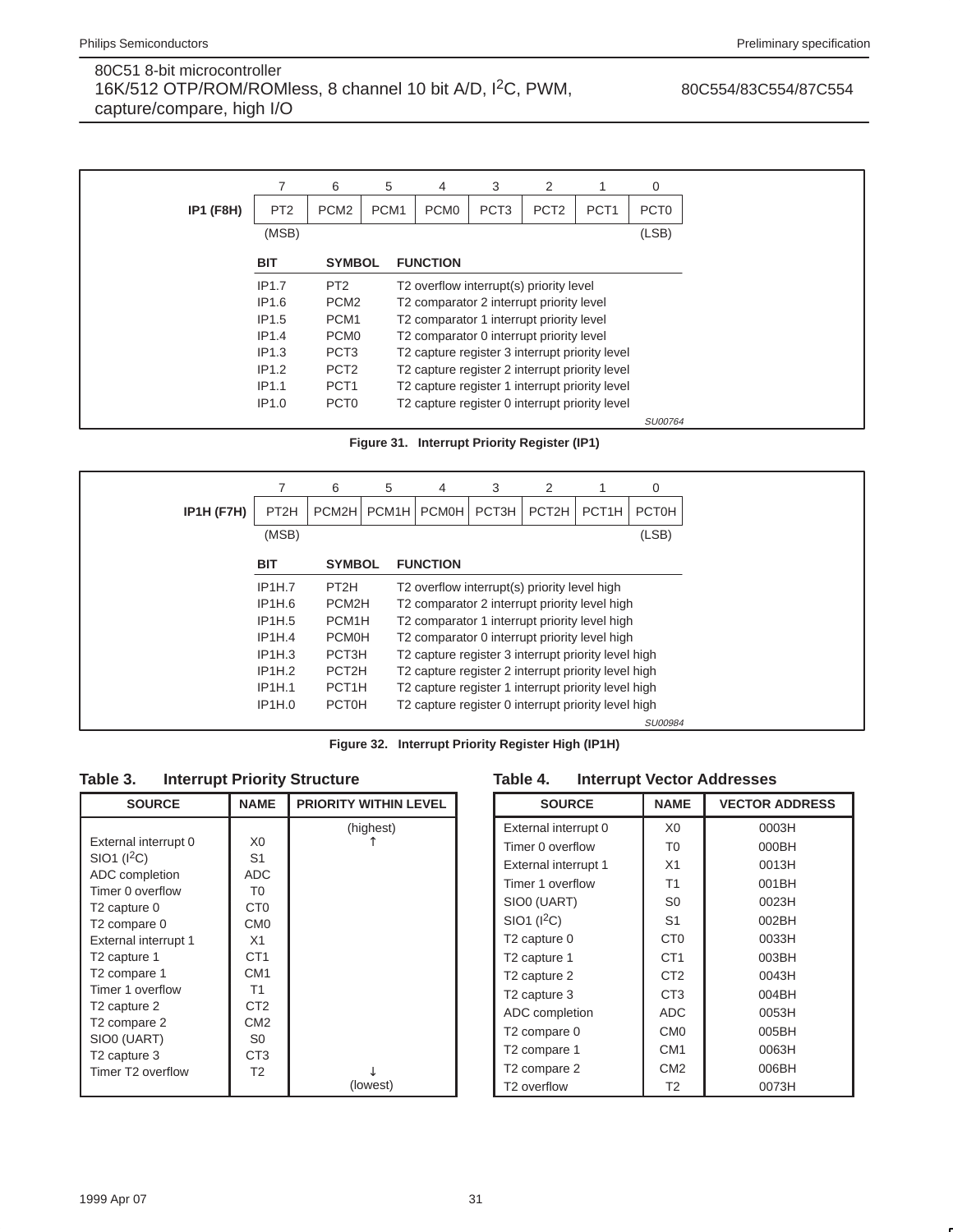**IP1 (F8H)**

| 7 | 6 | 5 | 4 | 3 | 2 | 1 | 0 |
|---|---|---|---|---|---|---|---|
| PT2 | PCM2 | PCM1 | PCM0 | PCT3 | PCT2 | PCT1 | PCT0 |
| (MSB) | | | | | | | (LSB) |

| BIT | SYMBOL | FUNCTION |
|---|---|---|
| IP1.7 | PT2 | T2 overflow interrupt(s) priority level |
| IP1.6 | PCM2 | T2 comparator 2 interrupt priority level |
| IP1.5 | PCM1 | T2 comparator 1 interrupt priority level |
| IP1.4 | PCM0 | T2 comparator 0 interrupt priority level |
| IP1.3 | PCT3 | T2 capture register 3 interrupt priority level |
| IP1.2 | PCT2 | T2 capture register 2 interrupt priority level |
| IP1.1 | PCT1 | T2 capture register 1 interrupt priority level |
| IP1.0 | PCT0 | T2 capture register 0 interrupt priority level |

SU00764

**Figure 31. Interrupt Priority Register (IP1)**

**IP1H (F7H)**

| 7 | 6 | 5 | 4 | 3 | 2 | 1 | 0 |
|---|---|---|---|---|---|---|---|
| PT2H | PCM2H | PCM1H | PCM0H | PCT3H | PCT2H | PCT1H | PCT0H |
| (MSB) | | | | | | | (LSB) |

| BIT | SYMBOL | FUNCTION |
|---|---|---|
| IP1H.7 | PT2H | T2 overflow interrupt(s) priority level high |
| IP1H.6 | PCM2H | T2 comparator 2 interrupt priority level high |
| IP1H.5 | PCM1H | T2 comparator 1 interrupt priority level high |
| IP1H.4 | PCM0H | T2 comparator 0 interrupt priority level high |
| IP1H.3 | PCT3H | T2 capture register 3 interrupt priority level high |
| IP1H.2 | PCT2H | T2 capture register 2 interrupt priority level high |
| IP1H.1 | PCT1H | T2 capture register 1 interrupt priority level high |
| IP1H.0 | PCT0H | T2 capture register 0 interrupt priority level high |

SU00984

**Figure 32. Interrupt Priority Register High (IP1H)**

### Table 3. Interrupt Priority Structure

| SOURCE | NAME | PRIORITY WITHIN LEVEL |
|---|---|---|
| | | (highest) ↑ |
| External interrupt 0 | X0 | |
| SIO1 ($I^2C$) | S1 | |
| ADC completion | ADC | |
| Timer 0 overflow | T0 | |
| T2 capture 0 | CT0 | |
| T2 compare 0 | CM0 | |
| External interrupt 1 | X1 | |
| T2 capture 1 | CT1 | |
| T2 compare 1 | CM1 | |
| Timer 1 overflow | T1 | |
| T2 capture 2 | CT2 | |
| T2 compare 2 | CM2 | |
| SIO0 (UART) | S0 | |
| T2 capture 3 | CT3 | |
| Timer T2 overflow | T2 | ↓ (lowest) |

### Table 4. Interrupt Vector Addresses

| SOURCE | NAME | VECTOR ADDRESS |
|---|---|---|
| External interrupt 0 | X0 | 0003H |
| Timer 0 overflow | T0 | 000BH |
| External interrupt 1 | X1 | 0013H |
| Timer 1 overflow | T1 | 001BH |
| SIO0 (UART) | S0 | 0023H |
| SIO1 ($I^2C$) | S1 | 002BH |
| T2 capture 0 | CT0 | 0033H |
| T2 capture 1 | CT1 | 003BH |
| T2 capture 2 | CT2 | 0043H |
| T2 capture 3 | CT3 | 004BH |
| ADC completion | ADC | 0053H |
| T2 compare 0 | CM0 | 005BH |
| T2 compare 1 | CM1 | 0063H |
| T2 compare 2 | CM2 | 006BH |
| T2 overflow | T2 | 0073H |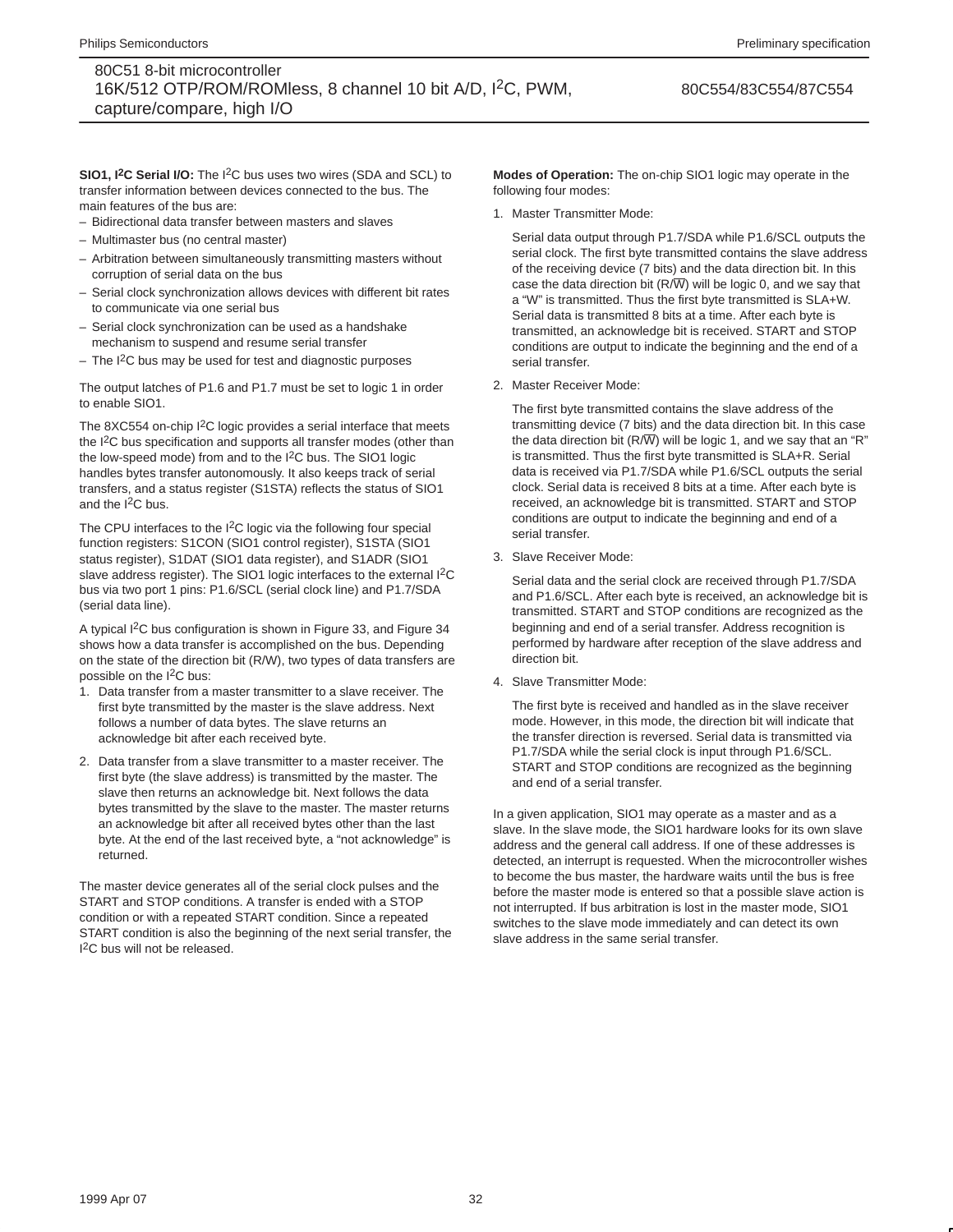**SIO1, I²C Serial I/O:** The I²C bus uses two wires (SDA and SCL) to transfer information between devices connected to the bus. The main features of the bus are:

- Bidirectional data transfer between masters and slaves
- Multimaster bus (no central master)
- Arbitration between simultaneously transmitting masters without corruption of serial data on the bus
- Serial clock synchronization allows devices with different bit rates to communicate via one serial bus
- Serial clock synchronization can be used as a handshake mechanism to suspend and resume serial transfer
- The I²C bus may be used for test and diagnostic purposes

The output latches of P1.6 and P1.7 must be set to logic 1 in order to enable SIO1.

The 8XC554 on-chip I²C logic provides a serial interface that meets the I²C bus specification and supports all transfer modes (other than the low-speed mode) from and to the I²C bus. The SIO1 logic handles bytes transfer autonomously. It also keeps track of serial transfers, and a status register (S1STA) reflects the status of SIO1 and the I²C bus.

The CPU interfaces to the I²C logic via the following four special function registers: S1CON (SIO1 control register), S1STA (SIO1 status register), S1DAT (SIO1 data register), and S1ADR (SIO1 slave address register). The SIO1 logic interfaces to the external I²C bus via two port 1 pins: P1.6/SCL (serial clock line) and P1.7/SDA (serial data line).

A typical I²C bus configuration is shown in Figure 33, and Figure 34 shows how a data transfer is accomplished on the bus. Depending on the state of the direction bit (R/W), two types of data transfers are possible on the I²C bus:

1. Data transfer from a master transmitter to a slave receiver. The first byte transmitted by the master is the slave address. Next follows a number of data bytes. The slave returns an acknowledge bit after each received byte.
2. Data transfer from a slave transmitter to a master receiver. The first byte (the slave address) is transmitted by the master. The slave then returns an acknowledge bit. Next follows the data bytes transmitted by the slave to the master. The master returns an acknowledge bit after all received bytes other than the last byte. At the end of the last received byte, a "not acknowledge" is returned.

The master device generates all of the serial clock pulses and the START and STOP conditions. A transfer is ended with a STOP condition or with a repeated START condition. Since a repeated START condition is also the beginning of the next serial transfer, the I²C bus will not be released.

**Modes of Operation:** The on-chip SIO1 logic may operate in the following four modes:

1. Master Transmitter Mode:

   Serial data output through P1.7/SDA while P1.6/SCL outputs the serial clock. The first byte transmitted contains the slave address of the receiving device (7 bits) and the data direction bit. In this case the data direction bit ($R/\overline{W}$) will be logic 0, and we say that a "W" is transmitted. Thus the first byte transmitted is SLA+W. Serial data is transmitted 8 bits at a time. After each byte is transmitted, an acknowledge bit is received. START and STOP conditions are output to indicate the beginning and the end of a serial transfer.

2. Master Receiver Mode:

   The first byte transmitted contains the slave address of the transmitting device (7 bits) and the data direction bit. In this case the data direction bit ($R/\overline{W}$) will be logic 1, and we say that an "R" is transmitted. Thus the first byte transmitted is SLA+R. Serial data is received via P1.7/SDA while P1.6/SCL outputs the serial clock. Serial data is received 8 bits at a time. After each byte is received, an acknowledge bit is transmitted. START and STOP conditions are output to indicate the beginning and end of a serial transfer.

3. Slave Receiver Mode:

   Serial data and the serial clock are received through P1.7/SDA and P1.6/SCL. After each byte is received, an acknowledge bit is transmitted. START and STOP conditions are recognized as the beginning and end of a serial transfer. Address recognition is performed by hardware after reception of the slave address and direction bit.

4. Slave Transmitter Mode:

   The first byte is received and handled as in the slave receiver mode. However, in this mode, the direction bit will indicate that the transfer direction is reversed. Serial data is transmitted via P1.7/SDA while the serial clock is input through P1.6/SCL. START and STOP conditions are recognized as the beginning and end of a serial transfer.

In a given application, SIO1 may operate as a master and as a slave. In the slave mode, the SIO1 hardware looks for its own slave address and the general call address. If one of these addresses is detected, an interrupt is requested. When the microcontroller wishes to become the bus master, the hardware waits until the bus is free before the master mode is entered so that a possible slave action is not interrupted. If bus arbitration is lost in the master mode, SIO1 switches to the slave mode immediately and can detect its own slave address in the same serial transfer.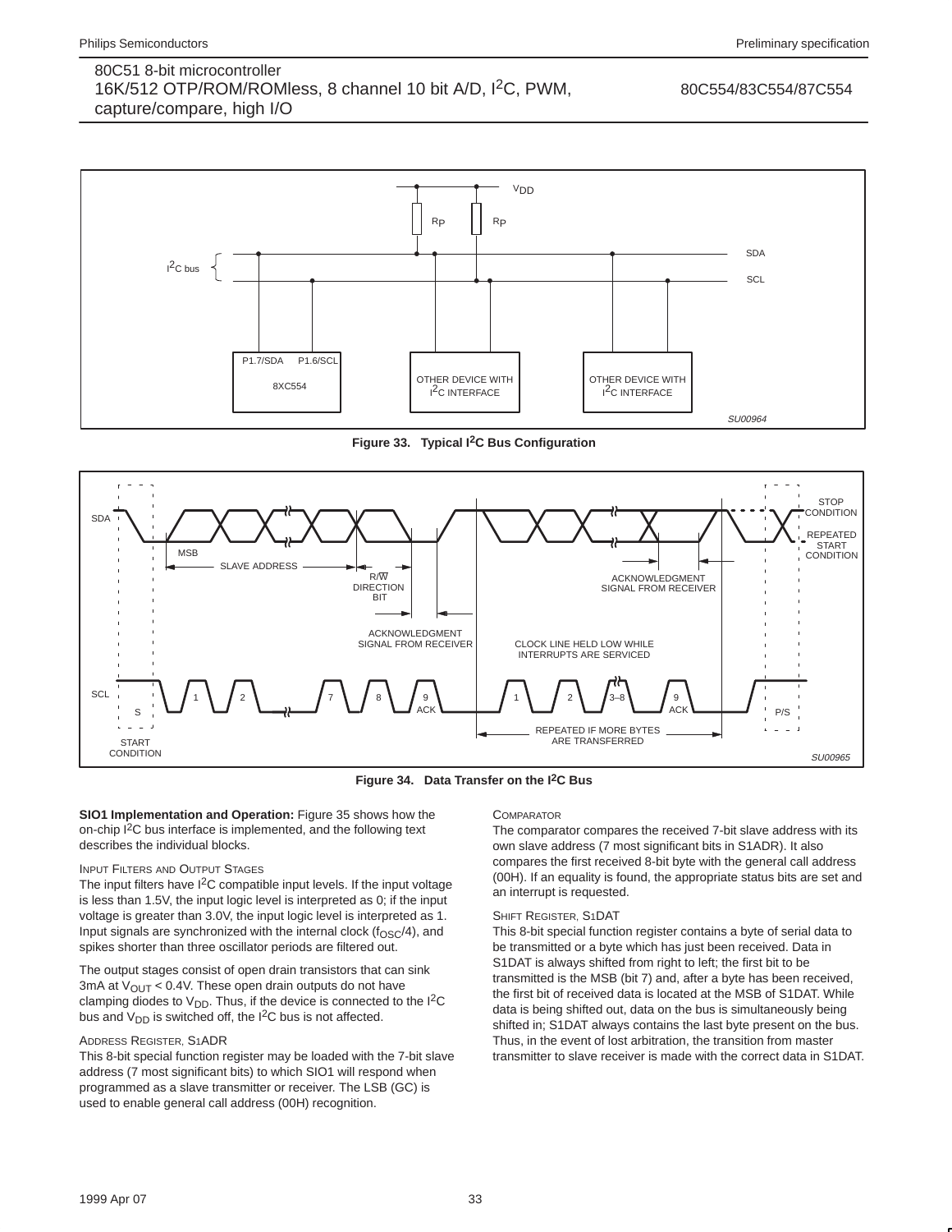Figure 33. Typical $I^2C$ Bus Configuration

Figure 34. Data Transfer on the $I^2C$ Bus

**SIO1 Implementation and Operation:** Figure 35 shows how the on-chip $I^2C$ bus interface is implemented, and the following text describes the individual blocks.

### INPUT FILTERS AND OUTPUT STAGES

The input filters have $I^2C$ compatible input levels. If the input voltage is less than 1.5V, the input logic level is interpreted as 0; if the input voltage is greater than 3.0V, the input logic level is interpreted as 1. Input signals are synchronized with the internal clock ($f_{OSC}/4$), and spikes shorter than three oscillator periods are filtered out.

The output stages consist of open drain transistors that can sink 3mA at $V_{OUT} < 0.4V$. These open drain outputs do not have clamping diodes to $V_{DD}$. Thus, if the device is connected to the $I^2C$ bus and $V_{DD}$ is switched off, the $I^2C$ bus is not affected.

### ADDRESS REGISTER, S1ADR

This 8-bit special function register may be loaded with the 7-bit slave address (7 most significant bits) to which SIO1 will respond when programmed as a slave transmitter or receiver. The LSB (GC) is used to enable general call address (00H) recognition.

### COMPARATOR

The comparator compares the received 7-bit slave address with its own slave address (7 most significant bits in S1ADR). It also compares the first received 8-bit byte with the general call address (00H). If an equality is found, the appropriate status bits are set and an interrupt is requested.

### SHIFT REGISTER, S1DAT

This 8-bit special function register contains a byte of serial data to be transmitted or a byte which has just been received. Data in S1DAT is always shifted from right to left; the first bit to be transmitted is the MSB (bit 7) and, after a byte has been received, the first bit of received data is located at the MSB of S1DAT. While data is being shifted out, data on the bus is simultaneously being shifted in; S1DAT always contains the last byte present on the bus. Thus, in the event of lost arbitration, the transition from master transmitter to slave receiver is made with the correct data in S1DAT.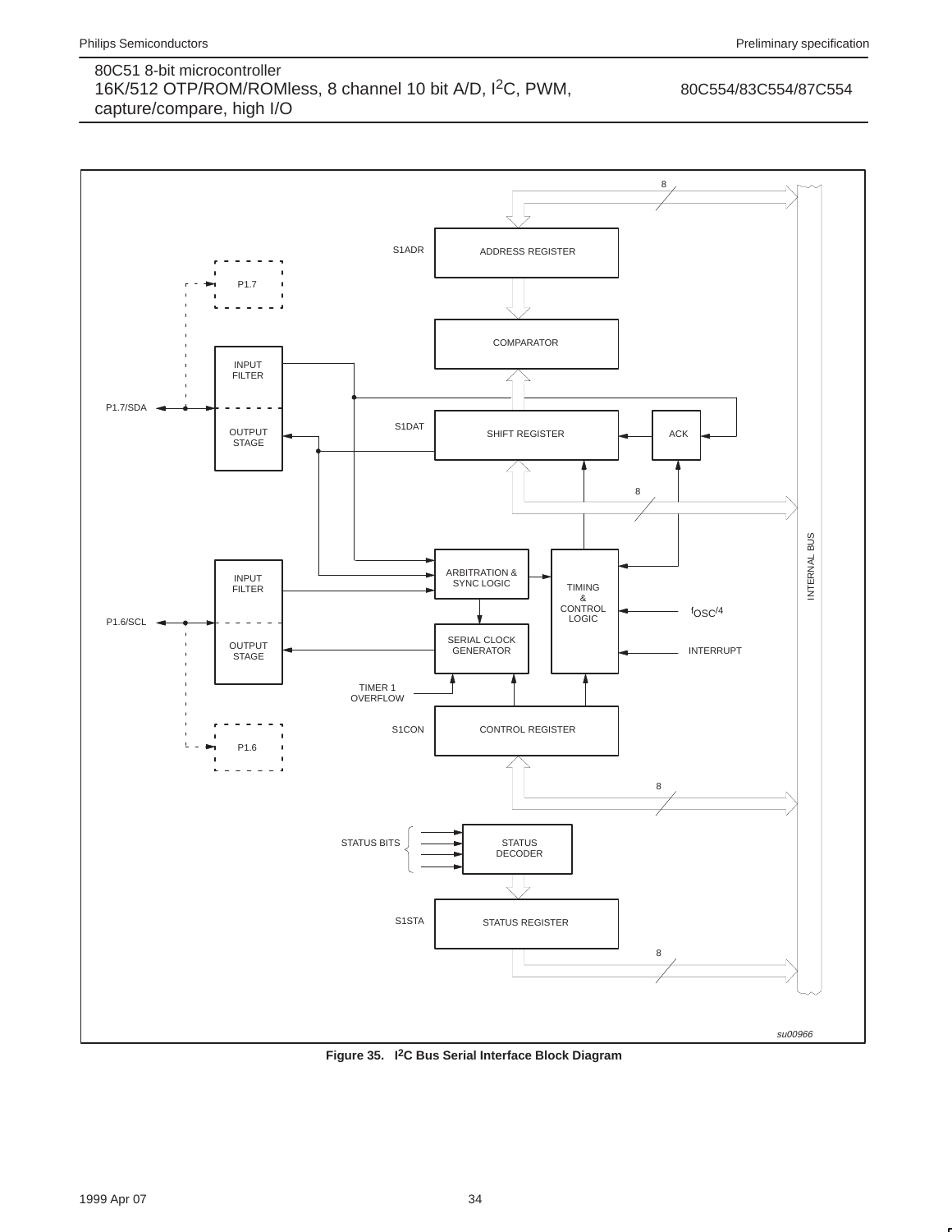**Figure 35. I²C Bus Serial Interface Block Diagram**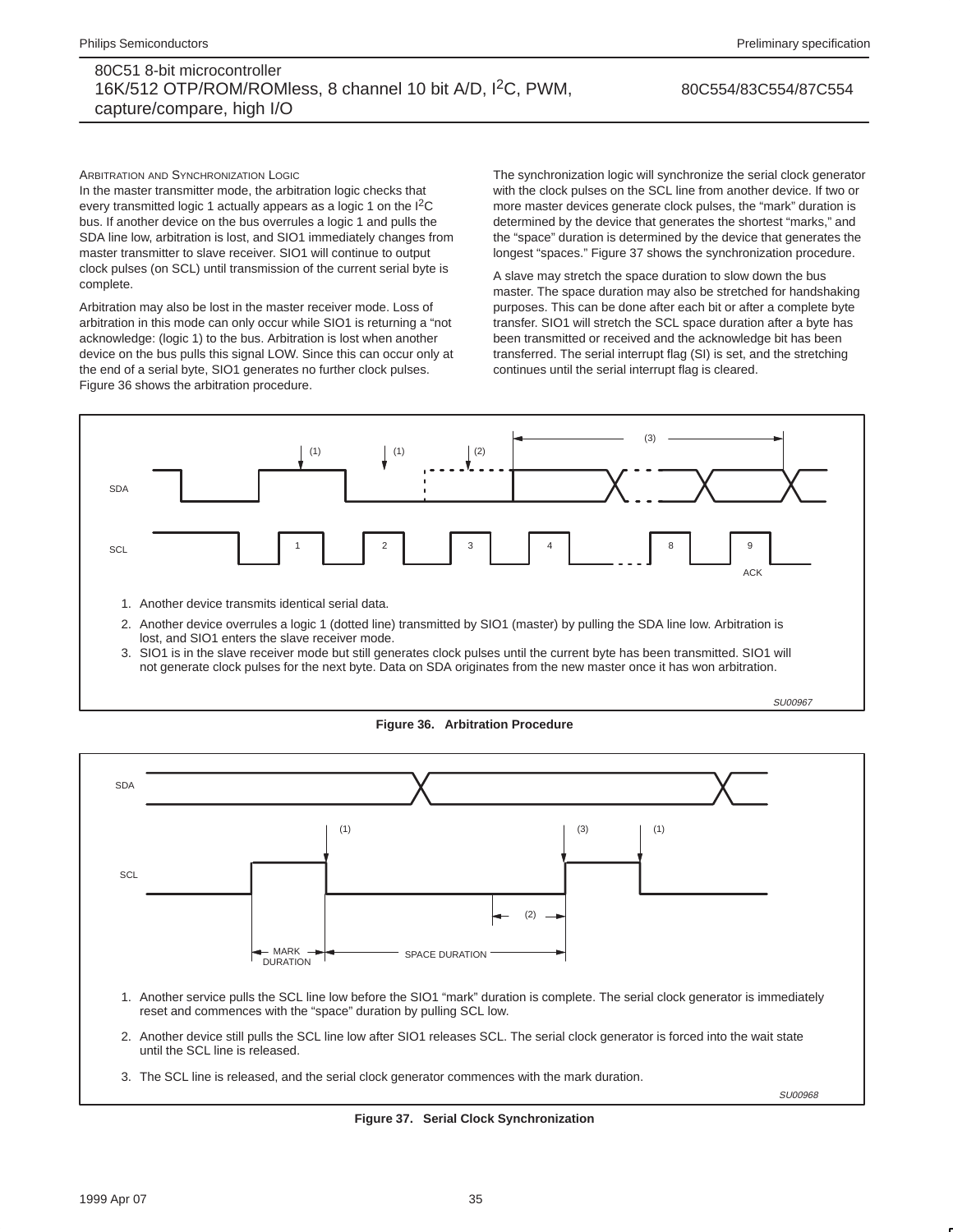#### Arbitration and Synchronization Logic

In the master transmitter mode, the arbitration logic checks that every transmitted logic 1 actually appears as a logic 1 on the I²C bus. If another device on the bus overrules a logic 1 and pulls the SDA line low, arbitration is lost, and SIO1 immediately changes from master transmitter to slave receiver. SIO1 will continue to output clock pulses (on SCL) until transmission of the current serial byte is complete.

Arbitration may also be lost in the master receiver mode. Loss of arbitration in this mode can only occur while SIO1 is returning a "not acknowledge: (logic 1) to the bus. Arbitration is lost when another device on the bus pulls this signal LOW. Since this can occur only at the end of a serial byte, SIO1 generates no further clock pulses. Figure 36 shows the arbitration procedure.

The synchronization logic will synchronize the serial clock generator with the clock pulses on the SCL line from another device. If two or more master devices generate clock pulses, the "mark" duration is determined by the device that generates the shortest "marks," and the "space" duration is determined by the device that generates the longest "spaces." Figure 37 shows the synchronization procedure.

A slave may stretch the space duration to slow down the bus master. The space duration may also be stretched for handshaking purposes. This can be done after each bit or after a complete byte transfer. SIO1 will stretch the SCL space duration after a byte has been transmitted or received and the acknowledge bit has been transferred. The serial interrupt flag (SI) is set, and the stretching continues until the serial interrupt flag is cleared.

1. Another device transmits identical serial data.
2. Another device overrules a logic 1 (dotted line) transmitted by SIO1 (master) by pulling the SDA line low. Arbitration is lost, and SIO1 enters the slave receiver mode.
3. SIO1 is in the slave receiver mode but still generates clock pulses until the current byte has been transmitted. SIO1 will not generate clock pulses for the next byte. Data on SDA originates from the new master once it has won arbitration.

SU00967

**Figure 36. Arbitration Procedure**

1. Another service pulls the SCL line low before the SIO1 "mark" duration is complete. The serial clock generator is immediately reset and commences with the "space" duration by pulling SCL low.
2. Another device still pulls the SCL line low after SIO1 releases SCL. The serial clock generator is forced into the wait state until the SCL line is released.
3. The SCL line is released, and the serial clock generator commences with the mark duration.

SU00968

**Figure 37. Serial Clock Synchronization**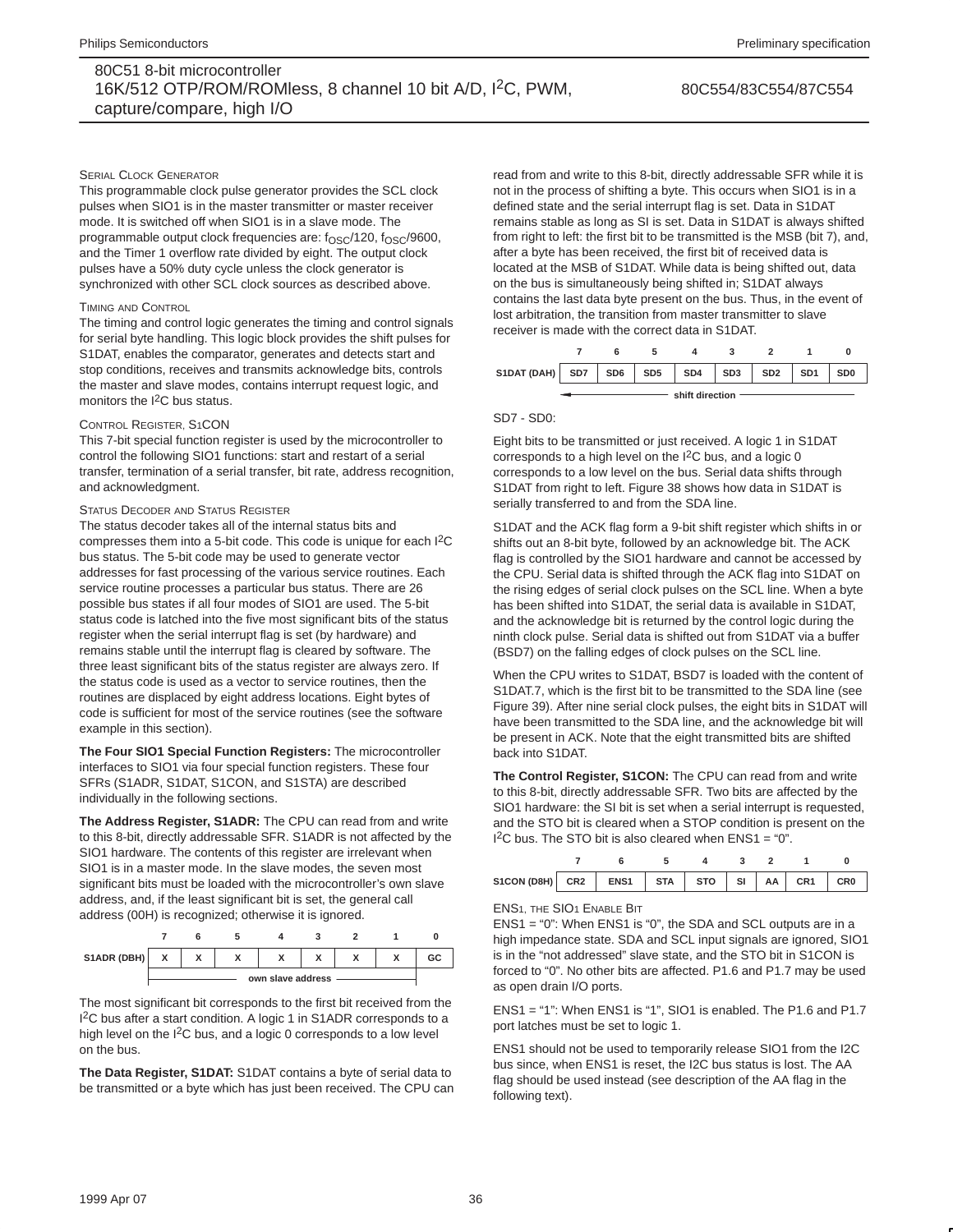#### Serial Clock Generator

This programmable clock pulse generator provides the SCL clock pulses when SIO1 is in the master transmitter or master receiver mode. It is switched off when SIO1 is in a slave mode. The programmable output clock frequencies are: $f_{OSC}$/120, $f_{OSC}$/9600, and the Timer 1 overflow rate divided by eight. The output clock pulses have a 50% duty cycle unless the clock generator is synchronized with other SCL clock sources as described above.

#### Timing and Control

The timing and control logic generates the timing and control signals for serial byte handling. This logic block provides the shift pulses for S1DAT, enables the comparator, generates and detects start and stop conditions, receives and transmits acknowledge bits, controls the master and slave modes, contains interrupt request logic, and monitors the $I^2C$ bus status.

#### Control Register, S1CON

This 7-bit special function register is used by the microcontroller to control the following SIO1 functions: start and restart of a serial transfer, termination of a serial transfer, bit rate, address recognition, and acknowledgment.

#### Status Decoder and Status Register

The status decoder takes all of the internal status bits and compresses them into a 5-bit code. This code is unique for each $I^2C$ bus status. The 5-bit code may be used to generate vector addresses for fast processing of the various service routines. Each service routine processes a particular bus status. There are 26 possible bus states if all four modes of SIO1 are used. The 5-bit status code is latched into the five most significant bits of the status register when the serial interrupt flag is set (by hardware) and remains stable until the interrupt flag is cleared by software. The three least significant bits of the status register are always zero. If the status code is used as a vector to service routines, then the routines are displaced by eight address locations. Eight bytes of code is sufficient for most of the service routines (see the software example in this section).

**The Four SIO1 Special Function Registers:** The microcontroller interfaces to SIO1 via four special function registers. These four SFRs (S1ADR, S1DAT, S1CON, and S1STA) are described individually in the following sections.

**The Address Register, S1ADR:** The CPU can read from and write to this 8-bit, directly addressable SFR. S1ADR is not affected by the SIO1 hardware. The contents of this register are irrelevant when SIO1 is in a master mode. In the slave modes, the seven most significant bits must be loaded with the microcontroller's own slave address, and, if the least significant bit is set, the general call address (00H) is recognized; otherwise it is ignored.

| | 7 | 6 | 5 | 4 | 3 | 2 | 1 | 0 |
|---|---|---|---|---|---|---|---|---|
| S1ADR (DBH) | X | X | X | X | X | X | X | GC |
| | own slave address | | | | | | | |

The most significant bit corresponds to the first bit received from the $I^2C$ bus after a start condition. A logic 1 in S1ADR corresponds to a high level on the $I^2C$ bus, and a logic 0 corresponds to a low level on the bus.

**The Data Register, S1DAT:** S1DAT contains a byte of serial data to be transmitted or a byte which has just been received. The CPU can read from and write to this 8-bit, directly addressable SFR while it is not in the process of shifting a byte. This occurs when SIO1 is in a defined state and the serial interrupt flag is set. Data in S1DAT remains stable as long as SI is set. Data in S1DAT is always shifted from right to left: the first bit to be transmitted is the MSB (bit 7), and, after a byte has been received, the first bit of received data is located at the MSB of S1DAT. While data is being shifted out, data on the bus is simultaneously being shifted in; S1DAT always contains the last data byte present on the bus. Thus, in the event of lost arbitration, the transition from master transmitter to slave receiver is made with the correct data in S1DAT.

| | 7 | 6 | 5 | 4 | 3 | 2 | 1 | 0 |
|---|---|---|---|---|---|---|---|---|
| S1DAT (DAH) | SD7 | SD6 | SD5 | SD4 | SD3 | SD2 | SD1 | SD0 |
| | ← shift direction | | | | | | | |

SD7 - SD0:

Eight bits to be transmitted or just received. A logic 1 in S1DAT corresponds to a high level on the $I^2C$ bus, and a logic 0 corresponds to a low level on the bus. Serial data shifts through S1DAT from right to left. Figure 38 shows how data in S1DAT is serially transferred to and from the SDA line.

S1DAT and the ACK flag form a 9-bit shift register which shifts in or shifts out an 8-bit byte, followed by an acknowledge bit. The ACK flag is controlled by the SIO1 hardware and cannot be accessed by the CPU. Serial data is shifted through the ACK flag into S1DAT on the rising edges of serial clock pulses on the SCL line. When a byte has been shifted into S1DAT, the serial data is available in S1DAT, and the acknowledge bit is returned by the control logic during the ninth clock pulse. Serial data is shifted out from S1DAT via a buffer (BSD7) on the falling edges of clock pulses on the SCL line.

When the CPU writes to S1DAT, BSD7 is loaded with the content of S1DAT.7, which is the first bit to be transmitted to the SDA line (see Figure 39). After nine serial clock pulses, the eight bits in S1DAT will have been transmitted to the SDA line, and the acknowledge bit will be present in ACK. Note that the eight transmitted bits are shifted back into S1DAT.

**The Control Register, S1CON:** The CPU can read from and write to this 8-bit, directly addressable SFR. Two bits are affected by the SIO1 hardware: the SI bit is set when a serial interrupt is requested, and the STO bit is cleared when a STOP condition is present on the $I^2C$ bus. The STO bit is also cleared when ENS1 = "0".

| | 7 | 6 | 5 | 4 | 3 | 2 | 1 | 0 |
|---|---|---|---|---|---|---|---|---|
| S1CON (D8H) | CR2 | ENS1 | STA | STO | SI | AA | CR1 | CR0 |

#### ENS1, the SIO1 Enable Bit

ENS1 = "0": When ENS1 is "0", the SDA and SCL outputs are in a high impedance state. SDA and SCL input signals are ignored, SIO1 is in the "not addressed" slave state, and the STO bit in S1CON is forced to "0". No other bits are affected. P1.6 and P1.7 may be used as open drain I/O ports.

ENS1 = "1": When ENS1 is "1", SIO1 is enabled. The P1.6 and P1.7 port latches must be set to logic 1.

ENS1 should not be used to temporarily release SIO1 from the I2C bus since, when ENS1 is reset, the I2C bus status is lost. The AA flag should be used instead (see description of the AA flag in the following text).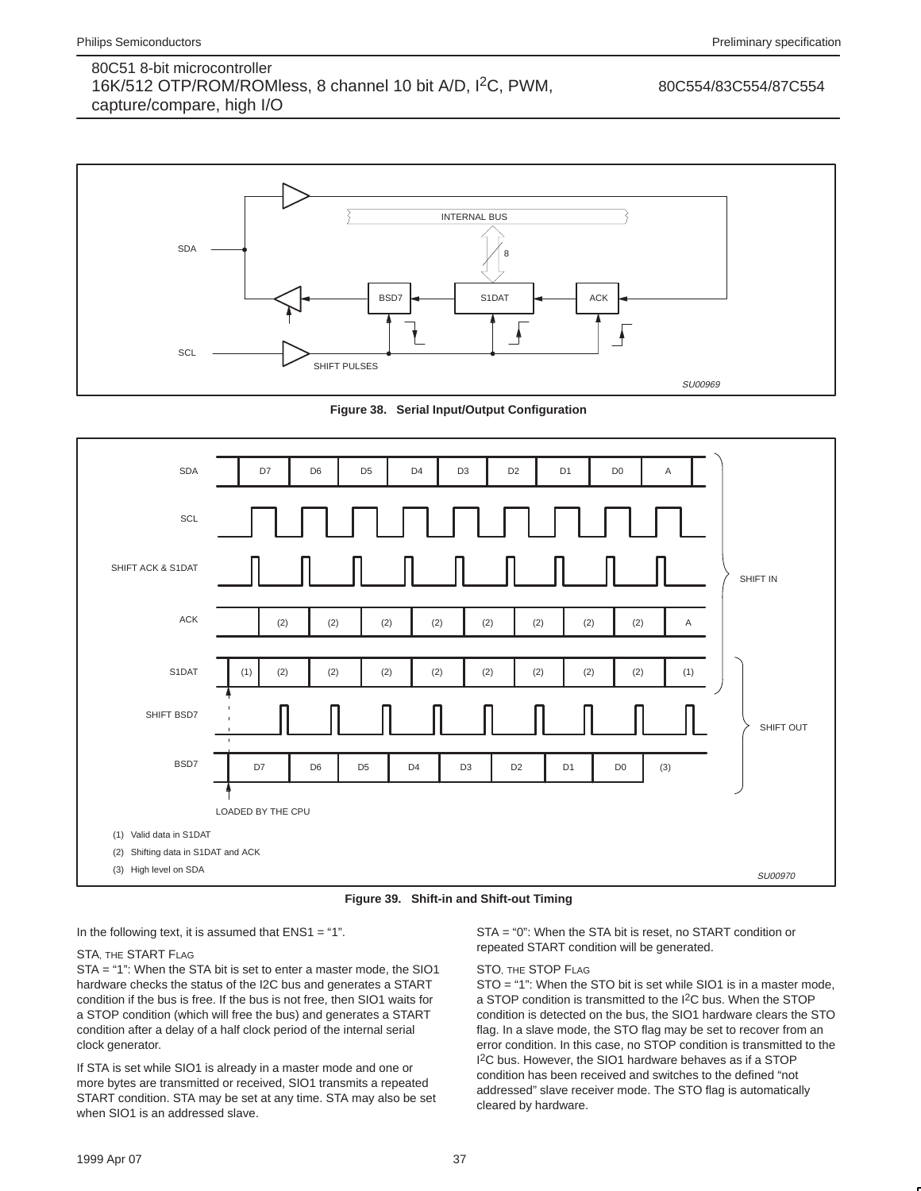Figure 38. Serial Input/Output Configuration

Figure 39. Shift-in and Shift-out Timing

In the following text, it is assumed that ENS1 = "1".

STA, THE START FLAG

STA = "1": When the STA bit is set to enter a master mode, the SIO1 hardware checks the status of the I2C bus and generates a START condition if the bus is free. If the bus is not free, then SIO1 waits for a STOP condition (which will free the bus) and generates a START condition after a delay of a half clock period of the internal serial clock generator.

If STA is set while SIO1 is already in a master mode and one or more bytes are transmitted or received, SIO1 transmits a repeated START condition. STA may be set at any time. STA may also be set when SIO1 is an addressed slave.

STA = "0": When the STA bit is reset, no START condition or repeated START condition will be generated.

STO, THE STOP FLAG

STO = "1": When the STO bit is set while SIO1 is in a master mode, a STOP condition is transmitted to the $I^2C$ bus. When the STOP condition is detected on the bus, the SIO1 hardware clears the STO flag. In a slave mode, the STO flag may be set to recover from an error condition. In this case, no STOP condition is transmitted to the $I^2C$ bus. However, the SIO1 hardware behaves as if a STOP condition has been received and switches to the defined "not addressed" slave receiver mode. The STO flag is automatically cleared by hardware.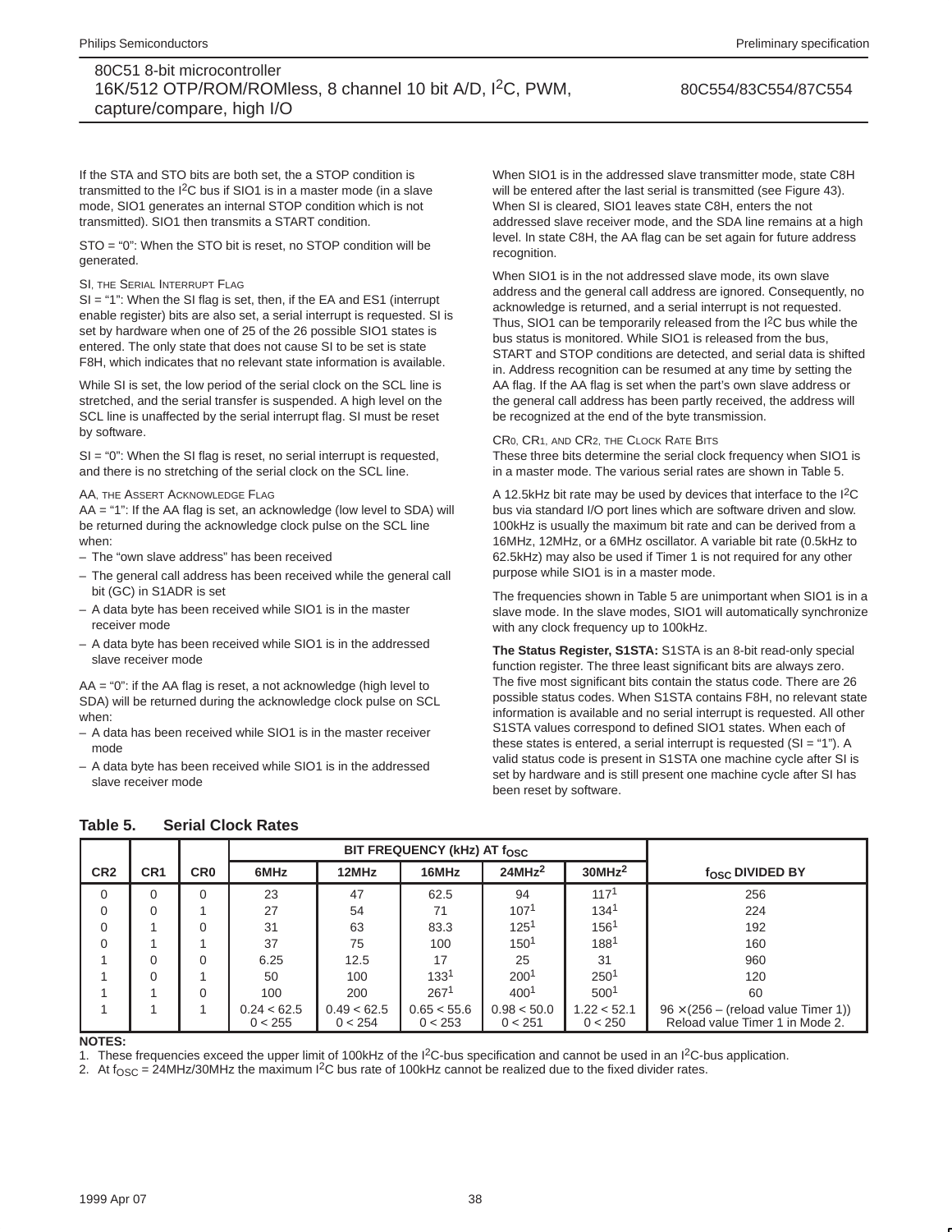If the STA and STO bits are both set, the a STOP condition is transmitted to the $I^2C$ bus if SIO1 is in a master mode (in a slave mode, SIO1 generates an internal STOP condition which is not transmitted). SIO1 then transmits a START condition.

STO = "0": When the STO bit is reset, no STOP condition will be generated.

SI, THE SERIAL INTERRUPT FLAG

SI = "1": When the SI flag is set, then, if the EA and ES1 (interrupt enable register) bits are also set, a serial interrupt is requested. SI is set by hardware when one of 25 of the 26 possible SIO1 states is entered. The only state that does not cause SI to be set is state F8H, which indicates that no relevant state information is available.

While SI is set, the low period of the serial clock on the SCL line is stretched, and the serial transfer is suspended. A high level on the SCL line is unaffected by the serial interrupt flag. SI must be reset by software.

SI = "0": When the SI flag is reset, no serial interrupt is requested, and there is no stretching of the serial clock on the SCL line.

AA, THE ASSERT ACKNOWLEDGE FLAG

AA = "1": If the AA flag is set, an acknowledge (low level to SDA) will be returned during the acknowledge clock pulse on the SCL line when:

- The "own slave address" has been received
- The general call address has been received while the general call bit (GC) in S1ADR is set
- A data byte has been received while SIO1 is in the master receiver mode
- A data byte has been received while SIO1 is in the addressed slave receiver mode

AA = "0": if the AA flag is reset, a not acknowledge (high level to SDA) will be returned during the acknowledge clock pulse on SCL when:

- A data has been received while SIO1 is in the master receiver mode
- A data byte has been received while SIO1 is in the addressed slave receiver mode

When SIO1 is in the addressed slave transmitter mode, state C8H will be entered after the last serial is transmitted (see Figure 43). When SI is cleared, SIO1 leaves state C8H, enters the not addressed slave receiver mode, and the SDA line remains at a high level. In state C8H, the AA flag can be set again for future address recognition.

When SIO1 is in the not addressed slave mode, its own slave address and the general call address are ignored. Consequently, no acknowledge is returned, and a serial interrupt is not requested. Thus, SIO1 can be temporarily released from the $I^2C$ bus while the bus status is monitored. While SIO1 is released from the bus, START and STOP conditions are detected, and serial data is shifted in. Address recognition can be resumed at any time by setting the AA flag. If the AA flag is set when the part's own slave address or the general call address has been partly received, the address will be recognized at the end of the byte transmission.

CR0, CR1, AND CR2, THE CLOCK RATE BITS

These three bits determine the serial clock frequency when SIO1 is in a master mode. The various serial rates are shown in Table 5.

A 12.5kHz bit rate may be used by devices that interface to the $I^2C$ bus via standard I/O port lines which are software driven and slow. 100kHz is usually the maximum bit rate and can be derived from a 16MHz, 12MHz, or a 6MHz oscillator. A variable bit rate (0.5kHz to 62.5kHz) may also be used if Timer 1 is not required for any other purpose while SIO1 is in a master mode.

The frequencies shown in Table 5 are unimportant when SIO1 is in a slave mode. In the slave modes, SIO1 will automatically synchronize with any clock frequency up to 100kHz.

**The Status Register, S1STA:** S1STA is an 8-bit read-only special function register. The three least significant bits are always zero. The five most significant bits contain the status code. There are 26 possible status codes. When S1STA contains F8H, no relevant state information is available and no serial interrupt is requested. All other S1STA values correspond to defined SIO1 states. When each of these states is entered, a serial interrupt is requested (SI = "1"). A valid status code is present in S1STA one machine cycle after SI is set by hardware and is still present one machine cycle after SI has been reset by software.

**Table 5. Serial Clock Rates**

| CR2 | CR1 | CR0 | BIT FREQUENCY (kHz) AT $f_{OSC}$ | | | | | $f_{OSC}$ DIVIDED BY |
|---|---|---|---|---|---|---|---|---|
| | | | 6MHz | 12MHz | 16MHz | 24MHz[2] | 30MHz[2] | |
| 0 | 0 | 0 | 23 | 47 | 62.5 | 94 | 117[1] | 256 |
| 0 | 0 | 1 | 27 | 54 | 71 | 107[1] | 134[1] | 224 |
| 0 | 1 | 0 | 31 | 63 | 83.3 | 125[1] | 156[1] | 192 |
| 0 | 1 | 1 | 37 | 75 | 100 | 150[1] | 188[1] | 160 |
| 1 | 0 | 0 | 6.25 | 12.5 | 17 | 25 | 31 | 960 |
| 1 | 0 | 1 | 50 | 100 | 133[1] | 200[1] | 250[1] | 120 |
| 1 | 1 | 0 | 100 | 200 | 267[1] | 400[1] | 500[1] | 60 |
| 1 | 1 | 1 | 0.24 < 62.5<br>0 < 255 | 0.49 < 62.5<br>0 < 254 | 0.65 < 55.6<br>0 < 253 | 0.98 < 50.0<br>0 < 251 | 1.22 < 52.1<br>0 < 250 | 96 × (256 – (reload value Timer 1))<br>Reload value Timer 1 in Mode 2. |

**NOTES:**

1. These frequencies exceed the upper limit of 100kHz of the $I^2C$-bus specification and cannot be used in an $I^2C$-bus application.
2. At $f_{OSC}$ = 24MHz/30MHz the maximum $I^2C$ bus rate of 100kHz cannot be realized due to the fixed divider rates.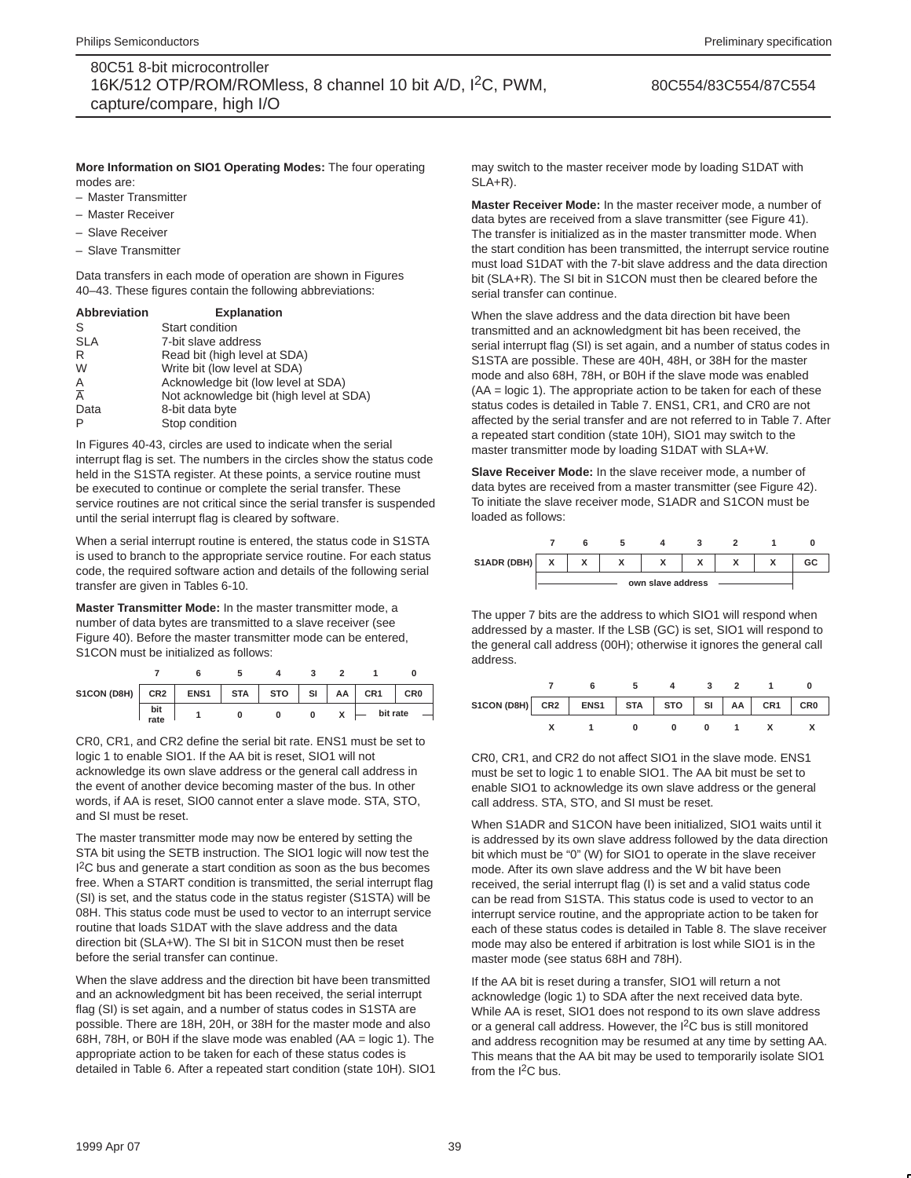**More Information on SIO1 Operating Modes:** The four operating modes are:

– Master Transmitter
– Master Receiver
– Slave Receiver
– Slave Transmitter

Data transfers in each mode of operation are shown in Figures 40–43. These figures contain the following abbreviations:

| Abbreviation | Explanation |
|---|---|
| S | Start condition |
| SLA | 7-bit slave address |
| R | Read bit (high level at SDA) |
| W | Write bit (low level at SDA) |
| A | Acknowledge bit (low level at SDA) |
| $\overline{A}$ | Not acknowledge bit (high level at SDA) |
| Data | 8-bit data byte |
| P | Stop condition |

In Figures 40-43, circles are used to indicate when the serial interrupt flag is set. The numbers in the circles show the status code held in the S1STA register. At these points, a service routine must be executed to continue or complete the serial transfer. These service routines are not critical since the serial transfer is suspended until the serial interrupt flag is cleared by software.

When a serial interrupt routine is entered, the status code in S1STA is used to branch to the appropriate service routine. For each status code, the required software action and details of the following serial transfer are given in Tables 6-10.

**Master Transmitter Mode:** In the master transmitter mode, a number of data bytes are transmitted to a slave receiver (see Figure 40). Before the master transmitter mode can be entered, S1CON must be initialized as follows:

| | 7 | 6 | 5 | 4 | 3 | 2 | 1 | 0 |
|---|---|---|---|---|---|---|---|---|
| S1CON (D8H) | CR2 | ENS1 | STA | STO | SI | AA | CR1 | CR0 |
| | bit rate | 1 | 0 | 0 | 0 | X | bit rate | bit rate |

CR0, CR1, and CR2 define the serial bit rate. ENS1 must be set to logic 1 to enable SIO1. If the AA bit is reset, SIO1 will not acknowledge its own slave address or the general call address in the event of another device becoming master of the bus. In other words, if AA is reset, SIO0 cannot enter a slave mode. STA, STO, and SI must be reset.

The master transmitter mode may now be entered by setting the STA bit using the SETB instruction. The SIO1 logic will now test the I$^2$C bus and generate a start condition as soon as the bus becomes free. When a START condition is transmitted, the serial interrupt flag (SI) is set, and the status code in the status register (S1STA) will be 08H. This status code must be used to vector to an interrupt service routine that loads S1DAT with the slave address and the data direction bit (SLA+W). The SI bit in S1CON must then be reset before the serial transfer can continue.

When the slave address and the direction bit have been transmitted and an acknowledgment bit has been received, the serial interrupt flag (SI) is set again, and a number of status codes in S1STA are possible. There are 18H, 20H, or 38H for the master mode and also 68H, 78H, or B0H if the slave mode was enabled (AA = logic 1). The appropriate action to be taken for each of these status codes is detailed in Table 6. After a repeated start condition (state 10H). SIO1 may switch to the master receiver mode by loading S1DAT with SLA+R).

**Master Receiver Mode:** In the master receiver mode, a number of data bytes are received from a slave transmitter (see Figure 41). The transfer is initialized as in the master transmitter mode. When the start condition has been transmitted, the interrupt service routine must load S1DAT with the 7-bit slave address and the data direction bit (SLA+R). The SI bit in S1CON must then be cleared before the serial transfer can continue.

When the slave address and the data direction bit have been transmitted and an acknowledgment bit has been received, the serial interrupt flag (SI) is set again, and a number of status codes in S1STA are possible. There are 40H, 48H, or 38H for the master mode and also 68H, 78H, or B0H if the slave mode was enabled (AA = logic 1). The appropriate action to be taken for each of these status codes is detailed in Table 7. ENS1, CR1, and CR0 are not affected by the serial transfer and are not referred to in Table 7. After a repeated start condition (state 10H), SIO1 may switch to the master transmitter mode by loading S1DAT with SLA+W.

**Slave Receiver Mode:** In the slave receiver mode, a number of data bytes are received from a master transmitter (see Figure 42). To initiate the slave receiver mode, S1ADR and S1CON must be loaded as follows:

| | 7 | 6 | 5 | 4 | 3 | 2 | 1 | 0 |
|---|---|---|---|---|---|---|---|---|
| S1ADR (DBH) | X | X | X | X | X | X | X | GC |
| | own slave address | | | | | | | |

The upper 7 bits are the address to which SIO1 will respond when addressed by a master. If the LSB (GC) is set, SIO1 will respond to the general call address (00H); otherwise it ignores the general call address.

| | 7 | 6 | 5 | 4 | 3 | 2 | 1 | 0 |
|---|---|---|---|---|---|---|---|---|
| S1CON (D8H) | CR2 | ENS1 | STA | STO | SI | AA | CR1 | CR0 |
| | X | 1 | 0 | 0 | 0 | 1 | X | X |

CR0, CR1, and CR2 do not affect SIO1 in the slave mode. ENS1 must be set to logic 1 to enable SIO1. The AA bit must be set to enable SIO1 to acknowledge its own slave address or the general call address. STA, STO, and SI must be reset.

When S1ADR and S1CON have been initialized, SIO1 waits until it is addressed by its own slave address followed by the data direction bit which must be "0" (W) for SIO1 to operate in the slave receiver mode. After its own slave address and the W bit have been received, the serial interrupt flag (I) is set and a valid status code can be read from S1STA. This status code is used to vector to an interrupt service routine, and the appropriate action to be taken for each of these status codes is detailed in Table 8. The slave receiver mode may also be entered if arbitration is lost while SIO1 is in the master mode (see status 68H and 78H).

If the AA bit is reset during a transfer, SIO1 will return a not acknowledge (logic 1) to SDA after the next received data byte. While AA is reset, SIO1 does not respond to its own slave address or a general call address. However, the I$^2$C bus is still monitored and address recognition may be resumed at any time by setting AA. This means that the AA bit may be used to temporarily isolate SIO1 from the I$^2$C bus.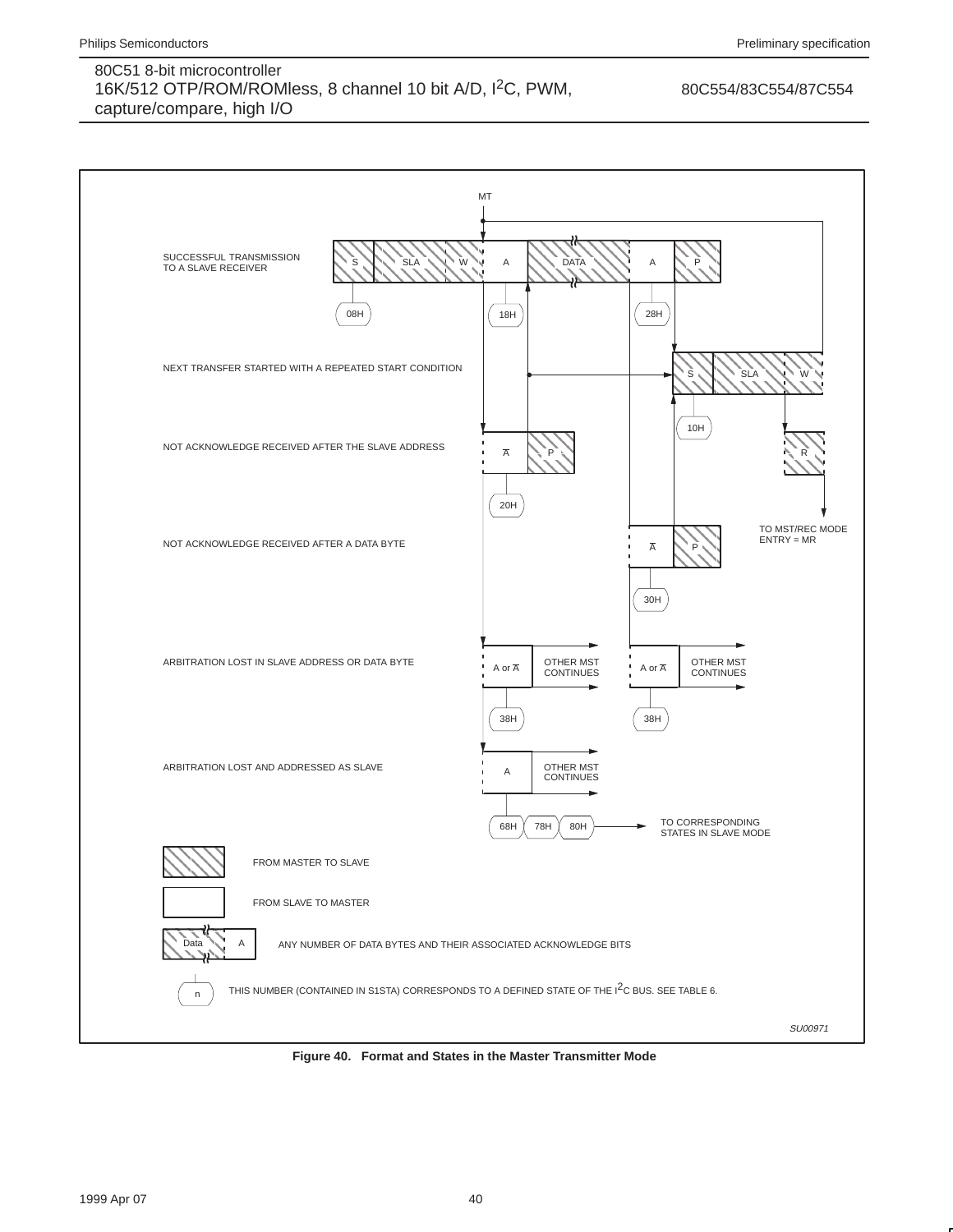MT

SUCCESSFUL TRANSMISSION TO A SLAVE RECEIVER

S | SLA | W | A | DATA | A | P

08H 18H 28H

NEXT TRANSFER STARTED WITH A REPEATED START CONDITION

S | SLA | W

10H

NOT ACKNOWLEDGE RECEIVED AFTER THE SLAVE ADDRESS

$\overline{A}$ | P

20H

R

TO MST/REC MODE ENTRY = MR

NOT ACKNOWLEDGE RECEIVED AFTER A DATA BYTE

$\overline{A}$ | P

30H

ARBITRATION LOST IN SLAVE ADDRESS OR DATA BYTE

A or $\overline{A}$ OTHER MST CONTINUES

38H

A or $\overline{A}$ OTHER MST CONTINUES

38H

ARBITRATION LOST AND ADDRESSED AS SLAVE

A OTHER MST CONTINUES

68H 78H 80H TO CORRESPONDING STATES IN SLAVE MODE

FROM MASTER TO SLAVE

FROM SLAVE TO MASTER

Data | A ANY NUMBER OF DATA BYTES AND THEIR ASSOCIATED ACKNOWLEDGE BITS

n THIS NUMBER (CONTAINED IN S1STA) CORRESPONDS TO A DEFINED STATE OF THE I$^2$C BUS. SEE TABLE 6.

SU00971

**Figure 40. Format and States in the Master Transmitter Mode**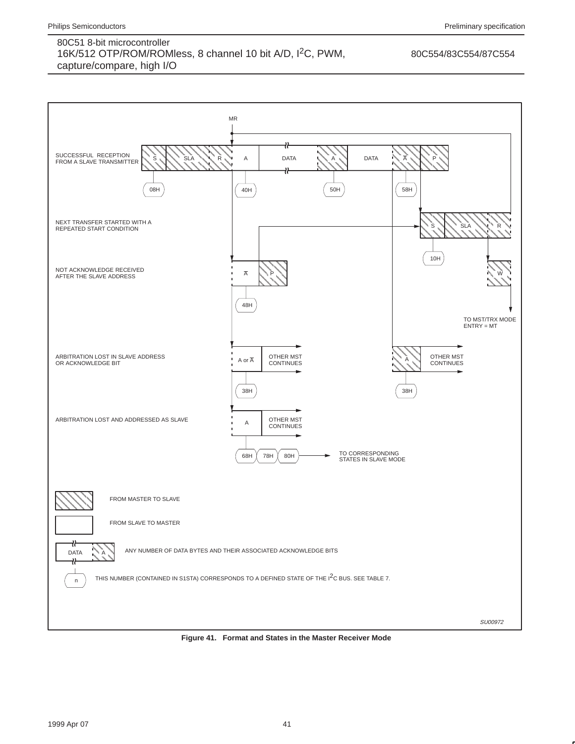MR

SUCCESSFUL RECEPTION FROM A SLAVE TRANSMITTER

| S | SLA | R | A | DATA | A | DATA | $\overline{A}$ | P |
|---|---|---|---|---|---|---|---|---|

08H — 40H — 50H — 58H

NEXT TRANSFER STARTED WITH A REPEATED START CONDITION

| S | SLA | R |
|---|---|---|

10H

W

TO MST/TRX MODE ENTRY = MT

NOT ACKNOWLEDGE RECEIVED AFTER THE SLAVE ADDRESS

| $\overline{A}$ | P |
|---|---|

48H

ARBITRATION LOST IN SLAVE ADDRESS OR ACKNOWLEDGE BIT

| A or $\overline{A}$ | OTHER MST CONTINUES |
|---|---|

38H

| A | OTHER MST CONTINUES |
|---|---|

38H

ARBITRATION LOST AND ADDRESSED AS SLAVE

| A | OTHER MST CONTINUES |
|---|---|

68H 78H 80H → TO CORRESPONDING STATES IN SLAVE MODE

(hatched box) FROM MASTER TO SLAVE

(plain box) FROM SLAVE TO MASTER

DATA A — ANY NUMBER OF DATA BYTES AND THEIR ASSOCIATED ACKNOWLEDGE BITS

n — THIS NUMBER (CONTAINED IN S1STA) CORRESPONDS TO A DEFINED STATE OF THE $I^2C$ BUS. SEE TABLE 7.

SU00972

**Figure 41. Format and States in the Master Receiver Mode**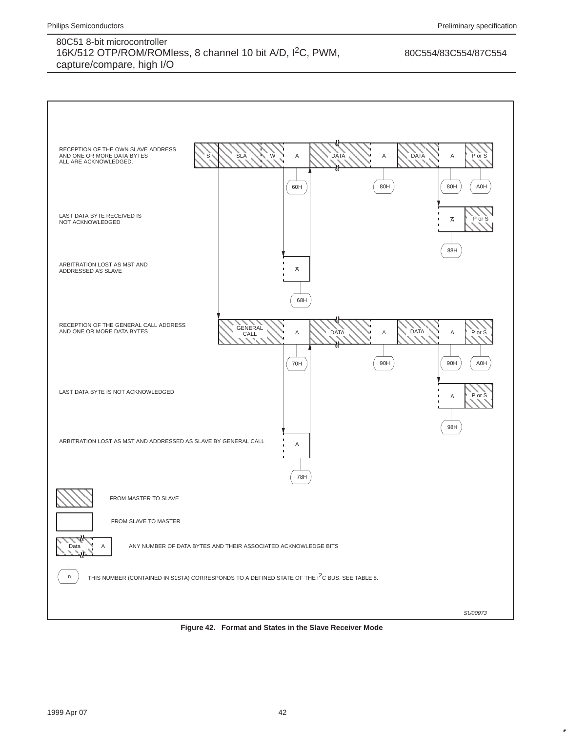RECEPTION OF THE OWN SLAVE ADDRESS AND ONE OR MORE DATA BYTES ALL ARE ACKNOWLEDGED.

S | SLA | W | A | DATA | A | DATA | A | P or S

60H | 80H | 80H | A0H

LAST DATA BYTE RECEIVED IS NOT ACKNOWLEDGED

$\overline{A}$ | P or S

88H

ARBITRATION LOST AS MST AND ADDRESSED AS SLAVE

$\overline{A}$

68H

RECEPTION OF THE GENERAL CALL ADDRESS AND ONE OR MORE DATA BYTES

GENERAL CALL | A | DATA | A | DATA | A | P or S

70H | 90H | 90H | A0H

LAST DATA BYTE IS NOT ACKNOWLEDGED

$\overline{A}$ | P or S

98H

ARBITRATION LOST AS MST AND ADDRESSED AS SLAVE BY GENERAL CALL

A

78H

FROM MASTER TO SLAVE

FROM SLAVE TO MASTER

Data | A — ANY NUMBER OF DATA BYTES AND THEIR ASSOCIATED ACKNOWLEDGE BITS

n — THIS NUMBER (CONTAINED IN S1STA) CORRESPONDS TO A DEFINED STATE OF THE $I^2C$ BUS. SEE TABLE 8.

SU00973

**Figure 42. Format and States in the Slave Receiver Mode**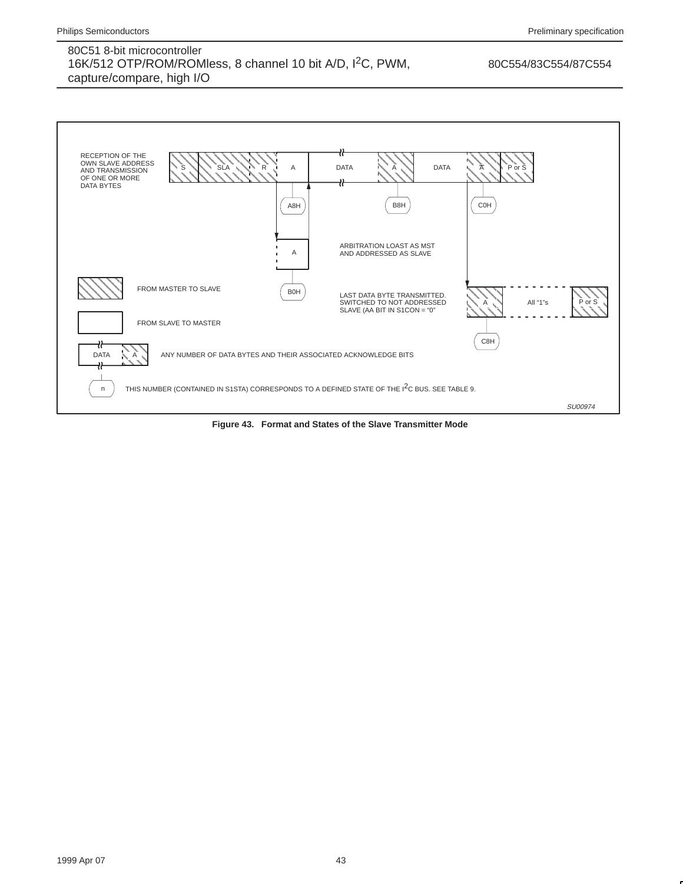RECEPTION OF THE OWN SLAVE ADDRESS AND TRANSMISSION OF ONE OR MORE DATA BYTES

S | SLA | R | A | DATA | A | DATA | $\overline{A}$ | P or S

A8H | B8H | C0H

A — ARBITRATION LOAST AS MST AND ADDRESSED AS SLAVE — B0H

LAST DATA BYTE TRANSMITTED. SWITCHED TO NOT ADDRESSED SLAVE (AA BIT IN S1CON = “0”

A | All “1”s | P or S — C8H

FROM MASTER TO SLAVE

FROM SLAVE TO MASTER

DATA | A — ANY NUMBER OF DATA BYTES AND THEIR ASSOCIATED ACKNOWLEDGE BITS

n — THIS NUMBER (CONTAINED IN S1STA) CORRESPONDS TO A DEFINED STATE OF THE I²C BUS. SEE TABLE 9.

SU00974

**Figure 43. Format and States of the Slave Transmitter Mode**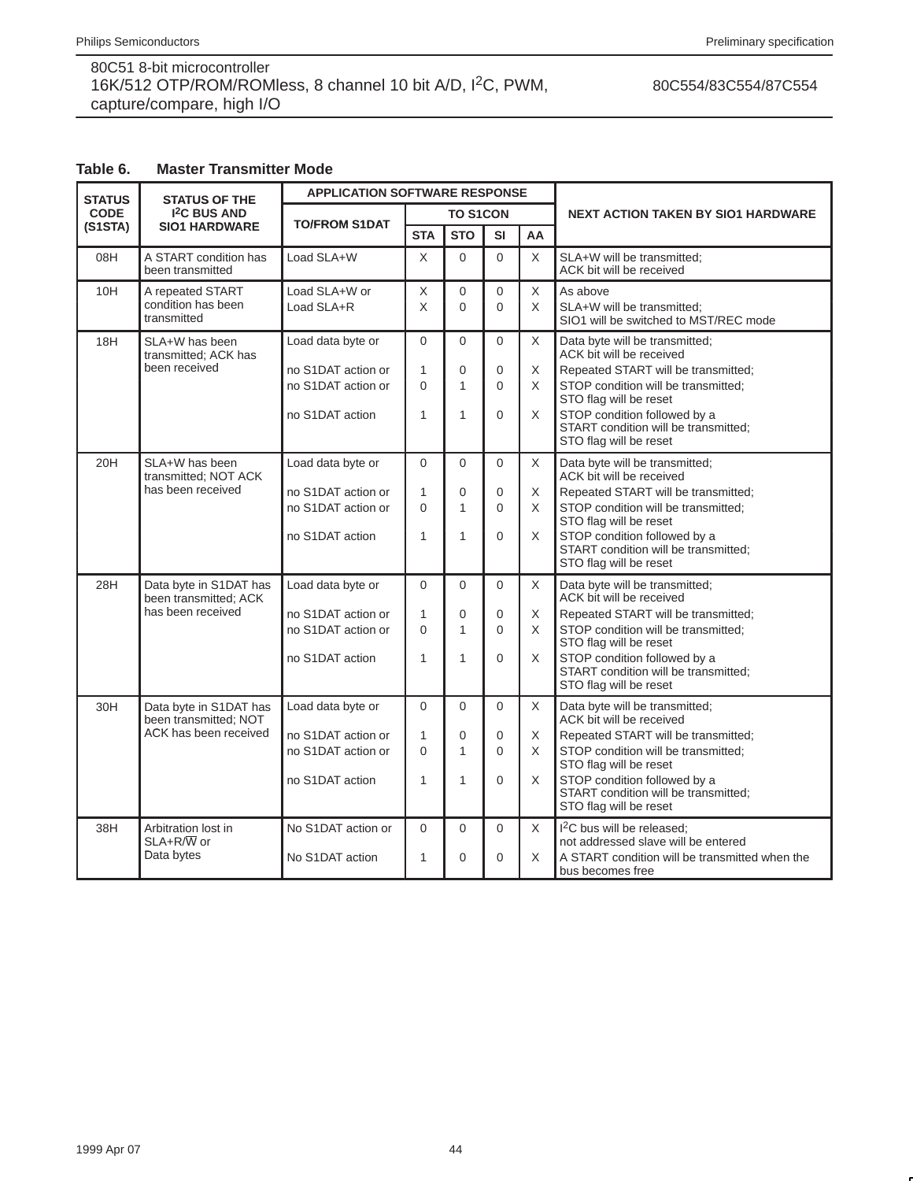**Table 6. Master Transmitter Mode**

| STATUS CODE (S1STA) | STATUS OF THE I²C BUS AND SIO1 HARDWARE | APPLICATION SOFTWARE RESPONSE | | | | | NEXT ACTION TAKEN BY SIO1 HARDWARE |
|---|---|---|---|---|---|---|---|
| | | TO/FROM S1DAT | TO S1CON | | | | |
| | | | STA | STO | SI | AA | |
| 08H | A START condition has been transmitted | Load SLA+W | X | 0 | 0 | X | SLA+W will be transmitted; ACK bit will be received |
| 10H | A repeated START condition has been transmitted | Load SLA+W or | X | 0 | 0 | X | As above |
| | | Load SLA+R | X | 0 | 0 | X | SLA+W will be transmitted; SIO1 will be switched to MST/REC mode |
| 18H | SLA+W has been transmitted; ACK has been received | Load data byte or | 0 | 0 | 0 | X | Data byte will be transmitted; ACK bit will be received |
| | | no S1DAT action or | 1 | 0 | 0 | X | Repeated START will be transmitted; |
| | | no S1DAT action or | 0 | 1 | 0 | X | STOP condition will be transmitted; STO flag will be reset |
| | | no S1DAT action | 1 | 1 | 0 | X | STOP condition followed by a START condition will be transmitted; STO flag will be reset |
| 20H | SLA+W has been transmitted; NOT ACK has been received | Load data byte or | 0 | 0 | 0 | X | Data byte will be transmitted; ACK bit will be received |
| | | no S1DAT action or | 1 | 0 | 0 | X | Repeated START will be transmitted; |
| | | no S1DAT action or | 0 | 1 | 0 | X | STOP condition will be transmitted; STO flag will be reset |
| | | no S1DAT action | 1 | 1 | 0 | X | STOP condition followed by a START condition will be transmitted; STO flag will be reset |
| 28H | Data byte in S1DAT has been transmitted; ACK has been received | Load data byte or | 0 | 0 | 0 | X | Data byte will be transmitted; ACK bit will be received |
| | | no S1DAT action or | 1 | 0 | 0 | X | Repeated START will be transmitted; |
| | | no S1DAT action or | 0 | 1 | 0 | X | STOP condition will be transmitted; STO flag will be reset |
| | | no S1DAT action | 1 | 1 | 0 | X | STOP condition followed by a START condition will be transmitted; STO flag will be reset |
| 30H | Data byte in S1DAT has been transmitted; NOT ACK has been received | Load data byte or | 0 | 0 | 0 | X | Data byte will be transmitted; ACK bit will be received |
| | | no S1DAT action or | 1 | 0 | 0 | X | Repeated START will be transmitted; |
| | | no S1DAT action or | 0 | 1 | 0 | X | STOP condition will be transmitted; STO flag will be reset |
| | | no S1DAT action | 1 | 1 | 0 | X | STOP condition followed by a START condition will be transmitted; STO flag will be reset |
| 38H | Arbitration lost in SLA+R/W̄ or Data bytes | No S1DAT action or | 0 | 0 | 0 | X | I²C bus will be released; not addressed slave will be entered |
| | | No S1DAT action | 1 | 0 | 0 | X | A START condition will be transmitted when the bus becomes free |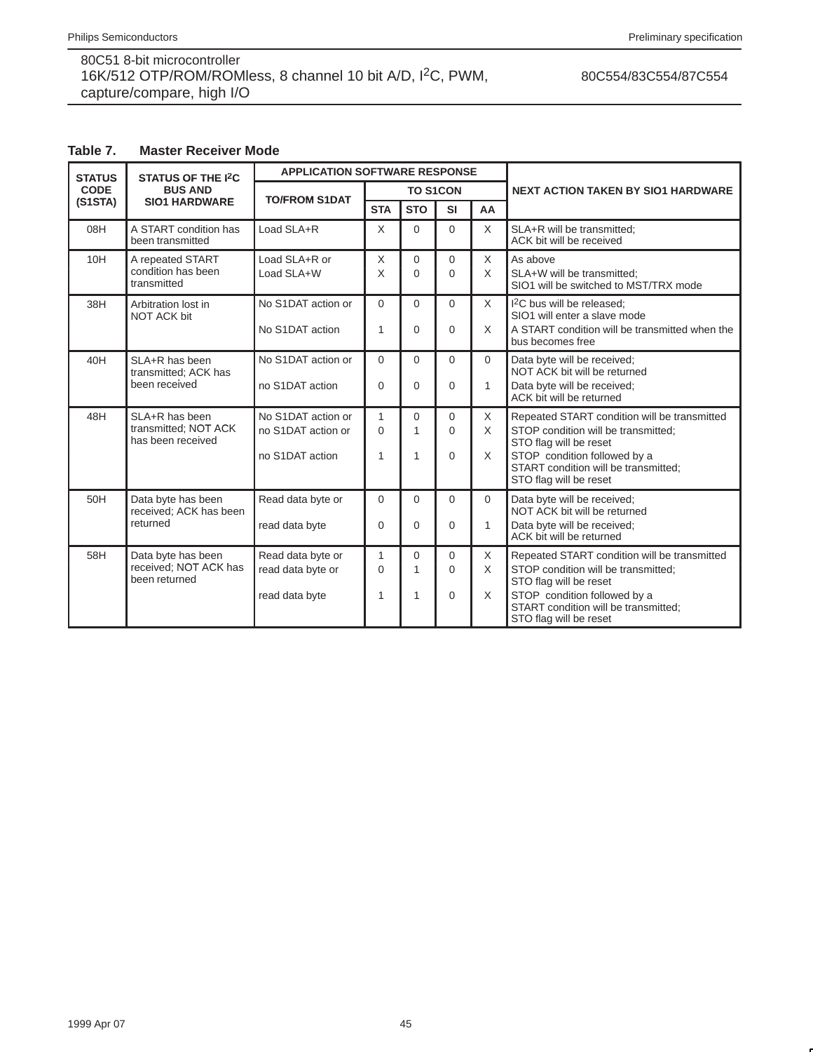**Table 7. Master Receiver Mode**

| STATUS CODE (S1STA) | STATUS OF THE $I^2C$ BUS AND SIO1 HARDWARE | APPLICATION SOFTWARE RESPONSE | | | | | NEXT ACTION TAKEN BY SIO1 HARDWARE |
|---|---|---|---|---|---|---|---|
| | | TO/FROM S1DAT | TO S1CON | | | | |
| | | | STA | STO | SI | AA | |
| 08H | A START condition has been transmitted | Load SLA+R | X | 0 | 0 | X | SLA+R will be transmitted; ACK bit will be received |
| 10H | A repeated START condition has been transmitted | Load SLA+R or | X | 0 | 0 | X | As above |
| | | Load SLA+W | X | 0 | 0 | X | SLA+W will be transmitted; SIO1 will be switched to MST/TRX mode |
| 38H | Arbitration lost in NOT ACK bit | No S1DAT action or | 0 | 0 | 0 | X | $I^2C$ bus will be released; SIO1 will enter a slave mode |
| | | No S1DAT action | 1 | 0 | 0 | X | A START condition will be transmitted when the bus becomes free |
| 40H | SLA+R has been transmitted; ACK has been received | No S1DAT action or | 0 | 0 | 0 | 0 | Data byte will be received; NOT ACK bit will be returned |
| | | no S1DAT action | 0 | 0 | 0 | 1 | Data byte will be received; ACK bit will be returned |
| 48H | SLA+R has been transmitted; NOT ACK has been received | No S1DAT action or | 1 | 0 | 0 | X | Repeated START condition will be transmitted |
| | | no S1DAT action or | 0 | 1 | 0 | X | STOP condition will be transmitted; STO flag will be reset |
| | | no S1DAT action | 1 | 1 | 0 | X | STOP condition followed by a START condition will be transmitted; STO flag will be reset |
| 50H | Data byte has been received; ACK has been returned | Read data byte or | 0 | 0 | 0 | 0 | Data byte will be received; NOT ACK bit will be returned |
| | | read data byte | 0 | 0 | 0 | 1 | Data byte will be received; ACK bit will be returned |
| 58H | Data byte has been received; NOT ACK has been returned | Read data byte or | 1 | 0 | 0 | X | Repeated START condition will be transmitted |
| | | read data byte or | 0 | 1 | 0 | X | STOP condition will be transmitted; STO flag will be reset |
| | | read data byte | 1 | 1 | 0 | X | STOP condition followed by a START condition will be transmitted; STO flag will be reset |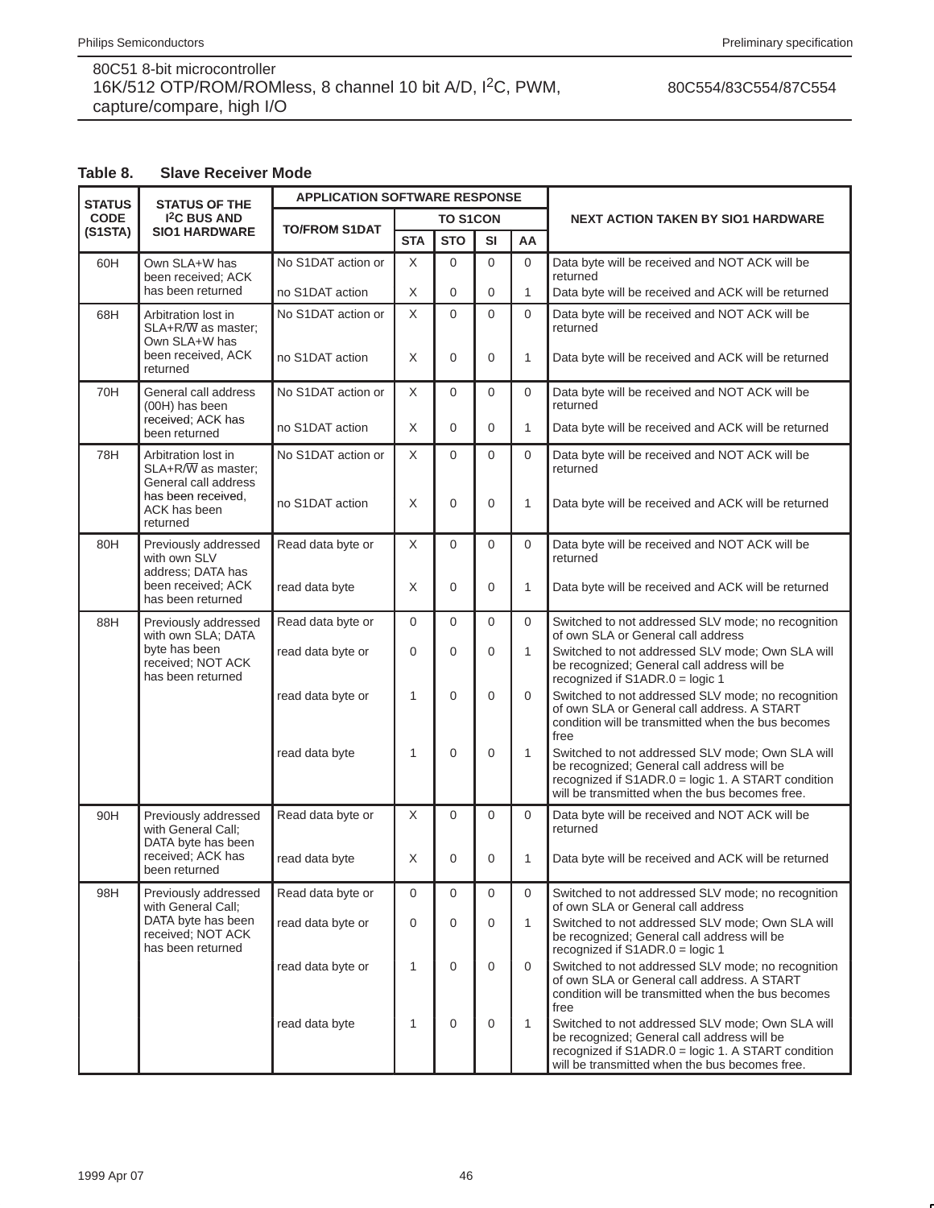**Table 8. Slave Receiver Mode**

| STATUS CODE (S1STA) | STATUS OF THE I²C BUS AND SIO1 HARDWARE | APPLICATION SOFTWARE RESPONSE | | | | | NEXT ACTION TAKEN BY SIO1 HARDWARE |
|---|---|---|---|---|---|---|---|
| | | TO/FROM S1DAT | TO S1CON | | | | |
| | | | STA | STO | SI | AA | |
| 60H | Own SLA+W has been received; ACK has been returned | No S1DAT action or | X | 0 | 0 | 0 | Data byte will be received and NOT ACK will be returned |
| | | no S1DAT action | X | 0 | 0 | 1 | Data byte will be received and ACK will be returned |
| 68H | Arbitration lost in SLA+R/$\overline{W}$ as master; Own SLA+W has been received, ACK returned | No S1DAT action or | X | 0 | 0 | 0 | Data byte will be received and NOT ACK will be returned |
| | | no S1DAT action | X | 0 | 0 | 1 | Data byte will be received and ACK will be returned |
| 70H | General call address (00H) has been received; ACK has been returned | No S1DAT action or | X | 0 | 0 | 0 | Data byte will be received and NOT ACK will be returned |
| | | no S1DAT action | X | 0 | 0 | 1 | Data byte will be received and ACK will be returned |
| 78H | Arbitration lost in SLA+R/$\overline{W}$ as master; General call address has been received, ACK has been returned | No S1DAT action or | X | 0 | 0 | 0 | Data byte will be received and NOT ACK will be returned |
| | | no S1DAT action | X | 0 | 0 | 1 | Data byte will be received and ACK will be returned |
| 80H | Previously addressed with own SLV address; DATA has been received; ACK has been returned | Read data byte or | X | 0 | 0 | 0 | Data byte will be received and NOT ACK will be returned |
| | | read data byte | X | 0 | 0 | 1 | Data byte will be received and ACK will be returned |
| 88H | Previously addressed with own SLA; DATA byte has been received; NOT ACK has been returned | Read data byte or | 0 | 0 | 0 | 0 | Switched to not addressed SLV mode; no recognition of own SLA or General call address |
| | | read data byte or | 0 | 0 | 0 | 1 | Switched to not addressed SLV mode; Own SLA will be recognized; General call address will be recognized if S1ADR.0 = logic 1 |
| | | read data byte or | 1 | 0 | 0 | 0 | Switched to not addressed SLV mode; no recognition of own SLA or General call address. A START condition will be transmitted when the bus becomes free |
| | | read data byte | 1 | 0 | 0 | 1 | Switched to not addressed SLV mode; Own SLA will be recognized; General call address will be recognized if S1ADR.0 = logic 1. A START condition will be transmitted when the bus becomes free. |
| 90H | Previously addressed with General Call; DATA byte has been received; ACK has been returned | Read data byte or | X | 0 | 0 | 0 | Data byte will be received and NOT ACK will be returned |
| | | read data byte | X | 0 | 0 | 1 | Data byte will be received and ACK will be returned |
| 98H | Previously addressed with General Call; DATA byte has been received; NOT ACK has been returned | Read data byte or | 0 | 0 | 0 | 0 | Switched to not addressed SLV mode; no recognition of own SLA or General call address |
| | | read data byte or | 0 | 0 | 0 | 1 | Switched to not addressed SLV mode; Own SLA will be recognized; General call address will be recognized if S1ADR.0 = logic 1 |
| | | read data byte or | 1 | 0 | 0 | 0 | Switched to not addressed SLV mode; no recognition of own SLA or General call address. A START condition will be transmitted when the bus becomes free |
| | | read data byte | 1 | 0 | 0 | 1 | Switched to not addressed SLV mode; Own SLA will be recognized; General call address will be recognized if S1ADR.0 = logic 1. A START condition will be transmitted when the bus becomes free. |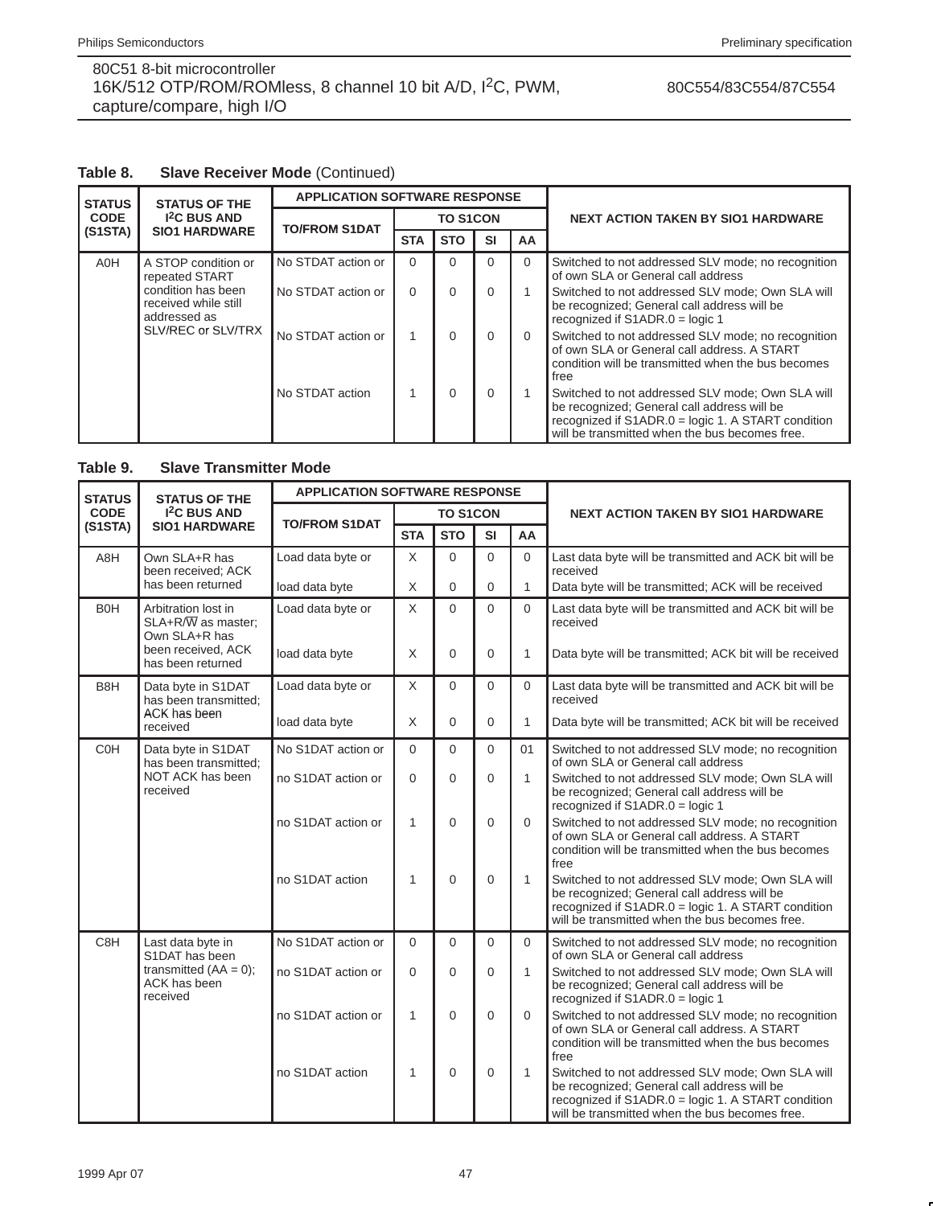**Table 8. Slave Receiver Mode** (Continued)

| STATUS CODE (S1STA) | STATUS OF THE $I^2C$ BUS AND SIO1 HARDWARE | APPLICATION SOFTWARE RESPONSE | | | | | NEXT ACTION TAKEN BY SIO1 HARDWARE |
|---|---|---|---|---|---|---|---|
| | | TO/FROM S1DAT | TO S1CON | | | | |
| | | | STA | STO | SI | AA | |
| A0H | A STOP condition or repeated START condition has been received while still addressed as SLV/REC or SLV/TRX | No STDAT action or | 0 | 0 | 0 | 0 | Switched to not addressed SLV mode; no recognition of own SLA or General call address |
| | | No STDAT action or | 0 | 0 | 0 | 1 | Switched to not addressed SLV mode; Own SLA will be recognized; General call address will be recognized if S1ADR.0 = logic 1 |
| | | No STDAT action or | 1 | 0 | 0 | 0 | Switched to not addressed SLV mode; no recognition of own SLA or General call address. A START condition will be transmitted when the bus becomes free |
| | | No STDAT action | 1 | 0 | 0 | 1 | Switched to not addressed SLV mode; Own SLA will be recognized; General call address will be recognized if S1ADR.0 = logic 1. A START condition will be transmitted when the bus becomes free. |

**Table 9. Slave Transmitter Mode**

| STATUS CODE (S1STA) | STATUS OF THE $I^2C$ BUS AND SIO1 HARDWARE | APPLICATION SOFTWARE RESPONSE | | | | | NEXT ACTION TAKEN BY SIO1 HARDWARE |
|---|---|---|---|---|---|---|---|
| | | TO/FROM S1DAT | TO S1CON | | | | |
| | | | STA | STO | SI | AA | |
| A8H | Own SLA+R has been received; ACK has been returned | Load data byte or | X | 0 | 0 | 0 | Last data byte will be transmitted and ACK bit will be received |
| | | load data byte | X | 0 | 0 | 1 | Data byte will be transmitted; ACK will be received |
| B0H | Arbitration lost in SLA+R/$\overline{W}$ as master; Own SLA+R has been received, ACK has been returned | Load data byte or | X | 0 | 0 | 0 | Last data byte will be transmitted and ACK bit will be received |
| | | load data byte | X | 0 | 0 | 1 | Data byte will be transmitted; ACK bit will be received |
| B8H | Data byte in S1DAT has been transmitted; ACK has been received | Load data byte or | X | 0 | 0 | 0 | Last data byte will be transmitted and ACK bit will be received |
| | | load data byte | X | 0 | 0 | 1 | Data byte will be transmitted; ACK bit will be received |
| C0H | Data byte in S1DAT has been transmitted; NOT ACK has been received | No S1DAT action or | 0 | 0 | 0 | 01 | Switched to not addressed SLV mode; no recognition of own SLA or General call address |
| | | no S1DAT action or | 0 | 0 | 0 | 1 | Switched to not addressed SLV mode; Own SLA will be recognized; General call address will be recognized if S1ADR.0 = logic 1 |
| | | no S1DAT action or | 1 | 0 | 0 | 0 | Switched to not addressed SLV mode; no recognition of own SLA or General call address. A START condition will be transmitted when the bus becomes free |
| | | no S1DAT action | 1 | 0 | 0 | 1 | Switched to not addressed SLV mode; Own SLA will be recognized; General call address will be recognized if S1ADR.0 = logic 1. A START condition will be transmitted when the bus becomes free. |
| C8H | Last data byte in S1DAT has been transmitted (AA = 0); ACK has been received | No S1DAT action or | 0 | 0 | 0 | 0 | Switched to not addressed SLV mode; no recognition of own SLA or General call address |
| | | no S1DAT action or | 0 | 0 | 0 | 1 | Switched to not addressed SLV mode; Own SLA will be recognized; General call address will be recognized if S1ADR.0 = logic 1 |
| | | no S1DAT action or | 1 | 0 | 0 | 0 | Switched to not addressed SLV mode; no recognition of own SLA or General call address. A START condition will be transmitted when the bus becomes free |
| | | no S1DAT action | 1 | 0 | 0 | 1 | Switched to not addressed SLV mode; Own SLA will be recognized; General call address will be recognized if S1ADR.0 = logic 1. A START condition will be transmitted when the bus becomes free. |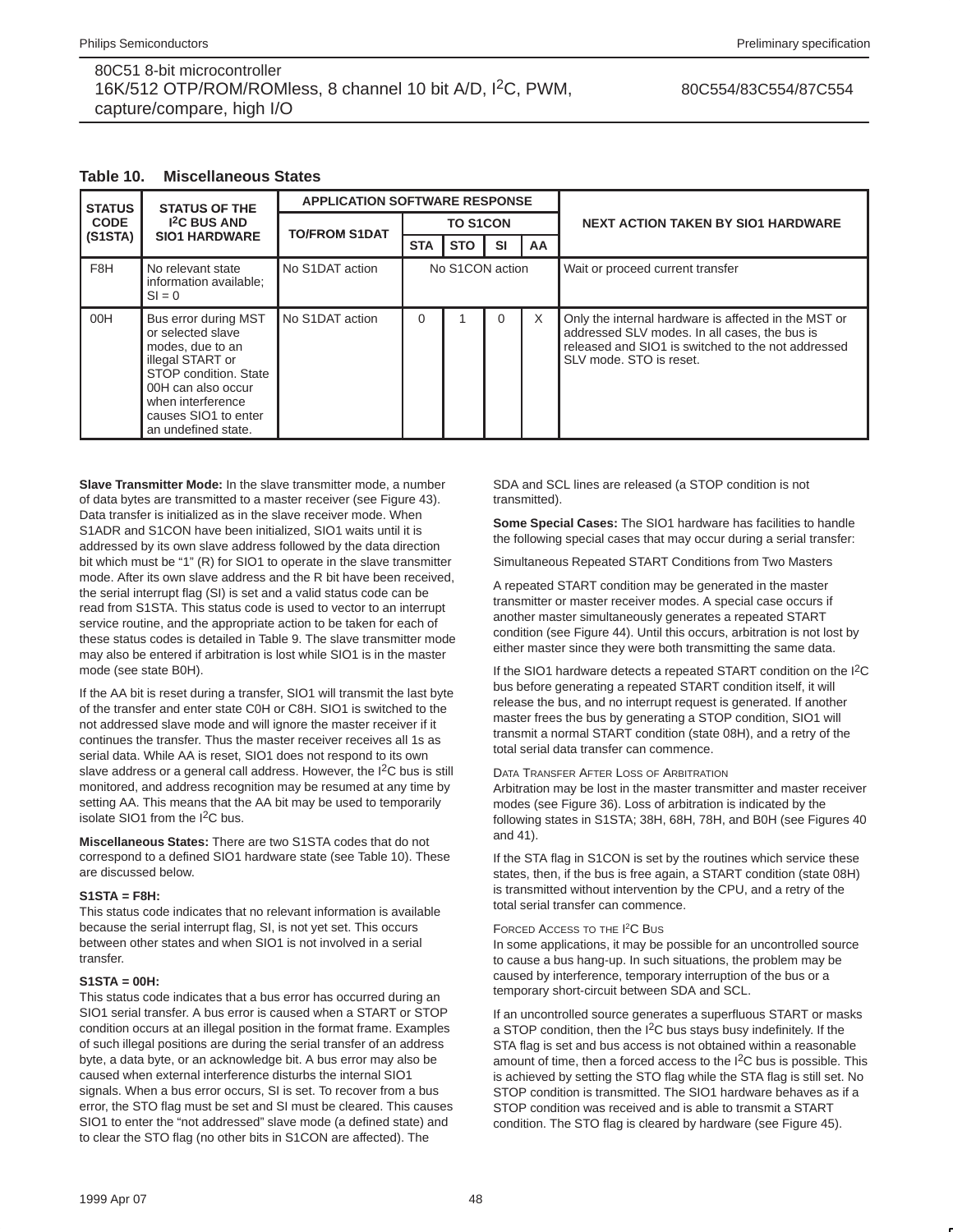**Table 10. Miscellaneous States**

| STATUS CODE (S1STA) | STATUS OF THE I²C BUS AND SIO1 HARDWARE | APPLICATION SOFTWARE RESPONSE | | | | | NEXT ACTION TAKEN BY SIO1 HARDWARE |
|---|---|---|---|---|---|---|---|
| | | TO/FROM S1DAT | TO S1CON | | | | |
| | | | STA | STO | SI | AA | |
| F8H | No relevant state information available; SI = 0 | No S1DAT action | No S1CON action | | | | Wait or proceed current transfer |
| 00H | Bus error during MST or selected slave modes, due to an illegal START or STOP condition. State 00H can also occur when interference causes SIO1 to enter an undefined state. | No S1DAT action | 0 | 1 | 0 | X | Only the internal hardware is affected in the MST or addressed SLV modes. In all cases, the bus is released and SIO1 is switched to the not addressed SLV mode. STO is reset. |

**Slave Transmitter Mode:** In the slave transmitter mode, a number of data bytes are transmitted to a master receiver (see Figure 43). Data transfer is initialized as in the slave receiver mode. When S1ADR and S1CON have been initialized, SIO1 waits until it is addressed by its own slave address followed by the data direction bit which must be “1” (R) for SIO1 to operate in the slave transmitter mode. After its own slave address and the R bit have been received, the serial interrupt flag (SI) is set and a valid status code can be read from S1STA. This status code is used to vector to an interrupt service routine, and the appropriate action to be taken for each of these status codes is detailed in Table 9. The slave transmitter mode may also be entered if arbitration is lost while SIO1 is in the master mode (see state B0H).

If the AA bit is reset during a transfer, SIO1 will transmit the last byte of the transfer and enter state C0H or C8H. SIO1 is switched to the not addressed slave mode and will ignore the master receiver if it continues the transfer. Thus the master receiver receives all 1s as serial data. While AA is reset, SIO1 does not respond to its own slave address or a general call address. However, the I²C bus is still monitored, and address recognition may be resumed at any time by setting AA. This means that the AA bit may be used to temporarily isolate SIO1 from the I²C bus.

**Miscellaneous States:** There are two S1STA codes that do not correspond to a defined SIO1 hardware state (see Table 10). These are discussed below.

**S1STA = F8H:**
This status code indicates that no relevant information is available because the serial interrupt flag, SI, is not yet set. This occurs between other states and when SIO1 is not involved in a serial transfer.

**S1STA = 00H:**
This status code indicates that a bus error has occurred during an SIO1 serial transfer. A bus error is caused when a START or STOP condition occurs at an illegal position in the format frame. Examples of such illegal positions are during the serial transfer of an address byte, a data byte, or an acknowledge bit. A bus error may also be caused when external interference disturbs the internal SIO1 signals. When a bus error occurs, SI is set. To recover from a bus error, the STO flag must be set and SI must be cleared. This causes SIO1 to enter the “not addressed” slave mode (a defined state) and to clear the STO flag (no other bits in S1CON are affected). The SDA and SCL lines are released (a STOP condition is not transmitted).

**Some Special Cases:** The SIO1 hardware has facilities to handle the following special cases that may occur during a serial transfer:

Simultaneous Repeated START Conditions from Two Masters

A repeated START condition may be generated in the master transmitter or master receiver modes. A special case occurs if another master simultaneously generates a repeated START condition (see Figure 44). Until this occurs, arbitration is not lost by either master since they were both transmitting the same data.

If the SIO1 hardware detects a repeated START condition on the I²C bus before generating a repeated START condition itself, it will release the bus, and no interrupt request is generated. If another master frees the bus by generating a STOP condition, SIO1 will transmit a normal START condition (state 08H), and a retry of the total serial data transfer can commence.

DATA TRANSFER AFTER LOSS OF ARBITRATION
Arbitration may be lost in the master transmitter and master receiver modes (see Figure 36). Loss of arbitration is indicated by the following states in S1STA; 38H, 68H, 78H, and B0H (see Figures 40 and 41).

If the STA flag in S1CON is set by the routines which service these states, then, if the bus is free again, a START condition (state 08H) is transmitted without intervention by the CPU, and a retry of the total serial transfer can commence.

FORCED ACCESS TO THE I²C BUS
In some applications, it may be possible for an uncontrolled source to cause a bus hang-up. In such situations, the problem may be caused by interference, temporary interruption of the bus or a temporary short-circuit between SDA and SCL.

If an uncontrolled source generates a superfluous START or masks a STOP condition, then the I²C bus stays busy indefinitely. If the STA flag is set and bus access is not obtained within a reasonable amount of time, then a forced access to the I²C bus is possible. This is achieved by setting the STO flag while the STA flag is still set. No STOP condition is transmitted. The SIO1 hardware behaves as if a STOP condition was received and is able to transmit a START condition. The STO flag is cleared by hardware (see Figure 45).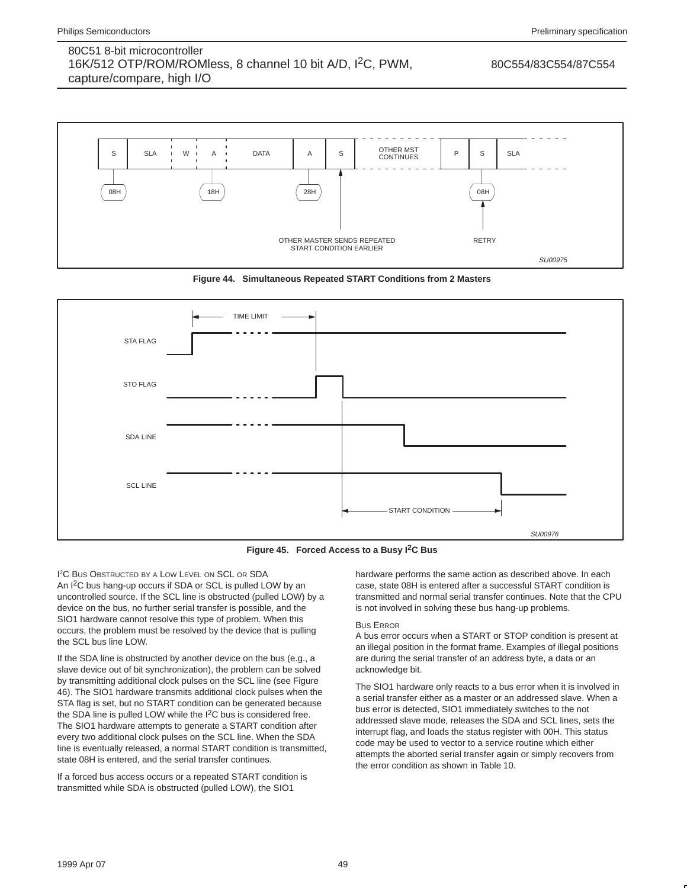Figure 44. Simultaneous Repeated START Conditions from 2 Masters

Figure 45. Forced Access to a Busy I2C Bus

#### I2C Bus Obstructed by a Low Level on SCL or SDA

An I2C bus hang-up occurs if SDA or SCL is pulled LOW by an uncontrolled source. If the SCL line is obstructed (pulled LOW) by a device on the bus, no further serial transfer is possible, and the SIO1 hardware cannot resolve this type of problem. When this occurs, the problem must be resolved by the device that is pulling the SCL bus line LOW.

If the SDA line is obstructed by another device on the bus (e.g., a slave device out of bit synchronization), the problem can be solved by transmitting additional clock pulses on the SCL line (see Figure 46). The SIO1 hardware transmits additional clock pulses when the STA flag is set, but no START condition can be generated because the SDA line is pulled LOW while the I2C bus is considered free. The SIO1 hardware attempts to generate a START condition after every two additional clock pulses on the SCL line. When the SDA line is eventually released, a normal START condition is transmitted, state 08H is entered, and the serial transfer continues.

If a forced bus access occurs or a repeated START condition is transmitted while SDA is obstructed (pulled LOW), the SIO1 hardware performs the same action as described above. In each case, state 08H is entered after a successful START condition is transmitted and normal serial transfer continues. Note that the CPU is not involved in solving these bus hang-up problems.

#### Bus Error

A bus error occurs when a START or STOP condition is present at an illegal position in the format frame. Examples of illegal positions are during the serial transfer of an address byte, a data or an acknowledge bit.

The SIO1 hardware only reacts to a bus error when it is involved in a serial transfer either as a master or an addressed slave. When a bus error is detected, SIO1 immediately switches to the not addressed slave mode, releases the SDA and SCL lines, sets the interrupt flag, and loads the status register with 00H. This status code may be used to vector to a service routine which either attempts the aborted serial transfer again or simply recovers from the error condition as shown in Table 10.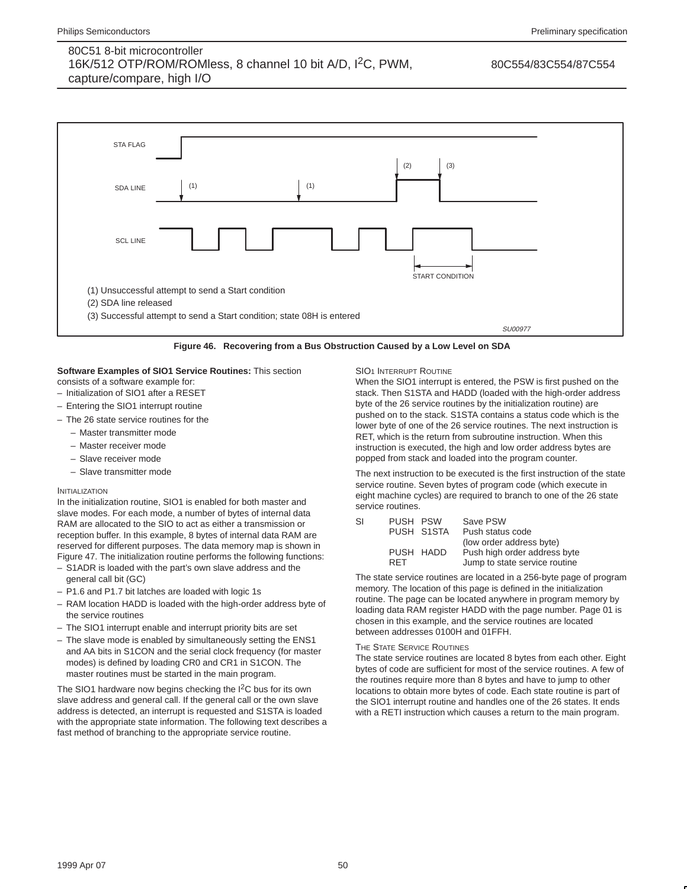STA FLAG

SDA LINE

SCL LINE

START CONDITION

(1) Unsuccessful attempt to send a Start condition

(2) SDA line released

(3) Successful attempt to send a Start condition; state 08H is entered

SU00977

**Figure 46. Recovering from a Bus Obstruction Caused by a Low Level on SDA**

**Software Examples of SIO1 Service Routines:** This section consists of a software example for:

- Initialization of SIO1 after a RESET
- Entering the SIO1 interrupt routine
- The 26 state service routines for the
  - Master transmitter mode
  - Master receiver mode
  - Slave receiver mode
  - Slave transmitter mode

### INITIALIZATION

In the initialization routine, SIO1 is enabled for both master and slave modes. For each mode, a number of bytes of internal data RAM are allocated to the SIO to act as either a transmission or reception buffer. In this example, 8 bytes of internal data RAM are reserved for different purposes. The data memory map is shown in Figure 47. The initialization routine performs the following functions:

- S1ADR is loaded with the part's own slave address and the general call bit (GC)
- P1.6 and P1.7 bit latches are loaded with logic 1s
- RAM location HADD is loaded with the high-order address byte of the service routines
- The SIO1 interrupt enable and interrupt priority bits are set
- The slave mode is enabled by simultaneously setting the ENS1 and AA bits in S1CON and the serial clock frequency (for master modes) is defined by loading CR0 and CR1 in S1CON. The master routines must be started in the main program.

The SIO1 hardware now begins checking the I²C bus for its own slave address and general call. If the general call or the own slave address is detected, an interrupt is requested and S1STA is loaded with the appropriate state information. The following text describes a fast method of branching to the appropriate service routine.

### SIO1 INTERRUPT ROUTINE

When the SIO1 interrupt is entered, the PSW is first pushed on the stack. Then S1STA and HADD (loaded with the high-order address byte of the 26 service routines by the initialization routine) are pushed on to the stack. S1STA contains a status code which is the lower byte of one of the 26 service routines. The next instruction is RET, which is the return from subroutine instruction. When this instruction is executed, the high and low order address bytes are popped from stack and loaded into the program counter.

The next instruction to be executed is the first instruction of the state service routine. Seven bytes of program code (which execute in eight machine cycles) are required to branch to one of the 26 state service routines.

```
SI      PUSH  PSW      Save PSW
        PUSH  S1STA    Push status code
                       (low order address byte)
        PUSH  HADD     Push high order address byte
        RET            Jump to state service routine
```

The state service routines are located in a 256-byte page of program memory. The location of this page is defined in the initialization routine. The page can be located anywhere in program memory by loading data RAM register HADD with the page number. Page 01 is chosen in this example, and the service routines are located between addresses 0100H and 01FFH.

### THE STATE SERVICE ROUTINES

The state service routines are located 8 bytes from each other. Eight bytes of code are sufficient for most of the service routines. A few of the routines require more than 8 bytes and have to jump to other locations to obtain more bytes of code. Each state routine is part of the SIO1 interrupt routine and handles one of the 26 states. It ends with a RETI instruction which causes a return to the main program.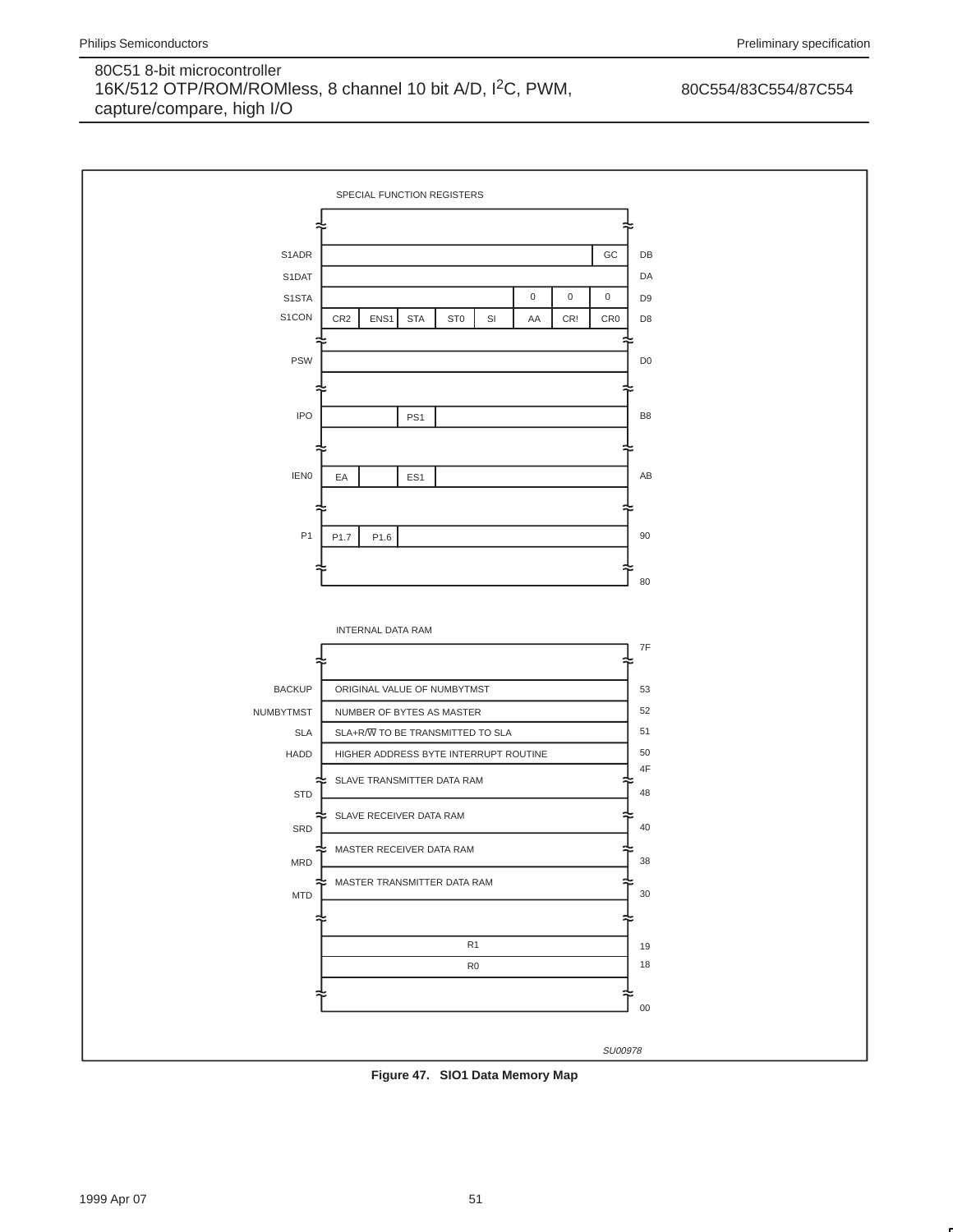SPECIAL FUNCTION REGISTERS

| Register | Contents | Address |
|---|---|---|
| S1ADR | GC (bit 0) | DB |
| S1DAT | | DA |
| S1STA | 0, 0, 0 (bits 2–0) | D9 |
| S1CON | CR2, ENS1, STA, ST0, SI, AA, CR!, CR0 | D8 |
| PSW | | D0 |
| IPO | PS1 | B8 |
| IEN0 | EA, ES1 | AB |
| P1 | P1.7, P1.6 | 90 |
| | | 80 |

INTERNAL DATA RAM

| Label | Contents | Address |
|---|---|---|
| | | 7F |
| BACKUP | ORIGINAL VALUE OF NUMBYTMST | 53 |
| NUMBYTMST | NUMBER OF BYTES AS MASTER | 52 |
| SLA | SLA+R/$\overline{W}$ TO BE TRANSMITTED TO SLA | 51 |
| HADD | HIGHER ADDRESS BYTE INTERRUPT ROUTINE | 50 |
| | | 4F |
| STD | SLAVE TRANSMITTER DATA RAM | 48 |
| SRD | SLAVE RECEIVER DATA RAM | 40 |
| MRD | MASTER RECEIVER DATA RAM | 38 |
| MTD | MASTER TRANSMITTER DATA RAM | 30 |
| | R1 | 19 |
| | R0 | 18 |
| | | 00 |

SU00978

**Figure 47. SIO1 Data Memory Map**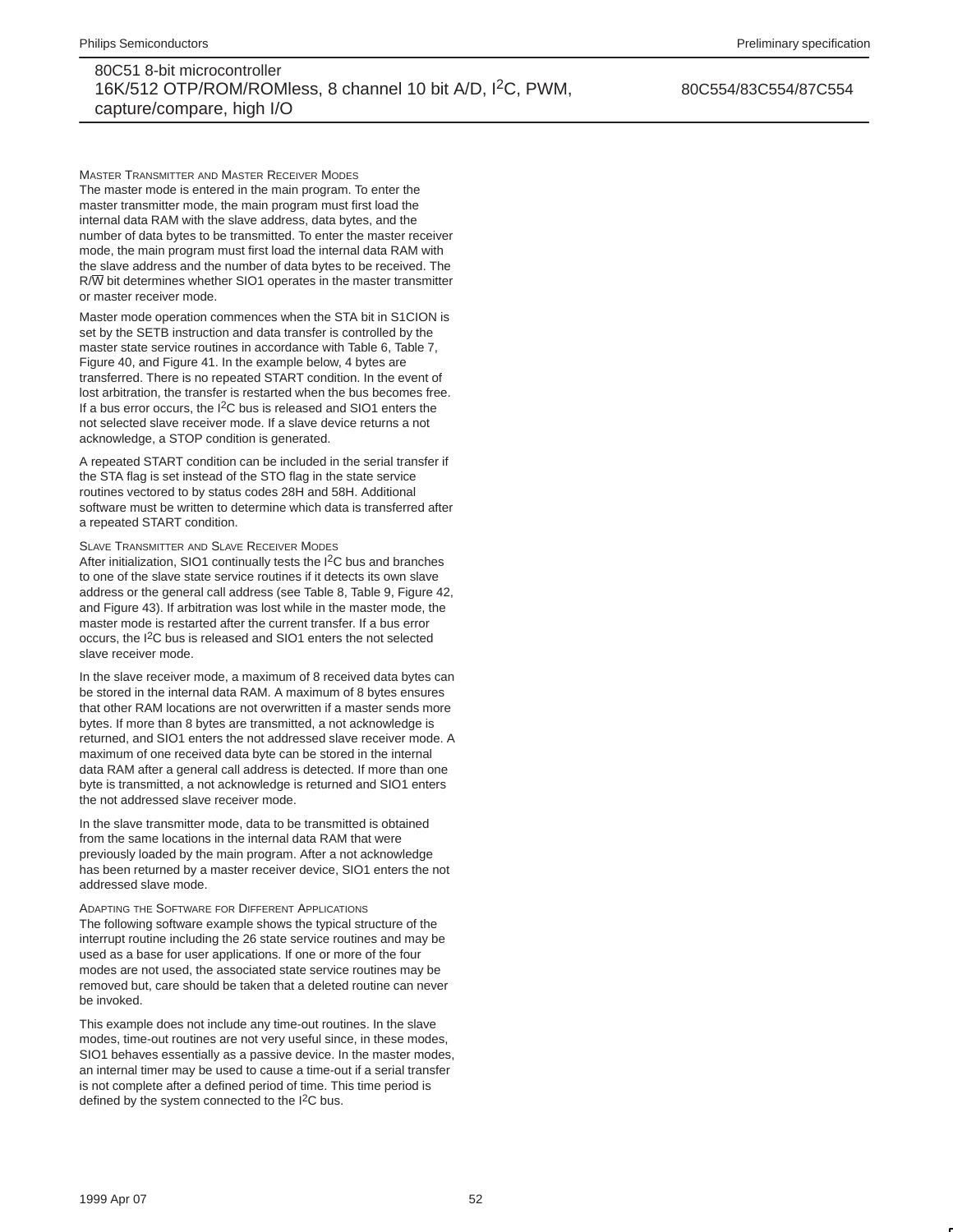#### Master Transmitter and Master Receiver Modes

The master mode is entered in the main program. To enter the master transmitter mode, the main program must first load the internal data RAM with the slave address, data bytes, and the number of data bytes to be transmitted. To enter the master receiver mode, the main program must first load the internal data RAM with the slave address and the number of data bytes to be received. The R/$\overline{W}$ bit determines whether SIO1 operates in the master transmitter or master receiver mode.

Master mode operation commences when the STA bit in S1CION is set by the SETB instruction and data transfer is controlled by the master state service routines in accordance with Table 6, Table 7, Figure 40, and Figure 41. In the example below, 4 bytes are transferred. There is no repeated START condition. In the event of lost arbitration, the transfer is restarted when the bus becomes free. If a bus error occurs, the $I^2C$ bus is released and SIO1 enters the not selected slave receiver mode. If a slave device returns a not acknowledge, a STOP condition is generated.

A repeated START condition can be included in the serial transfer if the STA flag is set instead of the STO flag in the state service routines vectored to by status codes 28H and 58H. Additional software must be written to determine which data is transferred after a repeated START condition.

#### Slave Transmitter and Slave Receiver Modes

After initialization, SIO1 continually tests the $I^2C$ bus and branches to one of the slave state service routines if it detects its own slave address or the general call address (see Table 8, Table 9, Figure 42, and Figure 43). If arbitration was lost while in the master mode, the master mode is restarted after the current transfer. If a bus error occurs, the $I^2C$ bus is released and SIO1 enters the not selected slave receiver mode.

In the slave receiver mode, a maximum of 8 received data bytes can be stored in the internal data RAM. A maximum of 8 bytes ensures that other RAM locations are not overwritten if a master sends more bytes. If more than 8 bytes are transmitted, a not acknowledge is returned, and SIO1 enters the not addressed slave receiver mode. A maximum of one received data byte can be stored in the internal data RAM after a general call address is detected. If more than one byte is transmitted, a not acknowledge is returned and SIO1 enters the not addressed slave receiver mode.

In the slave transmitter mode, data to be transmitted is obtained from the same locations in the internal data RAM that were previously loaded by the main program. After a not acknowledge has been returned by a master receiver device, SIO1 enters the not addressed slave mode.

#### Adapting the Software for Different Applications

The following software example shows the typical structure of the interrupt routine including the 26 state service routines and may be used as a base for user applications. If one or more of the four modes are not used, the associated state service routines may be removed but, care should be taken that a deleted routine can never be invoked.

This example does not include any time-out routines. In the slave modes, time-out routines are not very useful since, in these modes, SIO1 behaves essentially as a passive device. In the master modes, an internal timer may be used to cause a time-out if a serial transfer is not complete after a defined period of time. This time period is defined by the system connected to the $I^2C$ bus.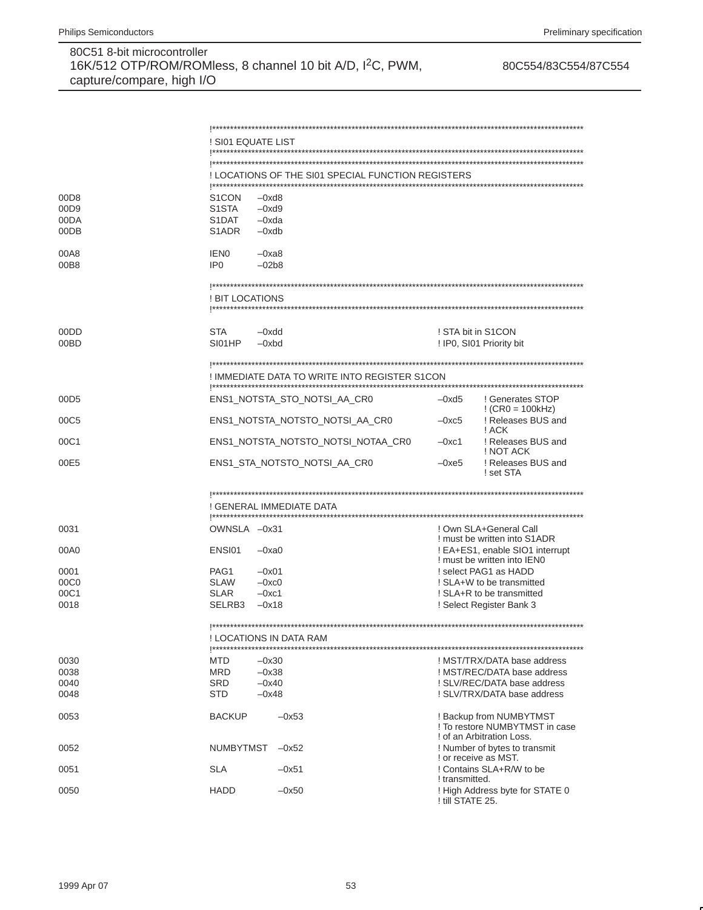```
                !*************************************************************************************
                ! SI01 EQUATE LIST
                !*************************************************************************************
                !*************************************************************************************
                ! LOCATIONS OF THE SI01 SPECIAL FUNCTION REGISTERS
                !*************************************************************************************
00D8            S1CON    –0xd8
00D9            S1STA    –0xd9
00DA            S1DAT    –0xda
00DB            S1ADR    –0xdb

00A8            IEN0     –0xa8
00B8            IP0      –02b8

                !*************************************************************************************
                ! BIT LOCATIONS
                !*************************************************************************************

00DD            STA      –0xdd                                  ! STA bit in S1CON
00BD            SI01HP   –0xbd                                  ! IP0, SI01 Priority bit

                !*************************************************************************************
                ! IMMEDIATE DATA TO WRITE INTO REGISTER S1CON
                !*************************************************************************************
00D5            ENS1_NOTSTA_STO_NOTSI_AA_CR0            –0xd5   ! Generates STOP
                                                                ! (CR0 = 100kHz)
00C5            ENS1_NOTSTA_NOTSTO_NOTSI_AA_CR0         –0xc5   ! Releases BUS and
                                                                ! ACK
00C1            ENS1_NOTSTA_NOTSTO_NOTSI_NOTAA_CR0      –0xc1   ! Releases BUS and
                                                                ! NOT ACK
00E5            ENS1_STA_NOTSTO_NOTSI_AA_CR0            –0xe5   ! Releases BUS and
                                                                ! set STA

                !*************************************************************************************
                ! GENERAL IMMEDIATE DATA
                !*************************************************************************************
0031            OWNSLA   –0x31                                  ! Own SLA+General Call
                                                                ! must be written into S1ADR
00A0            ENSI01   –0xa0                                  ! EA+ES1, enable SIO1 interrupt
                                                                ! must be written into IEN0
0001            PAG1     –0x01                                  ! select PAG1 as HADD
00C0            SLAW     –0xc0                                  ! SLA+W to be transmitted
00C1            SLAR     –0xc1                                  ! SLA+R to be transmitted
0018            SELRB3   –0x18                                  ! Select Register Bank 3

                !*************************************************************************************
                ! LOCATIONS IN DATA RAM
                !*************************************************************************************
0030            MTD      –0x30                                  ! MST/TRX/DATA base address
0038            MRD      –0x38                                  ! MST/REC/DATA base address
0040            SRD      –0x40                                  ! SLV/REC/DATA base address
0048            STD      –0x48                                  ! SLV/TRX/DATA base address

0053            BACKUP       –0x53                              ! Backup from NUMBYTMST
                                                                ! To restore NUMBYTMST in case
                                                                ! of an Arbitration Loss.
0052            NUMBYTMST    –0x52                              ! Number of bytes to transmit
                                                                ! or receive as MST.
0051            SLA          –0x51                              ! Contains SLA+R/W to be
                                                                ! transmitted.
0050            HADD         –0x50                              ! High Address byte for STATE 0
                                                                ! till STATE 25.
```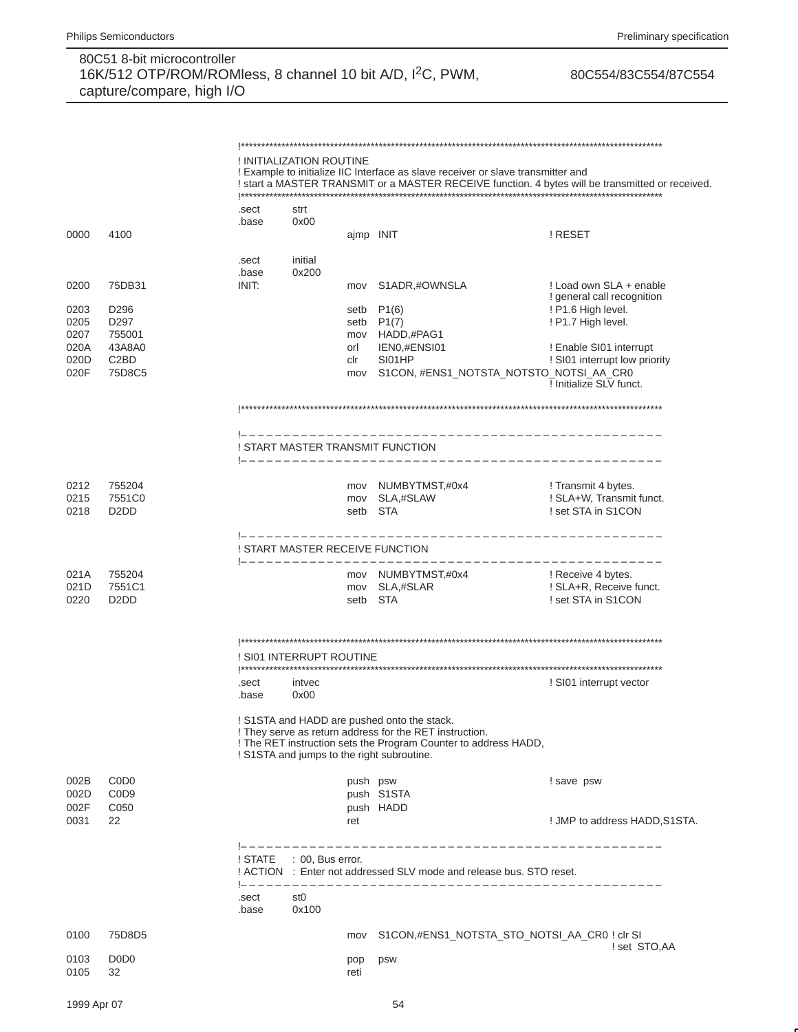```
                          !********************************************************************************************************
                          ! INITIALIZATION ROUTINE
                          ! Example to initialize IIC Interface as slave receiver or slave transmitter and
                          ! start a MASTER TRANSMIT or a MASTER RECEIVE function. 4 bytes will be transmitted or received.
                          !********************************************************************************************************
                          .sect     strt
                          .base     0x00
0000    4100                                ajmp  INIT                              ! RESET

                          .sect     initial
                          .base     0x200
0200    75DB31            INIT:             mov   S1ADR,#OWNSLA                     ! Load own SLA + enable
                                                                                    ! general call recognition
0203    D296                                setb  P1(6)                             ! P1.6 High level.
0205    D297                                setb  P1(7)                             ! P1.7 High level.
0207    755001                              mov   HADD,#PAG1
020A    43A8A0                              orl   IEN0,#ENSI01                      ! Enable SI01 interrupt
020D    C2BD                                clr   SI01HP                            ! SI01 interrupt low priority
020F    75D8C5                              mov   S1CON, #ENS1_NOTSTA_NOTSTO_NOTSI_AA_CR0
                                                                                    ! Initialize SLV funct.

                          !********************************************************************************************************

                          !– – – – – – – – – – – – – – – – – – – – – – – – – – – – – – – – – – – – – – – – – – – – – – – –
                          ! START MASTER TRANSMIT FUNCTION
                          !– – – – – – – – – – – – – – – – – – – – – – – – – – – – – – – – – – – – – – – – – – – – – – – –

0212    755204                              mov   NUMBYTMST,#0x4                    ! Transmit 4 bytes.
0215    7551C0                              mov   SLA,#SLAW                         ! SLA+W, Transmit funct.
0218    D2DD                                setb  STA                               ! set STA in S1CON

                          !– – – – – – – – – – – – – – – – – – – – – – – – – – – – – – – – – – – – – – – – – – – – – – – –
                          ! START MASTER RECEIVE FUNCTION
                          !– – – – – – – – – – – – – – – – – – – – – – – – – – – – – – – – – – – – – – – – – – – – – – – –
021A    755204                              mov   NUMBYTMST,#0x4                    ! Receive 4 bytes.
021D    7551C1                              mov   SLA,#SLAR                         ! SLA+R, Receive funct.
0220    D2DD                                setb  STA                               ! set STA in S1CON


                          !********************************************************************************************************
                          ! SI01 INTERRUPT ROUTINE
                          !********************************************************************************************************
                          .sect     intvec                                          ! SI01 interrupt vector
                          .base     0x00

                          ! S1STA and HADD are pushed onto the stack.
                          ! They serve as return address for the RET instruction.
                          ! The RET instruction sets the Program Counter to address HADD,
                          ! S1STA and jumps to the right subroutine.

002B    C0D0                                push  psw                               ! save  psw
002D    C0D9                                push  S1STA
002F    C050                                push  HADD
0031    22                                  ret                                     ! JMP to address HADD,S1STA.

                          !– – – – – – – – – – – – – – – – – – – – – – – – – – – – – – – – – – – – – – – – – – – – – – – –
                          ! STATE    : 00, Bus error.
                          ! ACTION   : Enter not addressed SLV mode and release bus. STO reset.
                          !– – – – – – – – – – – – – – – – – – – – – – – – – – – – – – – – – – – – – – – – – – – – – – – –
                          .sect     st0
                          .base     0x100

0100    75D8D5                              mov   S1CON,#ENS1_NOTSTA_STO_NOTSI_AA_CR0 ! clr SI
                                                                                      ! set  STO,AA
0103    D0D0                                pop   psw
0105    32                                  reti
```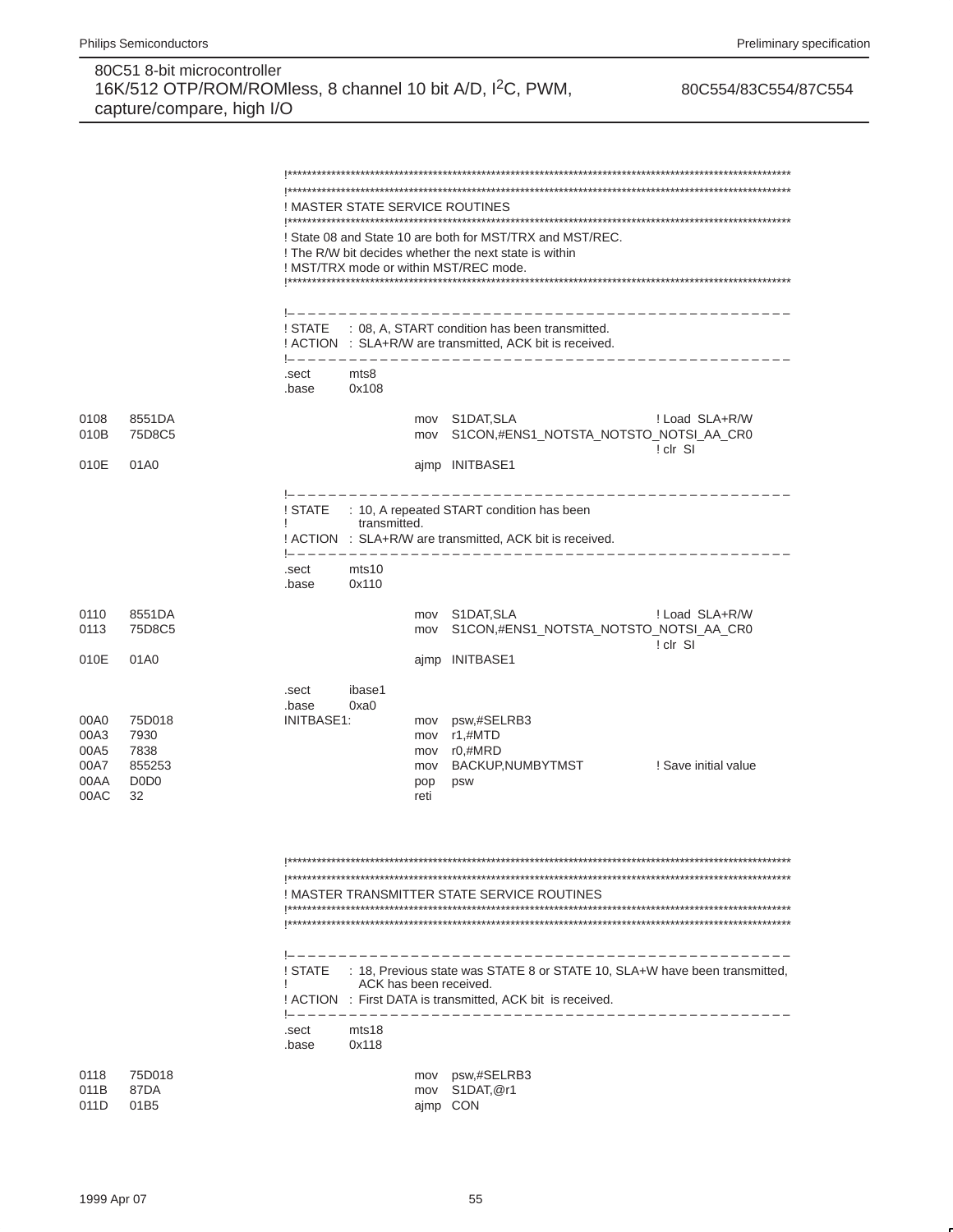```
                    !********************************************************************************
                    !********************************************************************************
                    ! MASTER STATE SERVICE ROUTINES
                    !********************************************************************************
                    ! State 08 and State 10 are both for MST/TRX and MST/REC.
                    ! The R/W bit decides whether the next state is within
                    ! MST/TRX mode or within MST/REC mode.
                    !********************************************************************************

                    !– – – – – – – – – – – – – – – – – – – – – – – – – – – – – – – – – – – – – – –
                    ! STATE    : 08, A, START condition has been transmitted.
                    ! ACTION   : SLA+R/W are transmitted, ACK bit is received.
                    !– – – – – – – – – – – – – – – – – – – – – – – – – – – – – – – – – – – – – – –
                    .sect      mts8
                    .base      0x108

0108    8551DA                         mov   S1DAT,SLA                    ! Load  SLA+R/W
010B    75D8C5                         mov   S1CON,#ENS1_NOTSTA_NOTSTO_NOTSI_AA_CR0
                                                                          ! clr  SI
010E    01A0                           ajmp  INITBASE1

                    !– – – – – – – – – – – – – – – – – – – – – – – – – – – – – – – – – – – – – – –
                    ! STATE    : 10, A repeated START condition has been
                    !            transmitted.
                    ! ACTION   : SLA+R/W are transmitted, ACK bit is received.
                    !– – – – – – – – – – – – – – – – – – – – – – – – – – – – – – – – – – – – – – –
                    .sect      mts10
                    .base      0x110

0110    8551DA                         mov   S1DAT,SLA                    ! Load  SLA+R/W
0113    75D8C5                         mov   S1CON,#ENS1_NOTSTA_NOTSTO_NOTSI_AA_CR0
                                                                          ! clr  SI
010E    01A0                           ajmp  INITBASE1

                    .sect      ibase1
                    .base      0xa0
00A0    75D018      INITBASE1:         mov   psw,#SELRB3
00A3    7930                           mov   r1,#MTD
00A5    7838                           mov   r0,#MRD
00A7    855253                         mov   BACKUP,NUMBYTMST             ! Save initial value
00AA    D0D0                           pop   psw
00AC    32                             reti


                    !********************************************************************************
                    !********************************************************************************
                    ! MASTER TRANSMITTER STATE SERVICE ROUTINES
                    !********************************************************************************
                    !********************************************************************************

                    !– – – – – – – – – – – – – – – – – – – – – – – – – – – – – – – – – – – – – – –
                    ! STATE    : 18, Previous state was STATE 8 or STATE 10, SLA+W have been transmitted,
                    !            ACK has been received.
                    ! ACTION   : First DATA is transmitted, ACK bit  is received.
                    !– – – – – – – – – – – – – – – – – – – – – – – – – – – – – – – – – – – – – – –
                    .sect      mts18
                    .base      0x118

0118    75D018                         mov   psw,#SELRB3
011B    87DA                           mov   S1DAT,@r1
011D    01B5                           ajmp  CON
```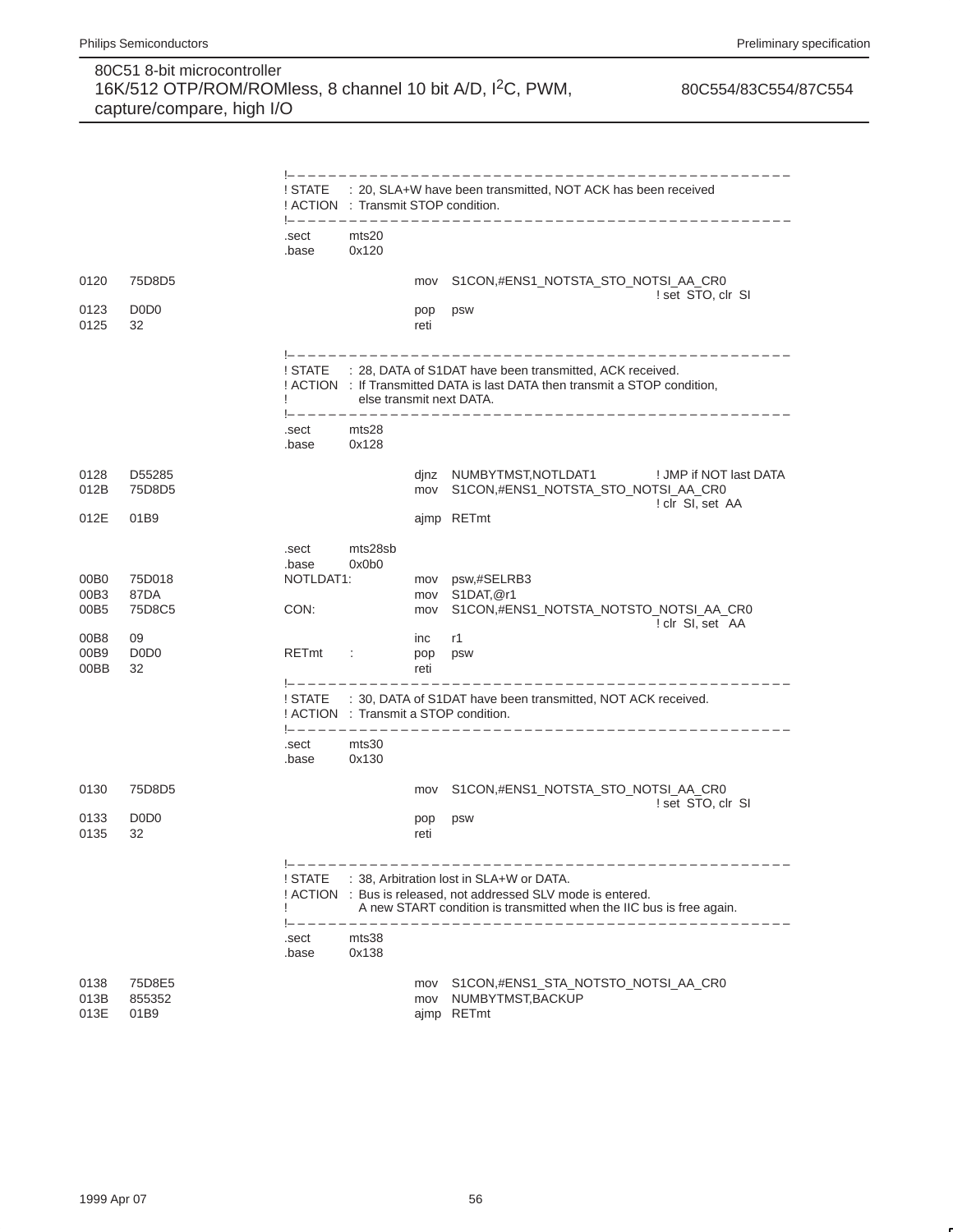```
                              !–––––––––––––––––––––––––––––––––––––––––––––––
                              ! STATE    : 20, SLA+W have been transmitted, NOT ACK has been received
                              ! ACTION   : Transmit STOP condition.
                              !–––––––––––––––––––––––––––––––––––––––––––––––
                              .sect      mts20
                              .base      0x120

0120    75D8D5                                  mov    S1CON,#ENS1_NOTSTA_STO_NOTSI_AA_CR0
                                                                                   ! set  STO, clr  SI
0123    D0D0                                    pop    psw
0125    32                                      reti

                              !–––––––––––––––––––––––––––––––––––––––––––––––
                              ! STATE    : 28, DATA of S1DAT have been transmitted, ACK received.
                              ! ACTION   : If Transmitted DATA is last DATA then transmit a STOP condition,
                              !              else transmit next DATA.
                              !–––––––––––––––––––––––––––––––––––––––––––––––
                              .sect      mts28
                              .base      0x128

0128    D55285                                  djnz   NUMBYTMST,NOTLDAT1          ! JMP if NOT last DATA
012B    75D8D5                                  mov    S1CON,#ENS1_NOTSTA_STO_NOTSI_AA_CR0
                                                                                   ! clr  SI, set  AA
012E    01B9                                    ajmp   RETmt

                              .sect      mts28sb
                              .base      0x0b0
00B0    75D018                NOTLDAT1:         mov    psw,#SELRB3
00B3    87DA                                    mov    S1DAT,@r1
00B5    75D8C5                CON:              mov    S1CON,#ENS1_NOTSTA_NOTSTO_NOTSI_AA_CR0
                                                                                   ! clr  SI, set   AA
00B8    09                                      inc    r1
00B9    D0D0                  RETmt      :      pop    psw
00BB    32                                      reti
                              !–––––––––––––––––––––––––––––––––––––––––––––––
                              ! STATE    : 30, DATA of S1DAT have been transmitted, NOT ACK received.
                              ! ACTION   : Transmit a STOP condition.
                              !–––––––––––––––––––––––––––––––––––––––––––––––
                              .sect      mts30
                              .base      0x130

0130    75D8D5                                  mov    S1CON,#ENS1_NOTSTA_STO_NOTSI_AA_CR0
                                                                                   ! set  STO, clr  SI
0133    D0D0                                    pop    psw
0135    32                                      reti

                              !–––––––––––––––––––––––––––––––––––––––––––––––
                              ! STATE    : 38, Arbitration lost in SLA+W or DATA.
                              ! ACTION   : Bus is released, not addressed SLV mode is entered.
                              !              A new START condition is transmitted when the IIC bus is free again.
                              !–––––––––––––––––––––––––––––––––––––––––––––––
                              .sect      mts38
                              .base      0x138

0138    75D8E5                                  mov    S1CON,#ENS1_STA_NOTSTO_NOTSI_AA_CR0
013B    855352                                  mov    NUMBYTMST,BACKUP
013E    01B9                                    ajmp   RETmt
```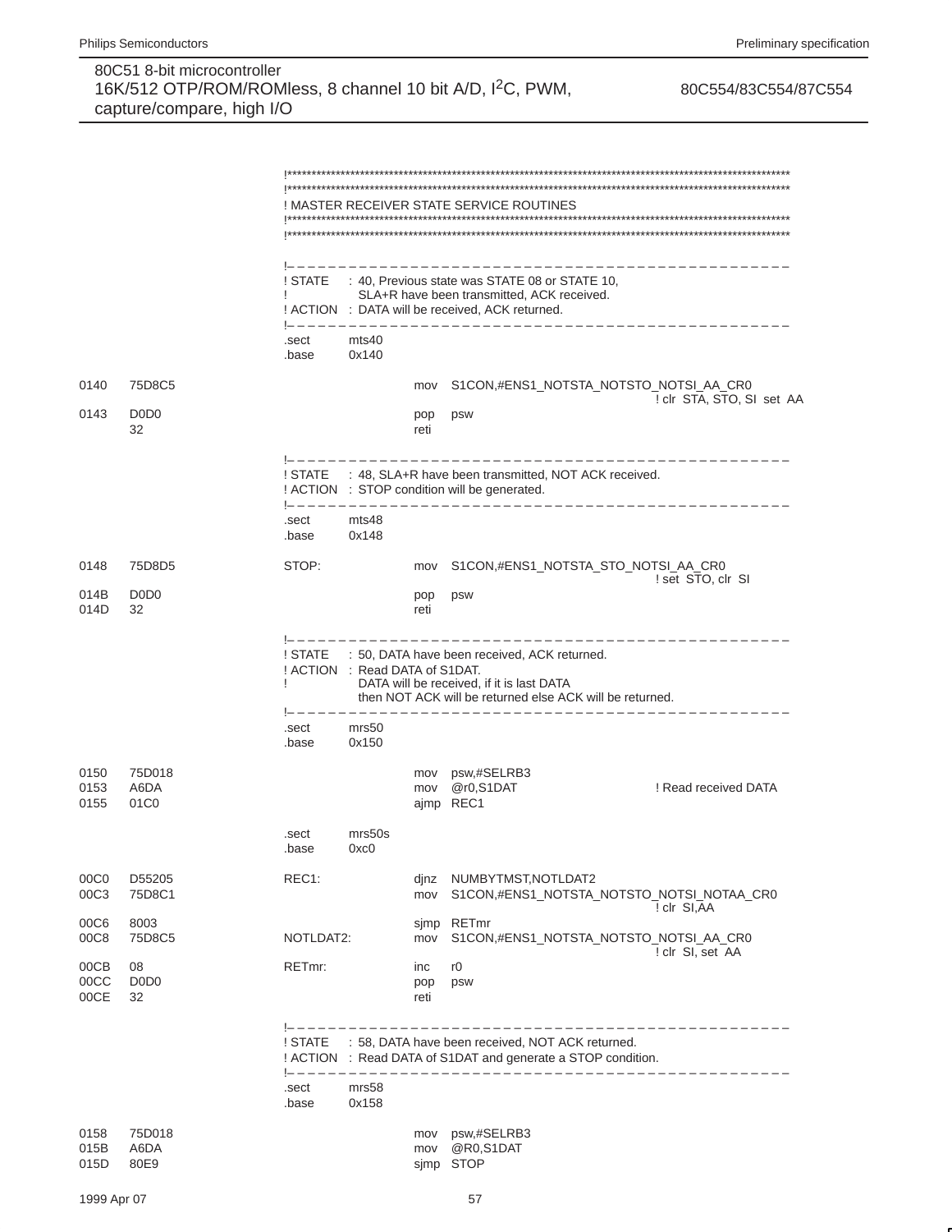```
                        !****************************************************************************
                        !****************************************************************************
                        ! MASTER RECEIVER STATE SERVICE ROUTINES
                        !****************************************************************************
                        !****************************************************************************

                        !–––––––––––––––––––––––––––––––––––––––––––––––––––––––––––––––––––––––
                        ! STATE    : 40, Previous state was STATE 08 or STATE 10,
                        !            SLA+R have been transmitted, ACK received.
                        ! ACTION   : DATA will be received, ACK returned.
                        !–––––––––––––––––––––––––––––––––––––––––––––––––––––––––––––––––––––––
                        .sect     mts40
                        .base     0x140

0140    75D8C5                          mov   S1CON,#ENS1_NOTSTA_NOTSTO_NOTSI_AA_CR0
                                                                    ! clr  STA, STO, SI  set  AA
0143    D0D0                            pop   psw
        32                              reti

                        !–––––––––––––––––––––––––––––––––––––––––––––––––––––––––––––––––––––––
                        ! STATE    : 48, SLA+R have been transmitted, NOT ACK received.
                        ! ACTION   : STOP condition will be generated.
                        !–––––––––––––––––––––––––––––––––––––––––––––––––––––––––––––––––––––––
                        .sect     mts48
                        .base     0x148

0148    75D8D5          STOP:           mov   S1CON,#ENS1_NOTSTA_STO_NOTSI_AA_CR0
                                                                    ! set  STO, clr  SI
014B    D0D0                            pop   psw
014D    32                              reti

                        !–––––––––––––––––––––––––––––––––––––––––––––––––––––––––––––––––––––––
                        ! STATE    : 50, DATA have been received, ACK returned.
                        ! ACTION   : Read DATA of S1DAT.
                        !            DATA will be received, if it is last DATA
                        !            then NOT ACK will be returned else ACK will be returned.
                        !–––––––––––––––––––––––––––––––––––––––––––––––––––––––––––––––––––––––
                        .sect     mrs50
                        .base     0x150

0150    75D018                          mov   psw,#SELRB3
0153    A6DA                            mov   @r0,S1DAT                     ! Read received DATA
0155    01C0                            ajmp  REC1

                        .sect     mrs50s
                        .base     0xc0

00C0    D55205          REC1:           djnz  NUMBYTMST,NOTLDAT2
00C3    75D8C1                          mov   S1CON,#ENS1_NOTSTA_NOTSTO_NOTSI_NOTAA_CR0
                                                                    ! clr  SI,AA
00C6    8003                            sjmp  RETmr
00C8    75D8C5          NOTLDAT2:       mov   S1CON,#ENS1_NOTSTA_NOTSTO_NOTSI_AA_CR0
                                                                    ! clr  SI, set  AA
00CB    08              RETmr:          inc   r0
00CC    D0D0                            pop   psw
00CE    32                              reti

                        !–––––––––––––––––––––––––––––––––––––––––––––––––––––––––––––––––––––––
                        ! STATE    : 58, DATA have been received, NOT ACK returned.
                        ! ACTION   : Read DATA of S1DAT and generate a STOP condition.
                        !–––––––––––––––––––––––––––––––––––––––––––––––––––––––––––––––––––––––
                        .sect     mrs58
                        .base     0x158

0158    75D018                          mov   psw,#SELRB3
015B    A6DA                            mov   @R0,S1DAT
015D    80E9                            sjmp  STOP
```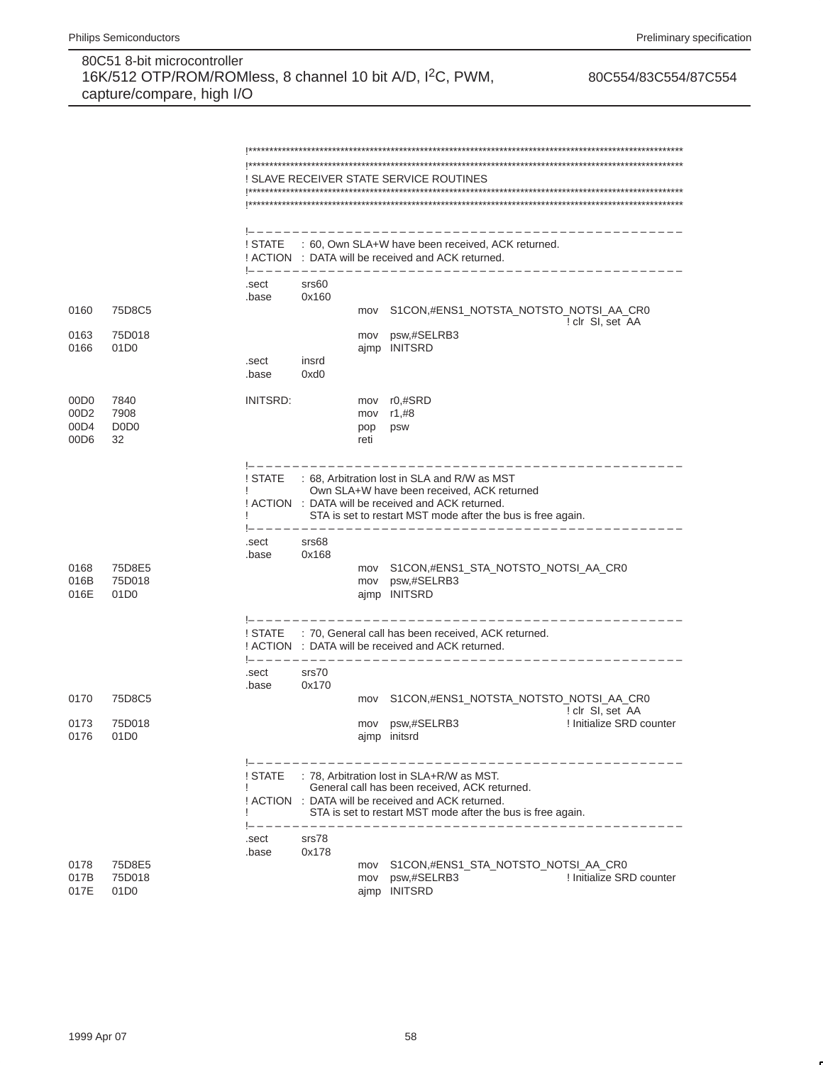```
                    !********************************************************************************************************
                    !********************************************************************************************************
                    ! SLAVE RECEIVER STATE SERVICE ROUTINES
                    !********************************************************************************************************
                    !********************************************************************************************************

                    !– – – – – – – – – – – – – – – – – – – – – – – – – – – – – – – – – – – – – – – – – – – – – – – –
                    ! STATE     : 60, Own SLA+W have been received, ACK returned.
                    ! ACTION    : DATA will be received and ACK returned.
                    !– – – – – – – – – – – – – – – – – – – – – – – – – – – – – – – – – – – – – – – – – – – – – – – –
                    .sect       srs60
                    .base       0x160
0160    75D8C5                          mov    S1CON,#ENS1_NOTSTA_NOTSTO_NOTSI_AA_CR0
                                                                              ! clr  SI, set  AA
0163    75D018                          mov    psw,#SELRB3
0166    01D0                            ajmp   INITSRD
                    .sect       insrd
                    .base       0xd0

00D0    7840        INITSRD:            mov    r0,#SRD
00D2    7908                            mov    r1,#8
00D4    D0D0                            pop    psw
00D6    32                              reti

                    !– – – – – – – – – – – – – – – – – – – – – – – – – – – – – – – – – – – – – – – – – – – – – – – –
                    ! STATE     : 68, Arbitration lost in SLA and R/W as MST
                    !             Own SLA+W have been received, ACK returned
                    ! ACTION    : DATA will be received and ACK returned.
                    !             STA is set to restart MST mode after the bus is free again.
                    !– – – – – – – – – – – – – – – – – – – – – – – – – – – – – – – – – – – – – – – – – – – – – – – –
                    .sect       srs68
                    .base       0x168
0168    75D8E5                          mov    S1CON,#ENS1_STA_NOTSTO_NOTSI_AA_CR0
016B    75D018                          mov    psw,#SELRB3
016E    01D0                            ajmp   INITSRD

                    !– – – – – – – – – – – – – – – – – – – – – – – – – – – – – – – – – – – – – – – – – – – – – – – –
                    ! STATE     : 70, General call has been received, ACK returned.
                    ! ACTION    : DATA will be received and ACK returned.
                    !– – – – – – – – – – – – – – – – – – – – – – – – – – – – – – – – – – – – – – – – – – – – – – – –
                    .sect       srs70
                    .base       0x170
0170    75D8C5                          mov    S1CON,#ENS1_NOTSTA_NOTSTO_NOTSI_AA_CR0
                                                                              ! clr  SI, set  AA
0173    75D018                          mov    psw,#SELRB3                    ! Initialize SRD counter
0176    01D0                            ajmp   initsrd

                    !– – – – – – – – – – – – – – – – – – – – – – – – – – – – – – – – – – – – – – – – – – – – – – – –
                    ! STATE     : 78, Arbitration lost in SLA+R/W as MST.
                    !             General call has been received, ACK returned.
                    ! ACTION    : DATA will be received and ACK returned.
                    !             STA is set to restart MST mode after the bus is free again.
                    !– – – – – – – – – – – – – – – – – – – – – – – – – – – – – – – – – – – – – – – – – – – – – – – –
                    .sect       srs78
                    .base       0x178
0178    75D8E5                          mov    S1CON,#ENS1_STA_NOTSTO_NOTSI_AA_CR0
017B    75D018                          mov    psw,#SELRB3                    ! Initialize SRD counter
017E    01D0                            ajmp   INITSRD
```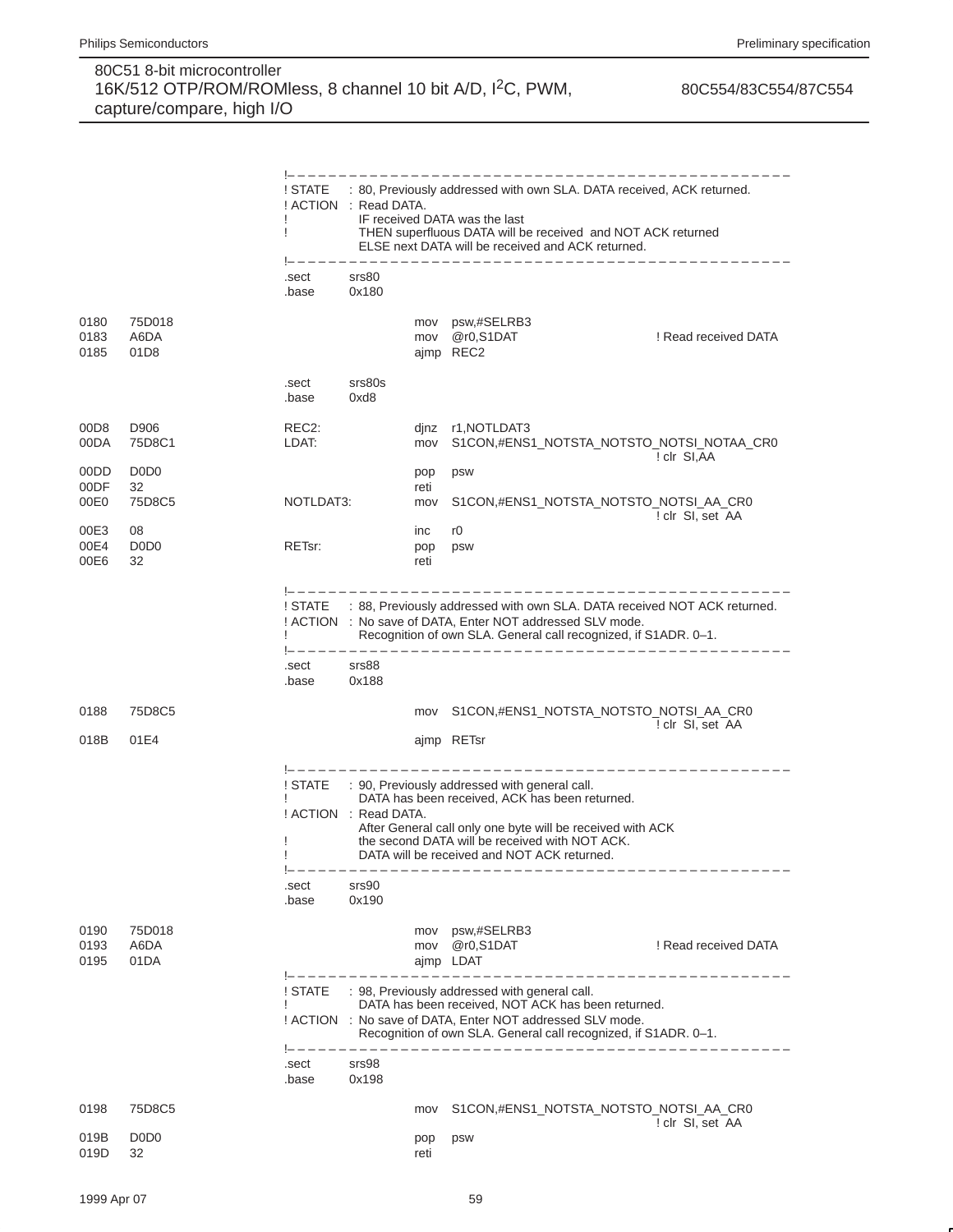```
                        !–––––––––––––––––––––––––––––––––––––––––––––––––––––––––
                        ! STATE     : 80, Previously addressed with own SLA. DATA received, ACK returned.
                        ! ACTION    : Read DATA.
                        !             IF received DATA was the last
                        !             THEN superfluous DATA will be received  and NOT ACK returned
                                      ELSE next DATA will be received and ACK returned.
                        !–––––––––––––––––––––––––––––––––––––––––––––––––––––––––
                        .sect       srs80
                        .base       0x180

0180    75D018                              mov   psw,#SELRB3
0183    A6DA                                mov   @r0,S1DAT                     ! Read received DATA
0185    01D8                                ajmp  REC2

                        .sect       srs80s
                        .base       0xd8

00D8    D906            REC2:               djnz  r1,NOTLDAT3
00DA    75D8C1          LDAT:               mov   S1CON,#ENS1_NOTSTA_NOTSTO_NOTSI_NOTAA_CR0
                                                                                ! clr  SI,AA
00DD    D0D0                                pop   psw
00DF    32                                  reti
00E0    75D8C5          NOTLDAT3:           mov   S1CON,#ENS1_NOTSTA_NOTSTO_NOTSI_AA_CR0
                                                                                ! clr  SI, set  AA
00E3    08                                  inc   r0
00E4    D0D0            RETsr:              pop   psw
00E6    32                                  reti

                        !–––––––––––––––––––––––––––––––––––––––––––––––––––––––––
                        ! STATE     : 88, Previously addressed with own SLA. DATA received NOT ACK returned.
                        ! ACTION    : No save of DATA, Enter NOT addressed SLV mode.
                        !             Recognition of own SLA. General call recognized, if S1ADR. 0–1.
                        !–––––––––––––––––––––––––––––––––––––––––––––––––––––––––
                        .sect       srs88
                        .base       0x188

0188    75D8C5                              mov   S1CON,#ENS1_NOTSTA_NOTSTO_NOTSI_AA_CR0
                                                                                ! clr  SI, set  AA
018B    01E4                                ajmp  RETsr

                        !–––––––––––––––––––––––––––––––––––––––––––––––––––––––––
                        ! STATE     : 90, Previously addressed with general call.
                        !             DATA has been received, ACK has been returned.
                        ! ACTION    : Read DATA.
                                      After General call only one byte will be received with ACK
                        !             the second DATA will be received with NOT ACK.
                        !             DATA will be received and NOT ACK returned.
                        !–––––––––––––––––––––––––––––––––––––––––––––––––––––––––
                        .sect       srs90
                        .base       0x190

0190    75D018                              mov   psw,#SELRB3
0193    A6DA                                mov   @r0,S1DAT                     ! Read received DATA
0195    01DA                                ajmp  LDAT
                        !–––––––––––––––––––––––––––––––––––––––––––––––––––––––––
                        ! STATE     : 98, Previously addressed with general call.
                        !             DATA has been received, NOT ACK has been returned.
                        ! ACTION    : No save of DATA, Enter NOT addressed SLV mode.
                                      Recognition of own SLA. General call recognized, if S1ADR. 0–1.
                        !–––––––––––––––––––––––––––––––––––––––––––––––––––––––––
                        .sect       srs98
                        .base       0x198

0198    75D8C5                              mov   S1CON,#ENS1_NOTSTA_NOTSTO_NOTSI_AA_CR0
                                                                                ! clr  SI, set  AA
019B    D0D0                                pop   psw
019D    32                                  reti
```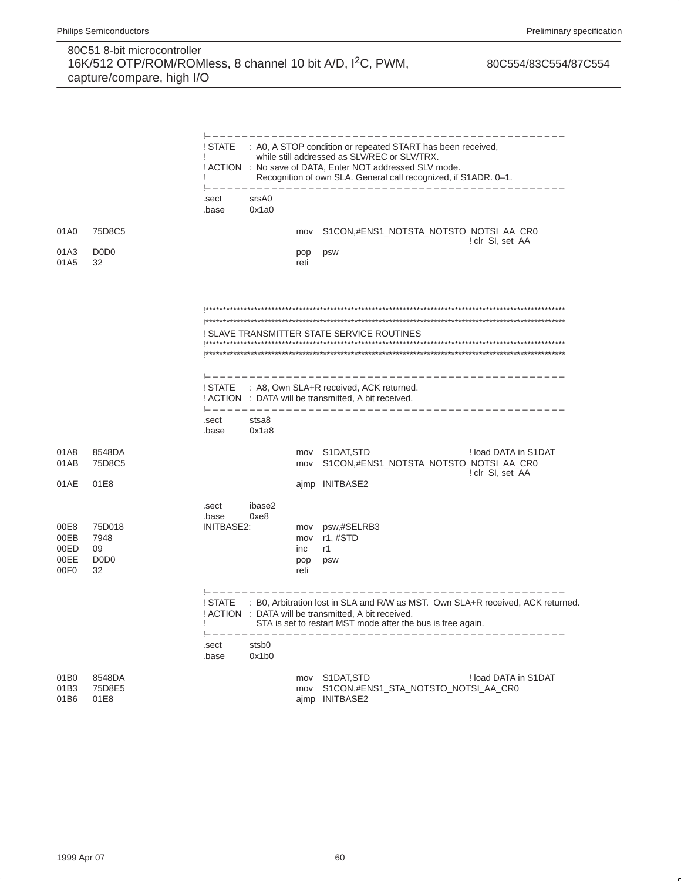```
                        !– – – – – – – – – – – – – – – – – – – – – – – – – – – – – – – – – – – – – – – – – – – – – –
                        ! STATE     : A0, A STOP condition or repeated START has been received,
                        !             while still addressed as SLV/REC or SLV/TRX.
                        ! ACTION    : No save of DATA, Enter NOT addressed SLV mode.
                        !             Recognition of own SLA. General call recognized, if S1ADR. 0–1.
                        !– – – – – – – – – – – – – – – – – – – – – – – – – – – – – – – – – – – – – – – – – – – – – –
                        .sect       srsA0
                        .base       0x1a0

01A0    75D8C5                              mov   S1CON,#ENS1_NOTSTA_NOTSTO_NOTSI_AA_CR0
                                                                                 ! clr  SI, set  AA
01A3    D0D0                                pop   psw
01A5    32                                  reti


                        !*************************************************************************************************
                        !*************************************************************************************************
                        ! SLAVE TRANSMITTER STATE SERVICE ROUTINES
                        !*************************************************************************************************
                        !*************************************************************************************************

                        !– – – – – – – – – – – – – – – – – – – – – – – – – – – – – – – – – – – – – – – – – – – – – –
                        ! STATE     : A8, Own SLA+R received, ACK returned.
                        ! ACTION    : DATA will be transmitted, A bit received.
                        !– – – – – – – – – – – – – – – – – – – – – – – – – – – – – – – – – – – – – – – – – – – – – –
                        .sect       stsa8
                        .base       0x1a8

01A8    8548DA                              mov   S1DAT,STD                     ! load DATA in S1DAT
01AB    75D8C5                              mov   S1CON,#ENS1_NOTSTA_NOTSTO_NOTSI_AA_CR0
                                                                                 ! clr  SI, set  AA
01AE    01E8                                ajmp  INITBASE2

                        .sect       ibase2
                        .base       0xe8
00E8    75D018          INITBASE2:          mov   psw,#SELRB3
00EB    7948                                mov   r1, #STD
00ED    09                                  inc   r1
00EE    D0D0                                pop   psw
00F0    32                                  reti

                        !– – – – – – – – – – – – – – – – – – – – – – – – – – – – – – – – – – – – – – – – – – – – – –
                        ! STATE     : B0, Arbitration lost in SLA and R/W as MST.  Own SLA+R received, ACK returned.
                        ! ACTION    : DATA will be transmitted, A bit received.
                        !             STA is set to restart MST mode after the bus is free again.
                        !– – – – – – – – – – – – – – – – – – – – – – – – – – – – – – – – – – – – – – – – – – – – – –
                        .sect       stsb0
                        .base       0x1b0

01B0    8548DA                              mov   S1DAT,STD                     ! load DATA in S1DAT
01B3    75D8E5                              mov   S1CON,#ENS1_STA_NOTSTO_NOTSI_AA_CR0
01B6    01E8                                ajmp  INITBASE2
```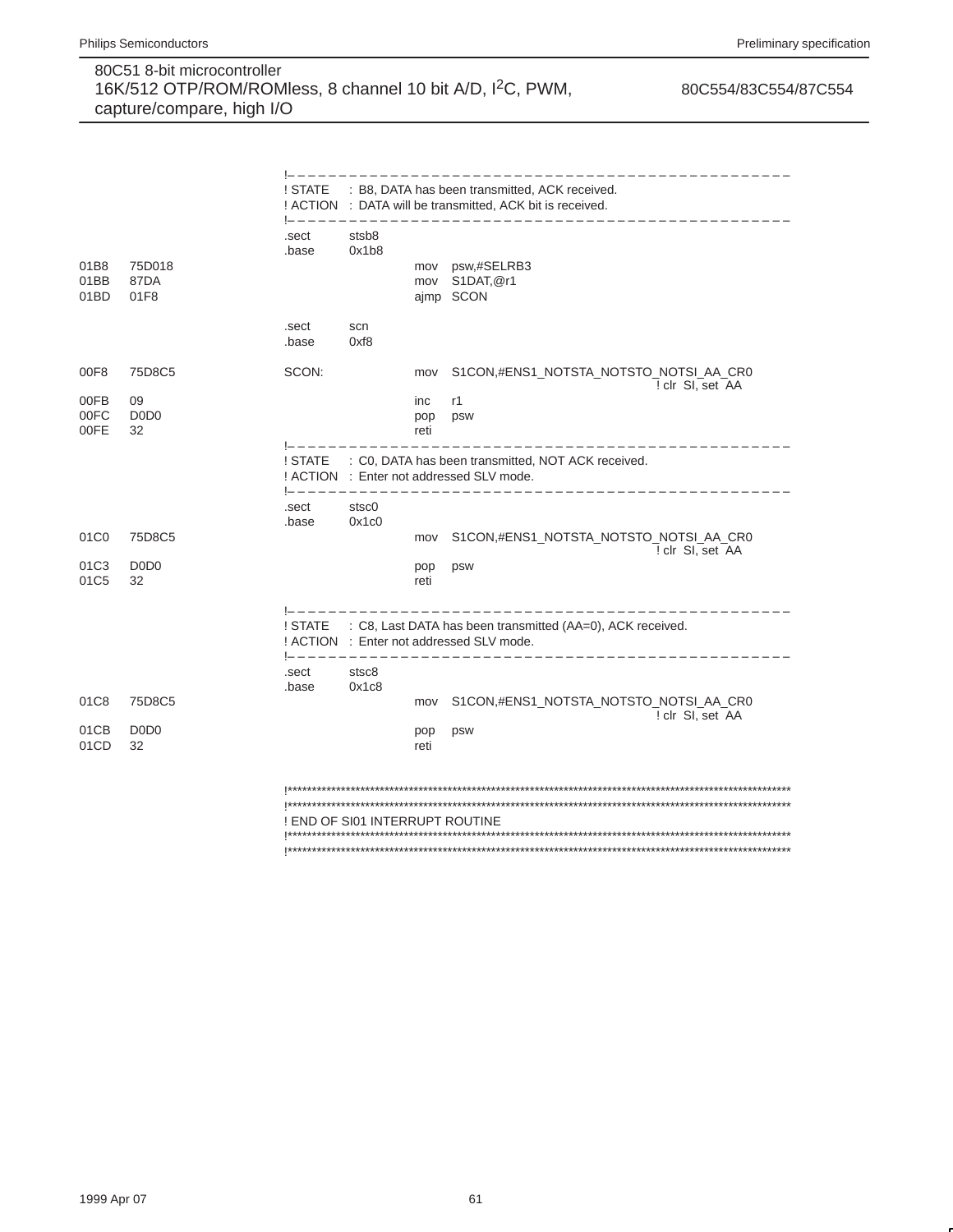```
                          !–––––––––––––––––––––––––––––––––––––––––––––––
                          ! STATE    : B8, DATA has been transmitted, ACK received.
                          ! ACTION   : DATA will be transmitted, ACK bit is received.
                          !–––––––––––––––––––––––––––––––––––––––––––––––
                          .sect      stsb8
                          .base      0x1b8
01B8    75D018                                  mov    psw,#SELRB3
01BB    87DA                                    mov    S1DAT,@r1
01BD    01F8                                    ajmp   SCON

                          .sect      scn
                          .base      0xf8

00F8    75D8C5            SCON:                 mov    S1CON,#ENS1_NOTSTA_NOTSTO_NOTSI_AA_CR0
                                                                                  ! clr  SI, set  AA
00FB    09                                      inc    r1
00FC    D0D0                                    pop    psw
00FE    32                                      reti
                          !–––––––––––––––––––––––––––––––––––––––––––––––
                          ! STATE    : C0, DATA has been transmitted, NOT ACK received.
                          ! ACTION   : Enter not addressed SLV mode.
                          !–––––––––––––––––––––––––––––––––––––––––––––––
                          .sect      stsc0
                          .base      0x1c0
01C0    75D8C5                                  mov    S1CON,#ENS1_NOTSTA_NOTSTO_NOTSI_AA_CR0
                                                                                  ! clr  SI, set  AA
01C3    D0D0                                    pop    psw
01C5    32                                      reti

                          !–––––––––––––––––––––––––––––––––––––––––––––––
                          ! STATE    : C8, Last DATA has been transmitted (AA=0), ACK received.
                          ! ACTION   : Enter not addressed SLV mode.
                          !–––––––––––––––––––––––––––––––––––––––––––––––
                          .sect      stsc8
                          .base      0x1c8
01C8    75D8C5                                  mov    S1CON,#ENS1_NOTSTA_NOTSTO_NOTSI_AA_CR0
                                                                                  ! clr  SI, set  AA
01CB    D0D0                                    pop    psw
01CD    32                                      reti


                          !*************************************************************************************
                          !*************************************************************************************
                          ! END OF SI01 INTERRUPT ROUTINE
                          !*************************************************************************************
                          !*************************************************************************************
```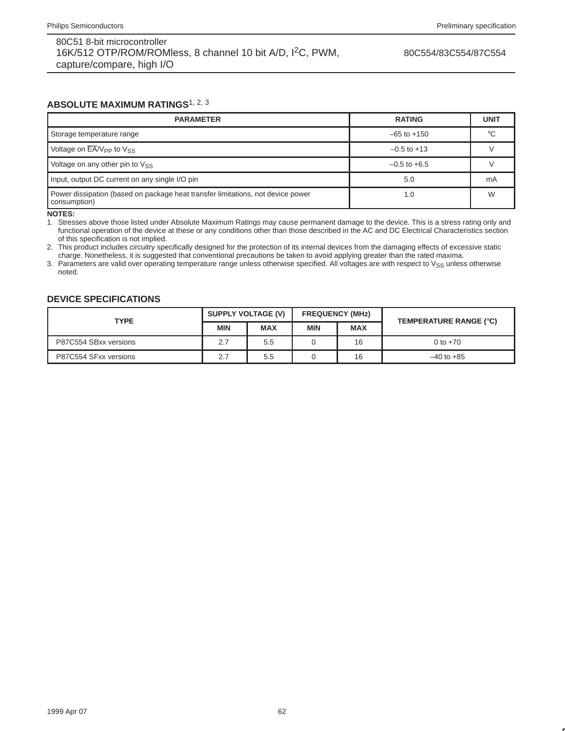## ABSOLUTE MAXIMUM RATINGS[1, 2, 3]

| PARAMETER | RATING | UNIT |
|---|---|---|
| Storage temperature range | –65 to +150 | °C |
| Voltage on $\overline{EA}/V_{PP}$ to $V_{SS}$ | –0.5 to +13 | V |
| Voltage on any other pin to $V_{SS}$ | –0.5 to +6.5 | V |
| Input, output DC current on any single I/O pin | 5.0 | mA |
| Power dissipation (based on package heat transfer limitations, not device power consumption) | 1.0 | W |

**NOTES:**

1. Stresses above those listed under Absolute Maximum Ratings may cause permanent damage to the device. This is a stress rating only and functional operation of the device at these or any conditions other than those described in the AC and DC Electrical Characteristics section of this specification is not implied.
2. This product includes circuitry specifically designed for the protection of its internal devices from the damaging effects of excessive static charge. Nonetheless, it is suggested that conventional precautions be taken to avoid applying greater than the rated maxima.
3. Parameters are valid over operating temperature range unless otherwise specified. All voltages are with respect to $V_{SS}$ unless otherwise noted.

## DEVICE SPECIFICATIONS

| TYPE | SUPPLY VOLTAGE (V) | | FREQUENCY (MHz) | | TEMPERATURE RANGE (°C) |
|---|---|---|---|---|---|
| | MIN | MAX | MIN | MAX | |
| P87C554 SBxx versions | 2.7 | 5.5 | 0 | 16 | 0 to +70 |
| P87C554 SFxx versions | 2.7 | 5.5 | 0 | 16 | –40 to +85 |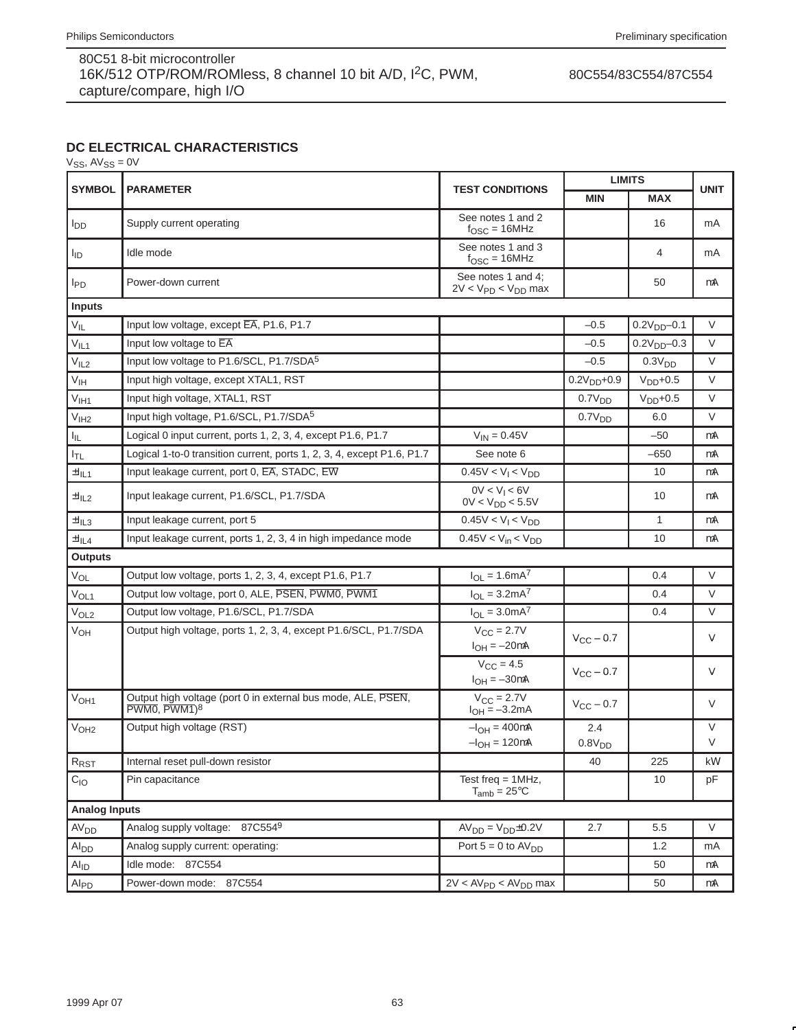## DC ELECTRICAL CHARACTERISTICS

$V_{SS}$, $AV_{SS}$ = 0V

| SYMBOL | PARAMETER | TEST CONDITIONS | LIMITS | | UNIT |
|---|---|---|---|---|---|
| | | | MIN | MAX | |
| $I_{DD}$ | Supply current operating | See notes 1 and 2 $f_{OSC}$ = 16MHz | | 16 | mA |
| $I_{ID}$ | Idle mode | See notes 1 and 3 $f_{OSC}$ = 16MHz | | 4 | mA |
| $I_{PD}$ | Power-down current | See notes 1 and 4; 2V < $V_{PD}$ < $V_{DD}$ max | | 50 | μA |
| **Inputs** | | | | | |
| $V_{IL}$ | Input low voltage, except $\overline{EA}$, P1.6, P1.7 | | –0.5 | $0.2V_{DD}$–0.1 | V |
| $V_{IL1}$ | Input low voltage to $\overline{EA}$ | | –0.5 | $0.2V_{DD}$–0.3 | V |
| $V_{IL2}$ | Input low voltage to P1.6/SCL, P1.7/SDA[5] | | –0.5 | $0.3V_{DD}$ | V |
| $V_{IH}$ | Input high voltage, except XTAL1, RST | | $0.2V_{DD}$+0.9 | $V_{DD}$+0.5 | V |
| $V_{IH1}$ | Input high voltage, XTAL1, RST | | $0.7V_{DD}$ | $V_{DD}$+0.5 | V |
| $V_{IH2}$ | Input high voltage, P1.6/SCL, P1.7/SDA[5] | | $0.7V_{DD}$ | 6.0 | V |
| $I_{IL}$ | Logical 0 input current, ports 1, 2, 3, 4, except P1.6, P1.7 | $V_{IN}$ = 0.45V | | –50 | μA |
| $I_{TL}$ | Logical 1-to-0 transition current, ports 1, 2, 3, 4, except P1.6, P1.7 | See note 6 | | –650 | μA |
| $\pm I_{IL1}$ | Input leakage current, port 0, $\overline{EA}$, STADC, $\overline{EW}$ | 0.45V < $V_I$ < $V_{DD}$ | | 10 | μA |
| $\pm I_{IL2}$ | Input leakage current, P1.6/SCL, P1.7/SDA | 0V < $V_I$ < 6V 0V < $V_{DD}$ < 5.5V | | 10 | μA |
| $\pm I_{IL3}$ | Input leakage current, port 5 | 0.45V < $V_I$ < $V_{DD}$ | | 1 | μA |
| $\pm I_{IL4}$ | Input leakage current, ports 1, 2, 3, 4 in high impedance mode | 0.45V < $V_{in}$ < $V_{DD}$ | | 10 | μA |
| **Outputs** | | | | | |
| $V_{OL}$ | Output low voltage, ports 1, 2, 3, 4, except P1.6, P1.7 | $I_{OL}$ = 1.6mA[7] | | 0.4 | V |
| $V_{OL1}$ | Output low voltage, port 0, ALE, $\overline{PSEN}$, $\overline{PWM0}$, $\overline{PWM1}$ | $I_{OL}$ = 3.2mA[7] | | 0.4 | V |
| $V_{OL2}$ | Output low voltage, P1.6/SCL, P1.7/SDA | $I_{OL}$ = 3.0mA[7] | | 0.4 | V |
| $V_{OH}$ | Output high voltage, ports 1, 2, 3, 4, except P1.6/SCL, P1.7/SDA | $V_{CC}$ = 2.7V $I_{OH}$ = –20μA | $V_{CC}$ – 0.7 | | V |
| | | $V_{CC}$ = 4.5 $I_{OH}$ = –30μA | $V_{CC}$ – 0.7 | | V |
| $V_{OH1}$ | Output high voltage (port 0 in external bus mode, ALE, $\overline{PSEN}$, $\overline{PWM0}$, $\overline{PWM1}$)[8] | $V_{CC}$ = 2.7V $I_{OH}$ = –3.2mA | $V_{CC}$ – 0.7 | | V |
| $V_{OH2}$ | Output high voltage (RST) | $–I_{OH}$ = 400μA<br>$–I_{OH}$ = 120μA | 2.4<br>$0.8V_{DD}$ | | V<br>V |
| $R_{RST}$ | Internal reset pull-down resistor | | 40 | 225 | kΩ |
| $C_{IO}$ | Pin capacitance | Test freq = 1MHz, $T_{amb}$ = 25°C | | 10 | pF |
| **Analog Inputs** | | | | | |
| $AV_{DD}$ | Analog supply voltage: 87C554[9] | $AV_{DD}$ = $V_{DD}$±0.2V | 2.7 | 5.5 | V |
| $AI_{DD}$ | Analog supply current: operating: | Port 5 = 0 to $AV_{DD}$ | | 1.2 | mA |
| $AI_{ID}$ | Idle mode: 87C554 | | | 50 | μA |
| $AI_{PD}$ | Power-down mode: 87C554 | 2V < $AV_{PD}$ < $AV_{DD}$ max | | 50 | μA |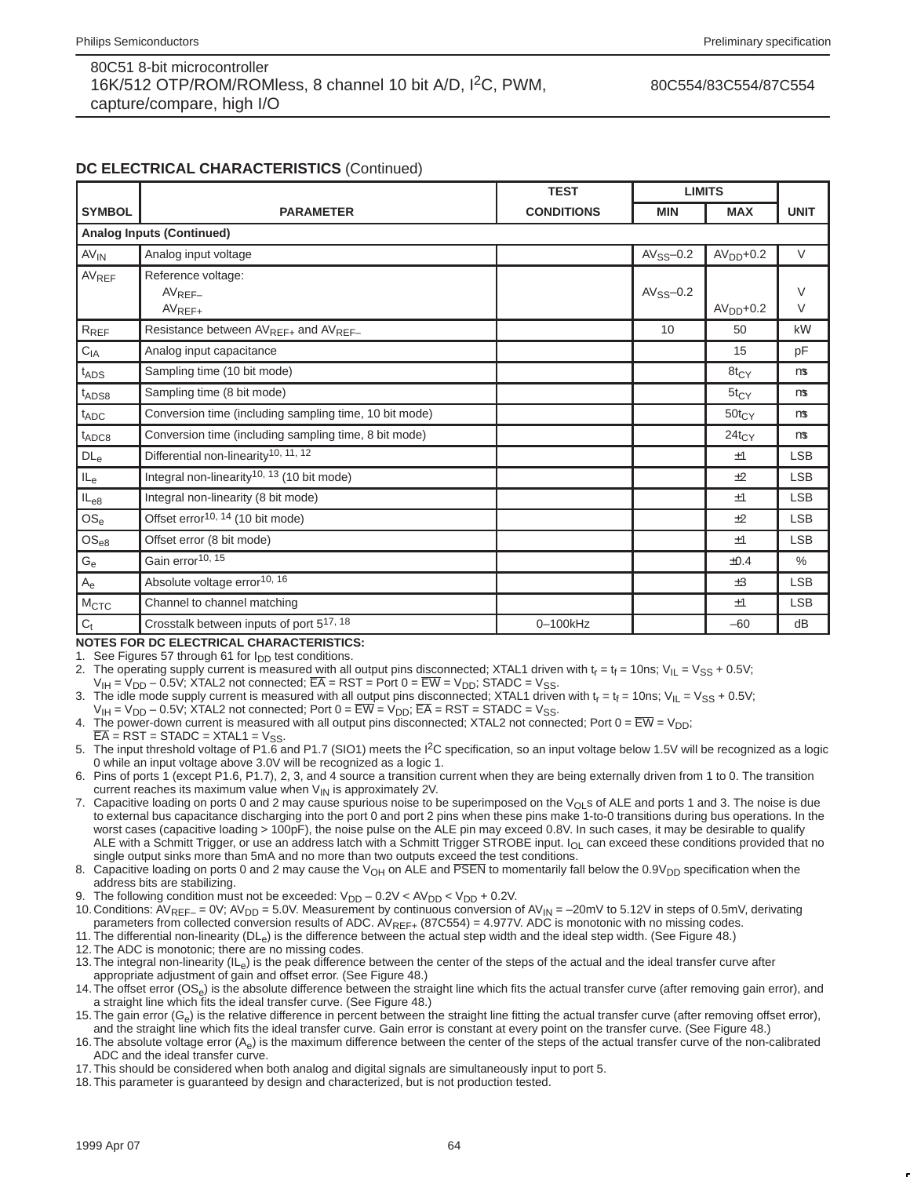## DC ELECTRICAL CHARACTERISTICS (Continued)

| SYMBOL | PARAMETER | TEST CONDITIONS | LIMITS MIN | LIMITS MAX | UNIT |
|---|---|---|---|---|---|
| **Analog Inputs (Continued)** | | | | | |
| $AV_{IN}$ | Analog input voltage | | $AV_{SS}$–0.2 | $AV_{DD}$+0.2 | V |
| $AV_{REF}$ | Reference voltage: $AV_{REF-}$ $AV_{REF+}$ | | $AV_{SS}$–0.2 | $AV_{DD}$+0.2 | V V |
| $R_{REF}$ | Resistance between $AV_{REF+}$ and $AV_{REF-}$ | | 10 | 50 | kW |
| $C_{IA}$ | Analog input capacitance | | | 15 | pF |
| $t_{ADS}$ | Sampling time (10 bit mode) | | | $8t_{CY}$ | ms |
| $t_{ADS8}$ | Sampling time (8 bit mode) | | | $5t_{CY}$ | ms |
| $t_{ADC}$ | Conversion time (including sampling time, 10 bit mode) | | | $50t_{CY}$ | ms |
| $t_{ADC8}$ | Conversion time (including sampling time, 8 bit mode) | | | $24t_{CY}$ | ms |
| $DL_e$ | Differential non-linearity[10, 11, 12] | | | ±1 | LSB |
| $IL_e$ | Integral non-linearity[10, 13] (10 bit mode) | | | ±2 | LSB |
| $IL_{e8}$ | Integral non-linearity (8 bit mode) | | | ±1 | LSB |
| $OS_e$ | Offset error[10, 14] (10 bit mode) | | | ±2 | LSB |
| $OS_{e8}$ | Offset error (8 bit mode) | | | ±1 | LSB |
| $G_e$ | Gain error[10, 15] | | | ±0.4 | % |
| $A_e$ | Absolute voltage error[10, 16] | | | ±3 | LSB |
| $M_{CTC}$ | Channel to channel matching | | | ±1 | LSB |
| $C_t$ | Crosstalk between inputs of port 5[17, 18] | 0–100kHz | | –60 | dB |

**NOTES FOR DC ELECTRICAL CHARACTERISTICS:**

1. See Figures 57 through 61 for $I_{DD}$ test conditions.
2. The operating supply current is measured with all output pins disconnected; XTAL1 driven with $t_r = t_f = 10ns$; $V_{IL} = V_{SS} + 0.5V$; $V_{IH} = V_{DD} – 0.5V$; XTAL2 not connected; $\overline{EA}$ = RST = Port 0 = $\overline{EW}$ = $V_{DD}$; STADC = $V_{SS}$.
3. The idle mode supply current is measured with all output pins disconnected; XTAL1 driven with $t_r = t_f = 10ns$; $V_{IL} = V_{SS} + 0.5V$; $V_{IH} = V_{DD} – 0.5V$; XTAL2 not connected; Port 0 = $\overline{EW}$ = $V_{DD}$; $\overline{EA}$ = RST = STADC = $V_{SS}$.
4. The power-down current is measured with all output pins disconnected; XTAL2 not connected; Port 0 = $\overline{EW}$ = $V_{DD}$; $\overline{EA}$ = RST = STADC = XTAL1 = $V_{SS}$.
5. The input threshold voltage of P1.6 and P1.7 (SIO1) meets the I²C specification, so an input voltage below 1.5V will be recognized as a logic 0 while an input voltage above 3.0V will be recognized as a logic 1.
6. Pins of ports 1 (except P1.6, P1.7), 2, 3, and 4 source a transition current when they are being externally driven from 1 to 0. The transition current reaches its maximum value when $V_{IN}$ is approximately 2V.
7. Capacitive loading on ports 0 and 2 may cause spurious noise to be superimposed on the $V_{OL}$s of ALE and ports 1 and 3. The noise is due to external bus capacitance discharging into the port 0 and port 2 pins when these pins make 1-to-0 transitions during bus operations. In the worst cases (capacitive loading > 100pF), the noise pulse on the ALE pin may exceed 0.8V. In such cases, it may be desirable to qualify ALE with a Schmitt Trigger, or use an address latch with a Schmitt Trigger STROBE input. $I_{OL}$ can exceed these conditions provided that no single output sinks more than 5mA and no more than two outputs exceed the test conditions.
8. Capacitive loading on ports 0 and 2 may cause the $V_{OH}$ on ALE and $\overline{PSEN}$ to momentarily fall below the $0.9V_{DD}$ specification when the address bits are stabilizing.
9. The following condition must not be exceeded: $V_{DD} – 0.2V < AV_{DD} < V_{DD} + 0.2V$.
10. Conditions: $AV_{REF-}$ = 0V; $AV_{DD}$ = 5.0V. Measurement by continuous conversion of $AV_{IN}$ = –20mV to 5.12V in steps of 0.5mV, derivating parameters from collected conversion results of ADC. $AV_{REF+}$ (87C554) = 4.977V. ADC is monotonic with no missing codes.
11. The differential non-linearity ($DL_e$) is the difference between the actual step width and the ideal step width. (See Figure 48.)
12. The ADC is monotonic; there are no missing codes.
13. The integral non-linearity ($IL_e$) is the peak difference between the center of the steps of the actual and the ideal transfer curve after appropriate adjustment of gain and offset error. (See Figure 48.)
14. The offset error ($OS_e$) is the absolute difference between the straight line which fits the actual transfer curve (after removing gain error), and a straight line which fits the ideal transfer curve. (See Figure 48.)
15. The gain error ($G_e$) is the relative difference in percent between the straight line fitting the actual transfer curve (after removing offset error), and the straight line which fits the ideal transfer curve. Gain error is constant at every point on the transfer curve. (See Figure 48.)
16. The absolute voltage error ($A_e$) is the maximum difference between the center of the steps of the actual transfer curve of the non-calibrated ADC and the ideal transfer curve.
17. This should be considered when both analog and digital signals are simultaneously input to port 5.
18. This parameter is guaranteed by design and characterized, but is not production tested.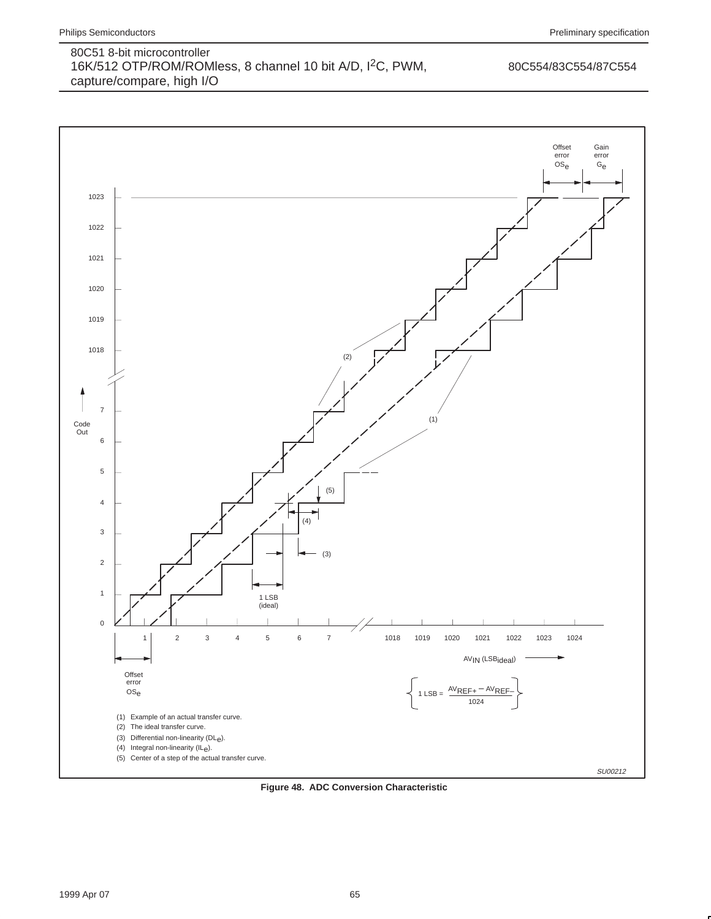Offset error $OS_e$

Gain error $G_e$

1023

1022

1021

1020

1019

1018

(2)

7

(1)

Code Out

6

5

(5)

4

(4)

3

(3)

2

1

1 LSB (ideal)

0

1 2 3 4 5 6 7 1018 1019 1020 1021 1022 1023 1024

$AV_{IN}$ ($LSB_{ideal}$)

Offset error $OS_e$

$$1\ \text{LSB} = \frac{AV_{REF+} - AV_{REF-}}{1024}$$

(1) Example of an actual transfer curve.
(2) The ideal transfer curve.
(3) Differential non-linearity ($DL_e$).
(4) Integral non-linearity ($IL_e$).
(5) Center of a step of the actual transfer curve.

SU00212

**Figure 48. ADC Conversion Characteristic**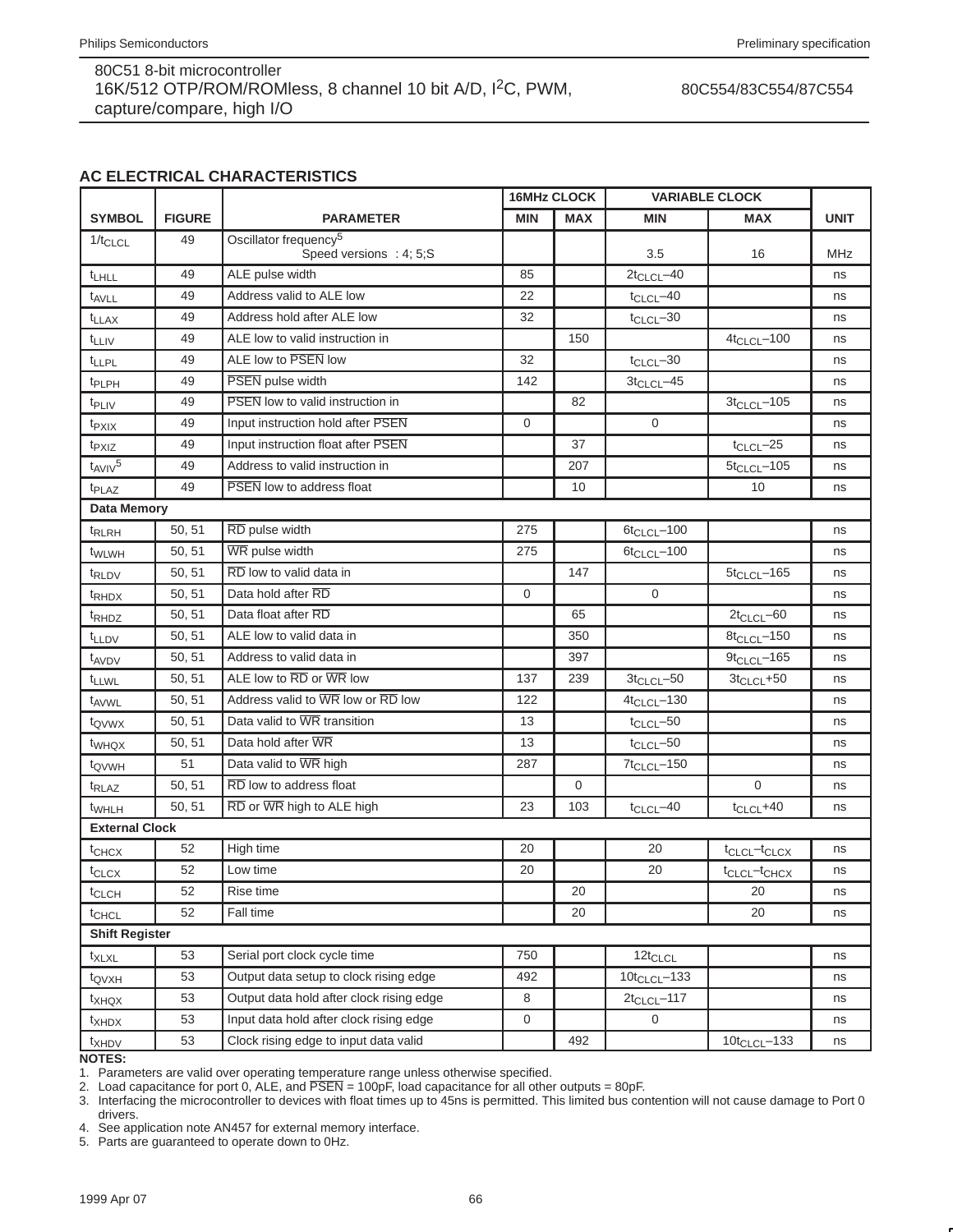## AC ELECTRICAL CHARACTERISTICS

| SYMBOL | FIGURE | PARAMETER | 16MHz CLOCK | | VARIABLE CLOCK | | UNIT |
|---|---|---|---|---|---|---|---|
| | | | MIN | MAX | MIN | MAX | |
| $1/t_{CLCL}$ | 49 | Oscillator frequency[5] Speed versions : 4; 5;S | | | 3.5 | 16 | MHz |
| $t_{LHLL}$ | 49 | ALE pulse width | 85 | | $2t_{CLCL}$–40 | | ns |
| $t_{AVLL}$ | 49 | Address valid to ALE low | 22 | | $t_{CLCL}$–40 | | ns |
| $t_{LLAX}$ | 49 | Address hold after ALE low | 32 | | $t_{CLCL}$–30 | | ns |
| $t_{LLIV}$ | 49 | ALE low to valid instruction in | | 150 | | $4t_{CLCL}$–100 | ns |
| $t_{LLPL}$ | 49 | ALE low to $\overline{PSEN}$ low | 32 | | $t_{CLCL}$–30 | | ns |
| $t_{PLPH}$ | 49 | $\overline{PSEN}$ pulse width | 142 | | $3t_{CLCL}$–45 | | ns |
| $t_{PLIV}$ | 49 | $\overline{PSEN}$ low to valid instruction in | | 82 | | $3t_{CLCL}$–105 | ns |
| $t_{PXIX}$ | 49 | Input instruction hold after $\overline{PSEN}$ | 0 | | 0 | | ns |
| $t_{PXIZ}$ | 49 | Input instruction float after $\overline{PSEN}$ | | 37 | | $t_{CLCL}$–25 | ns |
| $t_{AVIV}$[5] | 49 | Address to valid instruction in | | 207 | | $5t_{CLCL}$–105 | ns |
| $t_{PLAZ}$ | 49 | $\overline{PSEN}$ low to address float | | 10 | | 10 | ns |
| **Data Memory** | | | | | | | |
| $t_{RLRH}$ | 50, 51 | $\overline{RD}$ pulse width | 275 | | $6t_{CLCL}$–100 | | ns |
| $t_{WLWH}$ | 50, 51 | $\overline{WR}$ pulse width | 275 | | $6t_{CLCL}$–100 | | ns |
| $t_{RLDV}$ | 50, 51 | $\overline{RD}$ low to valid data in | | 147 | | $5t_{CLCL}$–165 | ns |
| $t_{RHDX}$ | 50, 51 | Data hold after $\overline{RD}$ | 0 | | 0 | | ns |
| $t_{RHDZ}$ | 50, 51 | Data float after $\overline{RD}$ | | 65 | | $2t_{CLCL}$–60 | ns |
| $t_{LLDV}$ | 50, 51 | ALE low to valid data in | | 350 | | $8t_{CLCL}$–150 | ns |
| $t_{AVDV}$ | 50, 51 | Address to valid data in | | 397 | | $9t_{CLCL}$–165 | ns |
| $t_{LLWL}$ | 50, 51 | ALE low to $\overline{RD}$ or $\overline{WR}$ low | 137 | 239 | $3t_{CLCL}$–50 | $3t_{CLCL}$+50 | ns |
| $t_{AVWL}$ | 50, 51 | Address valid to $\overline{WR}$ low or $\overline{RD}$ low | 122 | | $4t_{CLCL}$–130 | | ns |
| $t_{QVWX}$ | 50, 51 | Data valid to $\overline{WR}$ transition | 13 | | $t_{CLCL}$–50 | | ns |
| $t_{WHQX}$ | 50, 51 | Data hold after $\overline{WR}$ | 13 | | $t_{CLCL}$–50 | | ns |
| $t_{QVWH}$ | 51 | Data valid to $\overline{WR}$ high | 287 | | $7t_{CLCL}$–150 | | ns |
| $t_{RLAZ}$ | 50, 51 | $\overline{RD}$ low to address float | | 0 | | 0 | ns |
| $t_{WHLH}$ | 50, 51 | $\overline{RD}$ or $\overline{WR}$ high to ALE high | 23 | 103 | $t_{CLCL}$–40 | $t_{CLCL}$+40 | ns |
| **External Clock** | | | | | | | |
| $t_{CHCX}$ | 52 | High time | 20 | | 20 | $t_{CLCL}$–$t_{CLCX}$ | ns |
| $t_{CLCX}$ | 52 | Low time | 20 | | 20 | $t_{CLCL}$–$t_{CHCX}$ | ns |
| $t_{CLCH}$ | 52 | Rise time | | 20 | | 20 | ns |
| $t_{CHCL}$ | 52 | Fall time | | 20 | | 20 | ns |
| **Shift Register** | | | | | | | |
| $t_{XLXL}$ | 53 | Serial port clock cycle time | 750 | | $12t_{CLCL}$ | | ns |
| $t_{QVXH}$ | 53 | Output data setup to clock rising edge | 492 | | $10t_{CLCL}$–133 | | ns |
| $t_{XHQX}$ | 53 | Output data hold after clock rising edge | 8 | | $2t_{CLCL}$–117 | | ns |
| $t_{XHDX}$ | 53 | Input data hold after clock rising edge | 0 | | 0 | | ns |
| $t_{XHDV}$ | 53 | Clock rising edge to input data valid | | 492 | | $10t_{CLCL}$–133 | ns |

**NOTES:**

1. Parameters are valid over operating temperature range unless otherwise specified.
2. Load capacitance for port 0, ALE, and $\overline{PSEN}$ = 100pF, load capacitance for all other outputs = 80pF.
3. Interfacing the microcontroller to devices with float times up to 45ns is permitted. This limited bus contention will not cause damage to Port 0 drivers.
4. See application note AN457 for external memory interface.
5. Parts are guaranteed to operate down to 0Hz.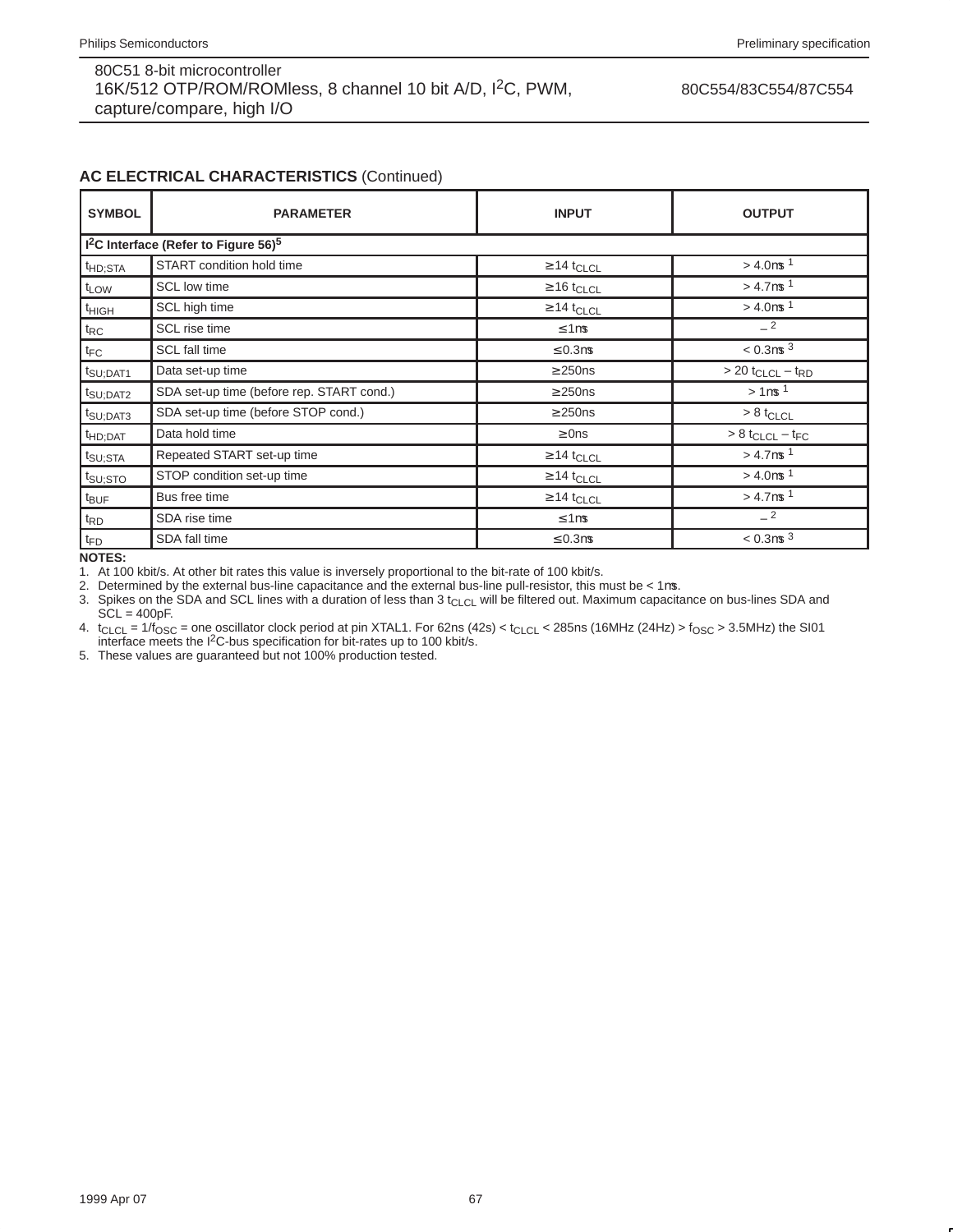## AC ELECTRICAL CHARACTERISTICS (Continued)

| SYMBOL | PARAMETER | INPUT | OUTPUT |
|---|---|---|---|
| **$I^2C$ Interface (Refer to Figure 56)[5]** | | | |
| $t_{HD;STA}$ | START condition hold time | $\geq 14\ t_{CLCL}$ | $> 4.0\mu s$ [1] |
| $t_{LOW}$ | SCL low time | $\geq 16\ t_{CLCL}$ | $> 4.7\mu s$ [1] |
| $t_{HIGH}$ | SCL high time | $\geq 14\ t_{CLCL}$ | $> 4.0\mu s$ [1] |
| $t_{RC}$ | SCL rise time | $\leq 1\mu s$ | – [2] |
| $t_{FC}$ | SCL fall time | $\leq 0.3\mu s$ | $< 0.3\mu s$ [3] |
| $t_{SU;DAT1}$ | Data set-up time | $\geq 250ns$ | $> 20\ t_{CLCL} - t_{RD}$ |
| $t_{SU;DAT2}$ | SDA set-up time (before rep. START cond.) | $\geq 250ns$ | $> 1\mu s$ [1] |
| $t_{SU;DAT3}$ | SDA set-up time (before STOP cond.) | $\geq 250ns$ | $> 8\ t_{CLCL}$ |
| $t_{HD;DAT}$ | Data hold time | $\geq 0ns$ | $> 8\ t_{CLCL} - t_{FC}$ |
| $t_{SU;STA}$ | Repeated START set-up time | $\geq 14\ t_{CLCL}$ | $> 4.7\mu s$ [1] |
| $t_{SU;STO}$ | STOP condition set-up time | $\geq 14\ t_{CLCL}$ | $> 4.0\mu s$ [1] |
| $t_{BUF}$ | Bus free time | $\geq 14\ t_{CLCL}$ | $> 4.7\mu s$ [1] |
| $t_{RD}$ | SDA rise time | $\leq 1\mu s$ | – [2] |
| $t_{FD}$ | SDA fall time | $\leq 0.3\mu s$ | $< 0.3\mu s$ [3] |

**NOTES:**

1. At 100 kbit/s. At other bit rates this value is inversely proportional to the bit-rate of 100 kbit/s.
2. Determined by the external bus-line capacitance and the external bus-line pull-resistor, this must be $< 1\mu s$.
3. Spikes on the SDA and SCL lines with a duration of less than 3 $t_{CLCL}$ will be filtered out. Maximum capacitance on bus-lines SDA and SCL = 400pF.
4. $t_{CLCL} = 1/f_{OSC}$ = one oscillator clock period at pin XTAL1. For 62ns (42s) < $t_{CLCL}$ < 285ns (16MHz (24Hz) > $f_{OSC}$ > 3.5MHz) the SI01 interface meets the $I^2C$-bus specification for bit-rates up to 100 kbit/s.
5. These values are guaranteed but not 100% production tested.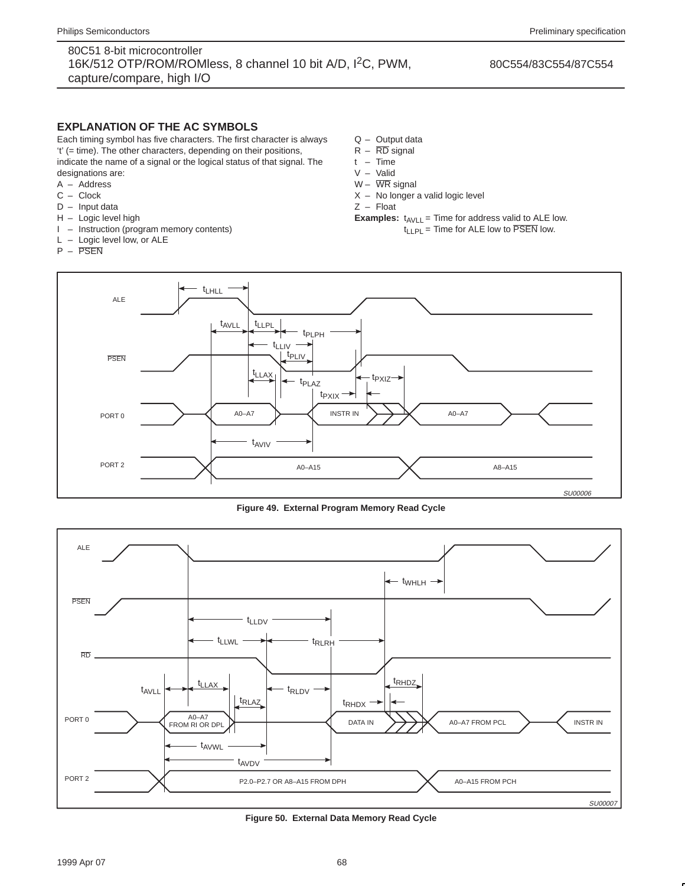## EXPLANATION OF THE AC SYMBOLS

Each timing symbol has five characters. The first character is always 't' (= time). The other characters, depending on their positions, indicate the name of a signal or the logical status of that signal. The designations are:

A – Address
C – Clock
D – Input data
H – Logic level high
I – Instruction (program memory contents)
L – Logic level low, or ALE
P – $\overline{PSEN}$
Q – Output data
R – $\overline{RD}$ signal
t – Time
V – Valid
W – $\overline{WR}$ signal
X – No longer a valid logic level
Z – Float

**Examples:** $t_{AVLL}$ = Time for address valid to ALE low.
$t_{LLPL}$ = Time for ALE low to $\overline{PSEN}$ low.

**Figure 49. External Program Memory Read Cycle**

**Figure 50. External Data Memory Read Cycle**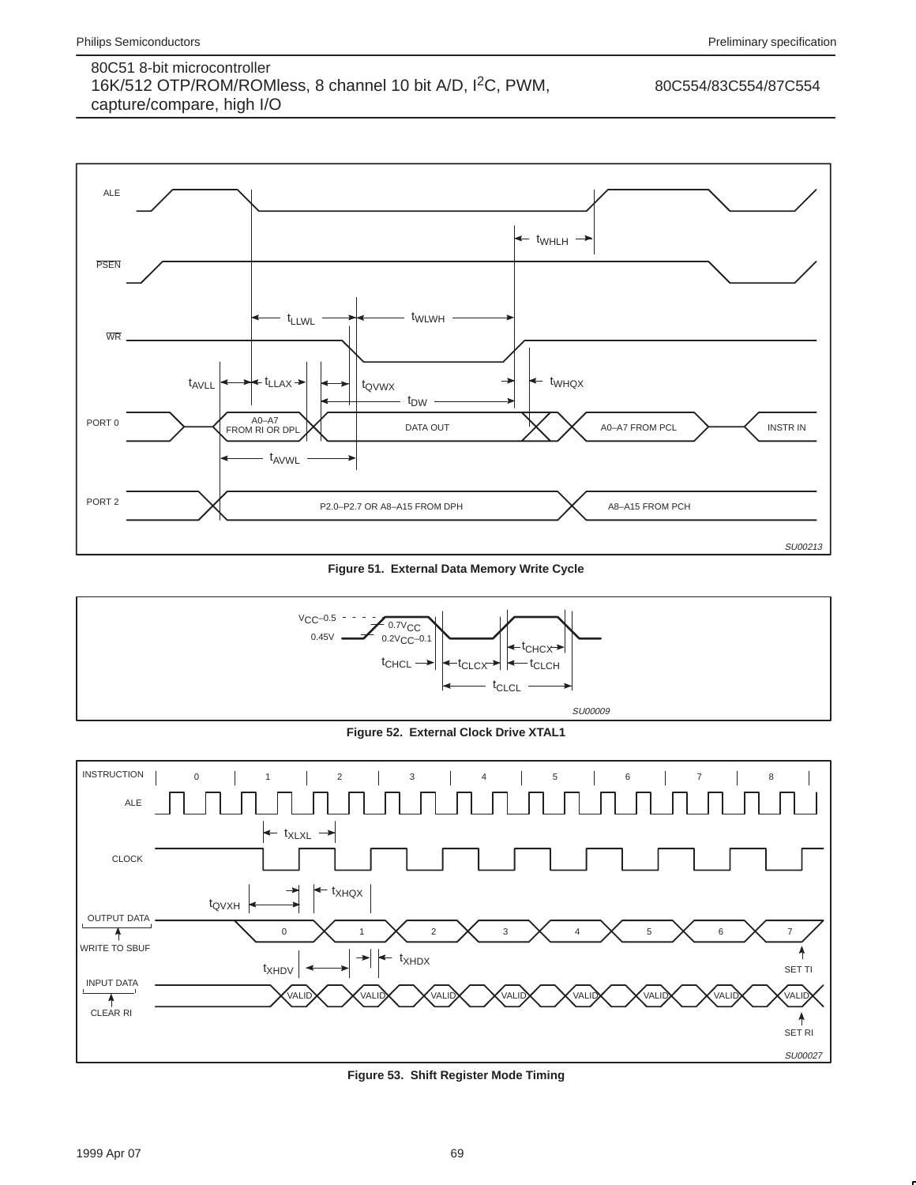Figure 51. External Data Memory Write Cycle

Figure 52. External Clock Drive XTAL1

Figure 53. Shift Register Mode Timing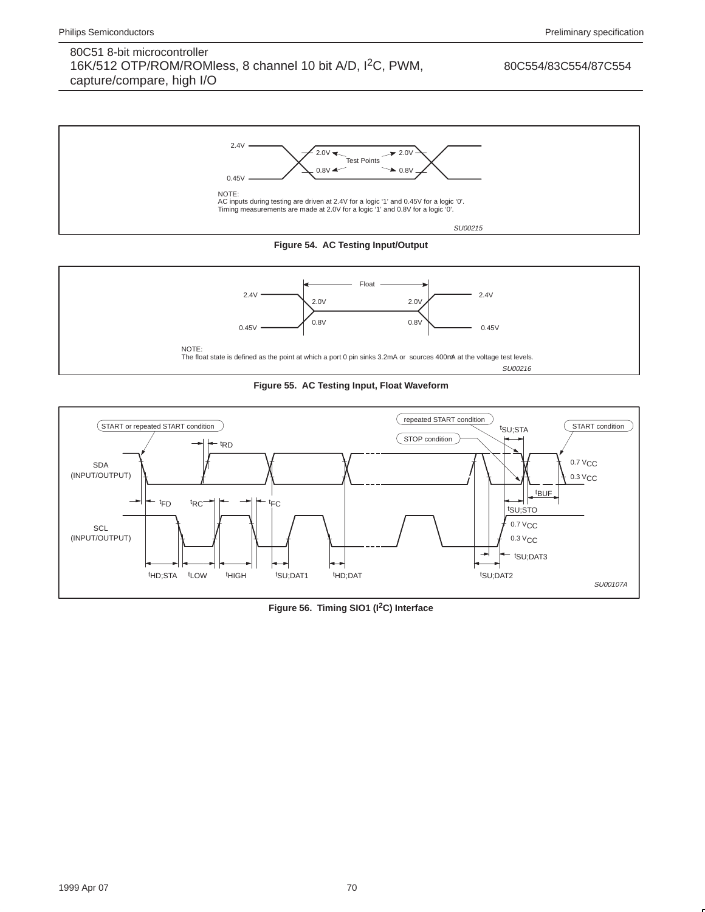2.4V

2.0V

0.8V

0.45V

Test Points

2.0V

0.8V

NOTE:
AC inputs during testing are driven at 2.4V for a logic '1' and 0.45V for a logic '0'.
Timing measurements are made at 2.0V for a logic '1' and 0.8V for a logic '0'.

*SU00215*

**Figure 54. AC Testing Input/Output**

Float

2.4V

2.0V

0.8V

0.45V

2.0V

0.8V

2.4V

0.45V

NOTE:
The float state is defined as the point at which a port 0 pin sinks 3.2mA or sources 400mA at the voltage test levels.

*SU00216*

**Figure 55. AC Testing Input, Float Waveform**

START or repeated START condition

repeated START condition

STOP condition

START condition

$t_{RD}$

$t_{SU;STA}$

SDA (INPUT/OUTPUT)

0.7 $V_{CC}$

0.3 $V_{CC}$

$t_{BUF}$

$t_{FD}$

$t_{RC}$

$t_{FC}$

$t_{SU;STO}$

SCL (INPUT/OUTPUT)

0.7 $V_{CC}$

0.3 $V_{CC}$

$t_{SU;DAT3}$

$t_{HD;STA}$

$t_{LOW}$

$t_{HIGH}$

$t_{SU;DAT1}$

$t_{HD;DAT}$

$t_{SU;DAT2}$

*SU00107A*

**Figure 56. Timing SIO1 ($I^2C$) Interface**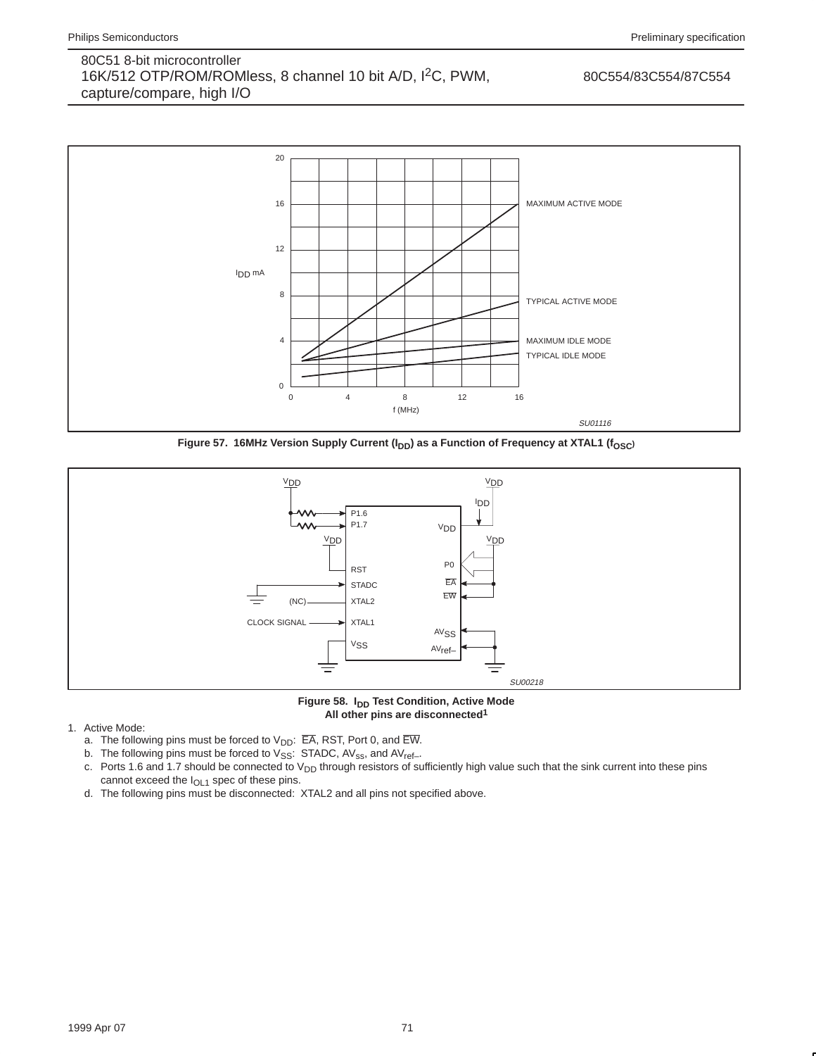Figure 57. 16MHz Version Supply Current ($I_{DD}$) as a Function of Frequency at XTAL1 ($f_{OSC}$)

Figure 58. $I_{DD}$ Test Condition, Active Mode
All other pins are disconnected[1]

1. Active Mode:
   a. The following pins must be forced to $V_{DD}$: $\overline{EA}$, RST, Port 0, and $\overline{EW}$.
   b. The following pins must be forced to $V_{SS}$: STADC, $AV_{ss}$, and $AV_{ref-}$.
   c. Ports 1.6 and 1.7 should be connected to $V_{DD}$ through resistors of sufficiently high value such that the sink current into these pins cannot exceed the $I_{OL1}$ spec of these pins.
   d. The following pins must be disconnected: XTAL2 and all pins not specified above.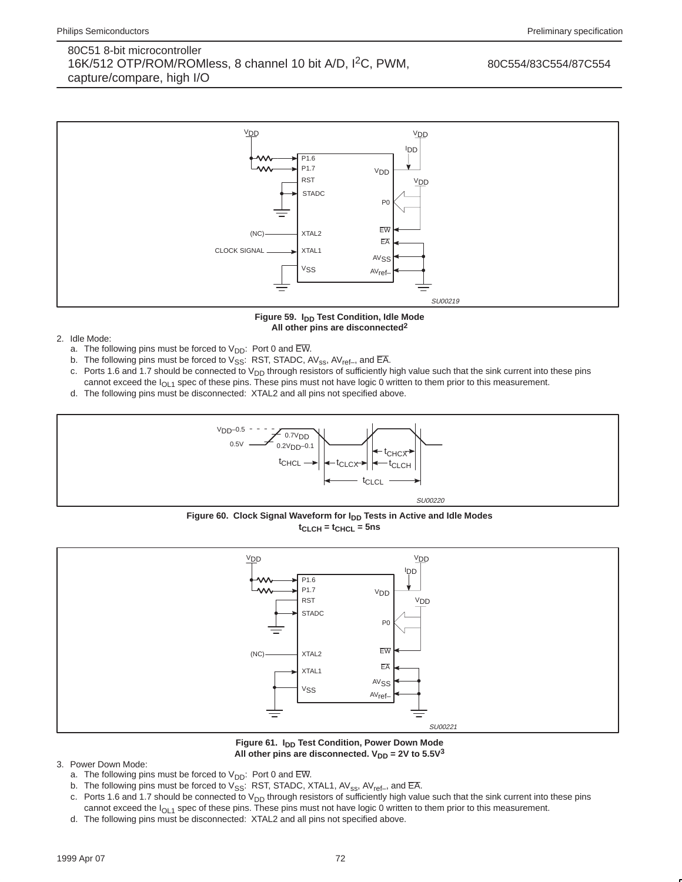**Figure 59. $I_{DD}$ Test Condition, Idle Mode**
**All other pins are disconnected[2]**

2. Idle Mode:
   a. The following pins must be forced to $V_{DD}$: Port 0 and $\overline{EW}$.
   b. The following pins must be forced to $V_{SS}$: RST, STADC, $AV_{ss}$, $AV_{ref-}$, and $\overline{EA}$.
   c. Ports 1.6 and 1.7 should be connected to $V_{DD}$ through resistors of sufficiently high value such that the sink current into these pins cannot exceed the $I_{OL1}$ spec of these pins. These pins must not have logic 0 written to them prior to this measurement.
   d. The following pins must be disconnected: XTAL2 and all pins not specified above.

**Figure 60. Clock Signal Waveform for $I_{DD}$ Tests in Active and Idle Modes**
**$t_{CLCH} = t_{CHCL}$ = 5ns**

**Figure 61. $I_{DD}$ Test Condition, Power Down Mode**
**All other pins are disconnected. $V_{DD}$ = 2V to 5.5V[3]**

3. Power Down Mode:
   a. The following pins must be forced to $V_{DD}$: Port 0 and $\overline{EW}$.
   b. The following pins must be forced to $V_{SS}$: RST, STADC, XTAL1, $AV_{ss}$, $AV_{ref-}$, and $\overline{EA}$.
   c. Ports 1.6 and 1.7 should be connected to $V_{DD}$ through resistors of sufficiently high value such that the sink current into these pins cannot exceed the $I_{OL1}$ spec of these pins. These pins must not have logic 0 written to them prior to this measurement.
   d. The following pins must be disconnected: XTAL2 and all pins not specified above.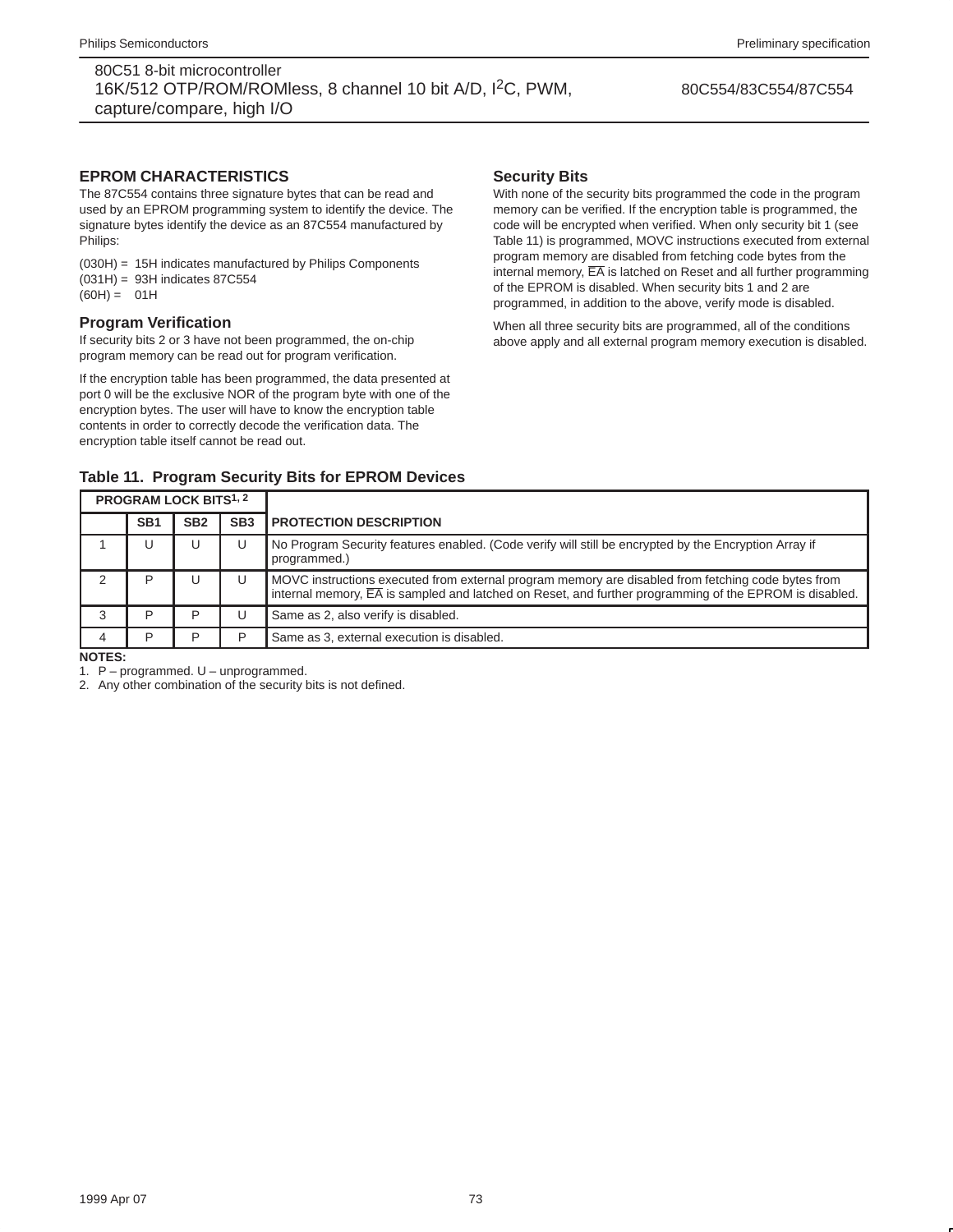## EPROM CHARACTERISTICS

The 87C554 contains three signature bytes that can be read and used by an EPROM programming system to identify the device. The signature bytes identify the device as an 87C554 manufactured by Philips:

(030H) = 15H indicates manufactured by Philips Components
(031H) = 93H indicates 87C554
(60H) = 01H

### Program Verification

If security bits 2 or 3 have not been programmed, the on-chip program memory can be read out for program verification.

If the encryption table has been programmed, the data presented at port 0 will be the exclusive NOR of the program byte with one of the encryption bytes. The user will have to know the encryption table contents in order to correctly decode the verification data. The encryption table itself cannot be read out.

### Security Bits

With none of the security bits programmed the code in the program memory can be verified. If the encryption table is programmed, the code will be encrypted when verified. When only security bit 1 (see Table 11) is programmed, MOVC instructions executed from external program memory are disabled from fetching code bytes from the internal memory, $\overline{EA}$ is latched on Reset and all further programming of the EPROM is disabled. When security bits 1 and 2 are programmed, in addition to the above, verify mode is disabled.

When all three security bits are programmed, all of the conditions above apply and all external program memory execution is disabled.

**Table 11. Program Security Bits for EPROM Devices**

| PROGRAM LOCK BITS[1, 2] | | | | |
|---|---|---|---|---|
| | SB1 | SB2 | SB3 | PROTECTION DESCRIPTION |
| 1 | U | U | U | No Program Security features enabled. (Code verify will still be encrypted by the Encryption Array if programmed.) |
| 2 | P | U | U | MOVC instructions executed from external program memory are disabled from fetching code bytes from internal memory, $\overline{EA}$ is sampled and latched on Reset, and further programming of the EPROM is disabled. |
| 3 | P | P | U | Same as 2, also verify is disabled. |
| 4 | P | P | P | Same as 3, external execution is disabled. |

**NOTES:**
1. P – programmed. U – unprogrammed.
2. Any other combination of the security bits is not defined.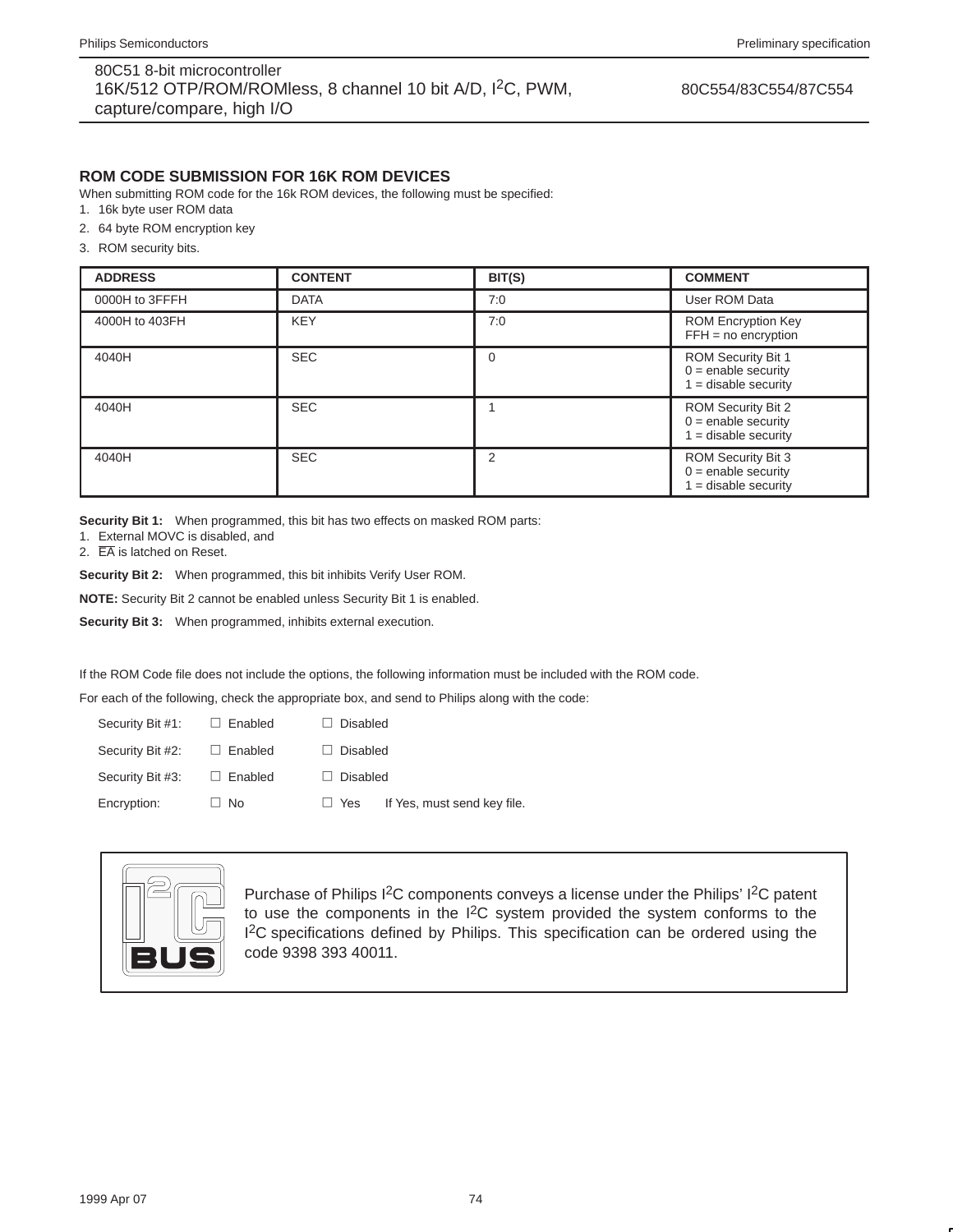## ROM CODE SUBMISSION FOR 16K ROM DEVICES

When submitting ROM code for the 16k ROM devices, the following must be specified:

1. 16k byte user ROM data
2. 64 byte ROM encryption key
3. ROM security bits.

| ADDRESS | CONTENT | BIT(S) | COMMENT |
|---|---|---|---|
| 0000H to 3FFFH | DATA | 7:0 | User ROM Data |
| 4000H to 403FH | KEY | 7:0 | ROM Encryption Key<br>FFH = no encryption |
| 4040H | SEC | 0 | ROM Security Bit 1<br>0 = enable security<br>1 = disable security |
| 4040H | SEC | 1 | ROM Security Bit 2<br>0 = enable security<br>1 = disable security |
| 4040H | SEC | 2 | ROM Security Bit 3<br>0 = enable security<br>1 = disable security |

**Security Bit 1:** When programmed, this bit has two effects on masked ROM parts:

1. External MOVC is disabled, and
2. $\overline{EA}$ is latched on Reset.

**Security Bit 2:** When programmed, this bit inhibits Verify User ROM.

**NOTE:** Security Bit 2 cannot be enabled unless Security Bit 1 is enabled.

**Security Bit 3:** When programmed, inhibits external execution.

If the ROM Code file does not include the options, the following information must be included with the ROM code.

For each of the following, check the appropriate box, and send to Philips along with the code:

Security Bit #1: ☐ Enabled ☐ Disabled

Security Bit #2: ☐ Enabled ☐ Disabled

Security Bit #3: ☐ Enabled ☐ Disabled

Encryption: ☐ No ☐ Yes If Yes, must send key file.

Purchase of Philips I²C components conveys a license under the Philips' I²C patent to use the components in the I²C system provided the system conforms to the I²C specifications defined by Philips. This specification can be ordered using the code 9398 393 40011.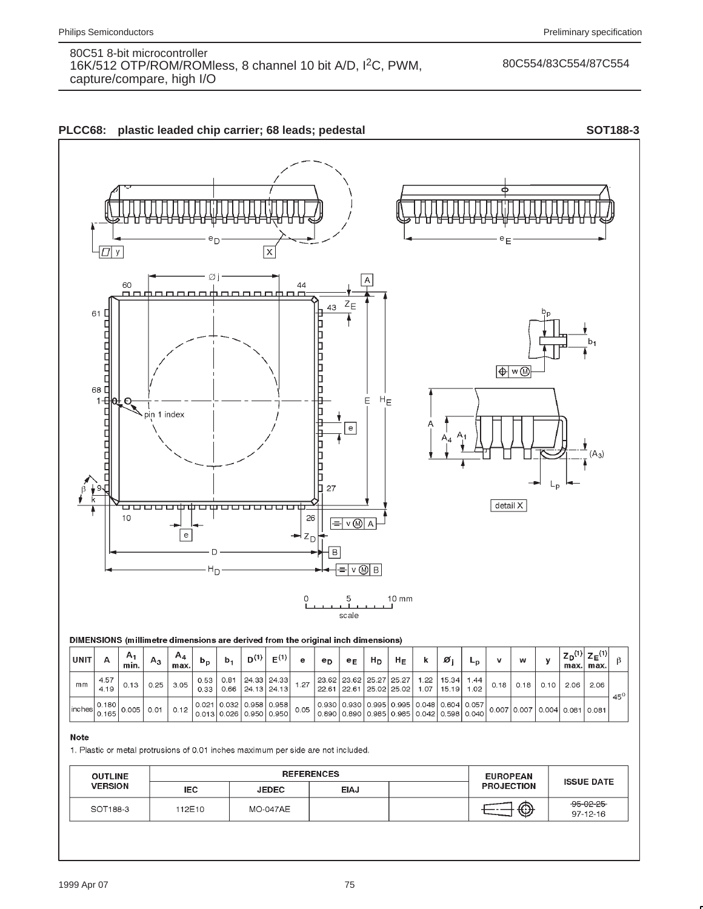## PLCC68: plastic leaded chip carrier; 68 leads; pedestal — SOT188-3

DIMENSIONS (millimetre dimensions are derived from the original inch dimensions)

| UNIT | A | $A_1$ min. | $A_3$ | $A_4$ max. | $b_p$ | $b_1$ | $D^{(1)}$ | $E^{(1)}$ | e | $e_D$ | $e_E$ | $H_D$ | $H_E$ | k | Ø j | $L_p$ | v | w | y | $Z_D^{(1)}$ max. | $Z_E^{(1)}$ max. | β |
|---|---|---|---|---|---|---|---|---|---|---|---|---|---|---|---|---|---|---|---|---|---|---|
| mm | 4.57 4.19 | 0.13 | 0.25 | 3.05 | 0.53 0.33 | 0.81 0.66 | 24.33 24.13 | 24.33 24.13 | 1.27 | 23.62 22.61 | 23.62 22.61 | 25.27 25.02 | 25.27 25.02 | 1.22 1.07 | 15.34 15.19 | 1.44 1.02 | 0.18 | 0.18 | 0.10 | 2.06 | 2.06 | 45° |
| inches | 0.180 0.165 | 0.005 | 0.01 | 0.12 | 0.021 0.013 | 0.032 0.026 | 0.958 0.950 | 0.958 0.950 | 0.05 | 0.930 0.890 | 0.930 0.890 | 0.995 0.985 | 0.995 0.985 | 0.048 0.042 | 0.604 0.598 | 0.057 0.040 | 0.007 | 0.007 | 0.004 | 0.081 | 0.081 | |

**Note**

1. Plastic or metal protrusions of 0.01 inches maximum per side are not included.

| OUTLINE VERSION | REFERENCES IEC | JEDEC | EIAJ | | EUROPEAN PROJECTION | ISSUE DATE |
|---|---|---|---|---|---|---|
| SOT188-3 | 112E10 | MO-047AE | | | | ~~95-02-25~~ 97-12-16 |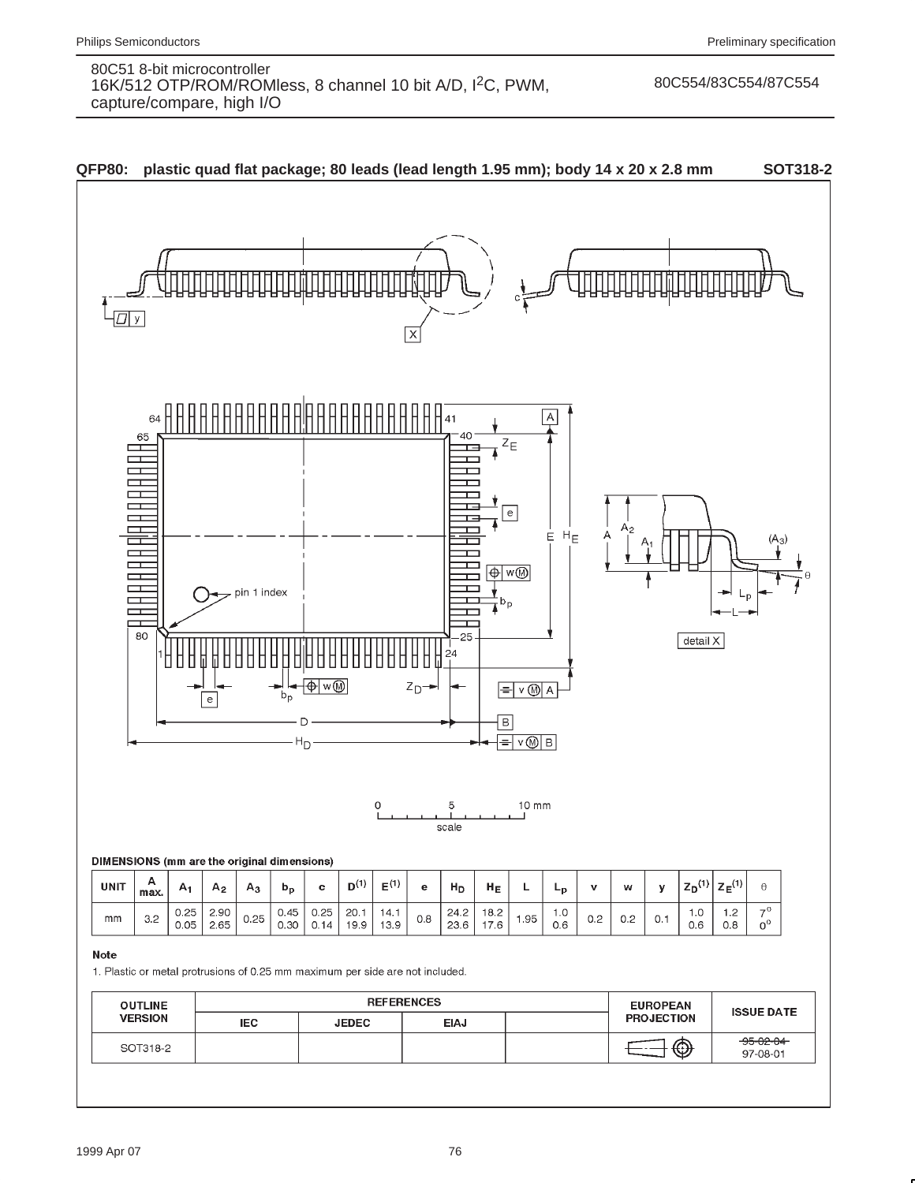## QFP80: plastic quad flat package; 80 leads (lead length 1.95 mm); body 14 x 20 x 2.8 mm — SOT318-2

**DIMENSIONS (mm are the original dimensions)**

| UNIT | A max. | $A_1$ | $A_2$ | $A_3$ | $b_p$ | c | $D^{(1)}$ | $E^{(1)}$ | e | $H_D$ | $H_E$ | L | $L_p$ | v | w | y | $Z_D^{(1)}$ | $Z_E^{(1)}$ | θ |
|---|---|---|---|---|---|---|---|---|---|---|---|---|---|---|---|---|---|---|---|
| mm | 3.2 | 0.25<br>0.05 | 2.90<br>2.65 | 0.25 | 0.45<br>0.30 | 0.25<br>0.14 | 20.1<br>19.9 | 14.1<br>13.9 | 0.8 | 24.2<br>23.6 | 18.2<br>17.6 | 1.95 | 1.0<br>0.6 | 0.2 | 0.2 | 0.1 | 1.0<br>0.6 | 1.2<br>0.8 | 7°<br>0° |

**Note**

1. Plastic or metal protrusions of 0.25 mm maximum per side are not included.

| OUTLINE VERSION | REFERENCES | | | | EUROPEAN PROJECTION | ISSUE DATE |
|---|---|---|---|---|---|---|
| | IEC | JEDEC | EIAJ | | | |
| SOT318-2 | | | | | | ~~95-02-04~~<br>97-08-01 |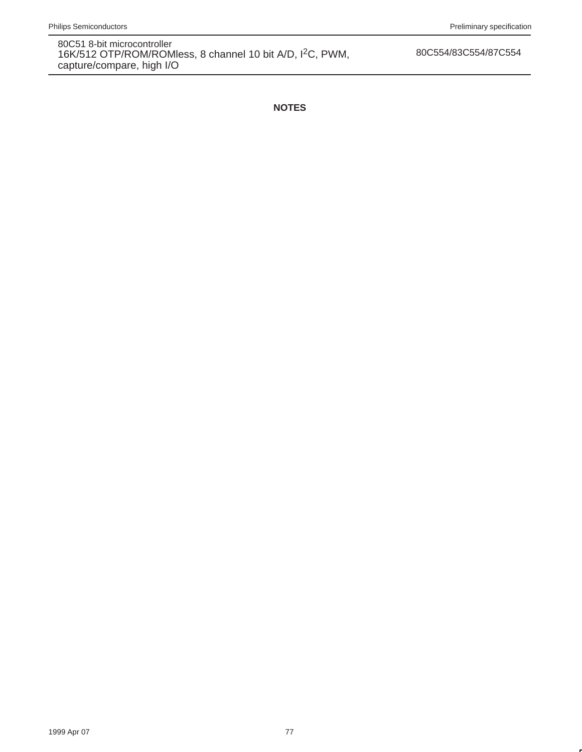## NOTES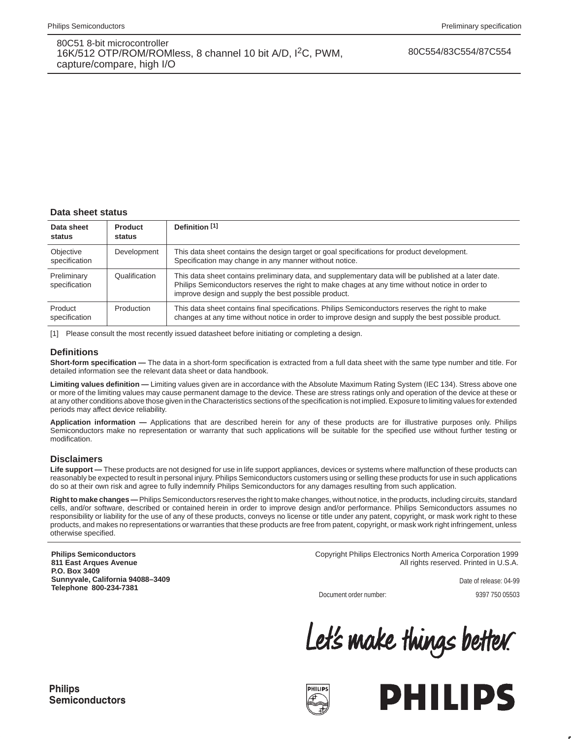## Data sheet status

| Data sheet status | Product status | Definition [1] |
|---|---|---|
| Objective specification | Development | This data sheet contains the design target or goal specifications for product development. Specification may change in any manner without notice. |
| Preliminary specification | Qualification | This data sheet contains preliminary data, and supplementary data will be published at a later date. Philips Semiconductors reserves the right to make chages at any time without notice in order to improve design and supply the best possible product. |
| Product specification | Production | This data sheet contains final specifications. Philips Semiconductors reserves the right to make changes at any time without notice in order to improve design and supply the best possible product. |

[1] Please consult the most recently issued datasheet before initiating or completing a design.

## Definitions

**Short-form specification —** The data in a short-form specification is extracted from a full data sheet with the same type number and title. For detailed information see the relevant data sheet or data handbook.

**Limiting values definition —** Limiting values given are in accordance with the Absolute Maximum Rating System (IEC 134). Stress above one or more of the limiting values may cause permanent damage to the device. These are stress ratings only and operation of the device at these or at any other conditions above those given in the Characteristics sections of the specification is not implied. Exposure to limiting values for extended periods may affect device reliability.

**Application information —** Applications that are described herein for any of these products are for illustrative purposes only. Philips Semiconductors make no representation or warranty that such applications will be suitable for the specified use without further testing or modification.

## Disclaimers

**Life support —** These products are not designed for use in life support appliances, devices or systems where malfunction of these products can reasonably be expected to result in personal injury. Philips Semiconductors customers using or selling these products for use in such applications do so at their own risk and agree to fully indemnify Philips Semiconductors for any damages resulting from such application.

**Right to make changes —** Philips Semiconductors reserves the right to make changes, without notice, in the products, including circuits, standard cells, and/or software, described or contained herein in order to improve design and/or performance. Philips Semiconductors assumes no responsibility or liability for the use of any of these products, conveys no license or title under any patent, copyright, or mask work right to these products, and makes no representations or warranties that these products are free from patent, copyright, or mask work right infringement, unless otherwise specified.

**Philips Semiconductors**
**811 East Arques Avenue**
**P.O. Box 3409**
**Sunnyvale, California 94088–3409**
**Telephone 800-234-7381**

Copyright Philips Electronics North America Corporation 1999
All rights reserved. Printed in U.S.A.

Date of release: 04-99

Document order number: 9397 750 05503

Let's make things better.

**Philips Semiconductors**

PHILIPS